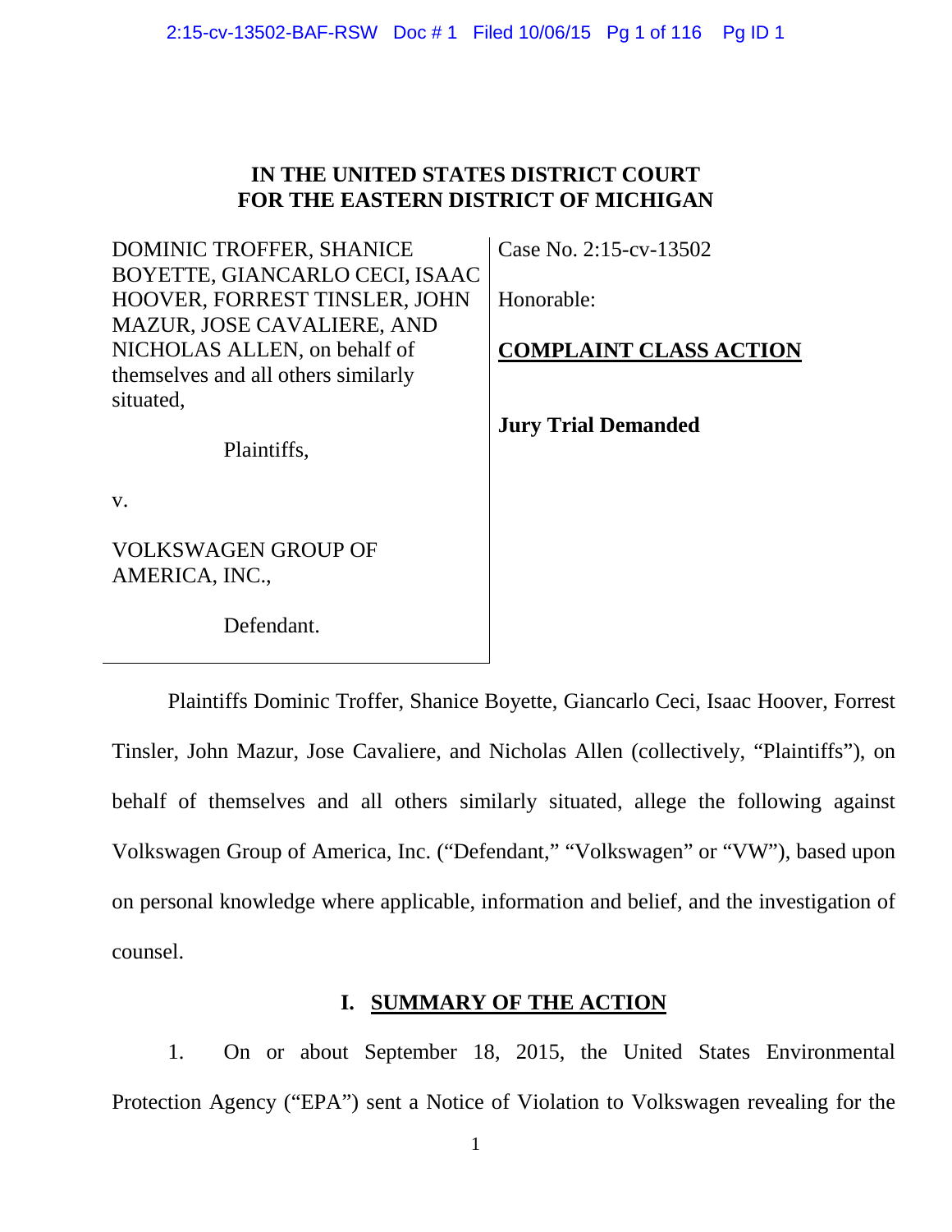# IN THE UNITED STATES DISTRICT COURT
# FOR THE EASTERN DISTRICT OF MICHIGAN

| | |
|---|---|
| DOMINIC TROFFER, SHANICE BOYETTE, GIANCARLO CECI, ISAAC HOOVER, FORREST TINSLER, JOHN MAZUR, JOSE CAVALIERE, AND NICHOLAS ALLEN, on behalf of themselves and all others similarly situated,<br><br>Plaintiffs,<br><br>v.<br><br>VOLKSWAGEN GROUP OF AMERICA, INC.,<br><br>Defendant. | Case No. 2:15-cv-13502<br><br>Honorable:<br><br>**COMPLAINT CLASS ACTION**<br><br>**Jury Trial Demanded** |

Plaintiffs Dominic Troffer, Shanice Boyette, Giancarlo Ceci, Isaac Hoover, Forrest Tinsler, John Mazur, Jose Cavaliere, and Nicholas Allen (collectively, "Plaintiffs"), on behalf of themselves and all others similarly situated, allege the following against Volkswagen Group of America, Inc. ("Defendant," "Volkswagen" or "VW"), based upon on personal knowledge where applicable, information and belief, and the investigation of counsel.

## I. SUMMARY OF THE ACTION

1. On or about September 18, 2015, the United States Environmental Protection Agency ("EPA") sent a Notice of Violation to Volkswagen revealing for the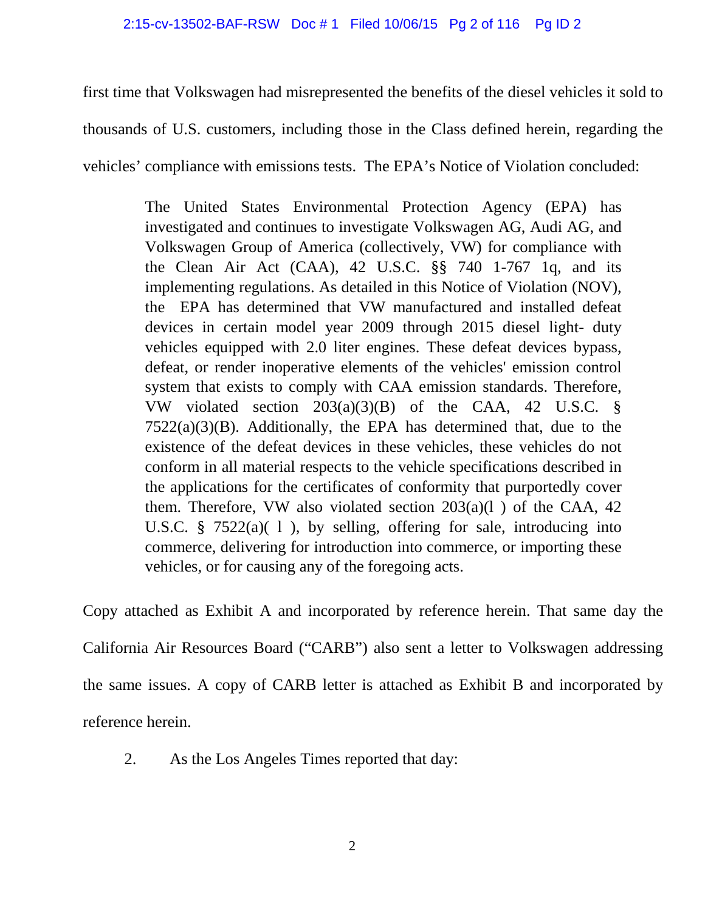first time that Volkswagen had misrepresented the benefits of the diesel vehicles it sold to thousands of U.S. customers, including those in the Class defined herein, regarding the vehicles' compliance with emissions tests. The EPA's Notice of Violation concluded:

> The United States Environmental Protection Agency (EPA) has investigated and continues to investigate Volkswagen AG, Audi AG, and Volkswagen Group of America (collectively, VW) for compliance with the Clean Air Act (CAA), 42 U.S.C. §§ 740 1-767 1q, and its implementing regulations. As detailed in this Notice of Violation (NOV), the EPA has determined that VW manufactured and installed defeat devices in certain model year 2009 through 2015 diesel light- duty vehicles equipped with 2.0 liter engines. These defeat devices bypass, defeat, or render inoperative elements of the vehicles' emission control system that exists to comply with CAA emission standards. Therefore, VW violated section 203(a)(3)(B) of the CAA, 42 U.S.C. § 7522(a)(3)(B). Additionally, the EPA has determined that, due to the existence of the defeat devices in these vehicles, these vehicles do not conform in all material respects to the vehicle specifications described in the applications for the certificates of conformity that purportedly cover them. Therefore, VW also violated section 203(a)(l ) of the CAA, 42 U.S.C. § 7522(a)( l ), by selling, offering for sale, introducing into commerce, delivering for introduction into commerce, or importing these vehicles, or for causing any of the foregoing acts.

Copy attached as Exhibit A and incorporated by reference herein. That same day the California Air Resources Board ("CARB") also sent a letter to Volkswagen addressing the same issues. A copy of CARB letter is attached as Exhibit B and incorporated by reference herein.

2. As the Los Angeles Times reported that day: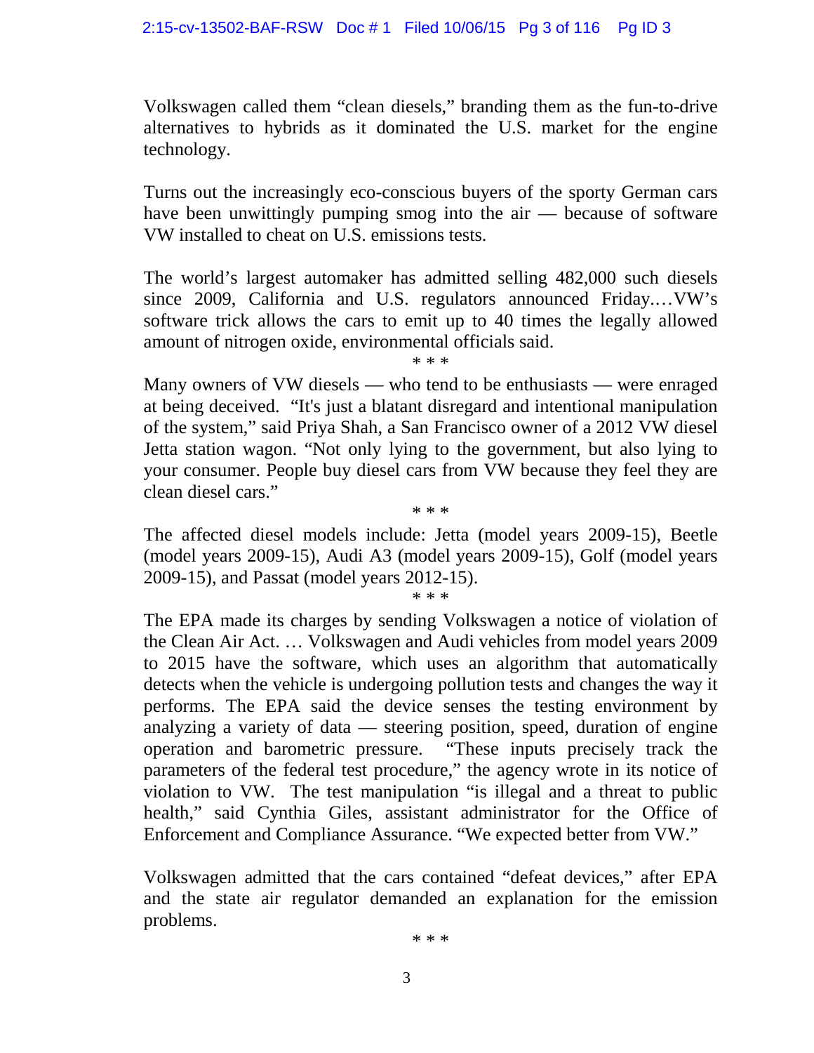Volkswagen called them "clean diesels," branding them as the fun-to-drive alternatives to hybrids as it dominated the U.S. market for the engine technology.

Turns out the increasingly eco-conscious buyers of the sporty German cars have been unwittingly pumping smog into the air — because of software VW installed to cheat on U.S. emissions tests.

The world's largest automaker has admitted selling 482,000 such diesels since 2009, California and U.S. regulators announced Friday.…VW's software trick allows the cars to emit up to 40 times the legally allowed amount of nitrogen oxide, environmental officials said.

* * *

Many owners of VW diesels — who tend to be enthusiasts — were enraged at being deceived. "It's just a blatant disregard and intentional manipulation of the system," said Priya Shah, a San Francisco owner of a 2012 VW diesel Jetta station wagon. "Not only lying to the government, but also lying to your consumer. People buy diesel cars from VW because they feel they are clean diesel cars."

* * *

The affected diesel models include: Jetta (model years 2009-15), Beetle (model years 2009-15), Audi A3 (model years 2009-15), Golf (model years 2009-15), and Passat (model years 2012-15).

* * *

The EPA made its charges by sending Volkswagen a notice of violation of the Clean Air Act. … Volkswagen and Audi vehicles from model years 2009 to 2015 have the software, which uses an algorithm that automatically detects when the vehicle is undergoing pollution tests and changes the way it performs. The EPA said the device senses the testing environment by analyzing a variety of data — steering position, speed, duration of engine operation and barometric pressure. "These inputs precisely track the parameters of the federal test procedure," the agency wrote in its notice of violation to VW. The test manipulation "is illegal and a threat to public health," said Cynthia Giles, assistant administrator for the Office of Enforcement and Compliance Assurance. "We expected better from VW."

Volkswagen admitted that the cars contained "defeat devices," after EPA and the state air regulator demanded an explanation for the emission problems.

* * *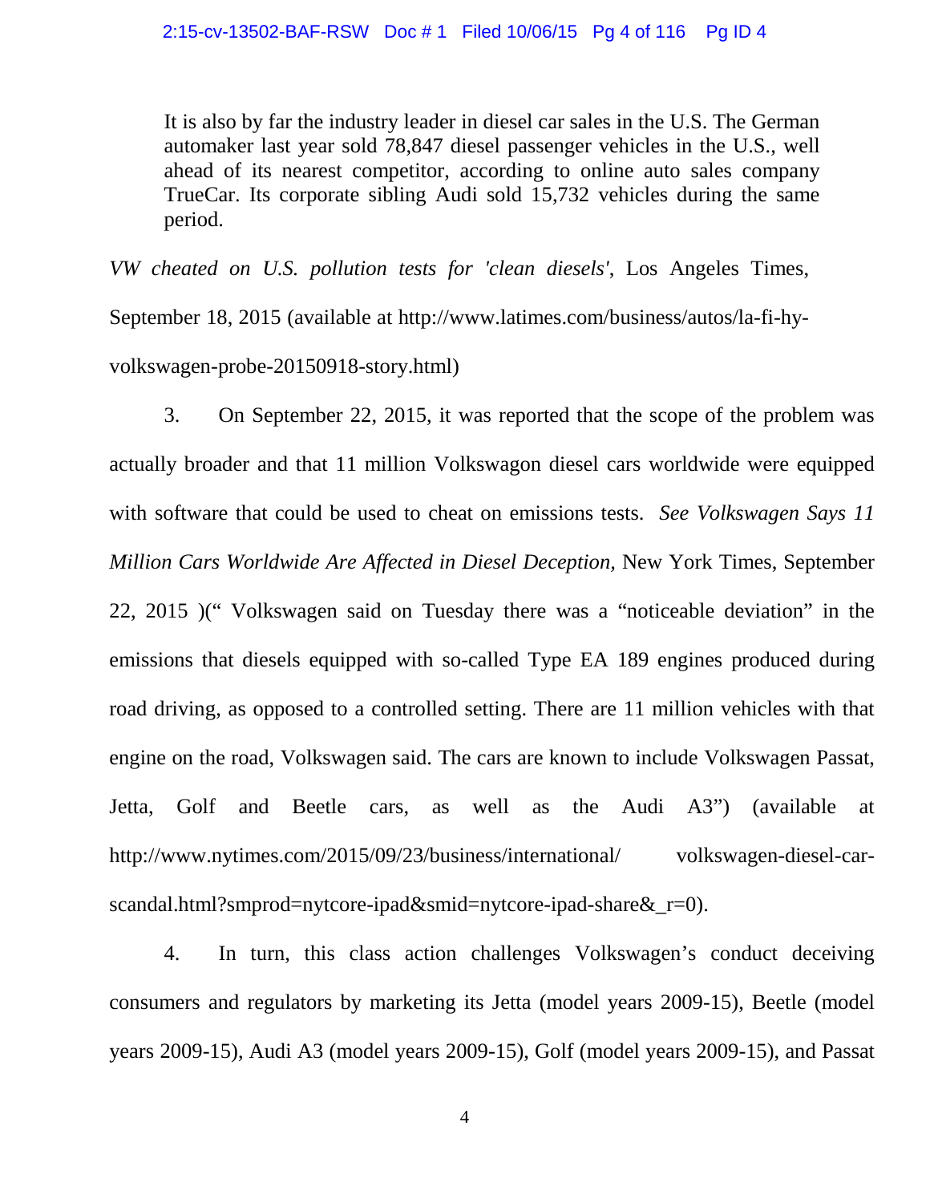> It is also by far the industry leader in diesel car sales in the U.S. The German automaker last year sold 78,847 diesel passenger vehicles in the U.S., well ahead of its nearest competitor, according to online auto sales company TrueCar. Its corporate sibling Audi sold 15,732 vehicles during the same period.

*VW cheated on U.S. pollution tests for 'clean diesels'*, Los Angeles Times, September 18, 2015 (available at http://www.latimes.com/business/autos/la-fi-hy-volkswagen-probe-20150918-story.html)

3. On September 22, 2015, it was reported that the scope of the problem was actually broader and that 11 million Volkswagon diesel cars worldwide were equipped with software that could be used to cheat on emissions tests. *See Volkswagen Says 11 Million Cars Worldwide Are Affected in Diesel Deception,* New York Times, September 22, 2015 )(" Volkswagen said on Tuesday there was a "noticeable deviation" in the emissions that diesels equipped with so-called Type EA 189 engines produced during road driving, as opposed to a controlled setting. There are 11 million vehicles with that engine on the road, Volkswagen said. The cars are known to include Volkswagen Passat, Jetta, Golf and Beetle cars, as well as the Audi A3") (available at http://www.nytimes.com/2015/09/23/business/international/ volkswagen-diesel-car-scandal.html?smprod=nytcore-ipad&smid=nytcore-ipad-share&_r=0).

4. In turn, this class action challenges Volkswagen's conduct deceiving consumers and regulators by marketing its Jetta (model years 2009-15), Beetle (model years 2009-15), Audi A3 (model years 2009-15), Golf (model years 2009-15), and Passat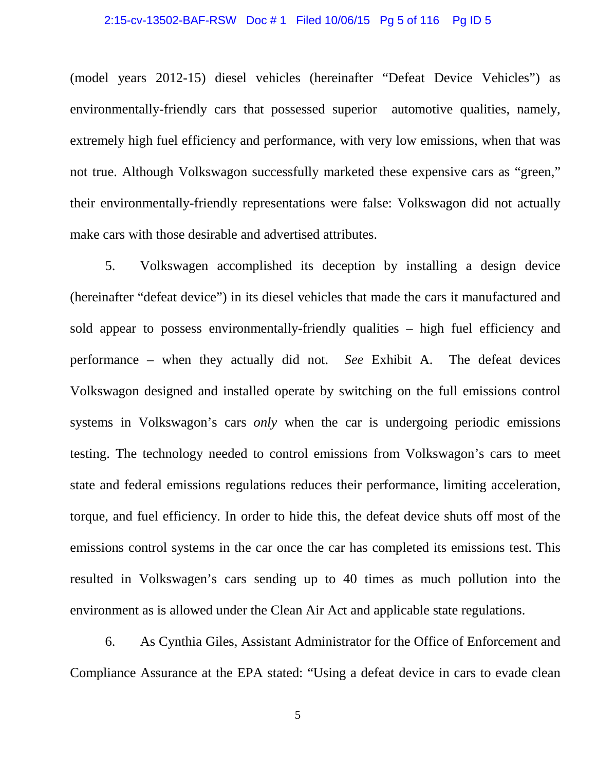(model years 2012-15) diesel vehicles (hereinafter "Defeat Device Vehicles") as environmentally-friendly cars that possessed superior automotive qualities, namely, extremely high fuel efficiency and performance, with very low emissions, when that was not true. Although Volkswagon successfully marketed these expensive cars as "green," their environmentally-friendly representations were false: Volkswagon did not actually make cars with those desirable and advertised attributes.

5. Volkswagen accomplished its deception by installing a design device (hereinafter "defeat device") in its diesel vehicles that made the cars it manufactured and sold appear to possess environmentally-friendly qualities – high fuel efficiency and performance – when they actually did not. *See* Exhibit A. The defeat devices Volkswagon designed and installed operate by switching on the full emissions control systems in Volkswagon's cars *only* when the car is undergoing periodic emissions testing. The technology needed to control emissions from Volkswagon's cars to meet state and federal emissions regulations reduces their performance, limiting acceleration, torque, and fuel efficiency. In order to hide this, the defeat device shuts off most of the emissions control systems in the car once the car has completed its emissions test. This resulted in Volkswagen's cars sending up to 40 times as much pollution into the environment as is allowed under the Clean Air Act and applicable state regulations.

6. As Cynthia Giles, Assistant Administrator for the Office of Enforcement and Compliance Assurance at the EPA stated: "Using a defeat device in cars to evade clean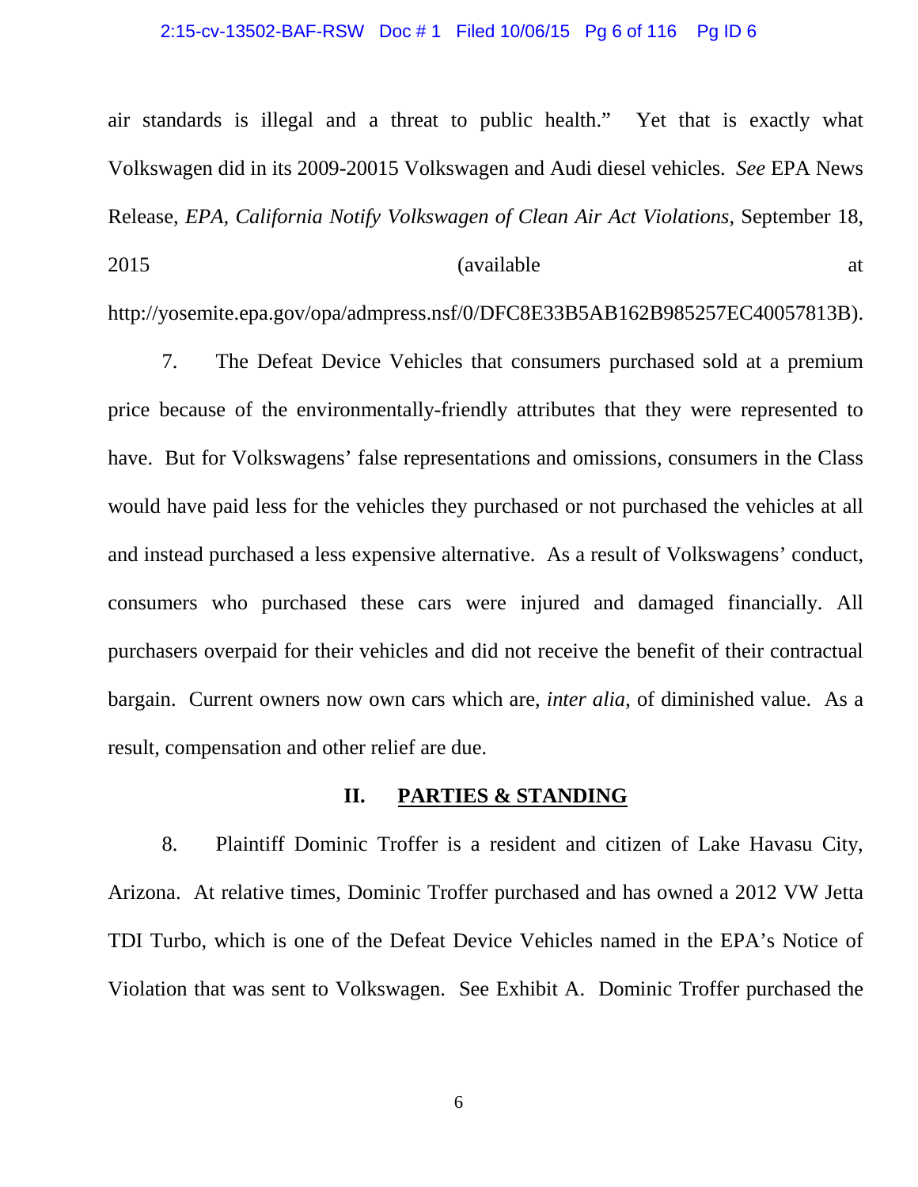air standards is illegal and a threat to public health." Yet that is exactly what Volkswagen did in its 2009-20015 Volkswagen and Audi diesel vehicles. *See* EPA News Release, *EPA, California Notify Volkswagen of Clean Air Act Violations*, September 18, 2015 (available at http://yosemite.epa.gov/opa/admpress.nsf/0/DFC8E33B5AB162B985257EC40057813B).

7. The Defeat Device Vehicles that consumers purchased sold at a premium price because of the environmentally-friendly attributes that they were represented to have. But for Volkswagens' false representations and omissions, consumers in the Class would have paid less for the vehicles they purchased or not purchased the vehicles at all and instead purchased a less expensive alternative. As a result of Volkswagens' conduct, consumers who purchased these cars were injured and damaged financially. All purchasers overpaid for their vehicles and did not receive the benefit of their contractual bargain. Current owners now own cars which are, *inter alia*, of diminished value. As a result, compensation and other relief are due.

## II. PARTIES & STANDING

8. Plaintiff Dominic Troffer is a resident and citizen of Lake Havasu City, Arizona. At relative times, Dominic Troffer purchased and has owned a 2012 VW Jetta TDI Turbo, which is one of the Defeat Device Vehicles named in the EPA's Notice of Violation that was sent to Volkswagen. See Exhibit A. Dominic Troffer purchased the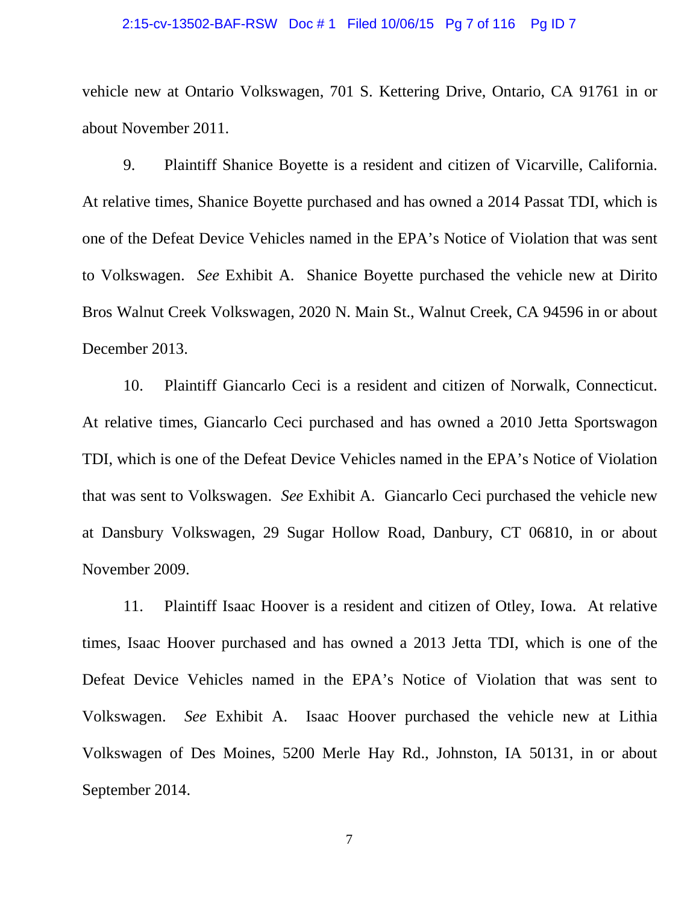vehicle new at Ontario Volkswagen, 701 S. Kettering Drive, Ontario, CA 91761 in or about November 2011.

9. Plaintiff Shanice Boyette is a resident and citizen of Vicarville, California. At relative times, Shanice Boyette purchased and has owned a 2014 Passat TDI, which is one of the Defeat Device Vehicles named in the EPA's Notice of Violation that was sent to Volkswagen. *See* Exhibit A. Shanice Boyette purchased the vehicle new at Dirito Bros Walnut Creek Volkswagen, 2020 N. Main St., Walnut Creek, CA 94596 in or about December 2013.

10. Plaintiff Giancarlo Ceci is a resident and citizen of Norwalk, Connecticut. At relative times, Giancarlo Ceci purchased and has owned a 2010 Jetta Sportswagon TDI, which is one of the Defeat Device Vehicles named in the EPA's Notice of Violation that was sent to Volkswagen. *See* Exhibit A. Giancarlo Ceci purchased the vehicle new at Dansbury Volkswagen, 29 Sugar Hollow Road, Danbury, CT 06810, in or about November 2009.

11. Plaintiff Isaac Hoover is a resident and citizen of Otley, Iowa. At relative times, Isaac Hoover purchased and has owned a 2013 Jetta TDI, which is one of the Defeat Device Vehicles named in the EPA's Notice of Violation that was sent to Volkswagen. *See* Exhibit A. Isaac Hoover purchased the vehicle new at Lithia Volkswagen of Des Moines, 5200 Merle Hay Rd., Johnston, IA 50131, in or about September 2014.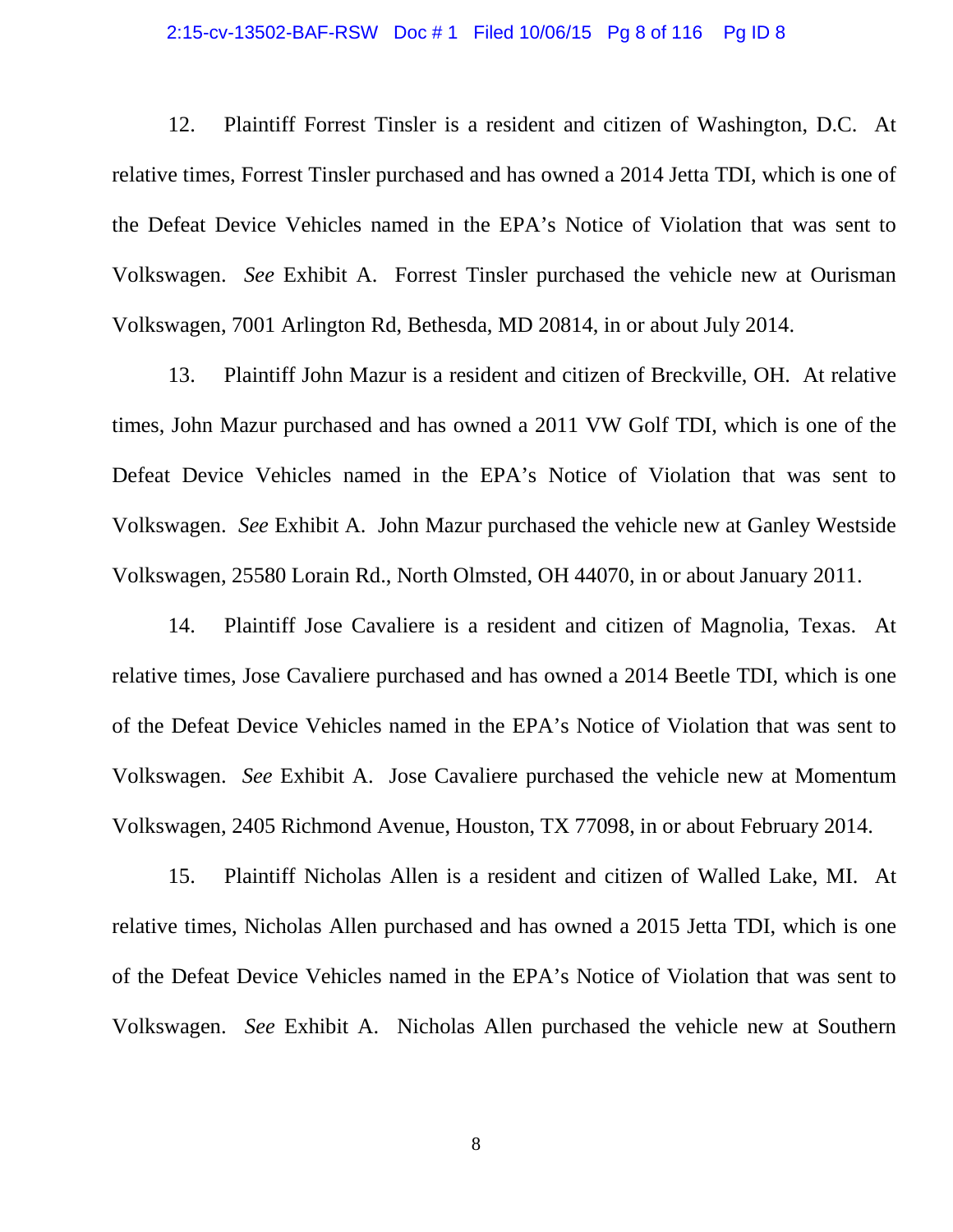12. Plaintiff Forrest Tinsler is a resident and citizen of Washington, D.C. At relative times, Forrest Tinsler purchased and has owned a 2014 Jetta TDI, which is one of the Defeat Device Vehicles named in the EPA's Notice of Violation that was sent to Volkswagen. *See* Exhibit A. Forrest Tinsler purchased the vehicle new at Ourisman Volkswagen, 7001 Arlington Rd, Bethesda, MD 20814, in or about July 2014.

13. Plaintiff John Mazur is a resident and citizen of Breckville, OH. At relative times, John Mazur purchased and has owned a 2011 VW Golf TDI, which is one of the Defeat Device Vehicles named in the EPA's Notice of Violation that was sent to Volkswagen. *See* Exhibit A. John Mazur purchased the vehicle new at Ganley Westside Volkswagen, 25580 Lorain Rd., North Olmsted, OH 44070, in or about January 2011.

14. Plaintiff Jose Cavaliere is a resident and citizen of Magnolia, Texas. At relative times, Jose Cavaliere purchased and has owned a 2014 Beetle TDI, which is one of the Defeat Device Vehicles named in the EPA's Notice of Violation that was sent to Volkswagen. *See* Exhibit A. Jose Cavaliere purchased the vehicle new at Momentum Volkswagen, 2405 Richmond Avenue, Houston, TX 77098, in or about February 2014.

15. Plaintiff Nicholas Allen is a resident and citizen of Walled Lake, MI. At relative times, Nicholas Allen purchased and has owned a 2015 Jetta TDI, which is one of the Defeat Device Vehicles named in the EPA's Notice of Violation that was sent to Volkswagen. *See* Exhibit A. Nicholas Allen purchased the vehicle new at Southern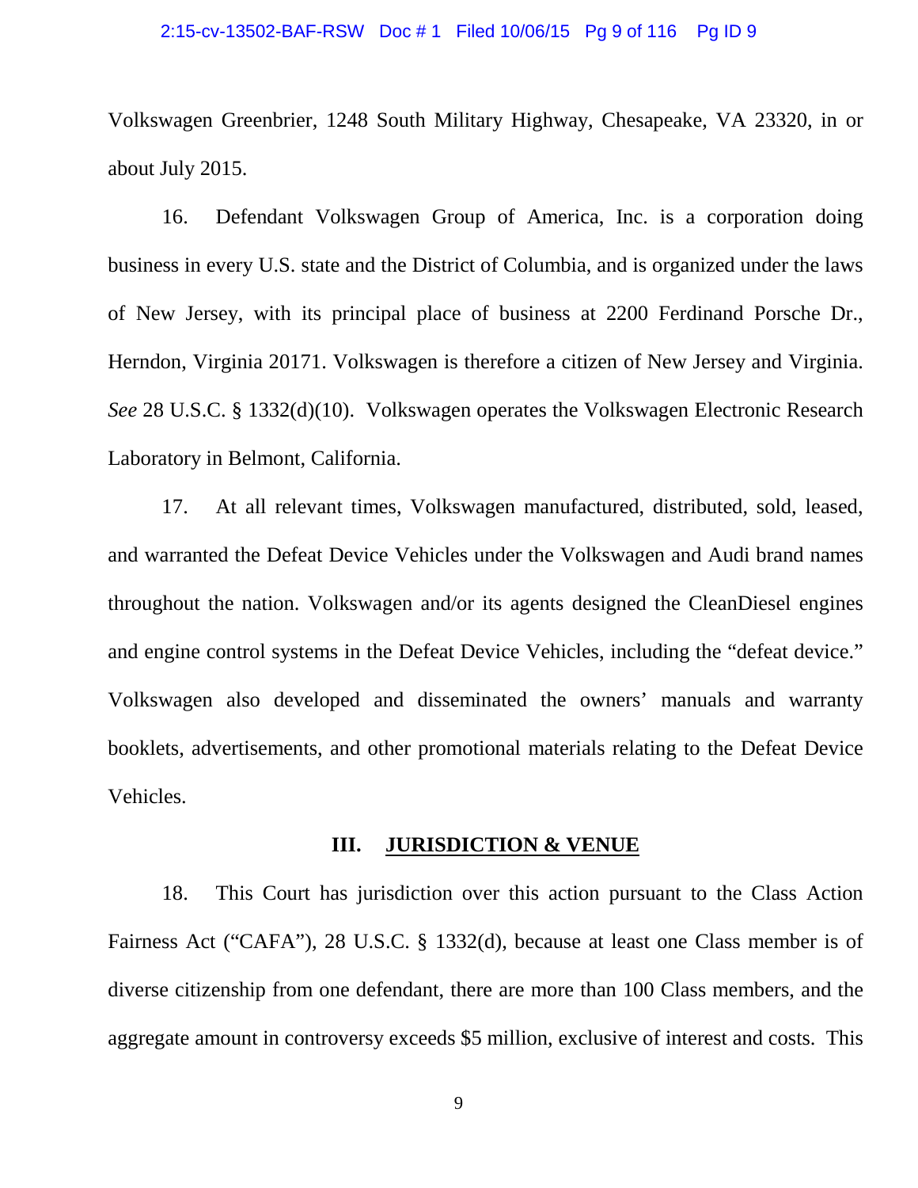Volkswagen Greenbrier, 1248 South Military Highway, Chesapeake, VA 23320, in or about July 2015.

16. Defendant Volkswagen Group of America, Inc. is a corporation doing business in every U.S. state and the District of Columbia, and is organized under the laws of New Jersey, with its principal place of business at 2200 Ferdinand Porsche Dr., Herndon, Virginia 20171. Volkswagen is therefore a citizen of New Jersey and Virginia. *See* 28 U.S.C. § 1332(d)(10). Volkswagen operates the Volkswagen Electronic Research Laboratory in Belmont, California.

17. At all relevant times, Volkswagen manufactured, distributed, sold, leased, and warranted the Defeat Device Vehicles under the Volkswagen and Audi brand names throughout the nation. Volkswagen and/or its agents designed the CleanDiesel engines and engine control systems in the Defeat Device Vehicles, including the "defeat device." Volkswagen also developed and disseminated the owners' manuals and warranty booklets, advertisements, and other promotional materials relating to the Defeat Device Vehicles.

## III. JURISDICTION & VENUE

18. This Court has jurisdiction over this action pursuant to the Class Action Fairness Act ("CAFA"), 28 U.S.C. § 1332(d), because at least one Class member is of diverse citizenship from one defendant, there are more than 100 Class members, and the aggregate amount in controversy exceeds $5 million, exclusive of interest and costs. This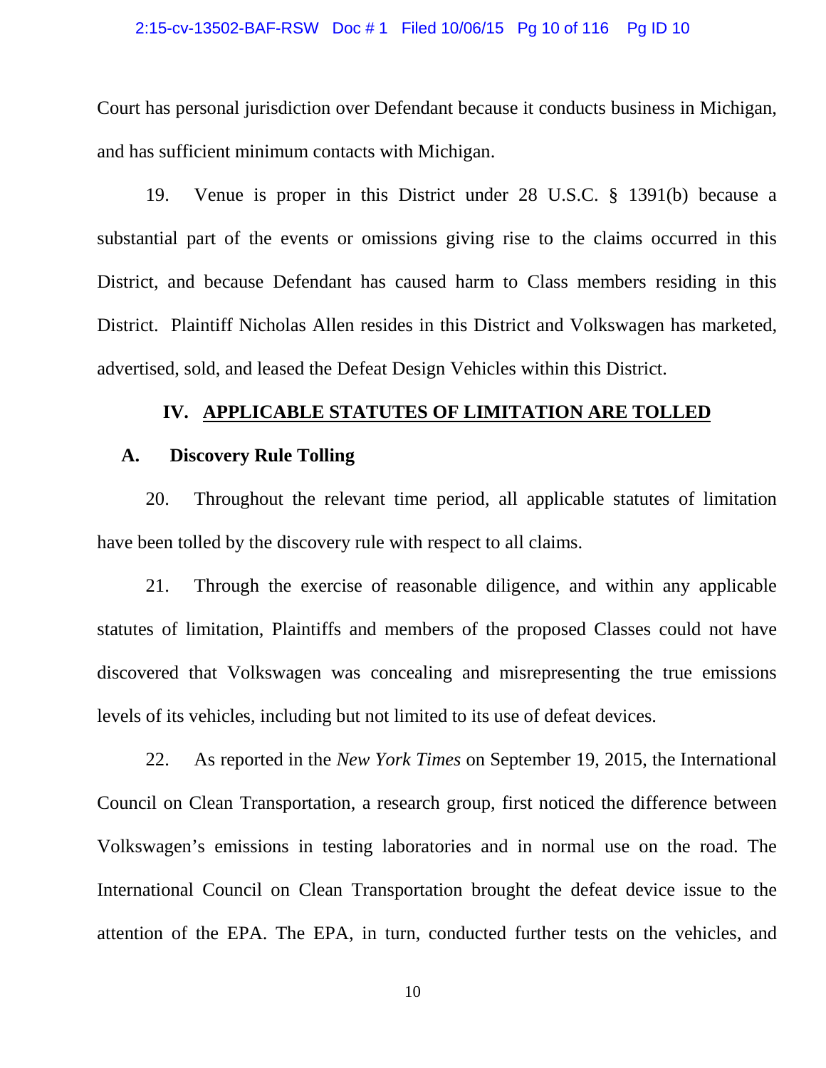Court has personal jurisdiction over Defendant because it conducts business in Michigan, and has sufficient minimum contacts with Michigan.

19. Venue is proper in this District under 28 U.S.C. § 1391(b) because a substantial part of the events or omissions giving rise to the claims occurred in this District, and because Defendant has caused harm to Class members residing in this District. Plaintiff Nicholas Allen resides in this District and Volkswagen has marketed, advertised, sold, and leased the Defeat Design Vehicles within this District.

## IV. APPLICABLE STATUTES OF LIMITATION ARE TOLLED

### A. Discovery Rule Tolling

20. Throughout the relevant time period, all applicable statutes of limitation have been tolled by the discovery rule with respect to all claims.

21. Through the exercise of reasonable diligence, and within any applicable statutes of limitation, Plaintiffs and members of the proposed Classes could not have discovered that Volkswagen was concealing and misrepresenting the true emissions levels of its vehicles, including but not limited to its use of defeat devices.

22. As reported in the *New York Times* on September 19, 2015, the International Council on Clean Transportation, a research group, first noticed the difference between Volkswagen's emissions in testing laboratories and in normal use on the road. The International Council on Clean Transportation brought the defeat device issue to the attention of the EPA. The EPA, in turn, conducted further tests on the vehicles, and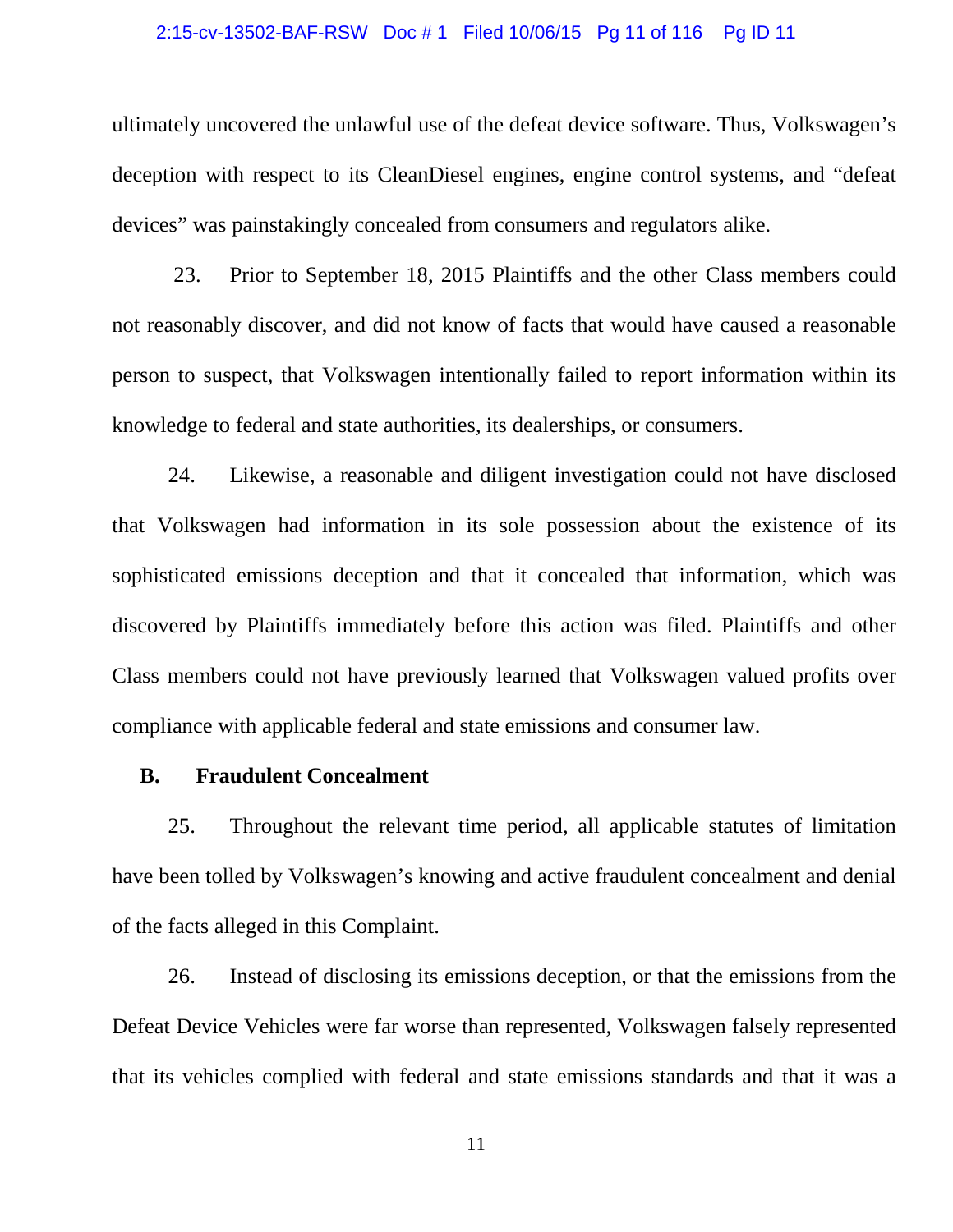ultimately uncovered the unlawful use of the defeat device software. Thus, Volkswagen's deception with respect to its CleanDiesel engines, engine control systems, and "defeat devices" was painstakingly concealed from consumers and regulators alike.

23. Prior to September 18, 2015 Plaintiffs and the other Class members could not reasonably discover, and did not know of facts that would have caused a reasonable person to suspect, that Volkswagen intentionally failed to report information within its knowledge to federal and state authorities, its dealerships, or consumers.

24. Likewise, a reasonable and diligent investigation could not have disclosed that Volkswagen had information in its sole possession about the existence of its sophisticated emissions deception and that it concealed that information, which was discovered by Plaintiffs immediately before this action was filed. Plaintiffs and other Class members could not have previously learned that Volkswagen valued profits over compliance with applicable federal and state emissions and consumer law.

### B. Fraudulent Concealment

25. Throughout the relevant time period, all applicable statutes of limitation have been tolled by Volkswagen's knowing and active fraudulent concealment and denial of the facts alleged in this Complaint.

26. Instead of disclosing its emissions deception, or that the emissions from the Defeat Device Vehicles were far worse than represented, Volkswagen falsely represented that its vehicles complied with federal and state emissions standards and that it was a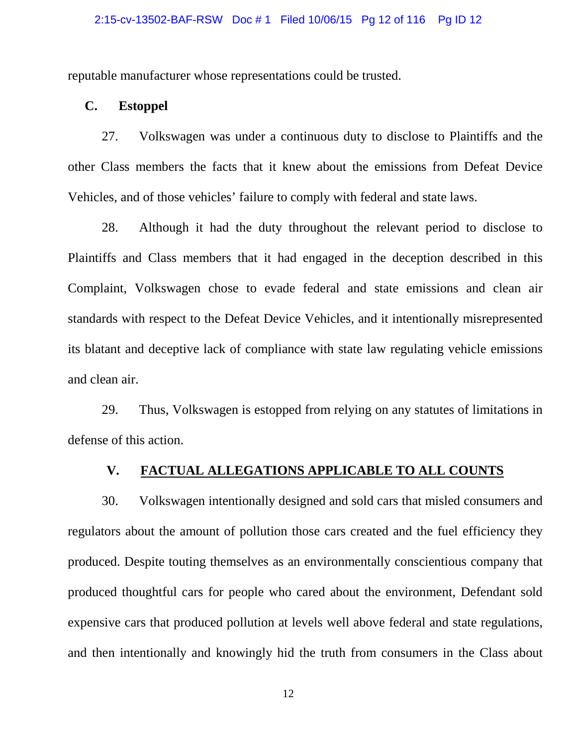reputable manufacturer whose representations could be trusted.

### C. Estoppel

27. Volkswagen was under a continuous duty to disclose to Plaintiffs and the other Class members the facts that it knew about the emissions from Defeat Device Vehicles, and of those vehicles' failure to comply with federal and state laws.

28. Although it had the duty throughout the relevant period to disclose to Plaintiffs and Class members that it had engaged in the deception described in this Complaint, Volkswagen chose to evade federal and state emissions and clean air standards with respect to the Defeat Device Vehicles, and it intentionally misrepresented its blatant and deceptive lack of compliance with state law regulating vehicle emissions and clean air.

29. Thus, Volkswagen is estopped from relying on any statutes of limitations in defense of this action.

## V. FACTUAL ALLEGATIONS APPLICABLE TO ALL COUNTS

30. Volkswagen intentionally designed and sold cars that misled consumers and regulators about the amount of pollution those cars created and the fuel efficiency they produced. Despite touting themselves as an environmentally conscientious company that produced thoughtful cars for people who cared about the environment, Defendant sold expensive cars that produced pollution at levels well above federal and state regulations, and then intentionally and knowingly hid the truth from consumers in the Class about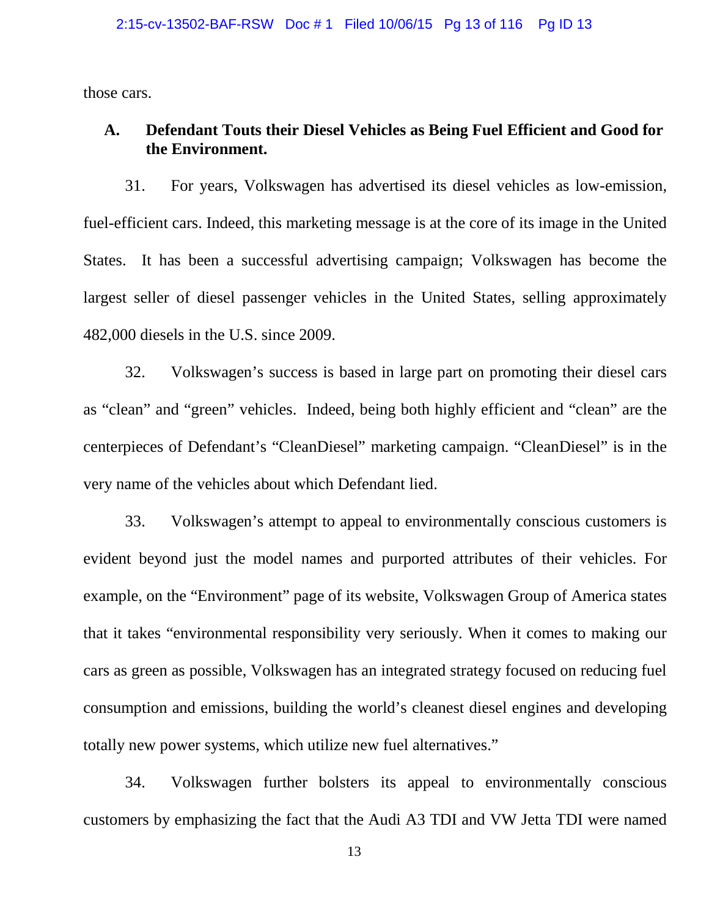those cars.

## A. Defendant Touts their Diesel Vehicles as Being Fuel Efficient and Good for the Environment.

31. For years, Volkswagen has advertised its diesel vehicles as low-emission, fuel-efficient cars. Indeed, this marketing message is at the core of its image in the United States. It has been a successful advertising campaign; Volkswagen has become the largest seller of diesel passenger vehicles in the United States, selling approximately 482,000 diesels in the U.S. since 2009.

32. Volkswagen's success is based in large part on promoting their diesel cars as "clean" and "green" vehicles. Indeed, being both highly efficient and "clean" are the centerpieces of Defendant's "CleanDiesel" marketing campaign. "CleanDiesel" is in the very name of the vehicles about which Defendant lied.

33. Volkswagen's attempt to appeal to environmentally conscious customers is evident beyond just the model names and purported attributes of their vehicles. For example, on the "Environment" page of its website, Volkswagen Group of America states that it takes "environmental responsibility very seriously. When it comes to making our cars as green as possible, Volkswagen has an integrated strategy focused on reducing fuel consumption and emissions, building the world's cleanest diesel engines and developing totally new power systems, which utilize new fuel alternatives."

34. Volkswagen further bolsters its appeal to environmentally conscious customers by emphasizing the fact that the Audi A3 TDI and VW Jetta TDI were named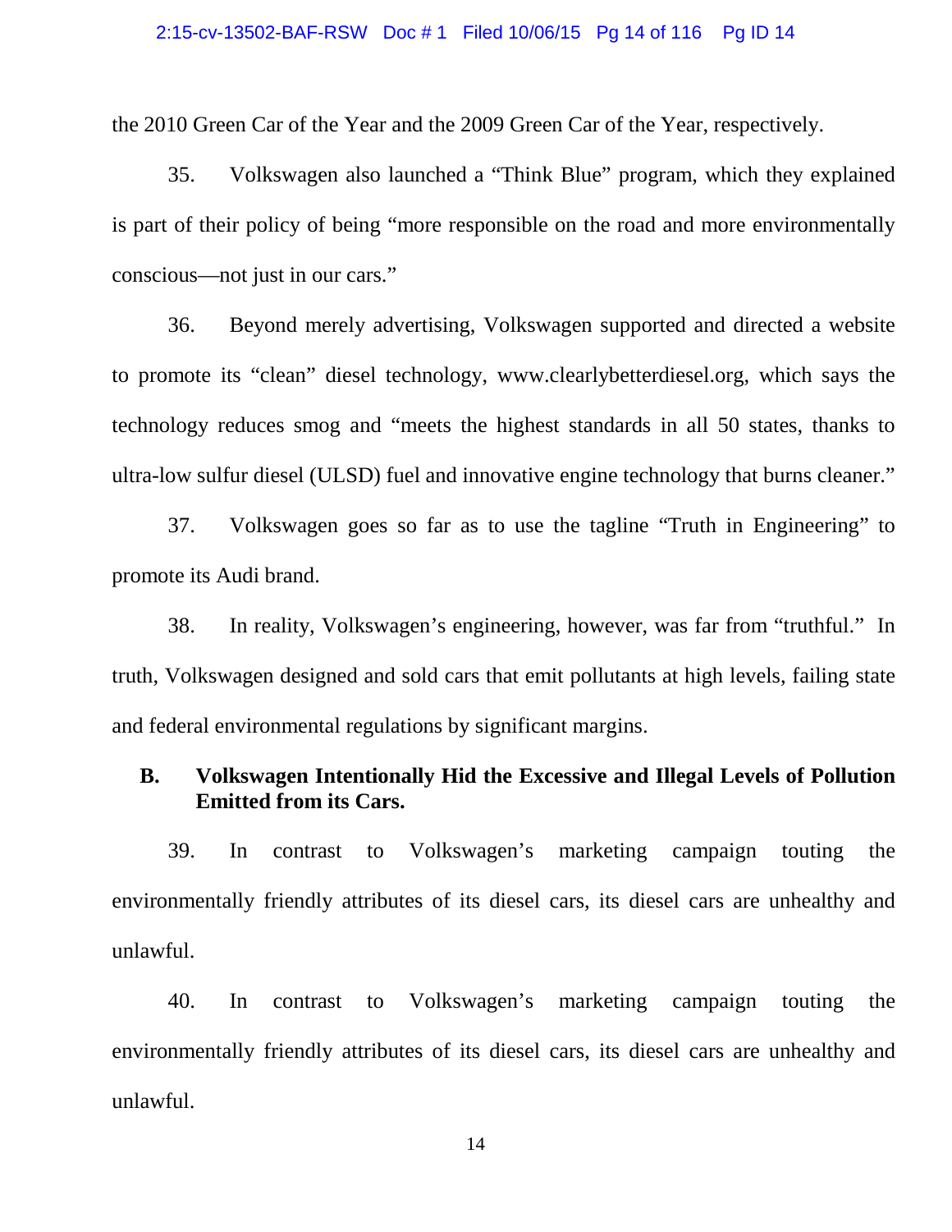the 2010 Green Car of the Year and the 2009 Green Car of the Year, respectively.

35. Volkswagen also launched a "Think Blue" program, which they explained is part of their policy of being "more responsible on the road and more environmentally conscious—not just in our cars."

36. Beyond merely advertising, Volkswagen supported and directed a website to promote its "clean" diesel technology, www.clearlybetterdiesel.org, which says the technology reduces smog and "meets the highest standards in all 50 states, thanks to ultra-low sulfur diesel (ULSD) fuel and innovative engine technology that burns cleaner."

37. Volkswagen goes so far as to use the tagline "Truth in Engineering" to promote its Audi brand.

38. In reality, Volkswagen's engineering, however, was far from "truthful." In truth, Volkswagen designed and sold cars that emit pollutants at high levels, failing state and federal environmental regulations by significant margins.

## B. Volkswagen Intentionally Hid the Excessive and Illegal Levels of Pollution Emitted from its Cars.

39. In contrast to Volkswagen's marketing campaign touting the environmentally friendly attributes of its diesel cars, its diesel cars are unhealthy and unlawful.

40. In contrast to Volkswagen's marketing campaign touting the environmentally friendly attributes of its diesel cars, its diesel cars are unhealthy and unlawful.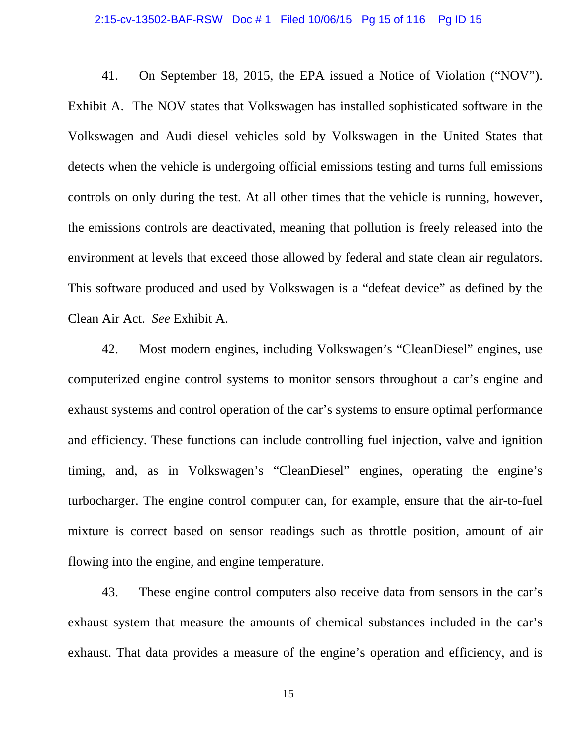41. On September 18, 2015, the EPA issued a Notice of Violation ("NOV"). Exhibit A. The NOV states that Volkswagen has installed sophisticated software in the Volkswagen and Audi diesel vehicles sold by Volkswagen in the United States that detects when the vehicle is undergoing official emissions testing and turns full emissions controls on only during the test. At all other times that the vehicle is running, however, the emissions controls are deactivated, meaning that pollution is freely released into the environment at levels that exceed those allowed by federal and state clean air regulators. This software produced and used by Volkswagen is a "defeat device" as defined by the Clean Air Act. *See* Exhibit A.

42. Most modern engines, including Volkswagen's "CleanDiesel" engines, use computerized engine control systems to monitor sensors throughout a car's engine and exhaust systems and control operation of the car's systems to ensure optimal performance and efficiency. These functions can include controlling fuel injection, valve and ignition timing, and, as in Volkswagen's "CleanDiesel" engines, operating the engine's turbocharger. The engine control computer can, for example, ensure that the air-to-fuel mixture is correct based on sensor readings such as throttle position, amount of air flowing into the engine, and engine temperature.

43. These engine control computers also receive data from sensors in the car's exhaust system that measure the amounts of chemical substances included in the car's exhaust. That data provides a measure of the engine's operation and efficiency, and is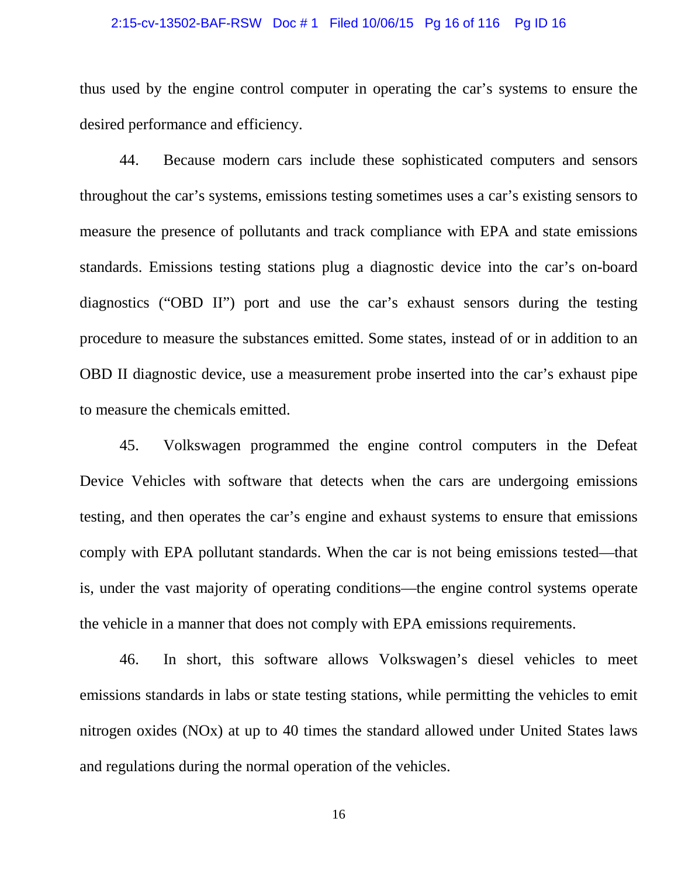thus used by the engine control computer in operating the car's systems to ensure the desired performance and efficiency.

44. Because modern cars include these sophisticated computers and sensors throughout the car's systems, emissions testing sometimes uses a car's existing sensors to measure the presence of pollutants and track compliance with EPA and state emissions standards. Emissions testing stations plug a diagnostic device into the car's on-board diagnostics ("OBD II") port and use the car's exhaust sensors during the testing procedure to measure the substances emitted. Some states, instead of or in addition to an OBD II diagnostic device, use a measurement probe inserted into the car's exhaust pipe to measure the chemicals emitted.

45. Volkswagen programmed the engine control computers in the Defeat Device Vehicles with software that detects when the cars are undergoing emissions testing, and then operates the car's engine and exhaust systems to ensure that emissions comply with EPA pollutant standards. When the car is not being emissions tested—that is, under the vast majority of operating conditions—the engine control systems operate the vehicle in a manner that does not comply with EPA emissions requirements.

46. In short, this software allows Volkswagen's diesel vehicles to meet emissions standards in labs or state testing stations, while permitting the vehicles to emit nitrogen oxides (NOx) at up to 40 times the standard allowed under United States laws and regulations during the normal operation of the vehicles.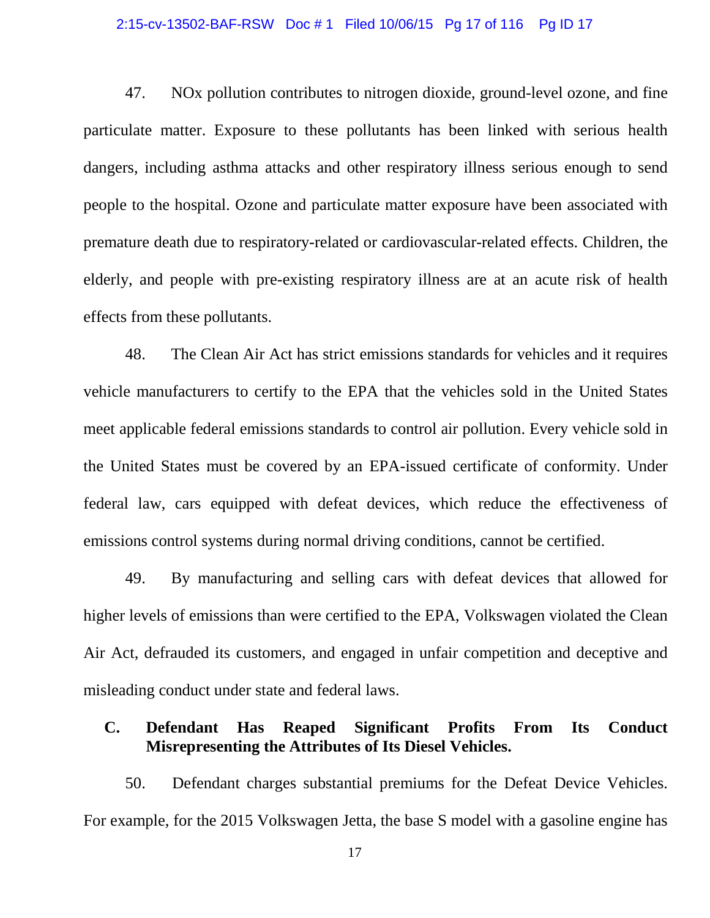47. NOx pollution contributes to nitrogen dioxide, ground-level ozone, and fine particulate matter. Exposure to these pollutants has been linked with serious health dangers, including asthma attacks and other respiratory illness serious enough to send people to the hospital. Ozone and particulate matter exposure have been associated with premature death due to respiratory-related or cardiovascular-related effects. Children, the elderly, and people with pre-existing respiratory illness are at an acute risk of health effects from these pollutants.

48. The Clean Air Act has strict emissions standards for vehicles and it requires vehicle manufacturers to certify to the EPA that the vehicles sold in the United States meet applicable federal emissions standards to control air pollution. Every vehicle sold in the United States must be covered by an EPA-issued certificate of conformity. Under federal law, cars equipped with defeat devices, which reduce the effectiveness of emissions control systems during normal driving conditions, cannot be certified.

49. By manufacturing and selling cars with defeat devices that allowed for higher levels of emissions than were certified to the EPA, Volkswagen violated the Clean Air Act, defrauded its customers, and engaged in unfair competition and deceptive and misleading conduct under state and federal laws.

### C. Defendant Has Reaped Significant Profits From Its Conduct Misrepresenting the Attributes of Its Diesel Vehicles.

50. Defendant charges substantial premiums for the Defeat Device Vehicles. For example, for the 2015 Volkswagen Jetta, the base S model with a gasoline engine has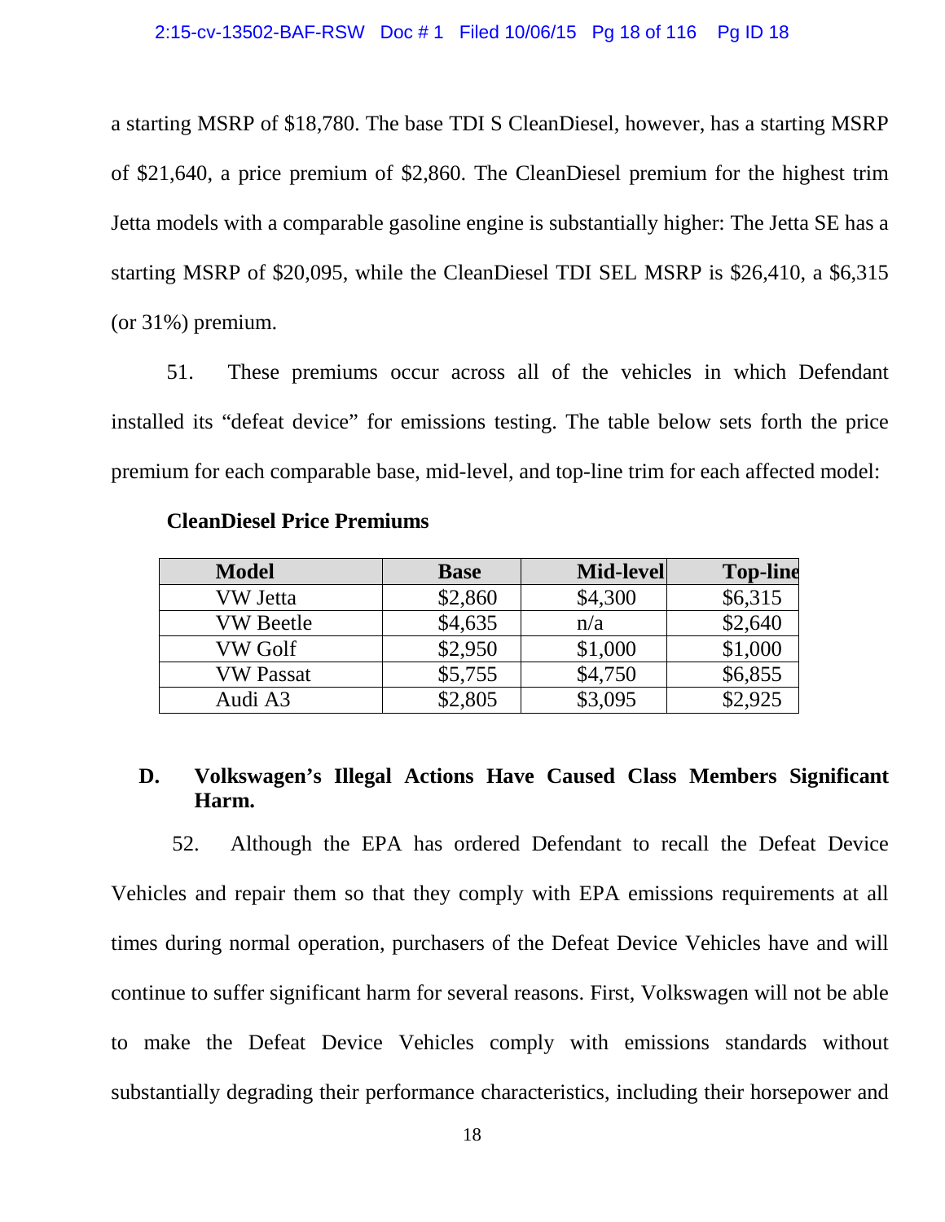a starting MSRP of $18,780. The base TDI S CleanDiesel, however, has a starting MSRP of $21,640, a price premium of $2,860. The CleanDiesel premium for the highest trim Jetta models with a comparable gasoline engine is substantially higher: The Jetta SE has a starting MSRP of $20,095, while the CleanDiesel TDI SEL MSRP is $26,410, a $6,315 (or 31%) premium.

51. These premiums occur across all of the vehicles in which Defendant installed its "defeat device" for emissions testing. The table below sets forth the price premium for each comparable base, mid-level, and top-line trim for each affected model:

**CleanDiesel Price Premiums**

| Model | Base | Mid-level | Top-line |
|---|---|---|---|
| VW Jetta | $2,860 | $4,300 | $6,315 |
| VW Beetle | $4,635 | n/a | $2,640 |
| VW Golf | $2,950 | $1,000 | $1,000 |
| VW Passat | $5,755 | $4,750 | $6,855 |
| Audi A3 | $2,805 | $3,095 | $2,925 |

## D. Volkswagen's Illegal Actions Have Caused Class Members Significant Harm.

52. Although the EPA has ordered Defendant to recall the Defeat Device Vehicles and repair them so that they comply with EPA emissions requirements at all times during normal operation, purchasers of the Defeat Device Vehicles have and will continue to suffer significant harm for several reasons. First, Volkswagen will not be able to make the Defeat Device Vehicles comply with emissions standards without substantially degrading their performance characteristics, including their horsepower and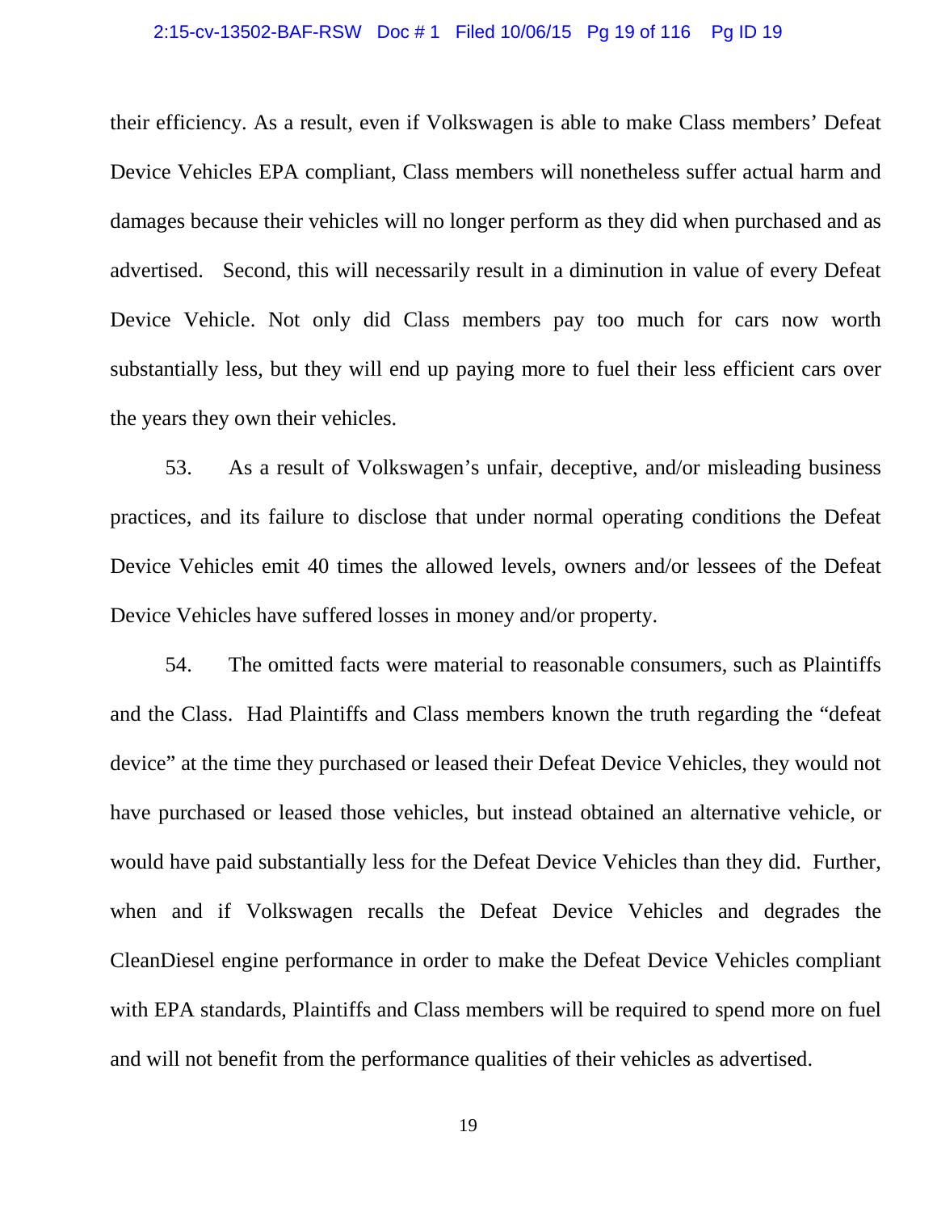their efficiency. As a result, even if Volkswagen is able to make Class members' Defeat Device Vehicles EPA compliant, Class members will nonetheless suffer actual harm and damages because their vehicles will no longer perform as they did when purchased and as advertised. Second, this will necessarily result in a diminution in value of every Defeat Device Vehicle. Not only did Class members pay too much for cars now worth substantially less, but they will end up paying more to fuel their less efficient cars over the years they own their vehicles.

53. As a result of Volkswagen's unfair, deceptive, and/or misleading business practices, and its failure to disclose that under normal operating conditions the Defeat Device Vehicles emit 40 times the allowed levels, owners and/or lessees of the Defeat Device Vehicles have suffered losses in money and/or property.

54. The omitted facts were material to reasonable consumers, such as Plaintiffs and the Class. Had Plaintiffs and Class members known the truth regarding the "defeat device" at the time they purchased or leased their Defeat Device Vehicles, they would not have purchased or leased those vehicles, but instead obtained an alternative vehicle, or would have paid substantially less for the Defeat Device Vehicles than they did. Further, when and if Volkswagen recalls the Defeat Device Vehicles and degrades the CleanDiesel engine performance in order to make the Defeat Device Vehicles compliant with EPA standards, Plaintiffs and Class members will be required to spend more on fuel and will not benefit from the performance qualities of their vehicles as advertised.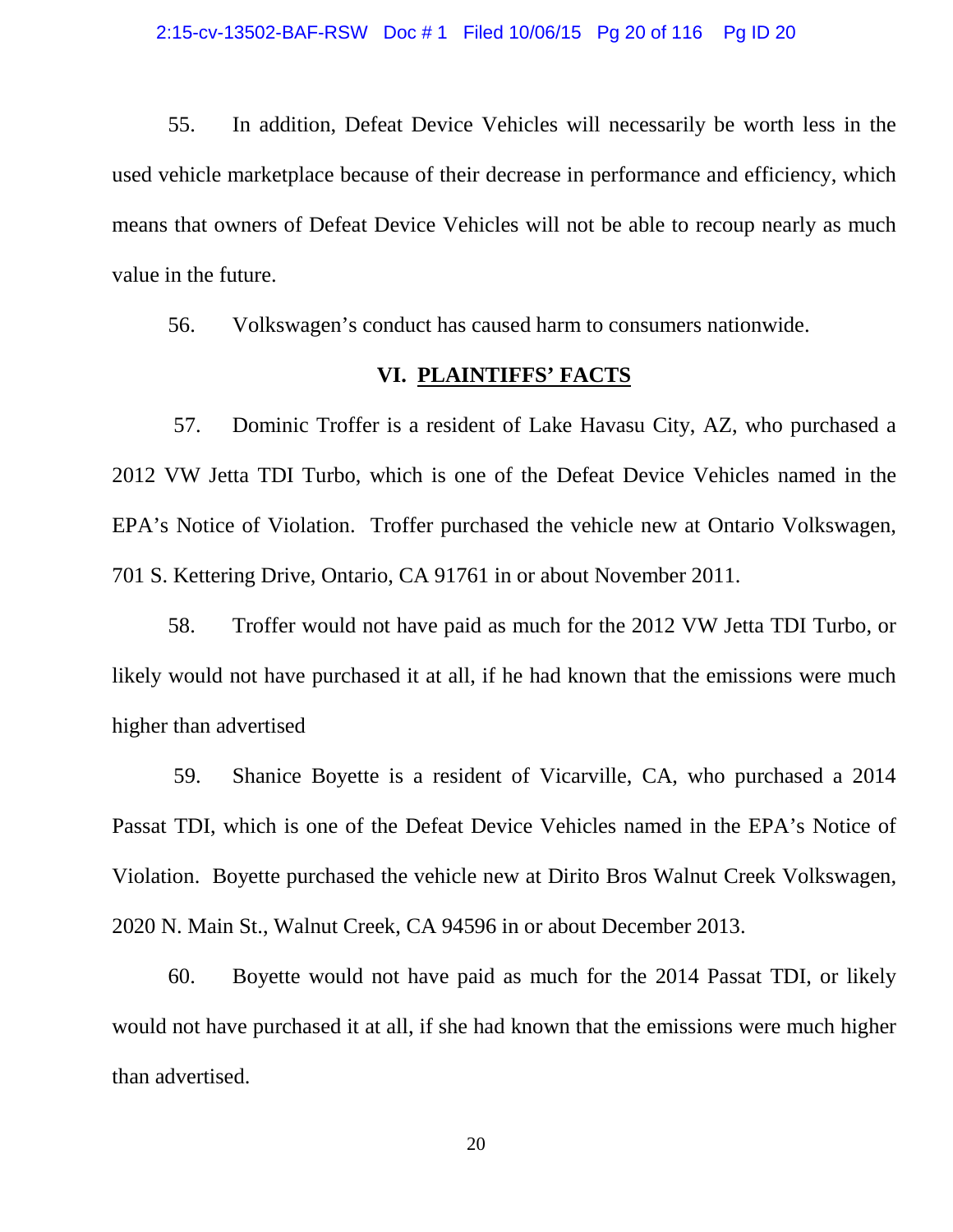55. In addition, Defeat Device Vehicles will necessarily be worth less in the used vehicle marketplace because of their decrease in performance and efficiency, which means that owners of Defeat Device Vehicles will not be able to recoup nearly as much value in the future.

56. Volkswagen's conduct has caused harm to consumers nationwide.

## VI. PLAINTIFFS' FACTS

57. Dominic Troffer is a resident of Lake Havasu City, AZ, who purchased a 2012 VW Jetta TDI Turbo, which is one of the Defeat Device Vehicles named in the EPA's Notice of Violation. Troffer purchased the vehicle new at Ontario Volkswagen, 701 S. Kettering Drive, Ontario, CA 91761 in or about November 2011.

58. Troffer would not have paid as much for the 2012 VW Jetta TDI Turbo, or likely would not have purchased it at all, if he had known that the emissions were much higher than advertised

59. Shanice Boyette is a resident of Vicarville, CA, who purchased a 2014 Passat TDI, which is one of the Defeat Device Vehicles named in the EPA's Notice of Violation. Boyette purchased the vehicle new at Dirito Bros Walnut Creek Volkswagen, 2020 N. Main St., Walnut Creek, CA 94596 in or about December 2013.

60. Boyette would not have paid as much for the 2014 Passat TDI, or likely would not have purchased it at all, if she had known that the emissions were much higher than advertised.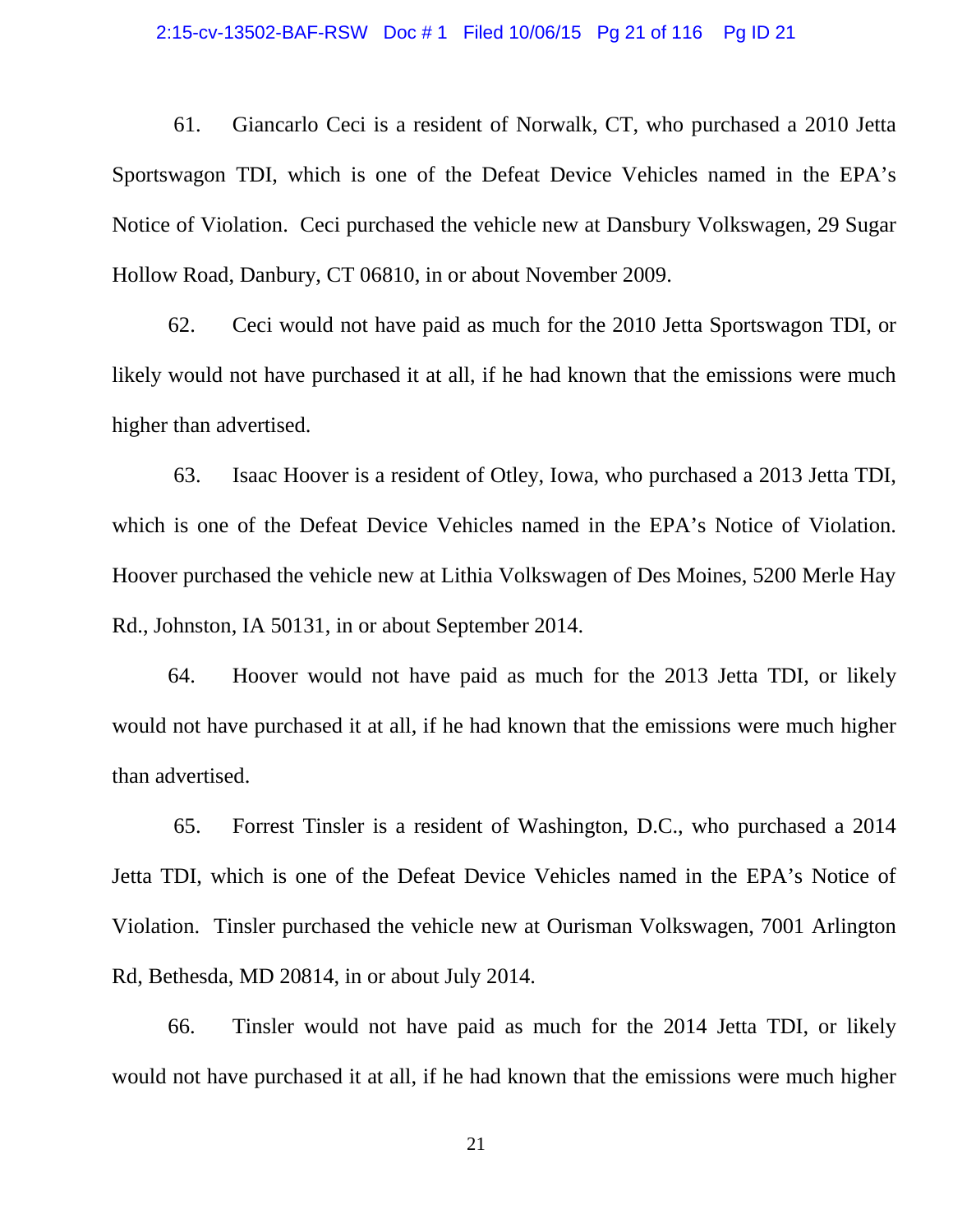61. Giancarlo Ceci is a resident of Norwalk, CT, who purchased a 2010 Jetta Sportswagon TDI, which is one of the Defeat Device Vehicles named in the EPA's Notice of Violation. Ceci purchased the vehicle new at Dansbury Volkswagen, 29 Sugar Hollow Road, Danbury, CT 06810, in or about November 2009.

62. Ceci would not have paid as much for the 2010 Jetta Sportswagon TDI, or likely would not have purchased it at all, if he had known that the emissions were much higher than advertised.

63. Isaac Hoover is a resident of Otley, Iowa, who purchased a 2013 Jetta TDI, which is one of the Defeat Device Vehicles named in the EPA's Notice of Violation. Hoover purchased the vehicle new at Lithia Volkswagen of Des Moines, 5200 Merle Hay Rd., Johnston, IA 50131, in or about September 2014.

64. Hoover would not have paid as much for the 2013 Jetta TDI, or likely would not have purchased it at all, if he had known that the emissions were much higher than advertised.

65. Forrest Tinsler is a resident of Washington, D.C., who purchased a 2014 Jetta TDI, which is one of the Defeat Device Vehicles named in the EPA's Notice of Violation. Tinsler purchased the vehicle new at Ourisman Volkswagen, 7001 Arlington Rd, Bethesda, MD 20814, in or about July 2014.

66. Tinsler would not have paid as much for the 2014 Jetta TDI, or likely would not have purchased it at all, if he had known that the emissions were much higher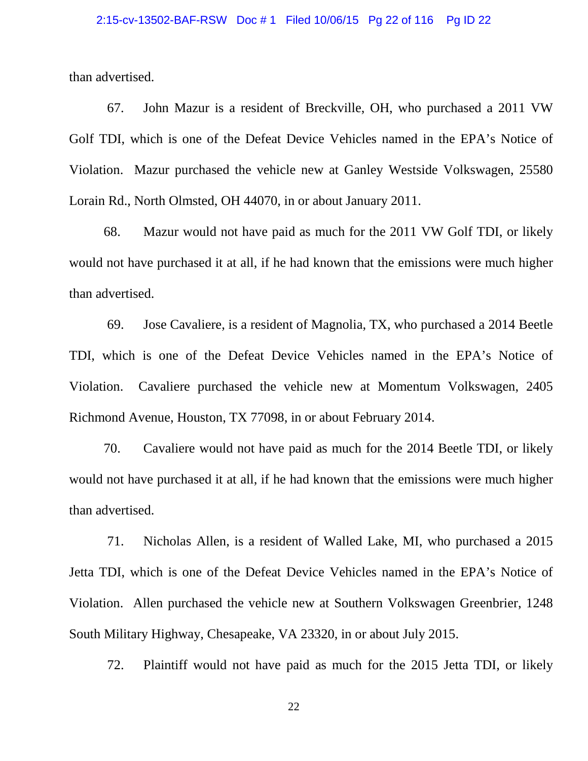than advertised.

67. John Mazur is a resident of Breckville, OH, who purchased a 2011 VW Golf TDI, which is one of the Defeat Device Vehicles named in the EPA's Notice of Violation. Mazur purchased the vehicle new at Ganley Westside Volkswagen, 25580 Lorain Rd., North Olmsted, OH 44070, in or about January 2011.

68. Mazur would not have paid as much for the 2011 VW Golf TDI, or likely would not have purchased it at all, if he had known that the emissions were much higher than advertised.

69. Jose Cavaliere, is a resident of Magnolia, TX, who purchased a 2014 Beetle TDI, which is one of the Defeat Device Vehicles named in the EPA's Notice of Violation. Cavaliere purchased the vehicle new at Momentum Volkswagen, 2405 Richmond Avenue, Houston, TX 77098, in or about February 2014.

70. Cavaliere would not have paid as much for the 2014 Beetle TDI, or likely would not have purchased it at all, if he had known that the emissions were much higher than advertised.

71. Nicholas Allen, is a resident of Walled Lake, MI, who purchased a 2015 Jetta TDI, which is one of the Defeat Device Vehicles named in the EPA's Notice of Violation. Allen purchased the vehicle new at Southern Volkswagen Greenbrier, 1248 South Military Highway, Chesapeake, VA 23320, in or about July 2015.

72. Plaintiff would not have paid as much for the 2015 Jetta TDI, or likely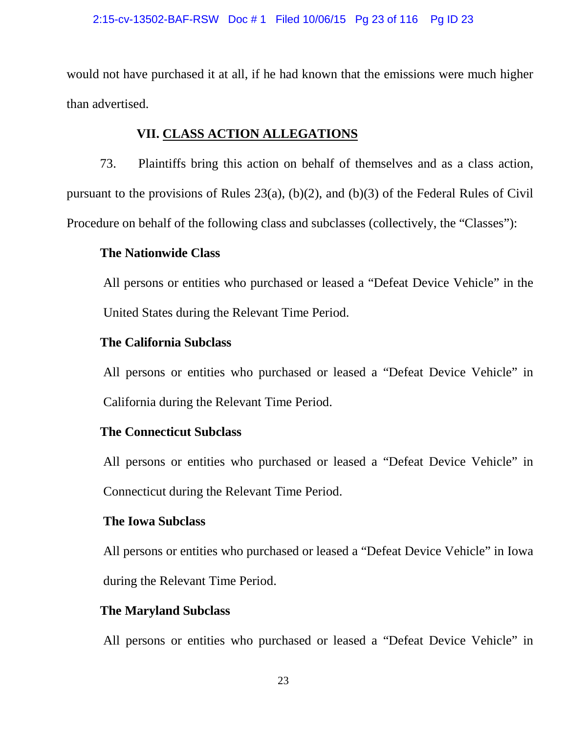would not have purchased it at all, if he had known that the emissions were much higher than advertised.

## VII. CLASS ACTION ALLEGATIONS

73. Plaintiffs bring this action on behalf of themselves and as a class action, pursuant to the provisions of Rules 23(a), (b)(2), and (b)(3) of the Federal Rules of Civil Procedure on behalf of the following class and subclasses (collectively, the "Classes"):

**The Nationwide Class**

All persons or entities who purchased or leased a "Defeat Device Vehicle" in the United States during the Relevant Time Period.

**The California Subclass**

All persons or entities who purchased or leased a "Defeat Device Vehicle" in California during the Relevant Time Period.

**The Connecticut Subclass**

All persons or entities who purchased or leased a "Defeat Device Vehicle" in Connecticut during the Relevant Time Period.

**The Iowa Subclass**

All persons or entities who purchased or leased a "Defeat Device Vehicle" in Iowa during the Relevant Time Period.

**The Maryland Subclass**

All persons or entities who purchased or leased a "Defeat Device Vehicle" in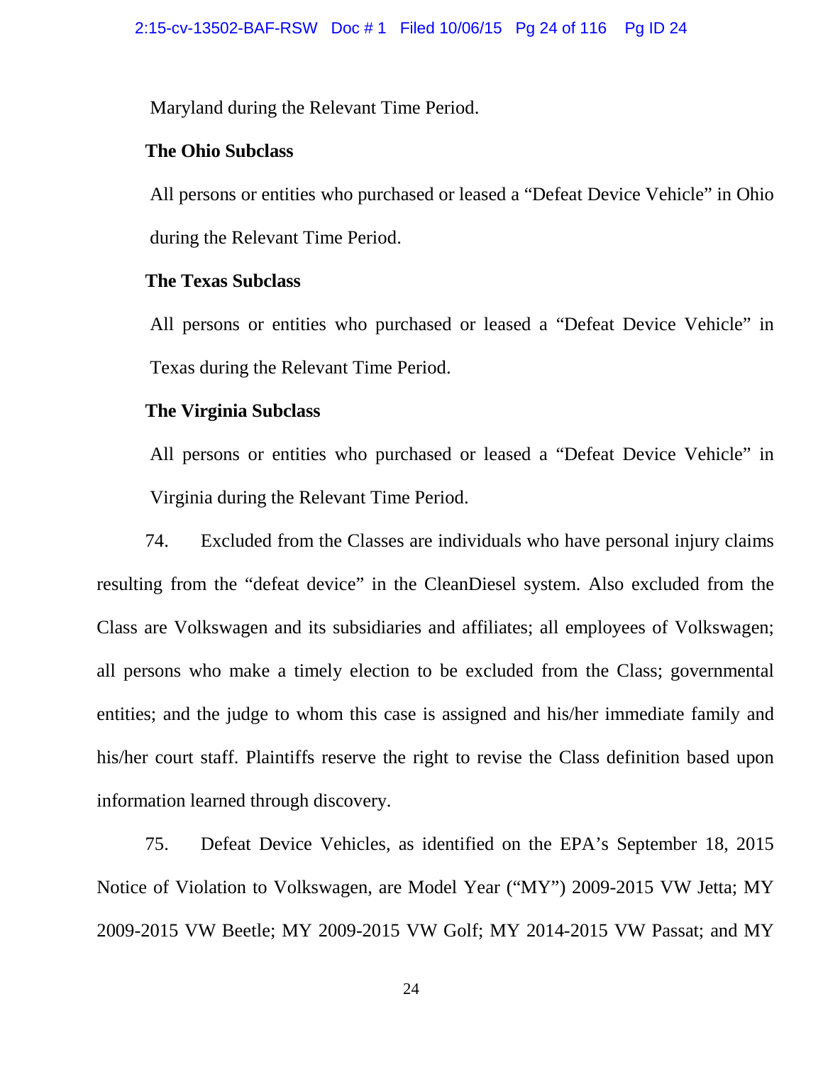Maryland during the Relevant Time Period.

**The Ohio Subclass**

All persons or entities who purchased or leased a “Defeat Device Vehicle” in Ohio during the Relevant Time Period.

**The Texas Subclass**

All persons or entities who purchased or leased a “Defeat Device Vehicle” in Texas during the Relevant Time Period.

**The Virginia Subclass**

All persons or entities who purchased or leased a “Defeat Device Vehicle” in Virginia during the Relevant Time Period.

74. Excluded from the Classes are individuals who have personal injury claims resulting from the “defeat device” in the CleanDiesel system. Also excluded from the Class are Volkswagen and its subsidiaries and affiliates; all employees of Volkswagen; all persons who make a timely election to be excluded from the Class; governmental entities; and the judge to whom this case is assigned and his/her immediate family and his/her court staff. Plaintiffs reserve the right to revise the Class definition based upon information learned through discovery.

75. Defeat Device Vehicles, as identified on the EPA’s September 18, 2015 Notice of Violation to Volkswagen, are Model Year (“MY”) 2009-2015 VW Jetta; MY 2009-2015 VW Beetle; MY 2009-2015 VW Golf; MY 2014-2015 VW Passat; and MY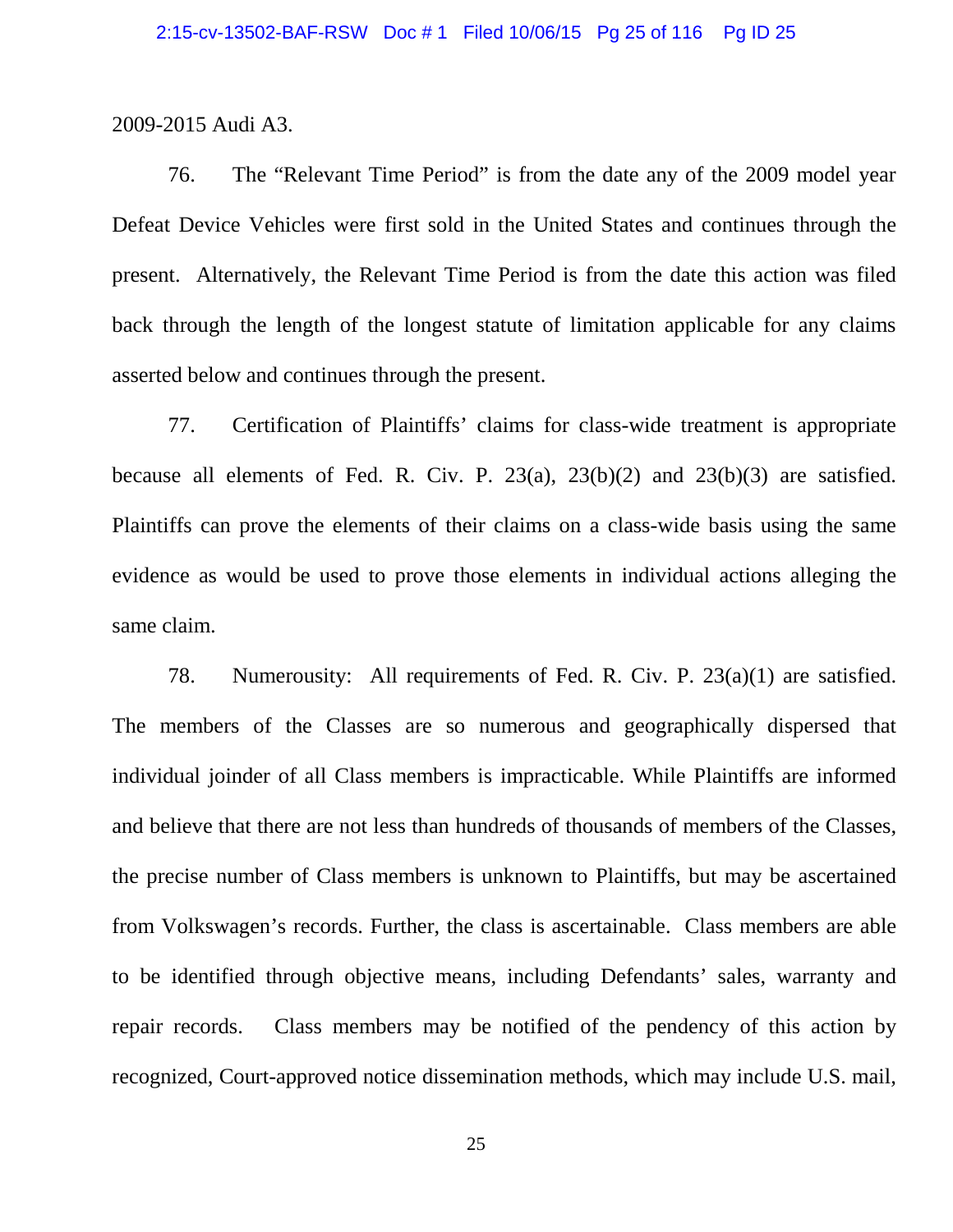2009-2015 Audi A3.

76. The "Relevant Time Period" is from the date any of the 2009 model year Defeat Device Vehicles were first sold in the United States and continues through the present. Alternatively, the Relevant Time Period is from the date this action was filed back through the length of the longest statute of limitation applicable for any claims asserted below and continues through the present.

77. Certification of Plaintiffs' claims for class-wide treatment is appropriate because all elements of Fed. R. Civ. P. 23(a), 23(b)(2) and 23(b)(3) are satisfied. Plaintiffs can prove the elements of their claims on a class-wide basis using the same evidence as would be used to prove those elements in individual actions alleging the same claim.

78. Numerousity: All requirements of Fed. R. Civ. P. 23(a)(1) are satisfied. The members of the Classes are so numerous and geographically dispersed that individual joinder of all Class members is impracticable. While Plaintiffs are informed and believe that there are not less than hundreds of thousands of members of the Classes, the precise number of Class members is unknown to Plaintiffs, but may be ascertained from Volkswagen's records. Further, the class is ascertainable. Class members are able to be identified through objective means, including Defendants' sales, warranty and repair records. Class members may be notified of the pendency of this action by recognized, Court-approved notice dissemination methods, which may include U.S. mail,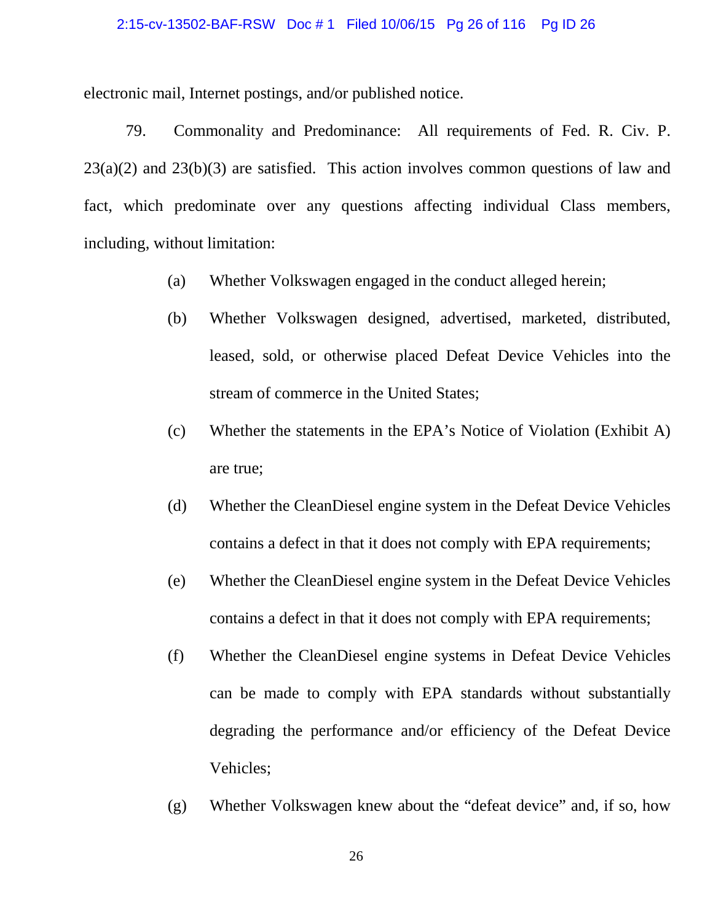electronic mail, Internet postings, and/or published notice.

79. Commonality and Predominance: All requirements of Fed. R. Civ. P. 23(a)(2) and 23(b)(3) are satisfied. This action involves common questions of law and fact, which predominate over any questions affecting individual Class members, including, without limitation:

(a) Whether Volkswagen engaged in the conduct alleged herein;

(b) Whether Volkswagen designed, advertised, marketed, distributed, leased, sold, or otherwise placed Defeat Device Vehicles into the stream of commerce in the United States;

(c) Whether the statements in the EPA's Notice of Violation (Exhibit A) are true;

(d) Whether the CleanDiesel engine system in the Defeat Device Vehicles contains a defect in that it does not comply with EPA requirements;

(e) Whether the CleanDiesel engine system in the Defeat Device Vehicles contains a defect in that it does not comply with EPA requirements;

(f) Whether the CleanDiesel engine systems in Defeat Device Vehicles can be made to comply with EPA standards without substantially degrading the performance and/or efficiency of the Defeat Device Vehicles;

(g) Whether Volkswagen knew about the "defeat device" and, if so, how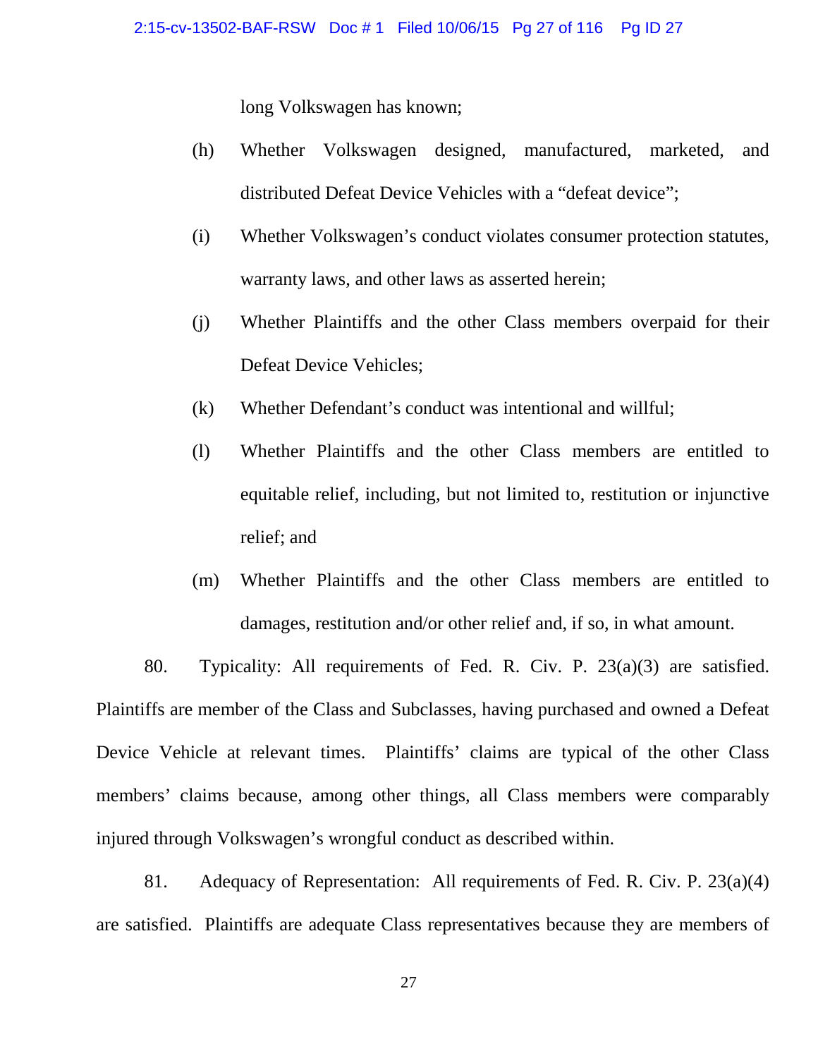long Volkswagen has known;

(h) Whether Volkswagen designed, manufactured, marketed, and distributed Defeat Device Vehicles with a "defeat device";

(i) Whether Volkswagen's conduct violates consumer protection statutes, warranty laws, and other laws as asserted herein;

(j) Whether Plaintiffs and the other Class members overpaid for their Defeat Device Vehicles;

(k) Whether Defendant's conduct was intentional and willful;

(l) Whether Plaintiffs and the other Class members are entitled to equitable relief, including, but not limited to, restitution or injunctive relief; and

(m) Whether Plaintiffs and the other Class members are entitled to damages, restitution and/or other relief and, if so, in what amount.

80. Typicality: All requirements of Fed. R. Civ. P. 23(a)(3) are satisfied. Plaintiffs are member of the Class and Subclasses, having purchased and owned a Defeat Device Vehicle at relevant times. Plaintiffs' claims are typical of the other Class members' claims because, among other things, all Class members were comparably injured through Volkswagen's wrongful conduct as described within.

81. Adequacy of Representation: All requirements of Fed. R. Civ. P. 23(a)(4) are satisfied. Plaintiffs are adequate Class representatives because they are members of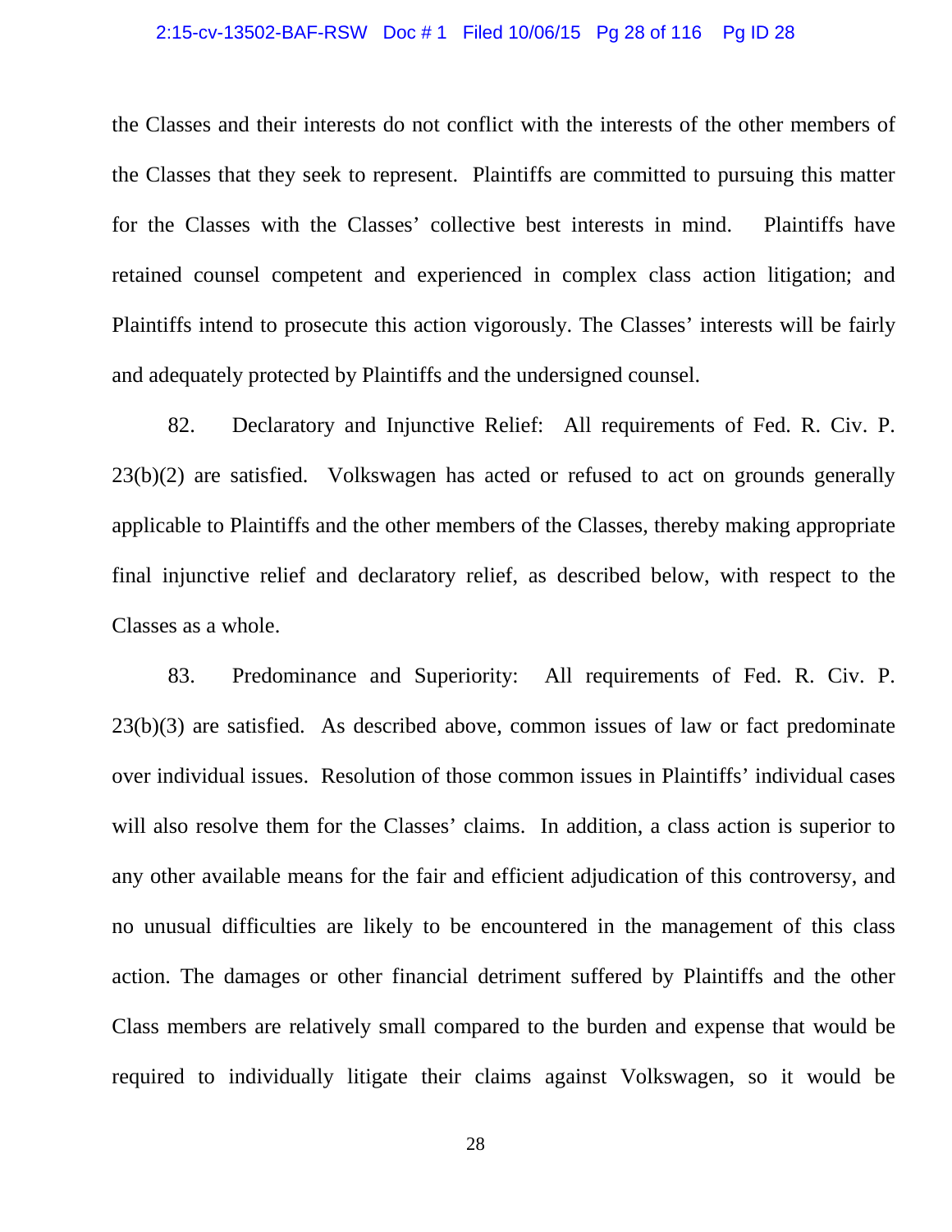the Classes and their interests do not conflict with the interests of the other members of the Classes that they seek to represent. Plaintiffs are committed to pursuing this matter for the Classes with the Classes' collective best interests in mind. Plaintiffs have retained counsel competent and experienced in complex class action litigation; and Plaintiffs intend to prosecute this action vigorously. The Classes' interests will be fairly and adequately protected by Plaintiffs and the undersigned counsel.

82. Declaratory and Injunctive Relief: All requirements of Fed. R. Civ. P. 23(b)(2) are satisfied. Volkswagen has acted or refused to act on grounds generally applicable to Plaintiffs and the other members of the Classes, thereby making appropriate final injunctive relief and declaratory relief, as described below, with respect to the Classes as a whole.

83. Predominance and Superiority: All requirements of Fed. R. Civ. P. 23(b)(3) are satisfied. As described above, common issues of law or fact predominate over individual issues. Resolution of those common issues in Plaintiffs' individual cases will also resolve them for the Classes' claims. In addition, a class action is superior to any other available means for the fair and efficient adjudication of this controversy, and no unusual difficulties are likely to be encountered in the management of this class action. The damages or other financial detriment suffered by Plaintiffs and the other Class members are relatively small compared to the burden and expense that would be required to individually litigate their claims against Volkswagen, so it would be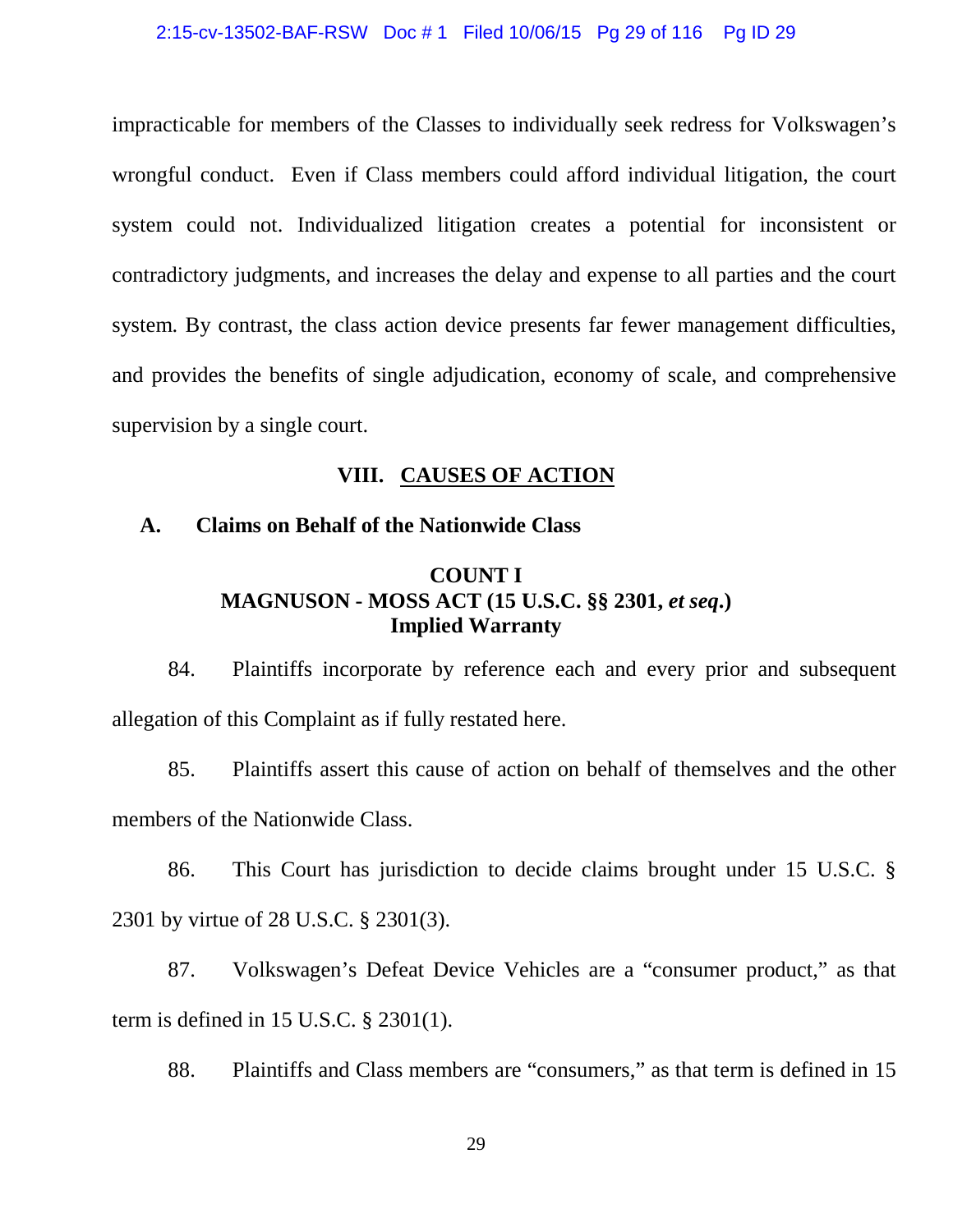impracticable for members of the Classes to individually seek redress for Volkswagen's wrongful conduct. Even if Class members could afford individual litigation, the court system could not. Individualized litigation creates a potential for inconsistent or contradictory judgments, and increases the delay and expense to all parties and the court system. By contrast, the class action device presents far fewer management difficulties, and provides the benefits of single adjudication, economy of scale, and comprehensive supervision by a single court.

## VIII. CAUSES OF ACTION

### A. Claims on Behalf of the Nationwide Class

**COUNT I**
**MAGNUSON - MOSS ACT (15 U.S.C. §§ 2301, *et seq*.)**
**Implied Warranty**

84. Plaintiffs incorporate by reference each and every prior and subsequent allegation of this Complaint as if fully restated here.

85. Plaintiffs assert this cause of action on behalf of themselves and the other members of the Nationwide Class.

86. This Court has jurisdiction to decide claims brought under 15 U.S.C. § 2301 by virtue of 28 U.S.C. § 2301(3).

87. Volkswagen's Defeat Device Vehicles are a "consumer product," as that term is defined in 15 U.S.C. § 2301(1).

88. Plaintiffs and Class members are "consumers," as that term is defined in 15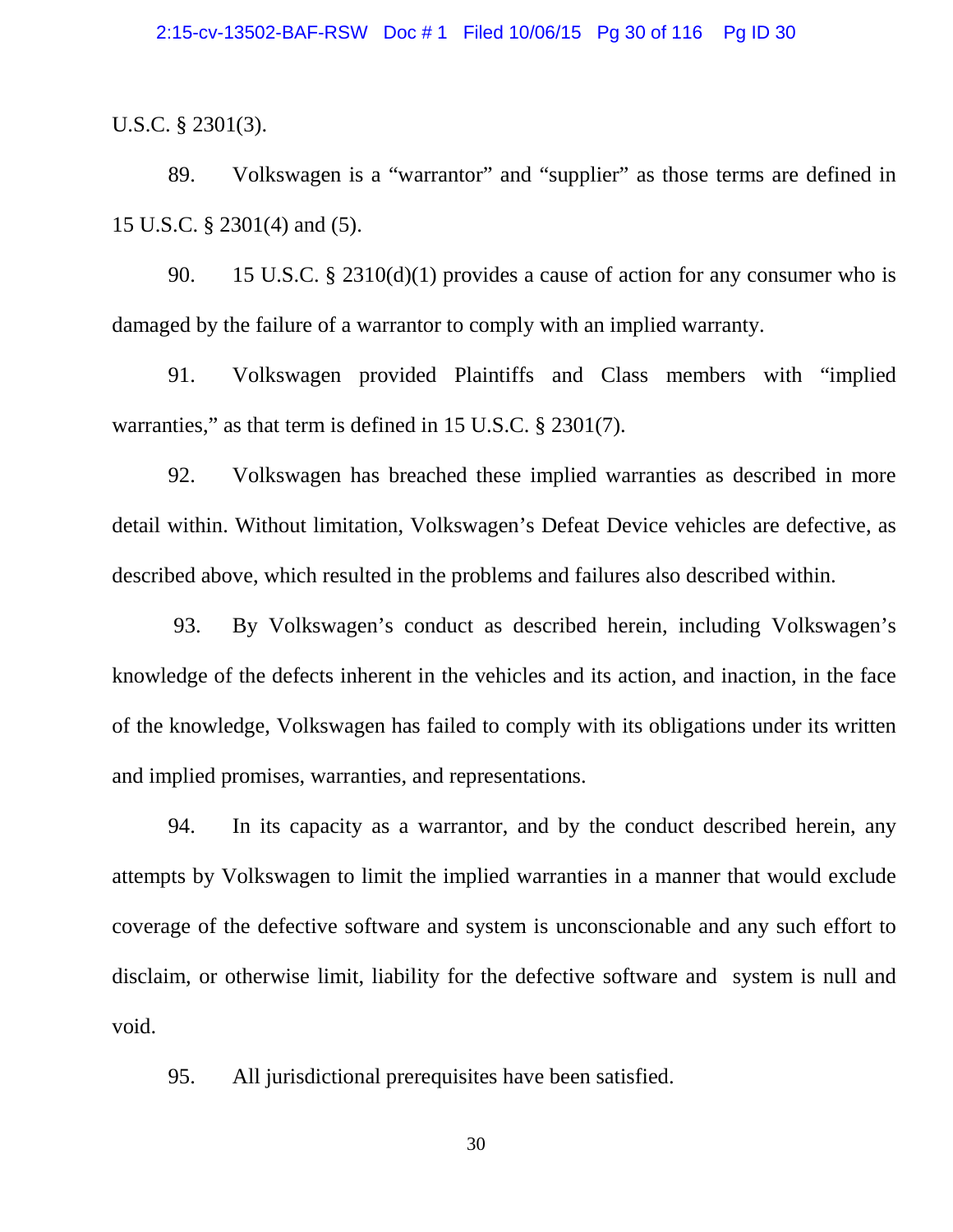U.S.C. § 2301(3).

89. Volkswagen is a "warrantor" and "supplier" as those terms are defined in 15 U.S.C. § 2301(4) and (5).

90. 15 U.S.C. § 2310(d)(1) provides a cause of action for any consumer who is damaged by the failure of a warrantor to comply with an implied warranty.

91. Volkswagen provided Plaintiffs and Class members with "implied warranties," as that term is defined in 15 U.S.C. § 2301(7).

92. Volkswagen has breached these implied warranties as described in more detail within. Without limitation, Volkswagen's Defeat Device vehicles are defective, as described above, which resulted in the problems and failures also described within.

93. By Volkswagen's conduct as described herein, including Volkswagen's knowledge of the defects inherent in the vehicles and its action, and inaction, in the face of the knowledge, Volkswagen has failed to comply with its obligations under its written and implied promises, warranties, and representations.

94. In its capacity as a warrantor, and by the conduct described herein, any attempts by Volkswagen to limit the implied warranties in a manner that would exclude coverage of the defective software and system is unconscionable and any such effort to disclaim, or otherwise limit, liability for the defective software and system is null and void.

95. All jurisdictional prerequisites have been satisfied.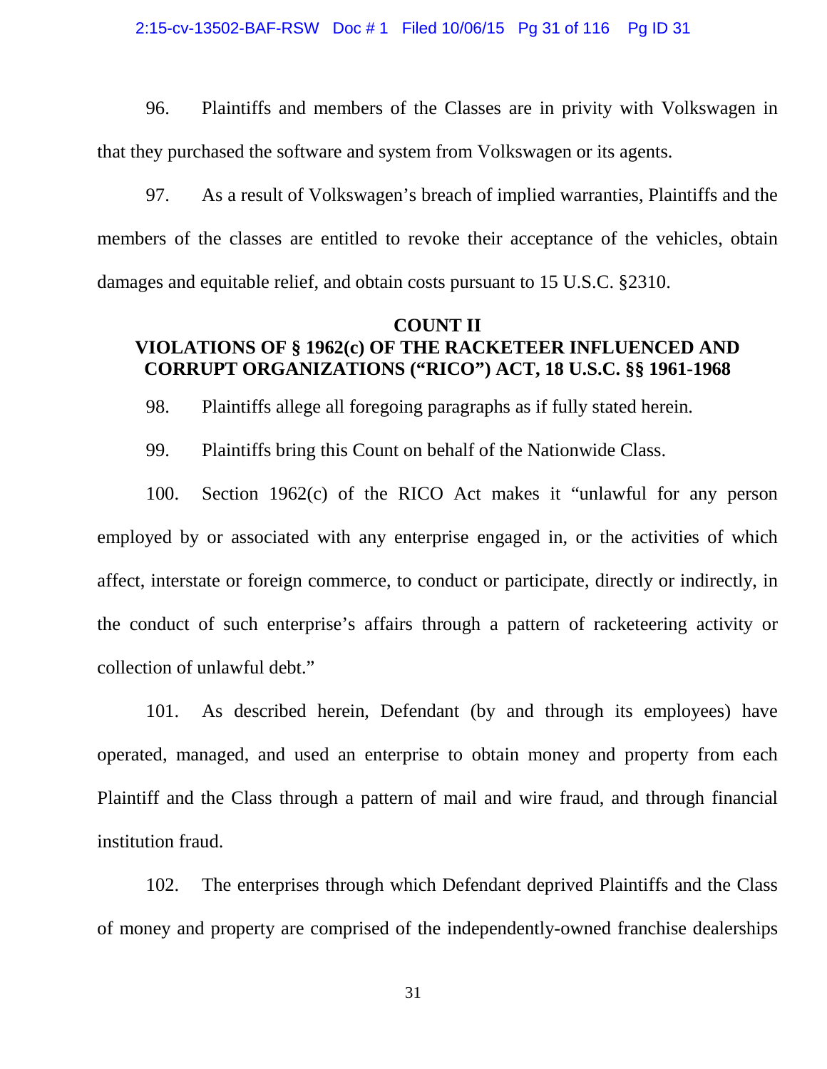96. Plaintiffs and members of the Classes are in privity with Volkswagen in that they purchased the software and system from Volkswagen or its agents.

97. As a result of Volkswagen's breach of implied warranties, Plaintiffs and the members of the classes are entitled to revoke their acceptance of the vehicles, obtain damages and equitable relief, and obtain costs pursuant to 15 U.S.C. §2310.

## COUNT II
## VIOLATIONS OF § 1962(c) OF THE RACKETEER INFLUENCED AND CORRUPT ORGANIZATIONS ("RICO") ACT, 18 U.S.C. §§ 1961-1968

98. Plaintiffs allege all foregoing paragraphs as if fully stated herein.

99. Plaintiffs bring this Count on behalf of the Nationwide Class.

100. Section 1962(c) of the RICO Act makes it "unlawful for any person employed by or associated with any enterprise engaged in, or the activities of which affect, interstate or foreign commerce, to conduct or participate, directly or indirectly, in the conduct of such enterprise's affairs through a pattern of racketeering activity or collection of unlawful debt."

101. As described herein, Defendant (by and through its employees) have operated, managed, and used an enterprise to obtain money and property from each Plaintiff and the Class through a pattern of mail and wire fraud, and through financial institution fraud.

102. The enterprises through which Defendant deprived Plaintiffs and the Class of money and property are comprised of the independently-owned franchise dealerships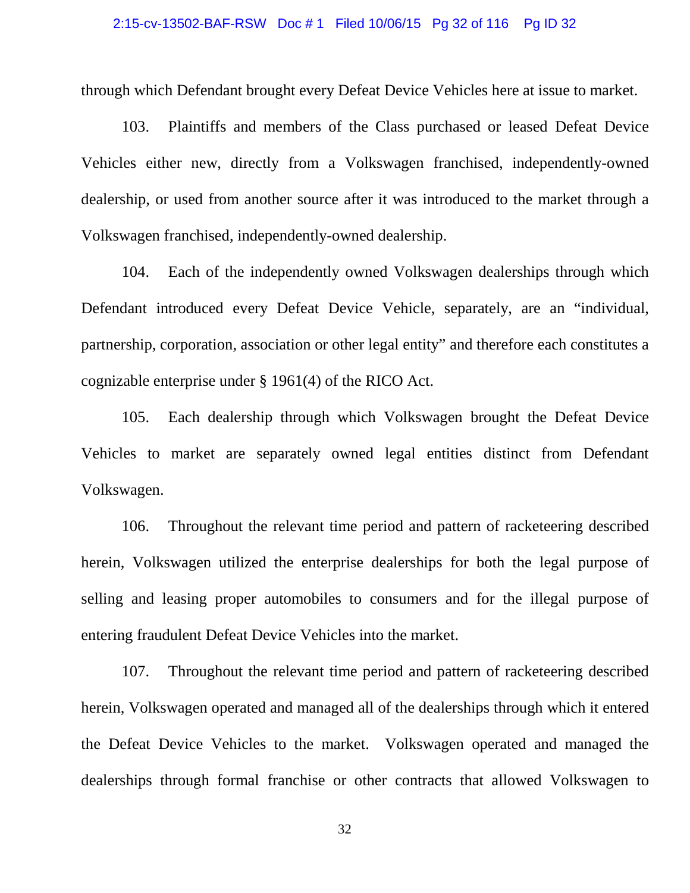through which Defendant brought every Defeat Device Vehicles here at issue to market.

103. Plaintiffs and members of the Class purchased or leased Defeat Device Vehicles either new, directly from a Volkswagen franchised, independently-owned dealership, or used from another source after it was introduced to the market through a Volkswagen franchised, independently-owned dealership.

104. Each of the independently owned Volkswagen dealerships through which Defendant introduced every Defeat Device Vehicle, separately, are an "individual, partnership, corporation, association or other legal entity" and therefore each constitutes a cognizable enterprise under § 1961(4) of the RICO Act.

105. Each dealership through which Volkswagen brought the Defeat Device Vehicles to market are separately owned legal entities distinct from Defendant Volkswagen.

106. Throughout the relevant time period and pattern of racketeering described herein, Volkswagen utilized the enterprise dealerships for both the legal purpose of selling and leasing proper automobiles to consumers and for the illegal purpose of entering fraudulent Defeat Device Vehicles into the market.

107. Throughout the relevant time period and pattern of racketeering described herein, Volkswagen operated and managed all of the dealerships through which it entered the Defeat Device Vehicles to the market. Volkswagen operated and managed the dealerships through formal franchise or other contracts that allowed Volkswagen to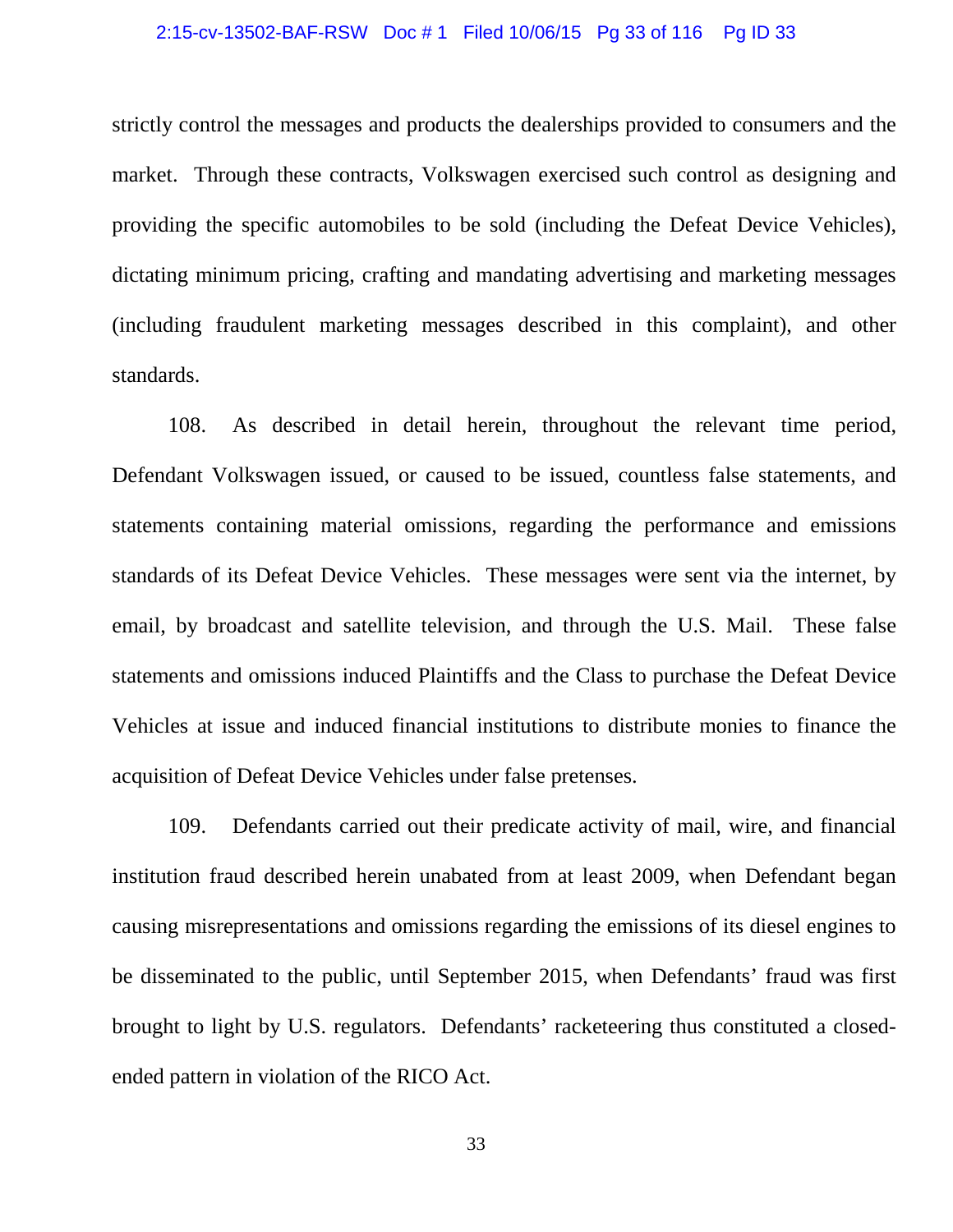strictly control the messages and products the dealerships provided to consumers and the market. Through these contracts, Volkswagen exercised such control as designing and providing the specific automobiles to be sold (including the Defeat Device Vehicles), dictating minimum pricing, crafting and mandating advertising and marketing messages (including fraudulent marketing messages described in this complaint), and other standards.

108. As described in detail herein, throughout the relevant time period, Defendant Volkswagen issued, or caused to be issued, countless false statements, and statements containing material omissions, regarding the performance and emissions standards of its Defeat Device Vehicles. These messages were sent via the internet, by email, by broadcast and satellite television, and through the U.S. Mail. These false statements and omissions induced Plaintiffs and the Class to purchase the Defeat Device Vehicles at issue and induced financial institutions to distribute monies to finance the acquisition of Defeat Device Vehicles under false pretenses.

109. Defendants carried out their predicate activity of mail, wire, and financial institution fraud described herein unabated from at least 2009, when Defendant began causing misrepresentations and omissions regarding the emissions of its diesel engines to be disseminated to the public, until September 2015, when Defendants' fraud was first brought to light by U.S. regulators. Defendants' racketeering thus constituted a closed-ended pattern in violation of the RICO Act.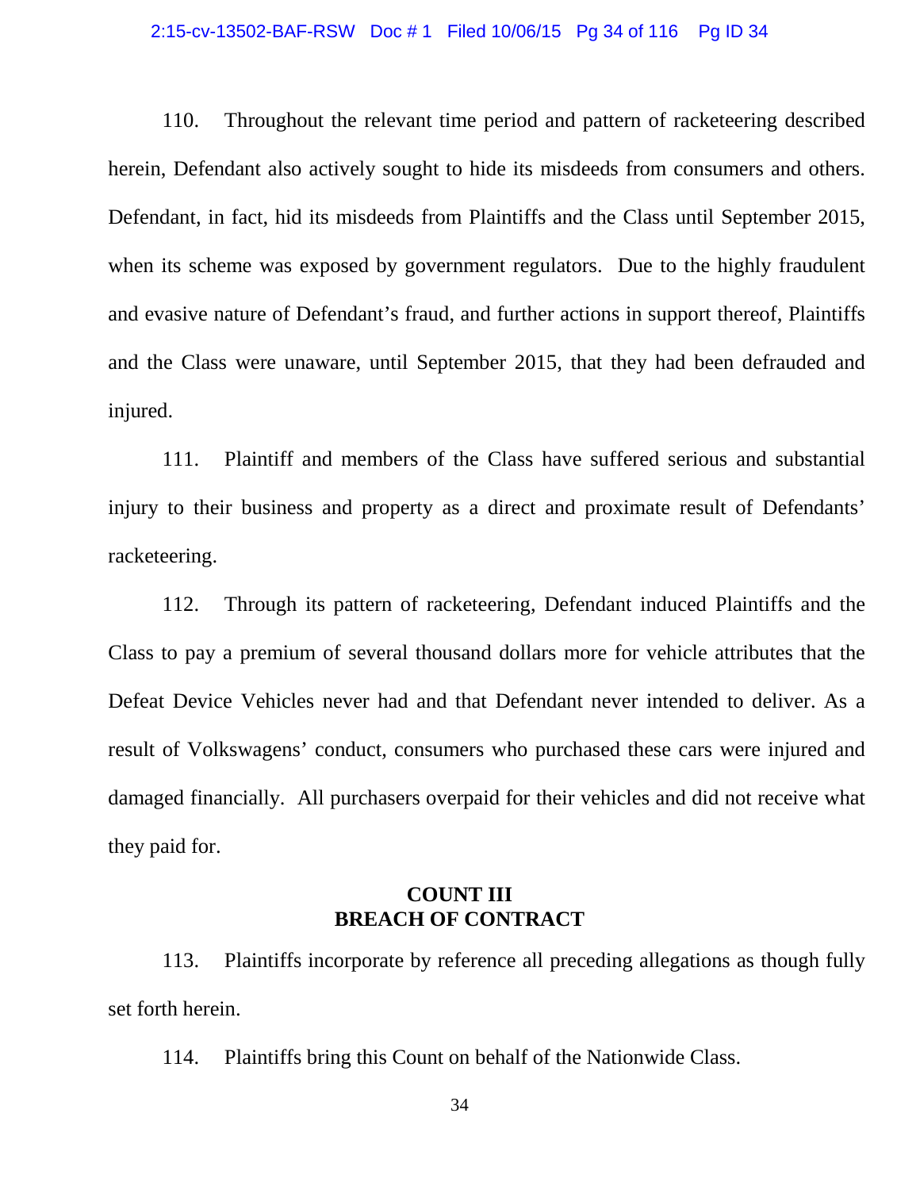110. Throughout the relevant time period and pattern of racketeering described herein, Defendant also actively sought to hide its misdeeds from consumers and others. Defendant, in fact, hid its misdeeds from Plaintiffs and the Class until September 2015, when its scheme was exposed by government regulators. Due to the highly fraudulent and evasive nature of Defendant's fraud, and further actions in support thereof, Plaintiffs and the Class were unaware, until September 2015, that they had been defrauded and injured.

111. Plaintiff and members of the Class have suffered serious and substantial injury to their business and property as a direct and proximate result of Defendants' racketeering.

112. Through its pattern of racketeering, Defendant induced Plaintiffs and the Class to pay a premium of several thousand dollars more for vehicle attributes that the Defeat Device Vehicles never had and that Defendant never intended to deliver. As a result of Volkswagens' conduct, consumers who purchased these cars were injured and damaged financially. All purchasers overpaid for their vehicles and did not receive what they paid for.

**COUNT III**
**BREACH OF CONTRACT**

113. Plaintiffs incorporate by reference all preceding allegations as though fully set forth herein.

114. Plaintiffs bring this Count on behalf of the Nationwide Class.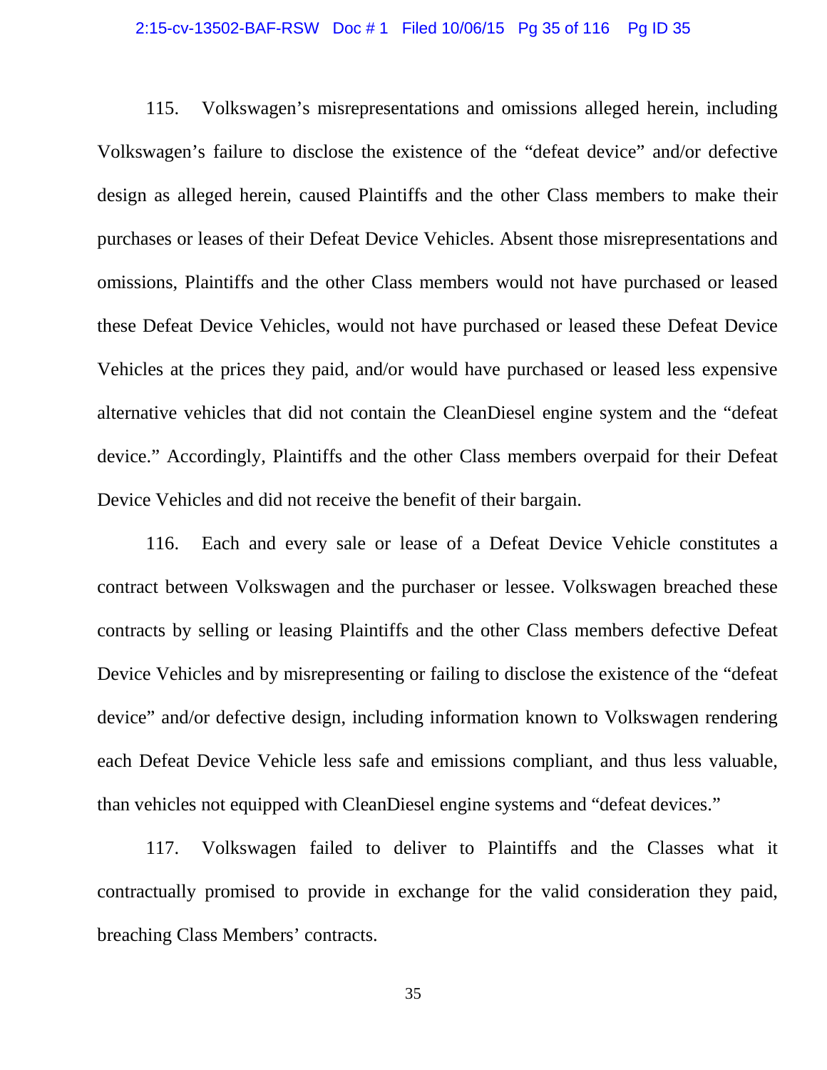115. Volkswagen's misrepresentations and omissions alleged herein, including Volkswagen's failure to disclose the existence of the "defeat device" and/or defective design as alleged herein, caused Plaintiffs and the other Class members to make their purchases or leases of their Defeat Device Vehicles. Absent those misrepresentations and omissions, Plaintiffs and the other Class members would not have purchased or leased these Defeat Device Vehicles, would not have purchased or leased these Defeat Device Vehicles at the prices they paid, and/or would have purchased or leased less expensive alternative vehicles that did not contain the CleanDiesel engine system and the "defeat device." Accordingly, Plaintiffs and the other Class members overpaid for their Defeat Device Vehicles and did not receive the benefit of their bargain.

116. Each and every sale or lease of a Defeat Device Vehicle constitutes a contract between Volkswagen and the purchaser or lessee. Volkswagen breached these contracts by selling or leasing Plaintiffs and the other Class members defective Defeat Device Vehicles and by misrepresenting or failing to disclose the existence of the "defeat device" and/or defective design, including information known to Volkswagen rendering each Defeat Device Vehicle less safe and emissions compliant, and thus less valuable, than vehicles not equipped with CleanDiesel engine systems and "defeat devices."

117. Volkswagen failed to deliver to Plaintiffs and the Classes what it contractually promised to provide in exchange for the valid consideration they paid, breaching Class Members' contracts.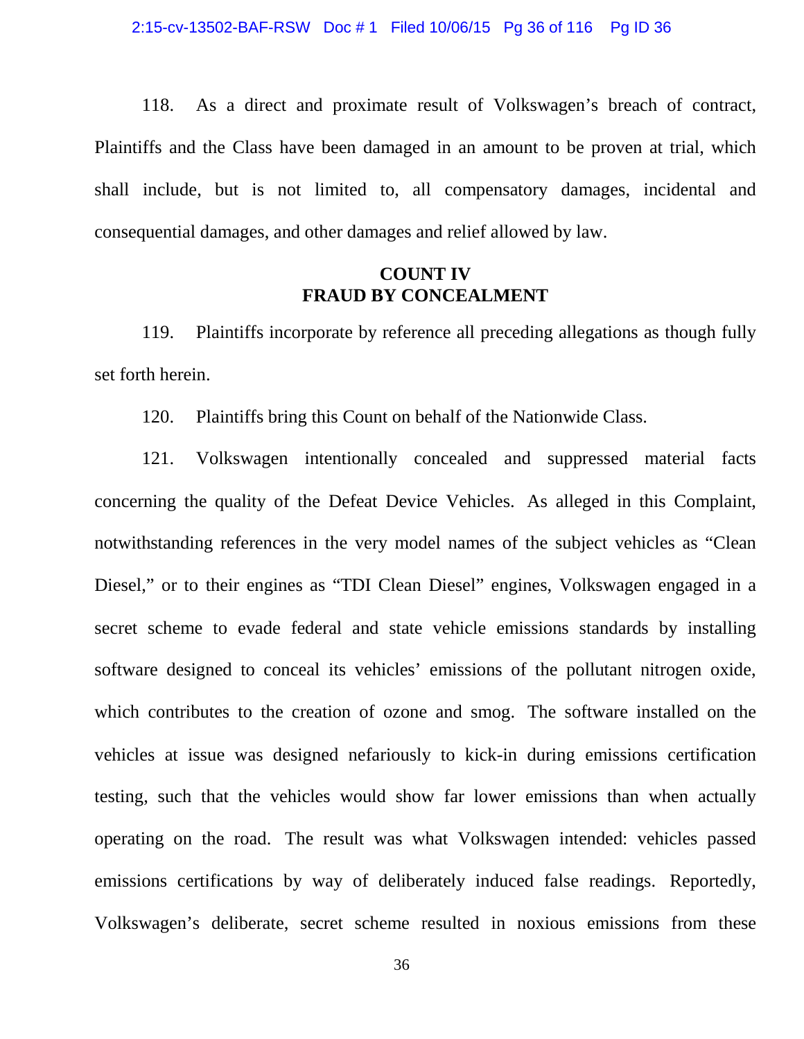118. As a direct and proximate result of Volkswagen's breach of contract, Plaintiffs and the Class have been damaged in an amount to be proven at trial, which shall include, but is not limited to, all compensatory damages, incidental and consequential damages, and other damages and relief allowed by law.

## COUNT IV
## FRAUD BY CONCEALMENT

119. Plaintiffs incorporate by reference all preceding allegations as though fully set forth herein.

120. Plaintiffs bring this Count on behalf of the Nationwide Class.

121. Volkswagen intentionally concealed and suppressed material facts concerning the quality of the Defeat Device Vehicles. As alleged in this Complaint, notwithstanding references in the very model names of the subject vehicles as "Clean Diesel," or to their engines as "TDI Clean Diesel" engines, Volkswagen engaged in a secret scheme to evade federal and state vehicle emissions standards by installing software designed to conceal its vehicles' emissions of the pollutant nitrogen oxide, which contributes to the creation of ozone and smog. The software installed on the vehicles at issue was designed nefariously to kick-in during emissions certification testing, such that the vehicles would show far lower emissions than when actually operating on the road. The result was what Volkswagen intended: vehicles passed emissions certifications by way of deliberately induced false readings. Reportedly, Volkswagen's deliberate, secret scheme resulted in noxious emissions from these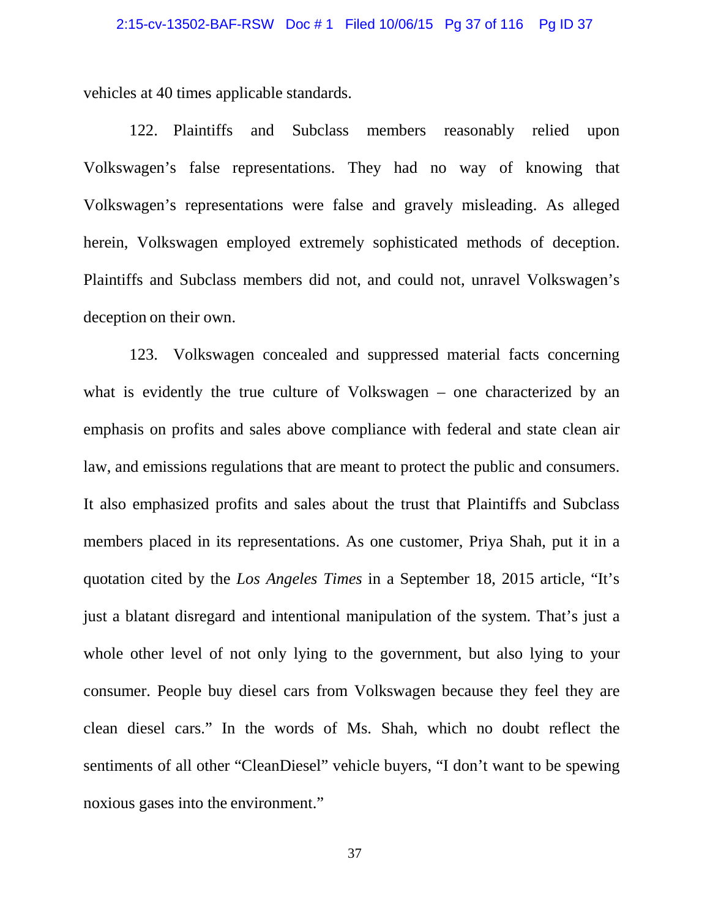vehicles at 40 times applicable standards.

122. Plaintiffs and Subclass members reasonably relied upon Volkswagen's false representations. They had no way of knowing that Volkswagen's representations were false and gravely misleading. As alleged herein, Volkswagen employed extremely sophisticated methods of deception. Plaintiffs and Subclass members did not, and could not, unravel Volkswagen's deception on their own.

123. Volkswagen concealed and suppressed material facts concerning what is evidently the true culture of Volkswagen – one characterized by an emphasis on profits and sales above compliance with federal and state clean air law, and emissions regulations that are meant to protect the public and consumers. It also emphasized profits and sales about the trust that Plaintiffs and Subclass members placed in its representations. As one customer, Priya Shah, put it in a quotation cited by the *Los Angeles Times* in a September 18, 2015 article, "It's just a blatant disregard and intentional manipulation of the system. That's just a whole other level of not only lying to the government, but also lying to your consumer. People buy diesel cars from Volkswagen because they feel they are clean diesel cars." In the words of Ms. Shah, which no doubt reflect the sentiments of all other "CleanDiesel" vehicle buyers, "I don't want to be spewing noxious gases into the environment."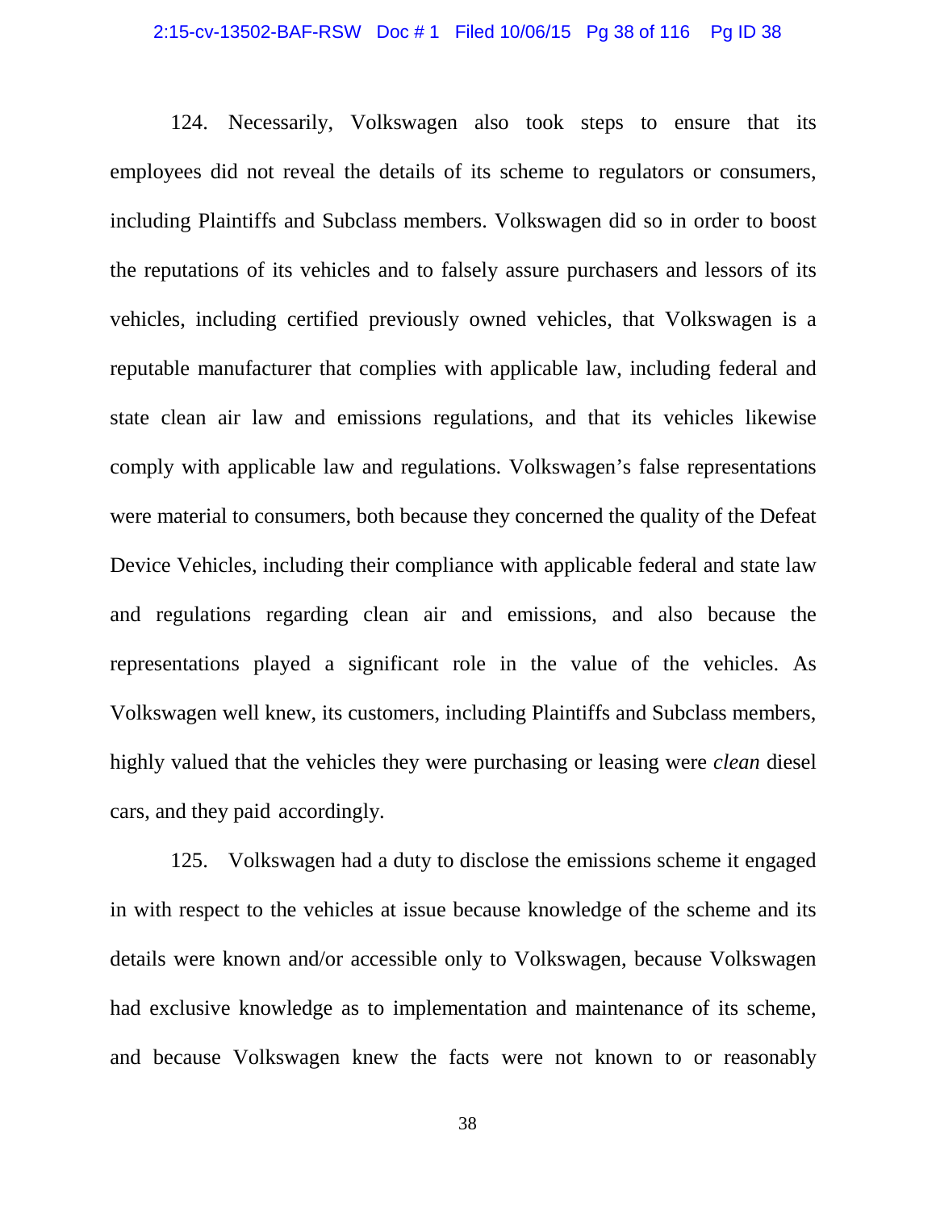124. Necessarily, Volkswagen also took steps to ensure that its employees did not reveal the details of its scheme to regulators or consumers, including Plaintiffs and Subclass members. Volkswagen did so in order to boost the reputations of its vehicles and to falsely assure purchasers and lessors of its vehicles, including certified previously owned vehicles, that Volkswagen is a reputable manufacturer that complies with applicable law, including federal and state clean air law and emissions regulations, and that its vehicles likewise comply with applicable law and regulations. Volkswagen's false representations were material to consumers, both because they concerned the quality of the Defeat Device Vehicles, including their compliance with applicable federal and state law and regulations regarding clean air and emissions, and also because the representations played a significant role in the value of the vehicles. As Volkswagen well knew, its customers, including Plaintiffs and Subclass members, highly valued that the vehicles they were purchasing or leasing were *clean* diesel cars, and they paid accordingly.

125. Volkswagen had a duty to disclose the emissions scheme it engaged in with respect to the vehicles at issue because knowledge of the scheme and its details were known and/or accessible only to Volkswagen, because Volkswagen had exclusive knowledge as to implementation and maintenance of its scheme, and because Volkswagen knew the facts were not known to or reasonably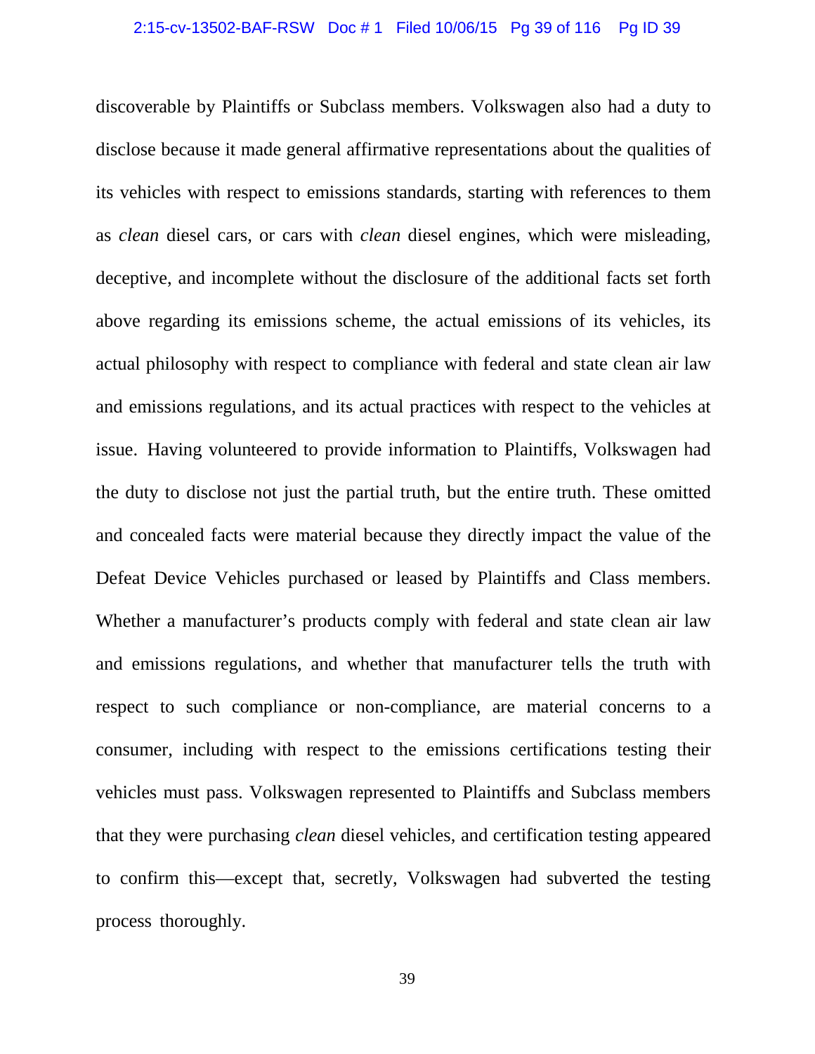discoverable by Plaintiffs or Subclass members. Volkswagen also had a duty to disclose because it made general affirmative representations about the qualities of its vehicles with respect to emissions standards, starting with references to them as *clean* diesel cars, or cars with *clean* diesel engines, which were misleading, deceptive, and incomplete without the disclosure of the additional facts set forth above regarding its emissions scheme, the actual emissions of its vehicles, its actual philosophy with respect to compliance with federal and state clean air law and emissions regulations, and its actual practices with respect to the vehicles at issue. Having volunteered to provide information to Plaintiffs, Volkswagen had the duty to disclose not just the partial truth, but the entire truth. These omitted and concealed facts were material because they directly impact the value of the Defeat Device Vehicles purchased or leased by Plaintiffs and Class members. Whether a manufacturer's products comply with federal and state clean air law and emissions regulations, and whether that manufacturer tells the truth with respect to such compliance or non-compliance, are material concerns to a consumer, including with respect to the emissions certifications testing their vehicles must pass. Volkswagen represented to Plaintiffs and Subclass members that they were purchasing *clean* diesel vehicles, and certification testing appeared to confirm this—except that, secretly, Volkswagen had subverted the testing process thoroughly.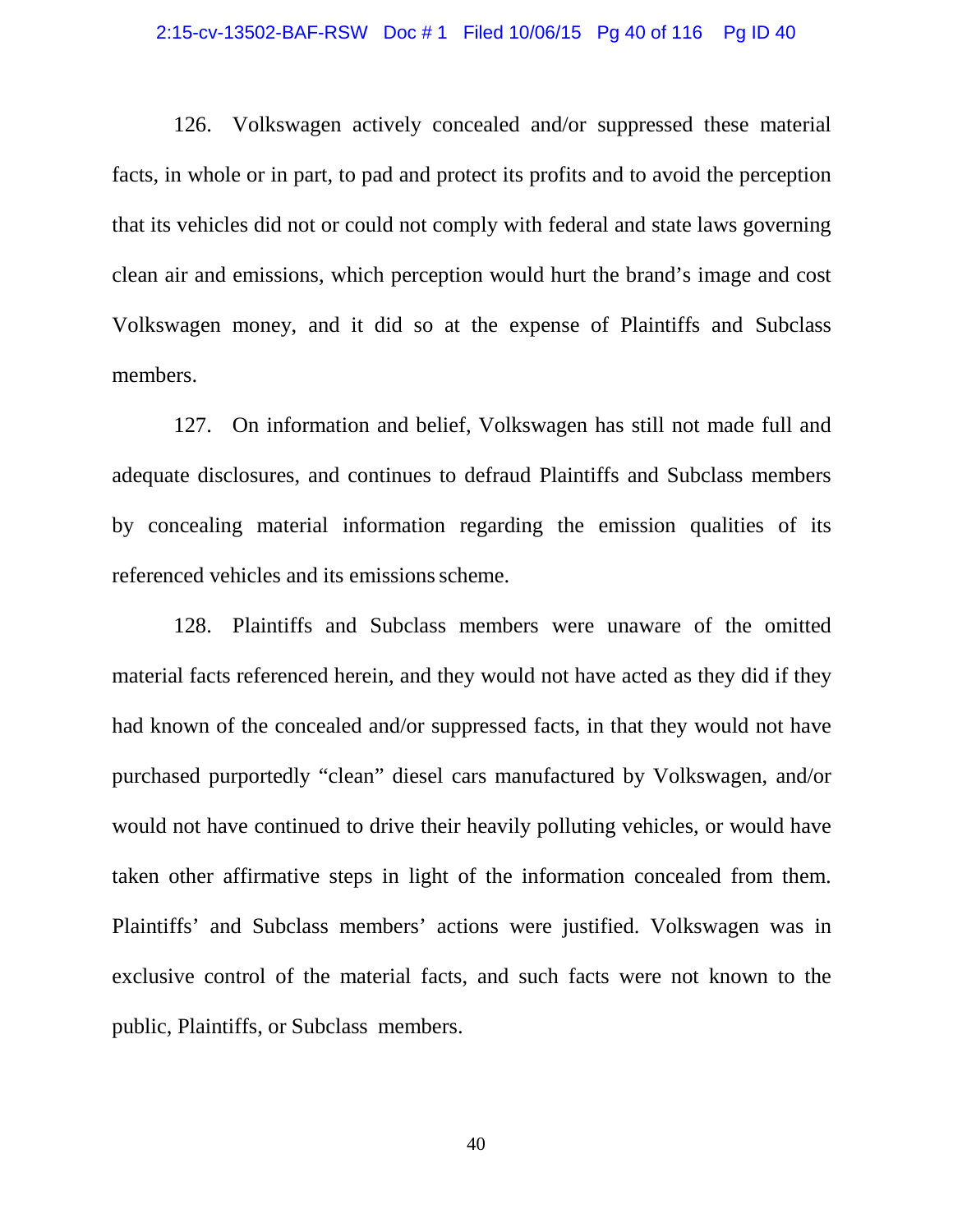126. Volkswagen actively concealed and/or suppressed these material facts, in whole or in part, to pad and protect its profits and to avoid the perception that its vehicles did not or could not comply with federal and state laws governing clean air and emissions, which perception would hurt the brand's image and cost Volkswagen money, and it did so at the expense of Plaintiffs and Subclass members.

127. On information and belief, Volkswagen has still not made full and adequate disclosures, and continues to defraud Plaintiffs and Subclass members by concealing material information regarding the emission qualities of its referenced vehicles and its emissions scheme.

128. Plaintiffs and Subclass members were unaware of the omitted material facts referenced herein, and they would not have acted as they did if they had known of the concealed and/or suppressed facts, in that they would not have purchased purportedly "clean" diesel cars manufactured by Volkswagen, and/or would not have continued to drive their heavily polluting vehicles, or would have taken other affirmative steps in light of the information concealed from them. Plaintiffs' and Subclass members' actions were justified. Volkswagen was in exclusive control of the material facts, and such facts were not known to the public, Plaintiffs, or Subclass members.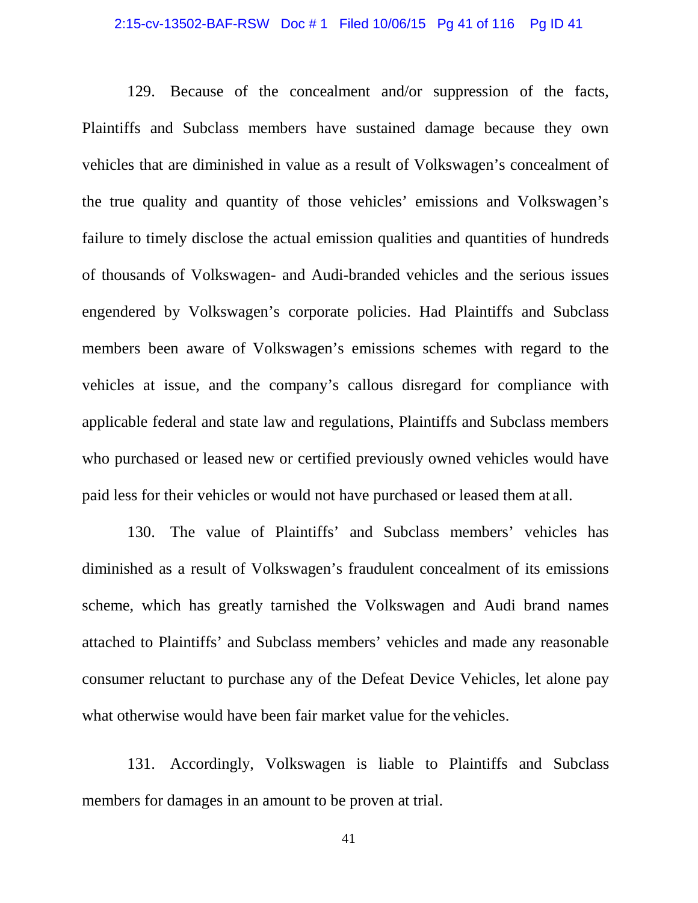129. Because of the concealment and/or suppression of the facts, Plaintiffs and Subclass members have sustained damage because they own vehicles that are diminished in value as a result of Volkswagen's concealment of the true quality and quantity of those vehicles' emissions and Volkswagen's failure to timely disclose the actual emission qualities and quantities of hundreds of thousands of Volkswagen- and Audi-branded vehicles and the serious issues engendered by Volkswagen's corporate policies. Had Plaintiffs and Subclass members been aware of Volkswagen's emissions schemes with regard to the vehicles at issue, and the company's callous disregard for compliance with applicable federal and state law and regulations, Plaintiffs and Subclass members who purchased or leased new or certified previously owned vehicles would have paid less for their vehicles or would not have purchased or leased them at all.

130. The value of Plaintiffs' and Subclass members' vehicles has diminished as a result of Volkswagen's fraudulent concealment of its emissions scheme, which has greatly tarnished the Volkswagen and Audi brand names attached to Plaintiffs' and Subclass members' vehicles and made any reasonable consumer reluctant to purchase any of the Defeat Device Vehicles, let alone pay what otherwise would have been fair market value for the vehicles.

131. Accordingly, Volkswagen is liable to Plaintiffs and Subclass members for damages in an amount to be proven at trial.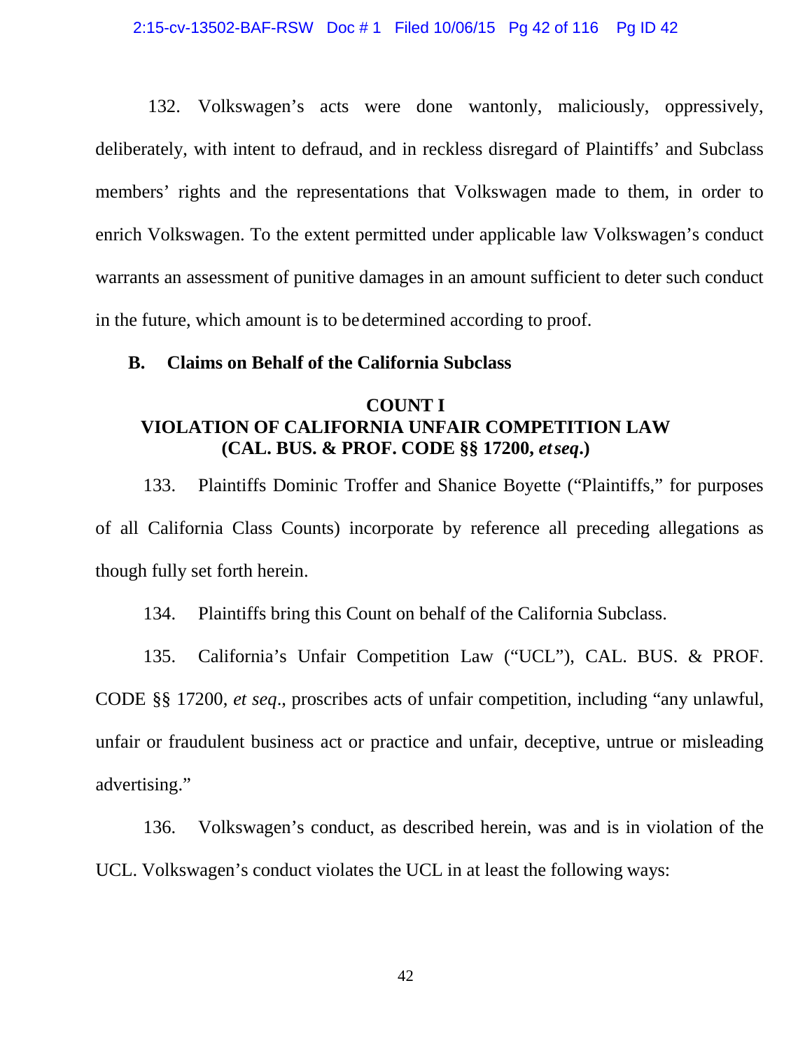132. Volkswagen's acts were done wantonly, maliciously, oppressively, deliberately, with intent to defraud, and in reckless disregard of Plaintiffs' and Subclass members' rights and the representations that Volkswagen made to them, in order to enrich Volkswagen. To the extent permitted under applicable law Volkswagen's conduct warrants an assessment of punitive damages in an amount sufficient to deter such conduct in the future, which amount is to be determined according to proof.

## B. Claims on Behalf of the California Subclass

### COUNT I
### VIOLATION OF CALIFORNIA UNFAIR COMPETITION LAW (CAL. BUS. & PROF. CODE §§ 17200, *et seq*.)

133. Plaintiffs Dominic Troffer and Shanice Boyette ("Plaintiffs," for purposes of all California Class Counts) incorporate by reference all preceding allegations as though fully set forth herein.

134. Plaintiffs bring this Count on behalf of the California Subclass.

135. California's Unfair Competition Law ("UCL"), CAL. BUS. & PROF. CODE §§ 17200, *et seq*., proscribes acts of unfair competition, including "any unlawful, unfair or fraudulent business act or practice and unfair, deceptive, untrue or misleading advertising."

136. Volkswagen's conduct, as described herein, was and is in violation of the UCL. Volkswagen's conduct violates the UCL in at least the following ways: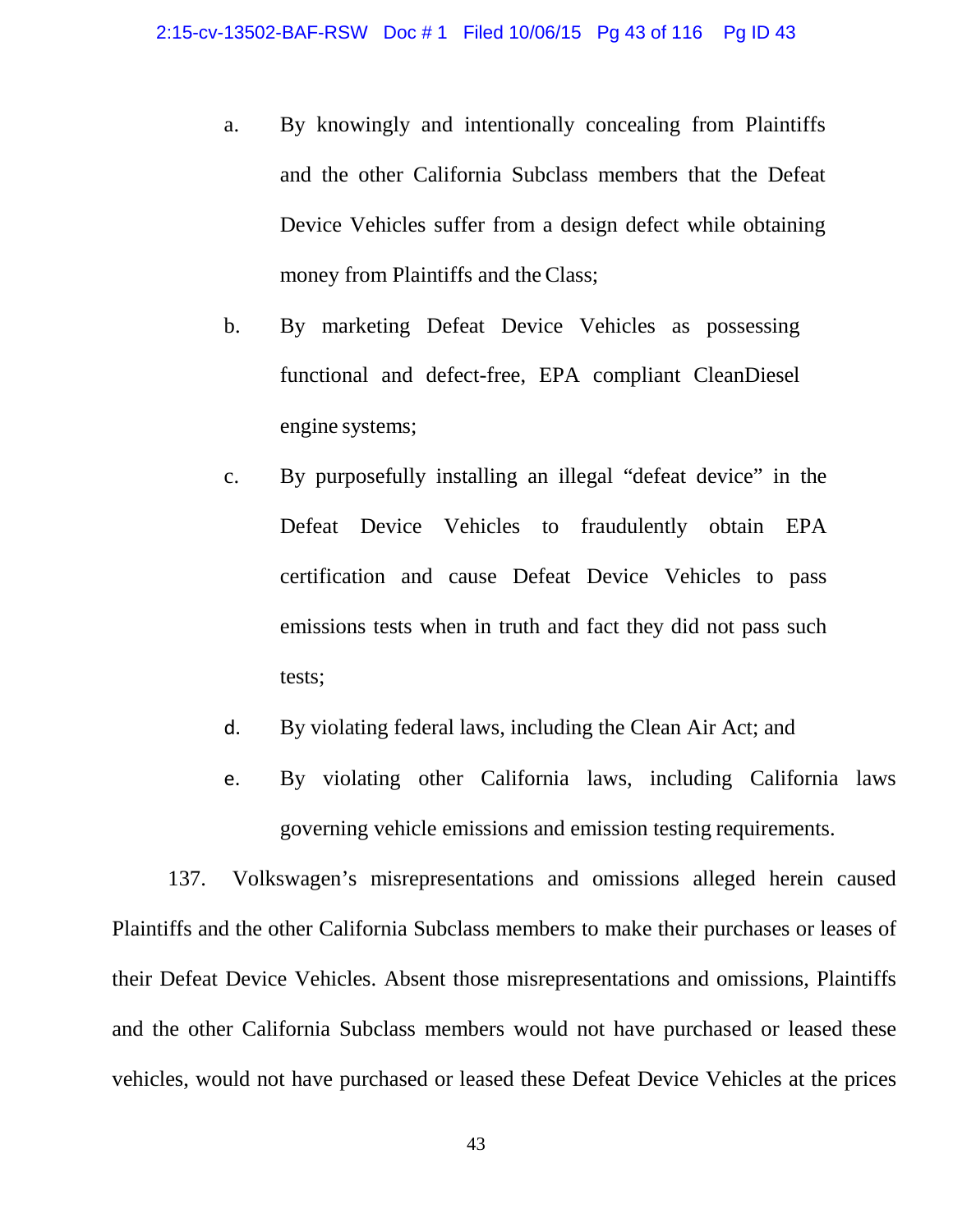a. By knowingly and intentionally concealing from Plaintiffs and the other California Subclass members that the Defeat Device Vehicles suffer from a design defect while obtaining money from Plaintiffs and the Class;

b. By marketing Defeat Device Vehicles as possessing functional and defect-free, EPA compliant CleanDiesel engine systems;

c. By purposefully installing an illegal "defeat device" in the Defeat Device Vehicles to fraudulently obtain EPA certification and cause Defeat Device Vehicles to pass emissions tests when in truth and fact they did not pass such tests;

d. By violating federal laws, including the Clean Air Act; and

e. By violating other California laws, including California laws governing vehicle emissions and emission testing requirements.

137. Volkswagen's misrepresentations and omissions alleged herein caused Plaintiffs and the other California Subclass members to make their purchases or leases of their Defeat Device Vehicles. Absent those misrepresentations and omissions, Plaintiffs and the other California Subclass members would not have purchased or leased these vehicles, would not have purchased or leased these Defeat Device Vehicles at the prices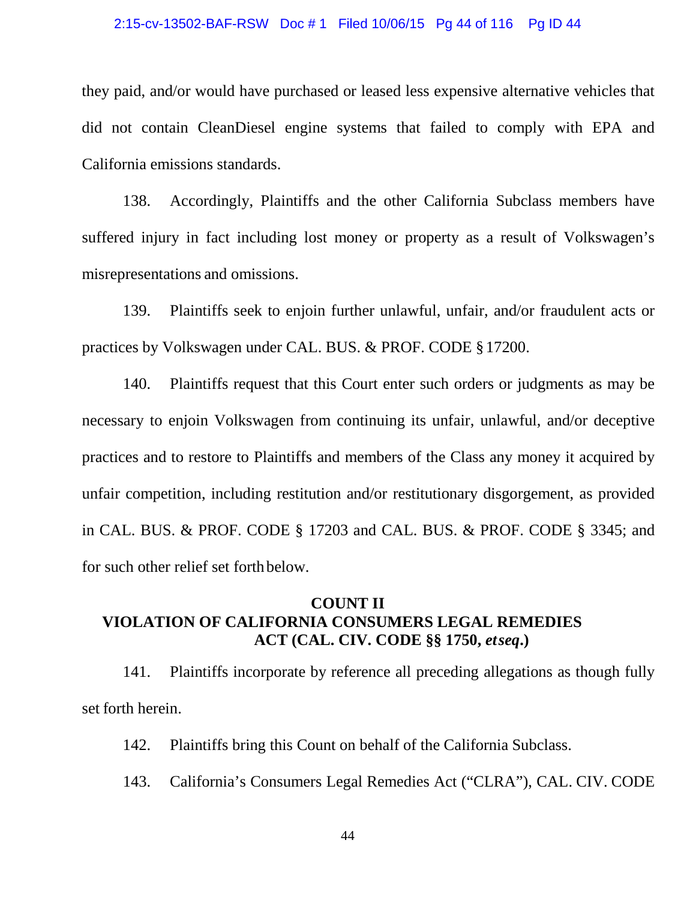they paid, and/or would have purchased or leased less expensive alternative vehicles that did not contain CleanDiesel engine systems that failed to comply with EPA and California emissions standards.

138. Accordingly, Plaintiffs and the other California Subclass members have suffered injury in fact including lost money or property as a result of Volkswagen's misrepresentations and omissions.

139. Plaintiffs seek to enjoin further unlawful, unfair, and/or fraudulent acts or practices by Volkswagen under CAL. BUS. & PROF. CODE § 17200.

140. Plaintiffs request that this Court enter such orders or judgments as may be necessary to enjoin Volkswagen from continuing its unfair, unlawful, and/or deceptive practices and to restore to Plaintiffs and members of the Class any money it acquired by unfair competition, including restitution and/or restitutionary disgorgement, as provided in CAL. BUS. & PROF. CODE § 17203 and CAL. BUS. & PROF. CODE § 3345; and for such other relief set forth below.

## COUNT II
## VIOLATION OF CALIFORNIA CONSUMERS LEGAL REMEDIES ACT (CAL. CIV. CODE §§ 1750, *etseq*.)

141. Plaintiffs incorporate by reference all preceding allegations as though fully set forth herein.

142. Plaintiffs bring this Count on behalf of the California Subclass.

143. California's Consumers Legal Remedies Act ("CLRA"), CAL. CIV. CODE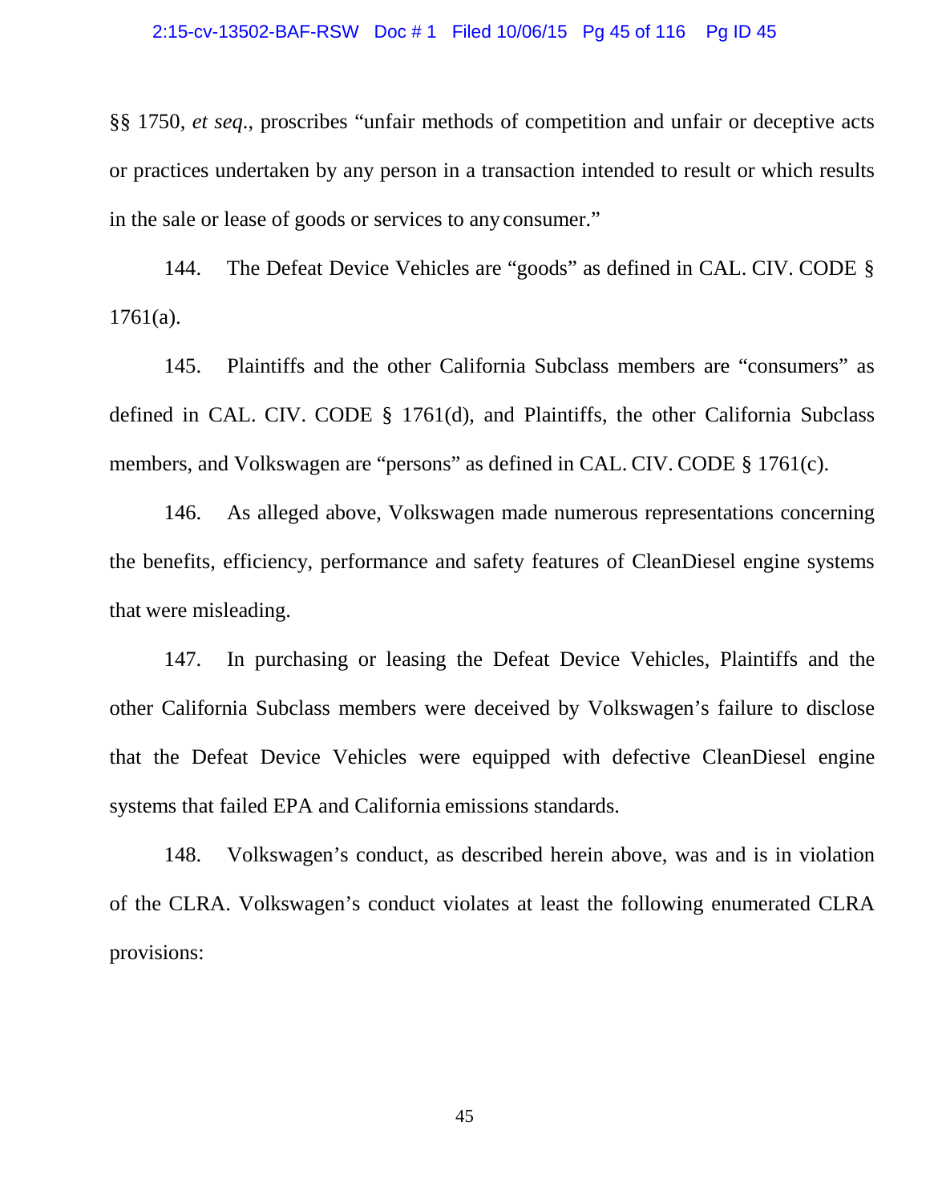§§ 1750, *et seq*., proscribes "unfair methods of competition and unfair or deceptive acts or practices undertaken by any person in a transaction intended to result or which results in the sale or lease of goods or services to any consumer."

144. The Defeat Device Vehicles are "goods" as defined in CAL. CIV. CODE § 1761(a).

145. Plaintiffs and the other California Subclass members are "consumers" as defined in CAL. CIV. CODE § 1761(d), and Plaintiffs, the other California Subclass members, and Volkswagen are "persons" as defined in CAL. CIV. CODE § 1761(c).

146. As alleged above, Volkswagen made numerous representations concerning the benefits, efficiency, performance and safety features of CleanDiesel engine systems that were misleading.

147. In purchasing or leasing the Defeat Device Vehicles, Plaintiffs and the other California Subclass members were deceived by Volkswagen's failure to disclose that the Defeat Device Vehicles were equipped with defective CleanDiesel engine systems that failed EPA and California emissions standards.

148. Volkswagen's conduct, as described herein above, was and is in violation of the CLRA. Volkswagen's conduct violates at least the following enumerated CLRA provisions: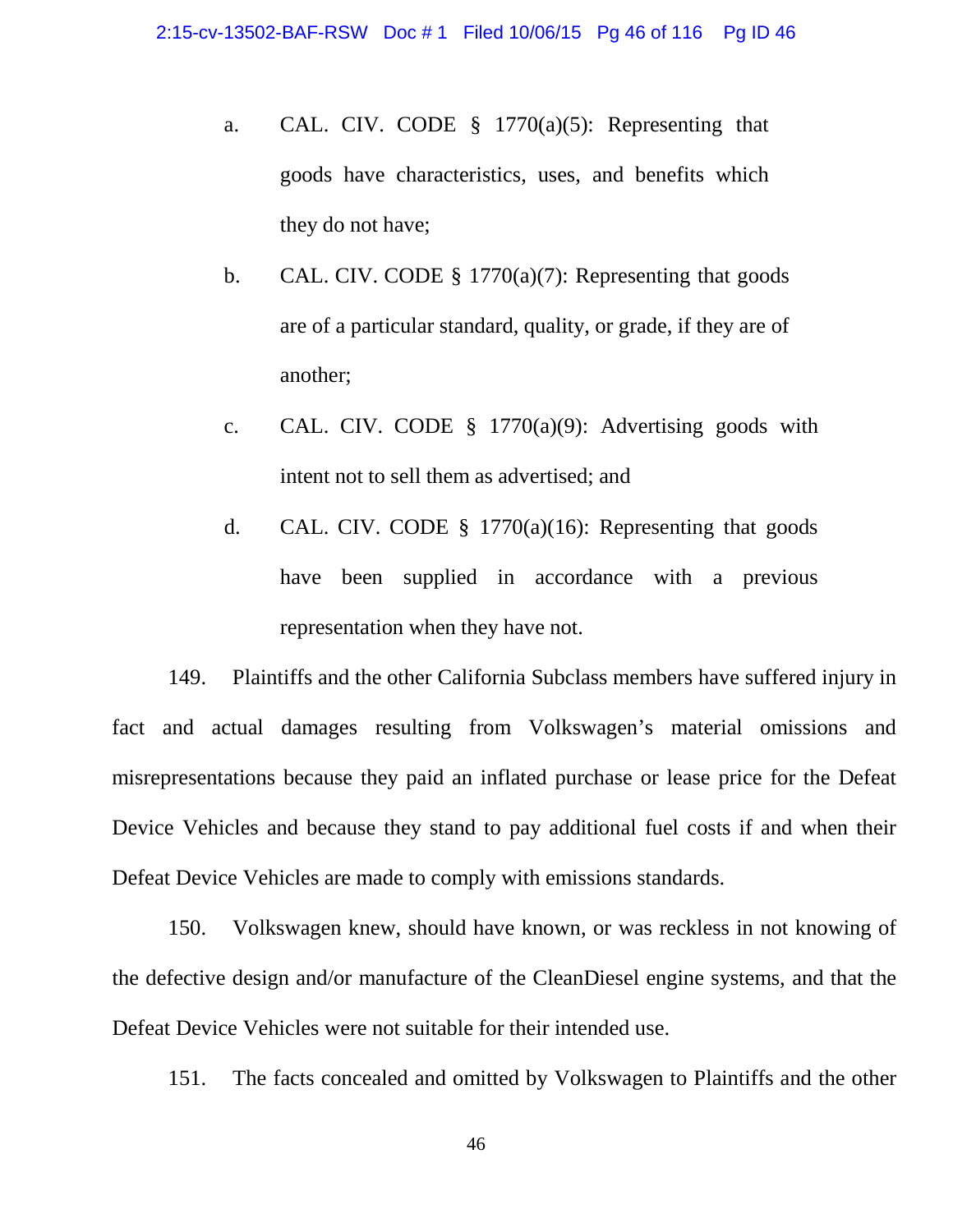a. CAL. CIV. CODE § 1770(a)(5): Representing that goods have characteristics, uses, and benefits which they do not have;

b. CAL. CIV. CODE § 1770(a)(7): Representing that goods are of a particular standard, quality, or grade, if they are of another;

c. CAL. CIV. CODE § 1770(a)(9): Advertising goods with intent not to sell them as advertised; and

d. CAL. CIV. CODE § 1770(a)(16): Representing that goods have been supplied in accordance with a previous representation when they have not.

149. Plaintiffs and the other California Subclass members have suffered injury in fact and actual damages resulting from Volkswagen's material omissions and misrepresentations because they paid an inflated purchase or lease price for the Defeat Device Vehicles and because they stand to pay additional fuel costs if and when their Defeat Device Vehicles are made to comply with emissions standards.

150. Volkswagen knew, should have known, or was reckless in not knowing of the defective design and/or manufacture of the CleanDiesel engine systems, and that the Defeat Device Vehicles were not suitable for their intended use.

151. The facts concealed and omitted by Volkswagen to Plaintiffs and the other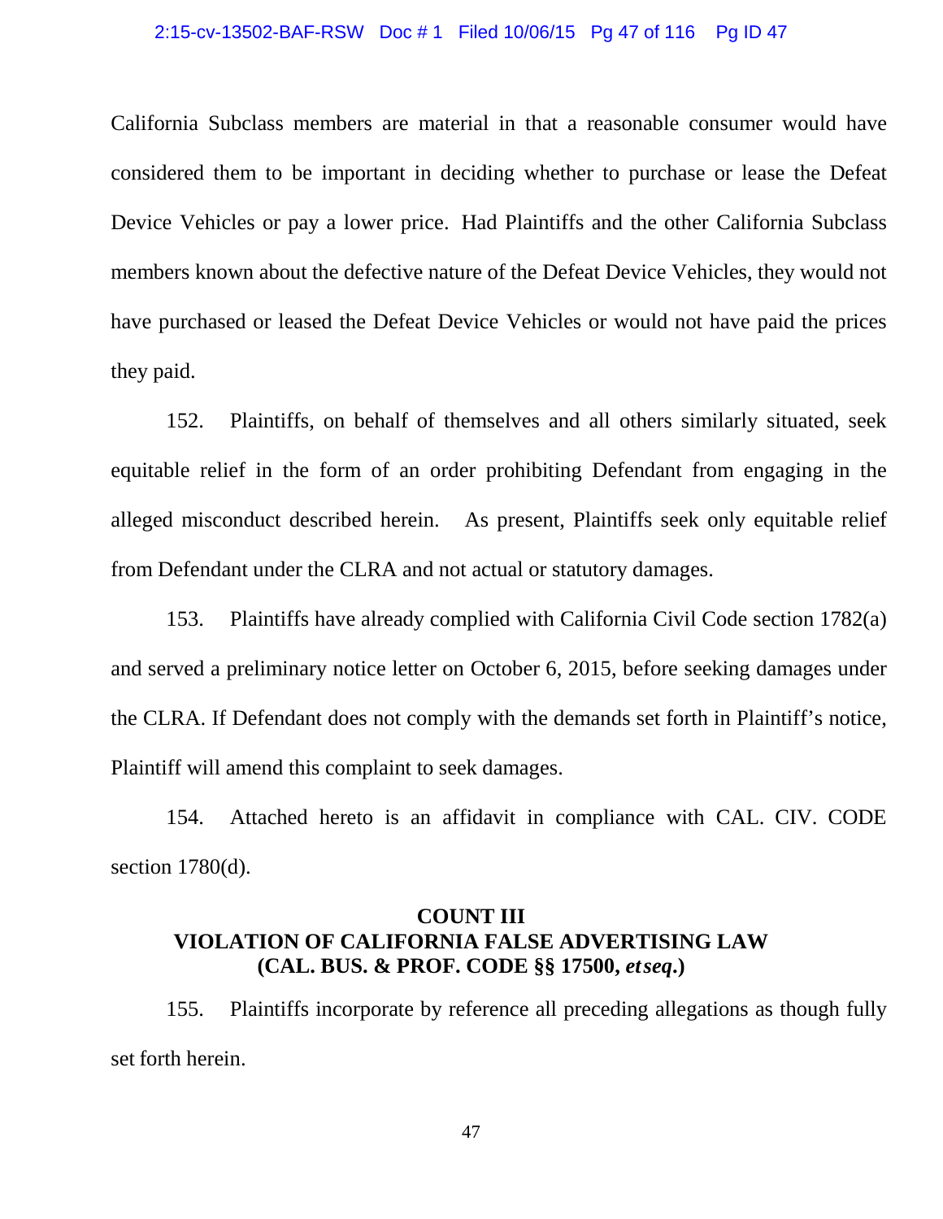California Subclass members are material in that a reasonable consumer would have considered them to be important in deciding whether to purchase or lease the Defeat Device Vehicles or pay a lower price. Had Plaintiffs and the other California Subclass members known about the defective nature of the Defeat Device Vehicles, they would not have purchased or leased the Defeat Device Vehicles or would not have paid the prices they paid.

152. Plaintiffs, on behalf of themselves and all others similarly situated, seek equitable relief in the form of an order prohibiting Defendant from engaging in the alleged misconduct described herein. As present, Plaintiffs seek only equitable relief from Defendant under the CLRA and not actual or statutory damages.

153. Plaintiffs have already complied with California Civil Code section 1782(a) and served a preliminary notice letter on October 6, 2015, before seeking damages under the CLRA. If Defendant does not comply with the demands set forth in Plaintiff's notice, Plaintiff will amend this complaint to seek damages.

154. Attached hereto is an affidavit in compliance with CAL. CIV. CODE section 1780(d).

**COUNT III**
**VIOLATION OF CALIFORNIA FALSE ADVERTISING LAW**
**(CAL. BUS. & PROF. CODE §§ 17500, *et seq.*)**

155. Plaintiffs incorporate by reference all preceding allegations as though fully set forth herein.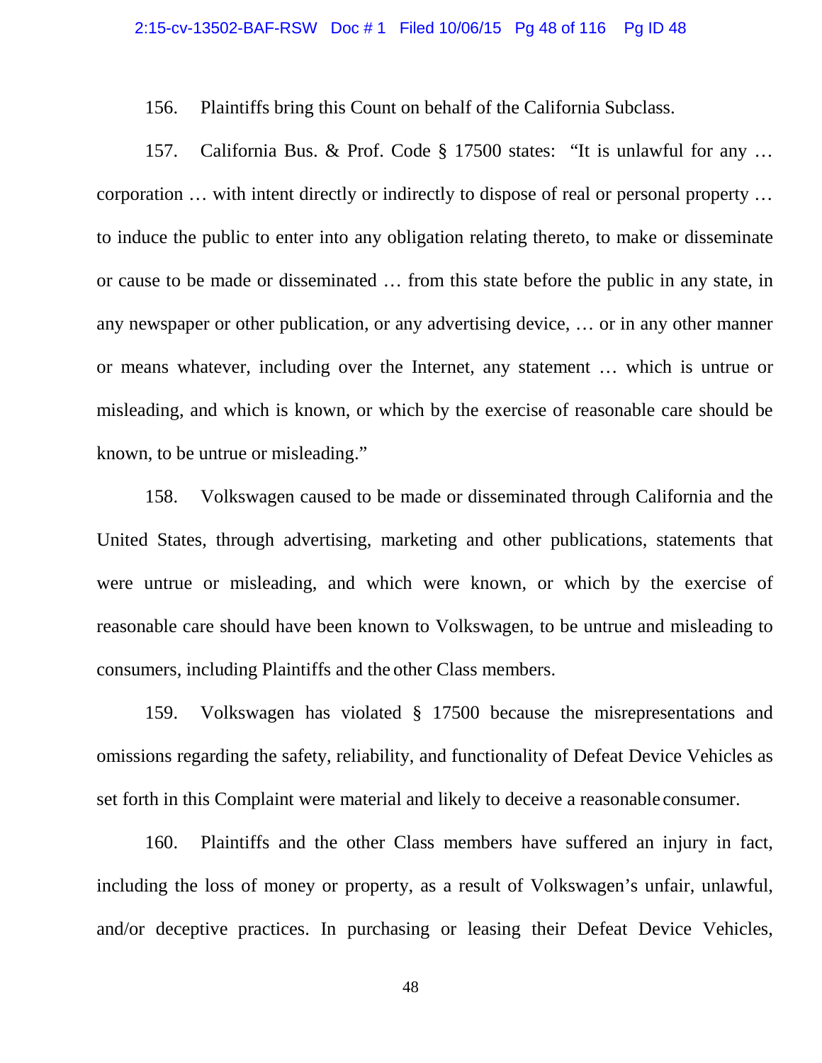156. Plaintiffs bring this Count on behalf of the California Subclass.

157. California Bus. & Prof. Code § 17500 states: "It is unlawful for any … corporation … with intent directly or indirectly to dispose of real or personal property … to induce the public to enter into any obligation relating thereto, to make or disseminate or cause to be made or disseminated … from this state before the public in any state, in any newspaper or other publication, or any advertising device, … or in any other manner or means whatever, including over the Internet, any statement … which is untrue or misleading, and which is known, or which by the exercise of reasonable care should be known, to be untrue or misleading."

158. Volkswagen caused to be made or disseminated through California and the United States, through advertising, marketing and other publications, statements that were untrue or misleading, and which were known, or which by the exercise of reasonable care should have been known to Volkswagen, to be untrue and misleading to consumers, including Plaintiffs and the other Class members.

159. Volkswagen has violated § 17500 because the misrepresentations and omissions regarding the safety, reliability, and functionality of Defeat Device Vehicles as set forth in this Complaint were material and likely to deceive a reasonable consumer.

160. Plaintiffs and the other Class members have suffered an injury in fact, including the loss of money or property, as a result of Volkswagen's unfair, unlawful, and/or deceptive practices. In purchasing or leasing their Defeat Device Vehicles,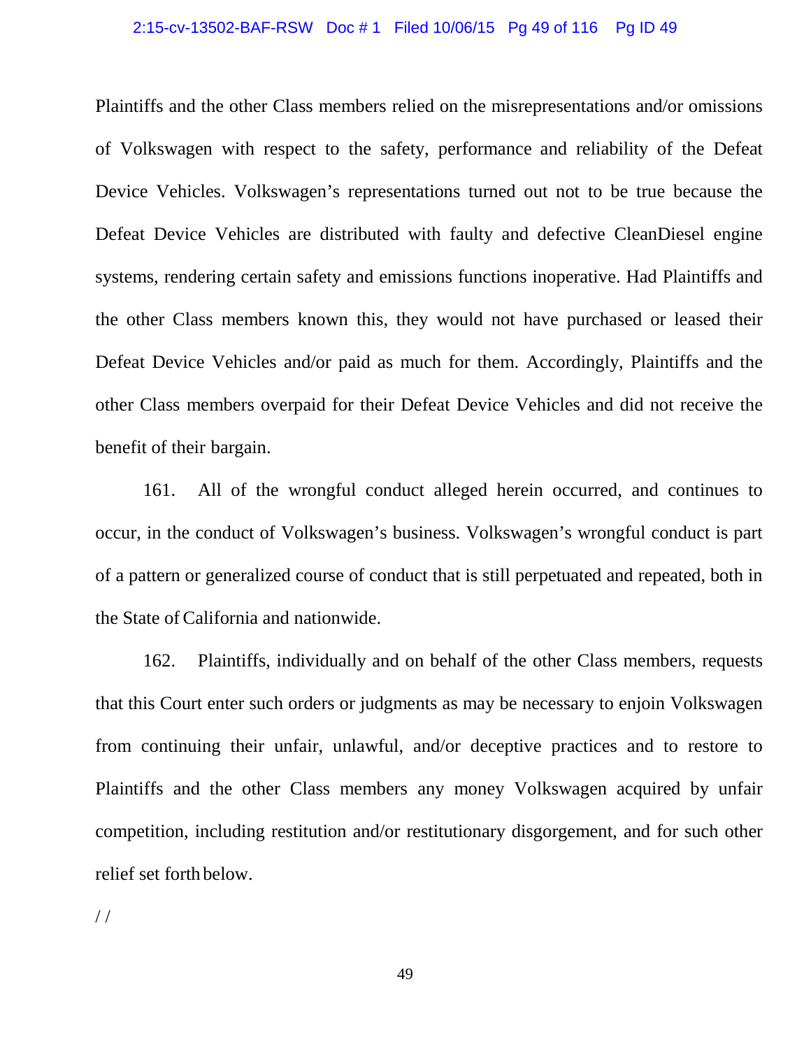Plaintiffs and the other Class members relied on the misrepresentations and/or omissions of Volkswagen with respect to the safety, performance and reliability of the Defeat Device Vehicles. Volkswagen's representations turned out not to be true because the Defeat Device Vehicles are distributed with faulty and defective CleanDiesel engine systems, rendering certain safety and emissions functions inoperative. Had Plaintiffs and the other Class members known this, they would not have purchased or leased their Defeat Device Vehicles and/or paid as much for them. Accordingly, Plaintiffs and the other Class members overpaid for their Defeat Device Vehicles and did not receive the benefit of their bargain.

161. All of the wrongful conduct alleged herein occurred, and continues to occur, in the conduct of Volkswagen's business. Volkswagen's wrongful conduct is part of a pattern or generalized course of conduct that is still perpetuated and repeated, both in the State of California and nationwide.

162. Plaintiffs, individually and on behalf of the other Class members, requests that this Court enter such orders or judgments as may be necessary to enjoin Volkswagen from continuing their unfair, unlawful, and/or deceptive practices and to restore to Plaintiffs and the other Class members any money Volkswagen acquired by unfair competition, including restitution and/or restitutionary disgorgement, and for such other relief set forth below.

/ /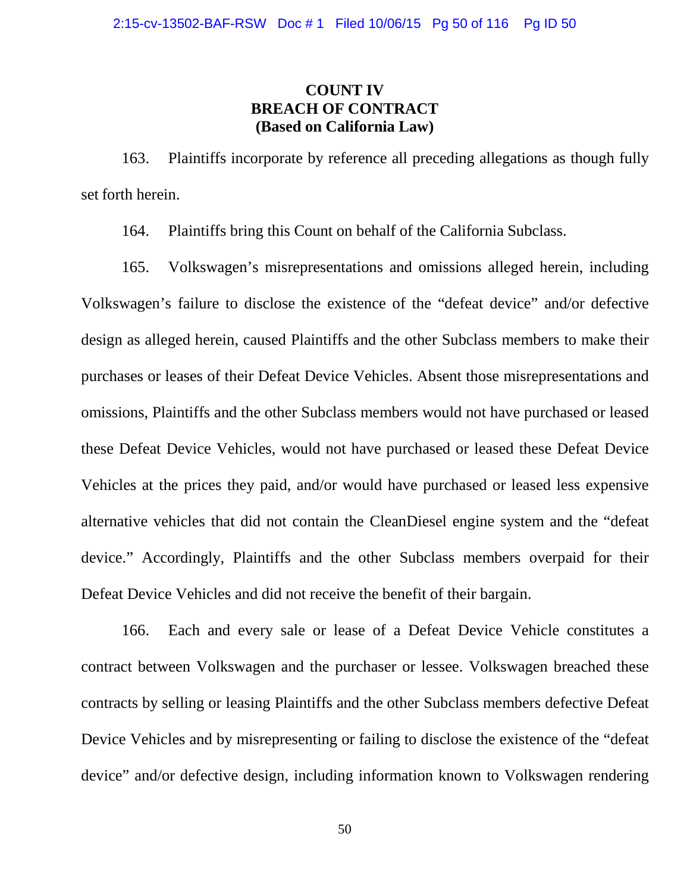**COUNT IV**
**BREACH OF CONTRACT**
**(Based on California Law)**

163. Plaintiffs incorporate by reference all preceding allegations as though fully set forth herein.

164. Plaintiffs bring this Count on behalf of the California Subclass.

165. Volkswagen's misrepresentations and omissions alleged herein, including Volkswagen's failure to disclose the existence of the "defeat device" and/or defective design as alleged herein, caused Plaintiffs and the other Subclass members to make their purchases or leases of their Defeat Device Vehicles. Absent those misrepresentations and omissions, Plaintiffs and the other Subclass members would not have purchased or leased these Defeat Device Vehicles, would not have purchased or leased these Defeat Device Vehicles at the prices they paid, and/or would have purchased or leased less expensive alternative vehicles that did not contain the CleanDiesel engine system and the "defeat device." Accordingly, Plaintiffs and the other Subclass members overpaid for their Defeat Device Vehicles and did not receive the benefit of their bargain.

166. Each and every sale or lease of a Defeat Device Vehicle constitutes a contract between Volkswagen and the purchaser or lessee. Volkswagen breached these contracts by selling or leasing Plaintiffs and the other Subclass members defective Defeat Device Vehicles and by misrepresenting or failing to disclose the existence of the "defeat device" and/or defective design, including information known to Volkswagen rendering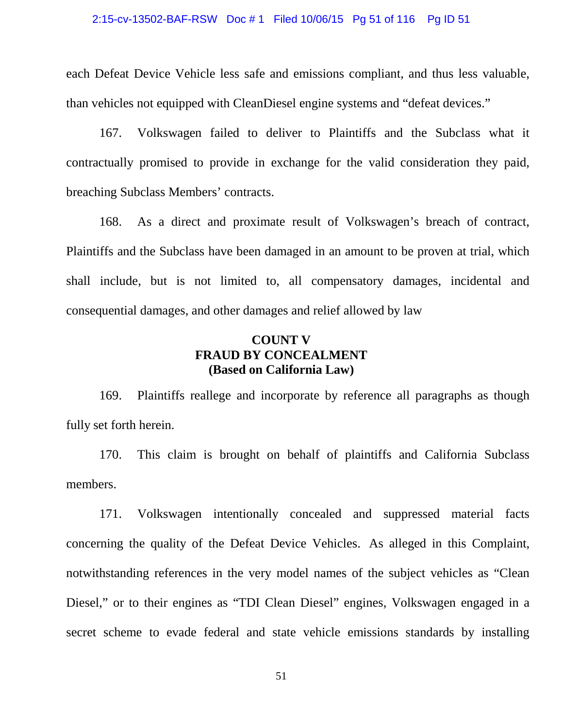each Defeat Device Vehicle less safe and emissions compliant, and thus less valuable, than vehicles not equipped with CleanDiesel engine systems and "defeat devices."

167. Volkswagen failed to deliver to Plaintiffs and the Subclass what it contractually promised to provide in exchange for the valid consideration they paid, breaching Subclass Members' contracts.

168. As a direct and proximate result of Volkswagen's breach of contract, Plaintiffs and the Subclass have been damaged in an amount to be proven at trial, which shall include, but is not limited to, all compensatory damages, incidental and consequential damages, and other damages and relief allowed by law

**COUNT V**
**FRAUD BY CONCEALMENT**
**(Based on California Law)**

169. Plaintiffs reallege and incorporate by reference all paragraphs as though fully set forth herein.

170. This claim is brought on behalf of plaintiffs and California Subclass members.

171. Volkswagen intentionally concealed and suppressed material facts concerning the quality of the Defeat Device Vehicles. As alleged in this Complaint, notwithstanding references in the very model names of the subject vehicles as "Clean Diesel," or to their engines as "TDI Clean Diesel" engines, Volkswagen engaged in a secret scheme to evade federal and state vehicle emissions standards by installing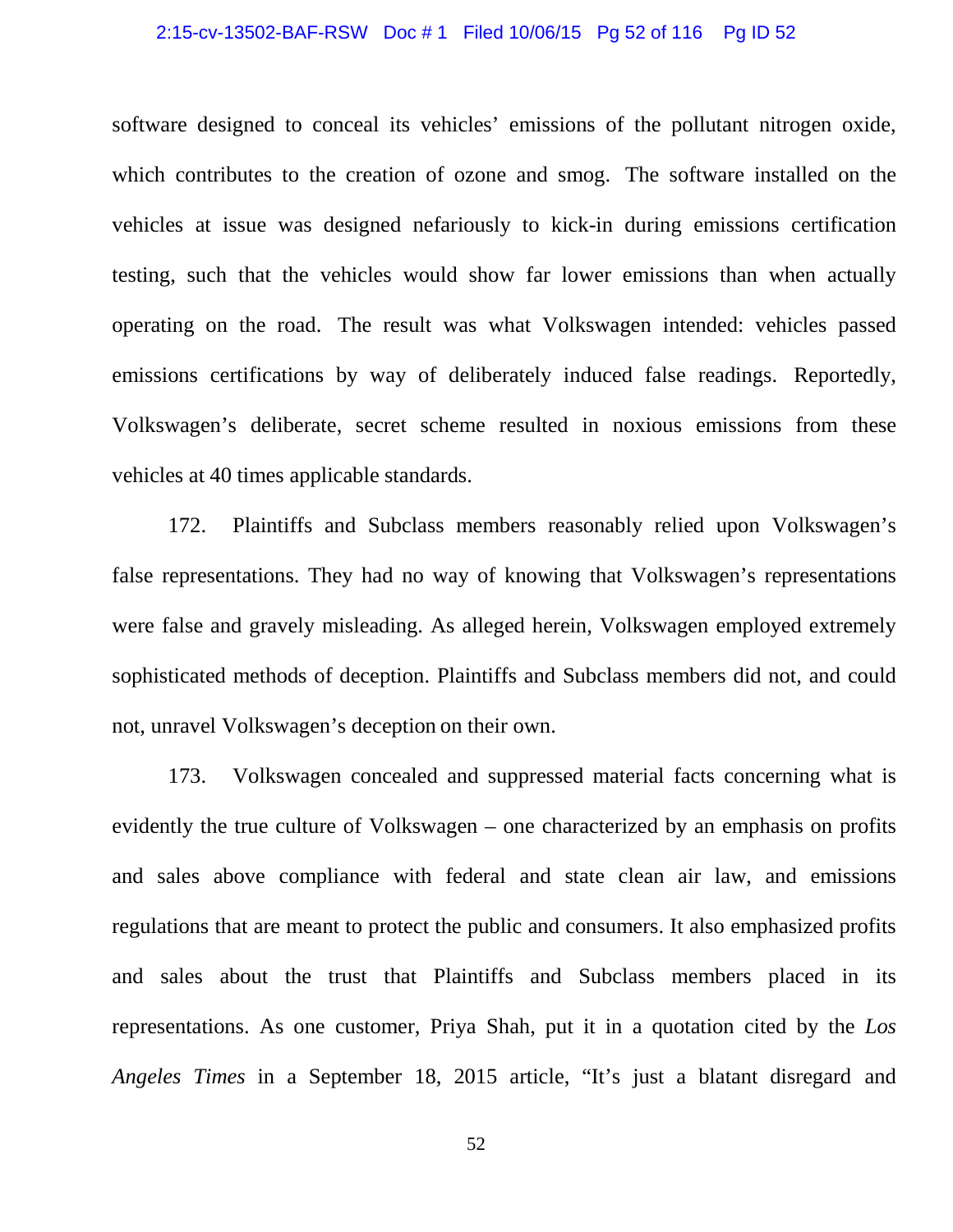software designed to conceal its vehicles' emissions of the pollutant nitrogen oxide, which contributes to the creation of ozone and smog. The software installed on the vehicles at issue was designed nefariously to kick-in during emissions certification testing, such that the vehicles would show far lower emissions than when actually operating on the road. The result was what Volkswagen intended: vehicles passed emissions certifications by way of deliberately induced false readings. Reportedly, Volkswagen's deliberate, secret scheme resulted in noxious emissions from these vehicles at 40 times applicable standards.

172. Plaintiffs and Subclass members reasonably relied upon Volkswagen's false representations. They had no way of knowing that Volkswagen's representations were false and gravely misleading. As alleged herein, Volkswagen employed extremely sophisticated methods of deception. Plaintiffs and Subclass members did not, and could not, unravel Volkswagen's deception on their own.

173. Volkswagen concealed and suppressed material facts concerning what is evidently the true culture of Volkswagen – one characterized by an emphasis on profits and sales above compliance with federal and state clean air law, and emissions regulations that are meant to protect the public and consumers. It also emphasized profits and sales about the trust that Plaintiffs and Subclass members placed in its representations. As one customer, Priya Shah, put it in a quotation cited by the *Los Angeles Times* in a September 18, 2015 article, "It's just a blatant disregard and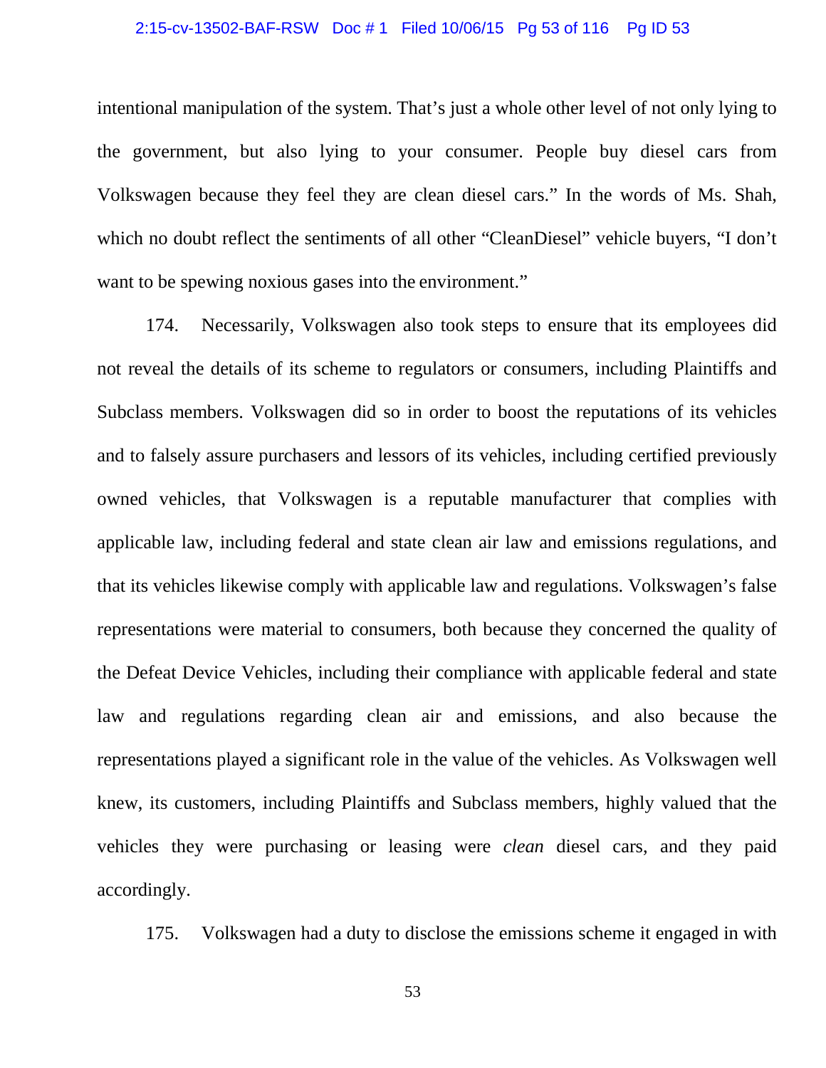intentional manipulation of the system. That's just a whole other level of not only lying to the government, but also lying to your consumer. People buy diesel cars from Volkswagen because they feel they are clean diesel cars." In the words of Ms. Shah, which no doubt reflect the sentiments of all other "CleanDiesel" vehicle buyers, "I don't want to be spewing noxious gases into the environment."

174. Necessarily, Volkswagen also took steps to ensure that its employees did not reveal the details of its scheme to regulators or consumers, including Plaintiffs and Subclass members. Volkswagen did so in order to boost the reputations of its vehicles and to falsely assure purchasers and lessors of its vehicles, including certified previously owned vehicles, that Volkswagen is a reputable manufacturer that complies with applicable law, including federal and state clean air law and emissions regulations, and that its vehicles likewise comply with applicable law and regulations. Volkswagen's false representations were material to consumers, both because they concerned the quality of the Defeat Device Vehicles, including their compliance with applicable federal and state law and regulations regarding clean air and emissions, and also because the representations played a significant role in the value of the vehicles. As Volkswagen well knew, its customers, including Plaintiffs and Subclass members, highly valued that the vehicles they were purchasing or leasing were *clean* diesel cars, and they paid accordingly.

175. Volkswagen had a duty to disclose the emissions scheme it engaged in with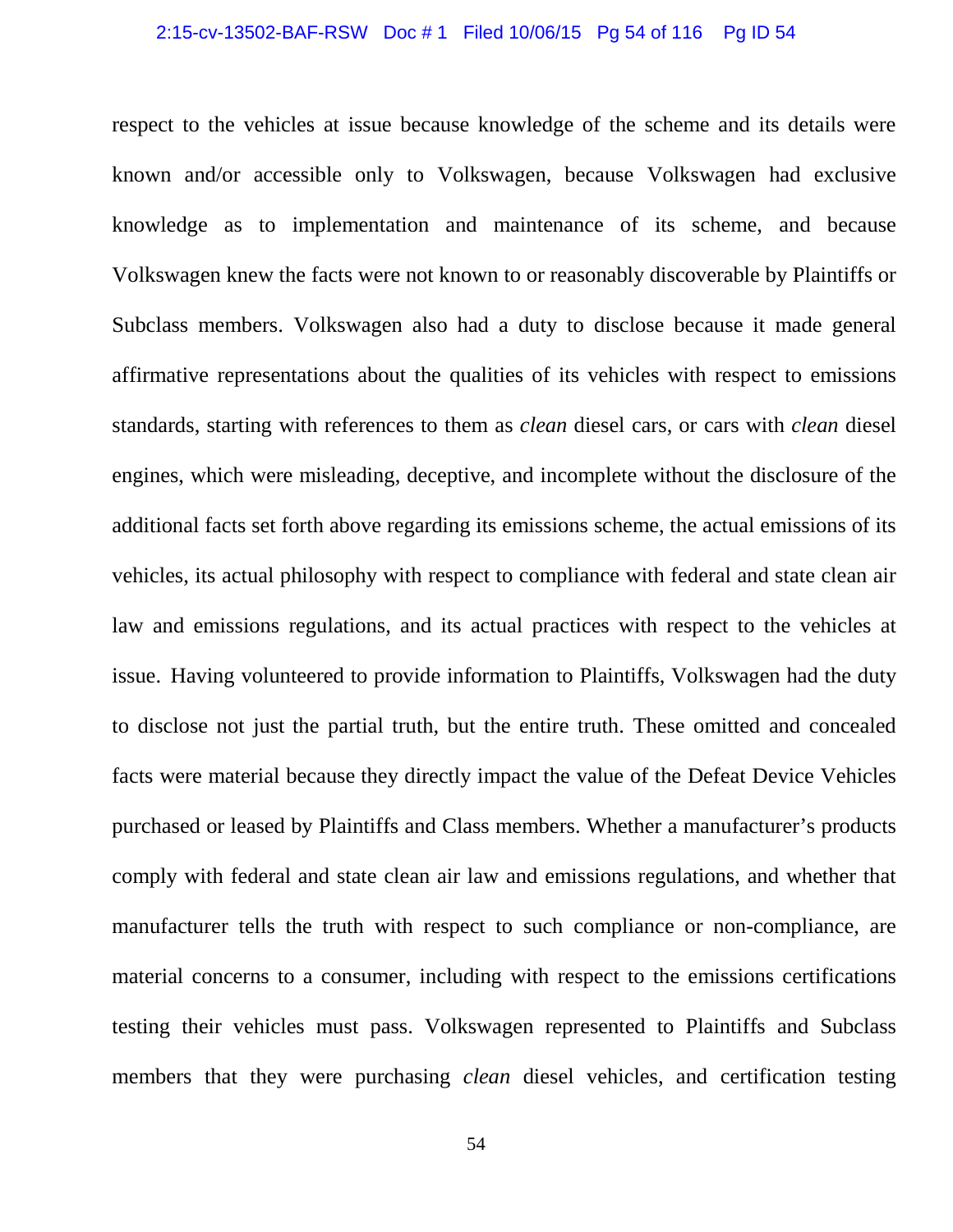respect to the vehicles at issue because knowledge of the scheme and its details were known and/or accessible only to Volkswagen, because Volkswagen had exclusive knowledge as to implementation and maintenance of its scheme, and because Volkswagen knew the facts were not known to or reasonably discoverable by Plaintiffs or Subclass members. Volkswagen also had a duty to disclose because it made general affirmative representations about the qualities of its vehicles with respect to emissions standards, starting with references to them as *clean* diesel cars, or cars with *clean* diesel engines, which were misleading, deceptive, and incomplete without the disclosure of the additional facts set forth above regarding its emissions scheme, the actual emissions of its vehicles, its actual philosophy with respect to compliance with federal and state clean air law and emissions regulations, and its actual practices with respect to the vehicles at issue. Having volunteered to provide information to Plaintiffs, Volkswagen had the duty to disclose not just the partial truth, but the entire truth. These omitted and concealed facts were material because they directly impact the value of the Defeat Device Vehicles purchased or leased by Plaintiffs and Class members. Whether a manufacturer's products comply with federal and state clean air law and emissions regulations, and whether that manufacturer tells the truth with respect to such compliance or non-compliance, are material concerns to a consumer, including with respect to the emissions certifications testing their vehicles must pass. Volkswagen represented to Plaintiffs and Subclass members that they were purchasing *clean* diesel vehicles, and certification testing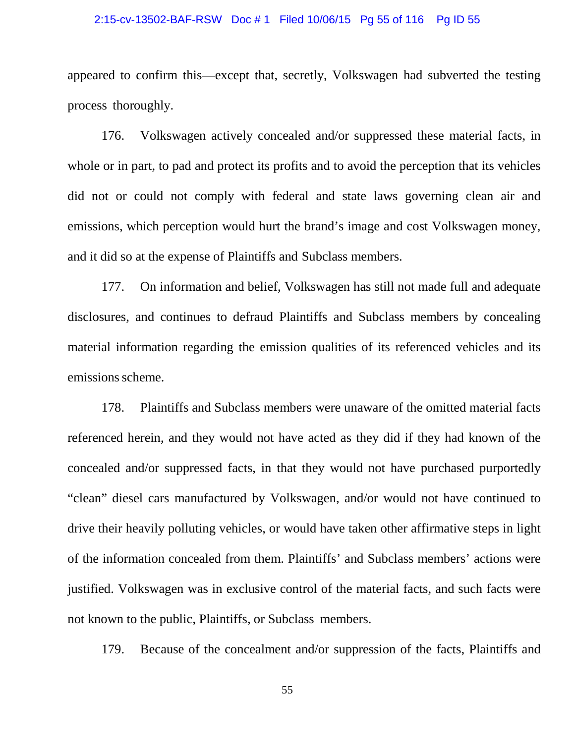appeared to confirm this—except that, secretly, Volkswagen had subverted the testing process thoroughly.

176. Volkswagen actively concealed and/or suppressed these material facts, in whole or in part, to pad and protect its profits and to avoid the perception that its vehicles did not or could not comply with federal and state laws governing clean air and emissions, which perception would hurt the brand's image and cost Volkswagen money, and it did so at the expense of Plaintiffs and Subclass members.

177. On information and belief, Volkswagen has still not made full and adequate disclosures, and continues to defraud Plaintiffs and Subclass members by concealing material information regarding the emission qualities of its referenced vehicles and its emissions scheme.

178. Plaintiffs and Subclass members were unaware of the omitted material facts referenced herein, and they would not have acted as they did if they had known of the concealed and/or suppressed facts, in that they would not have purchased purportedly "clean" diesel cars manufactured by Volkswagen, and/or would not have continued to drive their heavily polluting vehicles, or would have taken other affirmative steps in light of the information concealed from them. Plaintiffs' and Subclass members' actions were justified. Volkswagen was in exclusive control of the material facts, and such facts were not known to the public, Plaintiffs, or Subclass members.

179. Because of the concealment and/or suppression of the facts, Plaintiffs and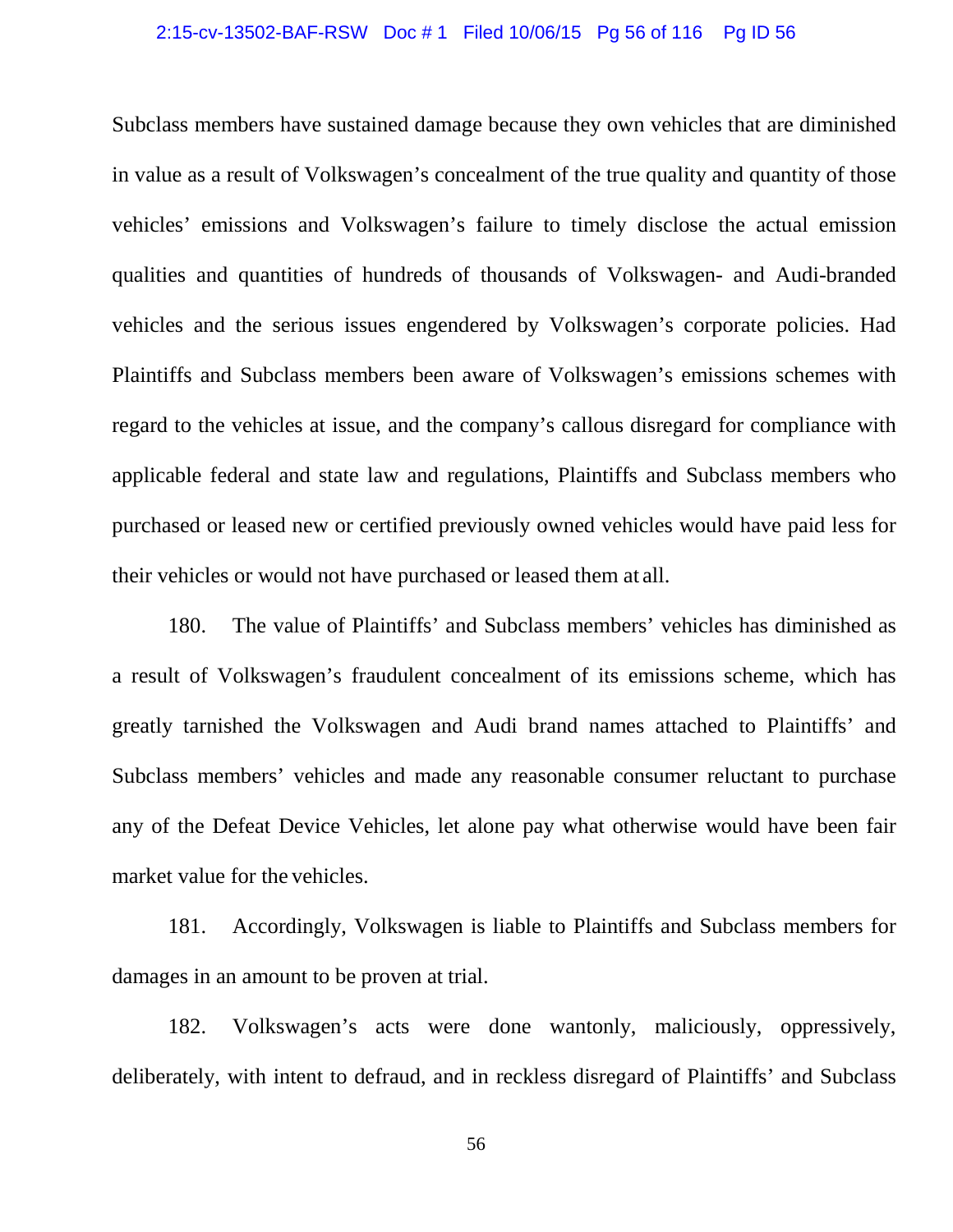Subclass members have sustained damage because they own vehicles that are diminished in value as a result of Volkswagen's concealment of the true quality and quantity of those vehicles' emissions and Volkswagen's failure to timely disclose the actual emission qualities and quantities of hundreds of thousands of Volkswagen- and Audi-branded vehicles and the serious issues engendered by Volkswagen's corporate policies. Had Plaintiffs and Subclass members been aware of Volkswagen's emissions schemes with regard to the vehicles at issue, and the company's callous disregard for compliance with applicable federal and state law and regulations, Plaintiffs and Subclass members who purchased or leased new or certified previously owned vehicles would have paid less for their vehicles or would not have purchased or leased them at all.

180. The value of Plaintiffs' and Subclass members' vehicles has diminished as a result of Volkswagen's fraudulent concealment of its emissions scheme, which has greatly tarnished the Volkswagen and Audi brand names attached to Plaintiffs' and Subclass members' vehicles and made any reasonable consumer reluctant to purchase any of the Defeat Device Vehicles, let alone pay what otherwise would have been fair market value for the vehicles.

181. Accordingly, Volkswagen is liable to Plaintiffs and Subclass members for damages in an amount to be proven at trial.

182. Volkswagen's acts were done wantonly, maliciously, oppressively, deliberately, with intent to defraud, and in reckless disregard of Plaintiffs' and Subclass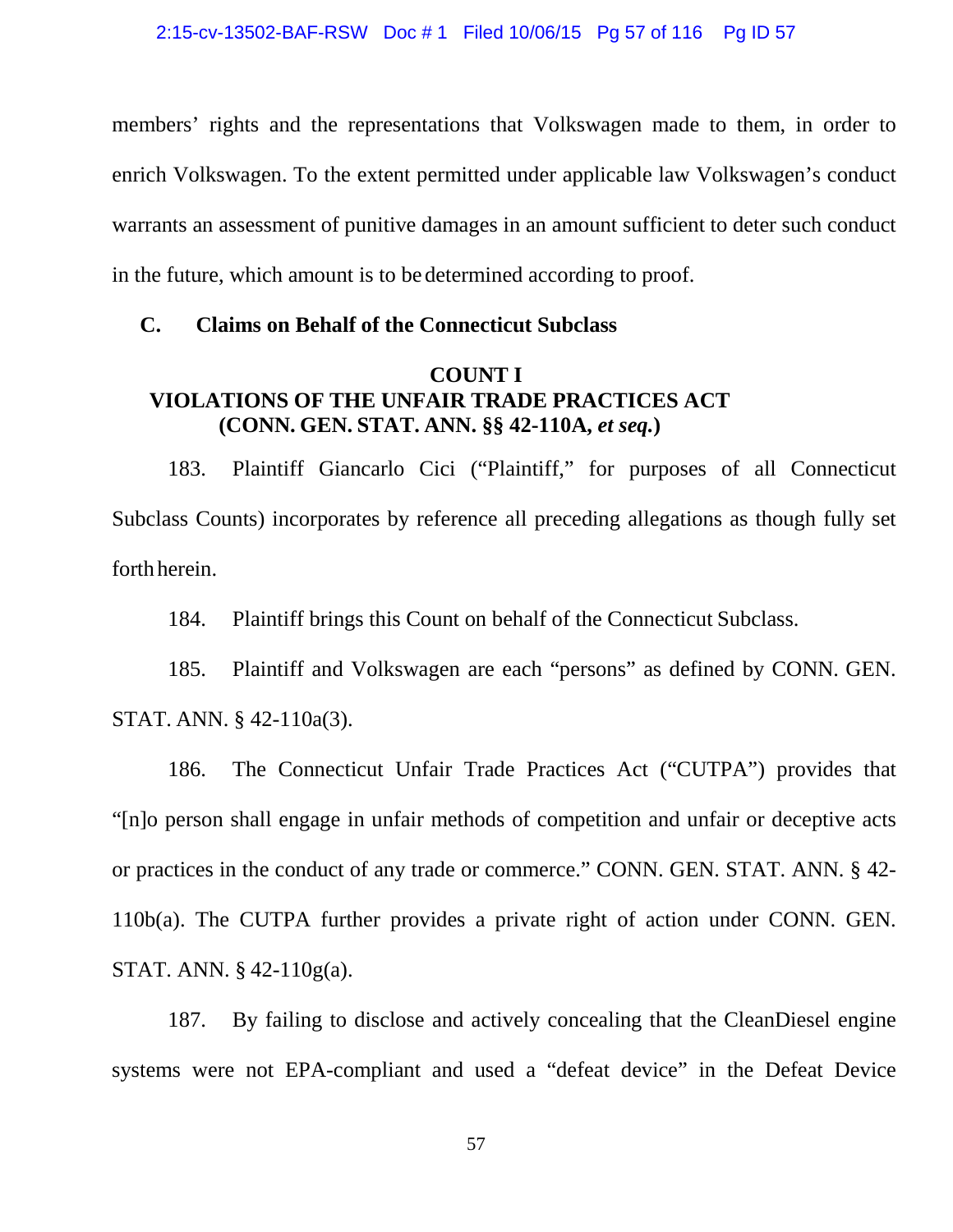members' rights and the representations that Volkswagen made to them, in order to enrich Volkswagen. To the extent permitted under applicable law Volkswagen's conduct warrants an assessment of punitive damages in an amount sufficient to deter such conduct in the future, which amount is to be determined according to proof.

## C. Claims on Behalf of the Connecticut Subclass

### COUNT I
### VIOLATIONS OF THE UNFAIR TRADE PRACTICES ACT
### (CONN. GEN. STAT. ANN. §§ 42-110A, *et seq.*)

183. Plaintiff Giancarlo Cici ("Plaintiff," for purposes of all Connecticut Subclass Counts) incorporates by reference all preceding allegations as though fully set forth herein.

184. Plaintiff brings this Count on behalf of the Connecticut Subclass.

185. Plaintiff and Volkswagen are each "persons" as defined by CONN. GEN. STAT. ANN. § 42-110a(3).

186. The Connecticut Unfair Trade Practices Act ("CUTPA") provides that "[n]o person shall engage in unfair methods of competition and unfair or deceptive acts or practices in the conduct of any trade or commerce." CONN. GEN. STAT. ANN. § 42-110b(a). The CUTPA further provides a private right of action under CONN. GEN. STAT. ANN. § 42-110g(a).

187. By failing to disclose and actively concealing that the CleanDiesel engine systems were not EPA-compliant and used a "defeat device" in the Defeat Device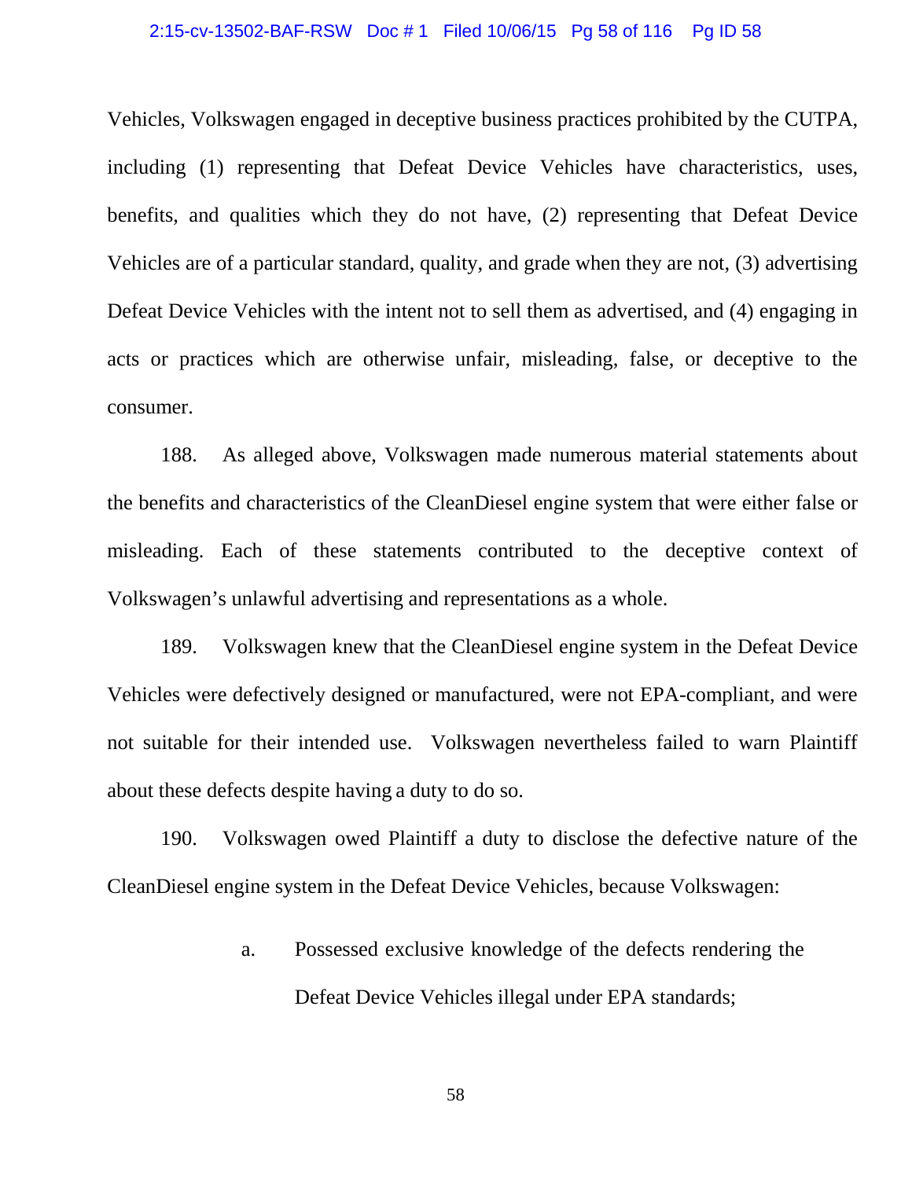Vehicles, Volkswagen engaged in deceptive business practices prohibited by the CUTPA, including (1) representing that Defeat Device Vehicles have characteristics, uses, benefits, and qualities which they do not have, (2) representing that Defeat Device Vehicles are of a particular standard, quality, and grade when they are not, (3) advertising Defeat Device Vehicles with the intent not to sell them as advertised, and (4) engaging in acts or practices which are otherwise unfair, misleading, false, or deceptive to the consumer.

188. As alleged above, Volkswagen made numerous material statements about the benefits and characteristics of the CleanDiesel engine system that were either false or misleading. Each of these statements contributed to the deceptive context of Volkswagen's unlawful advertising and representations as a whole.

189. Volkswagen knew that the CleanDiesel engine system in the Defeat Device Vehicles were defectively designed or manufactured, were not EPA-compliant, and were not suitable for their intended use. Volkswagen nevertheless failed to warn Plaintiff about these defects despite having a duty to do so.

190. Volkswagen owed Plaintiff a duty to disclose the defective nature of the CleanDiesel engine system in the Defeat Device Vehicles, because Volkswagen:

a. Possessed exclusive knowledge of the defects rendering the Defeat Device Vehicles illegal under EPA standards;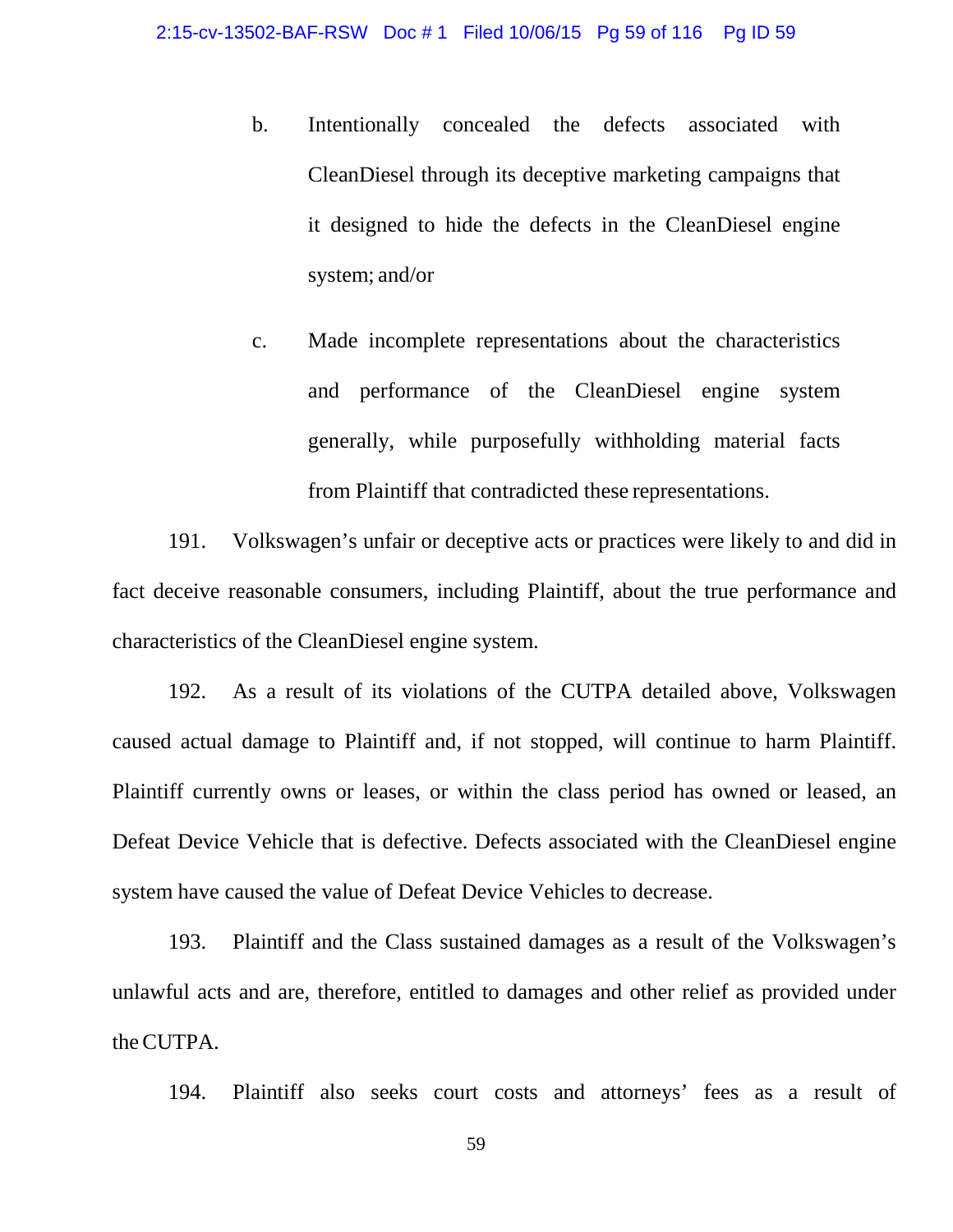b. Intentionally concealed the defects associated with CleanDiesel through its deceptive marketing campaigns that it designed to hide the defects in the CleanDiesel engine system; and/or

c. Made incomplete representations about the characteristics and performance of the CleanDiesel engine system generally, while purposefully withholding material facts from Plaintiff that contradicted these representations.

191. Volkswagen's unfair or deceptive acts or practices were likely to and did in fact deceive reasonable consumers, including Plaintiff, about the true performance and characteristics of the CleanDiesel engine system.

192. As a result of its violations of the CUTPA detailed above, Volkswagen caused actual damage to Plaintiff and, if not stopped, will continue to harm Plaintiff. Plaintiff currently owns or leases, or within the class period has owned or leased, an Defeat Device Vehicle that is defective. Defects associated with the CleanDiesel engine system have caused the value of Defeat Device Vehicles to decrease.

193. Plaintiff and the Class sustained damages as a result of the Volkswagen's unlawful acts and are, therefore, entitled to damages and other relief as provided under the CUTPA.

194. Plaintiff also seeks court costs and attorneys' fees as a result of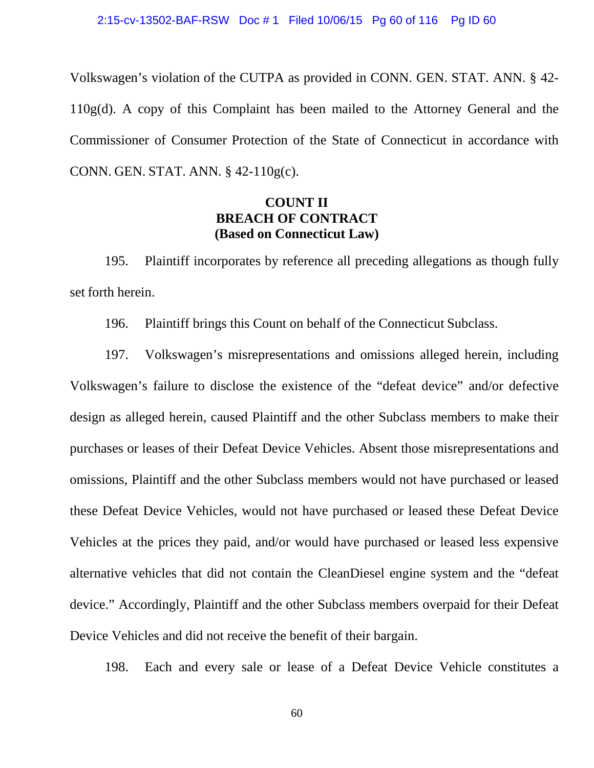Volkswagen's violation of the CUTPA as provided in CONN. GEN. STAT. ANN. § 42-110g(d). A copy of this Complaint has been mailed to the Attorney General and the Commissioner of Consumer Protection of the State of Connecticut in accordance with CONN. GEN. STAT. ANN. § 42-110g(c).

**COUNT II**
**BREACH OF CONTRACT**
**(Based on Connecticut Law)**

195. Plaintiff incorporates by reference all preceding allegations as though fully set forth herein.

196. Plaintiff brings this Count on behalf of the Connecticut Subclass.

197. Volkswagen's misrepresentations and omissions alleged herein, including Volkswagen's failure to disclose the existence of the "defeat device" and/or defective design as alleged herein, caused Plaintiff and the other Subclass members to make their purchases or leases of their Defeat Device Vehicles. Absent those misrepresentations and omissions, Plaintiff and the other Subclass members would not have purchased or leased these Defeat Device Vehicles, would not have purchased or leased these Defeat Device Vehicles at the prices they paid, and/or would have purchased or leased less expensive alternative vehicles that did not contain the CleanDiesel engine system and the "defeat device." Accordingly, Plaintiff and the other Subclass members overpaid for their Defeat Device Vehicles and did not receive the benefit of their bargain.

198. Each and every sale or lease of a Defeat Device Vehicle constitutes a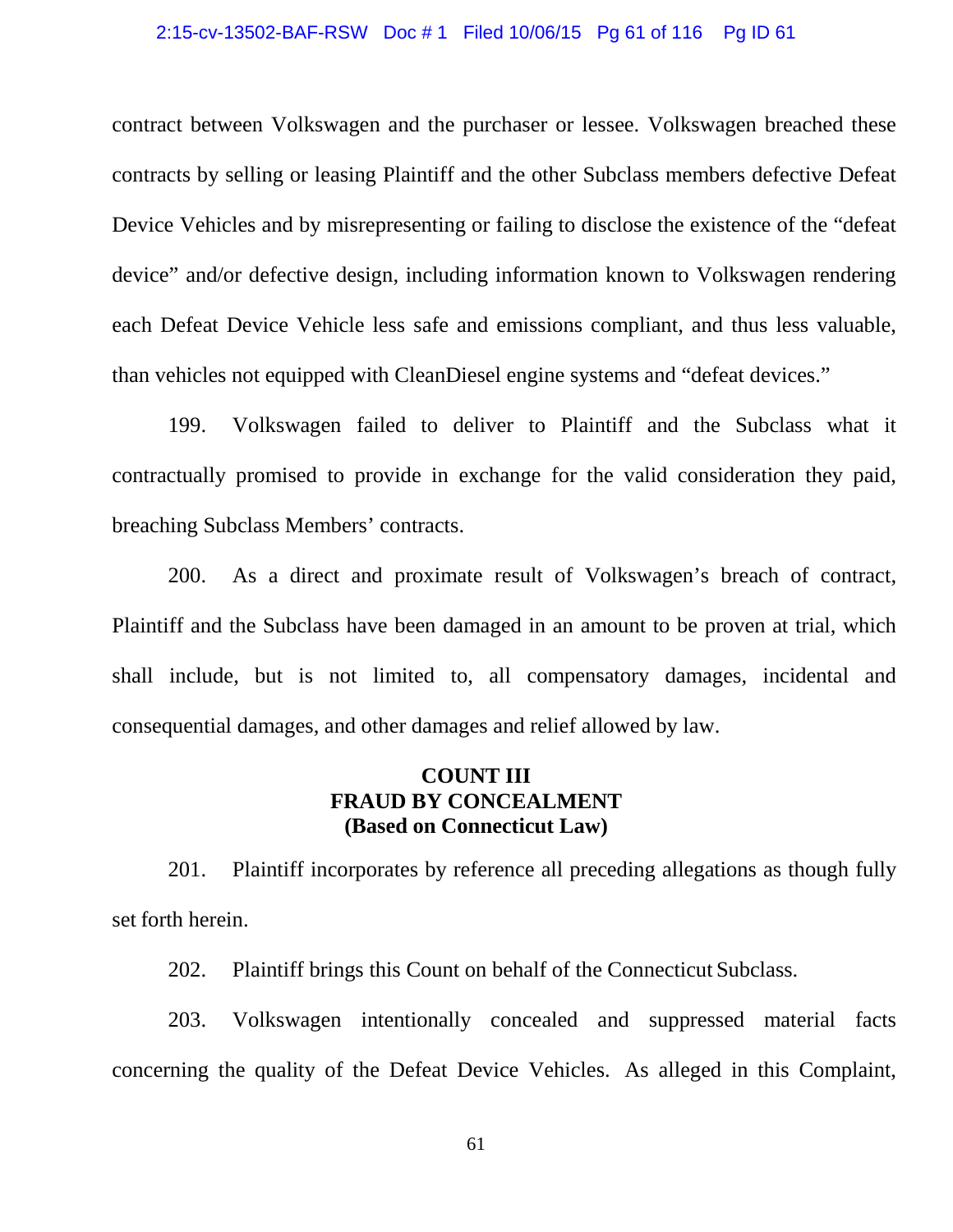contract between Volkswagen and the purchaser or lessee. Volkswagen breached these contracts by selling or leasing Plaintiff and the other Subclass members defective Defeat Device Vehicles and by misrepresenting or failing to disclose the existence of the "defeat device" and/or defective design, including information known to Volkswagen rendering each Defeat Device Vehicle less safe and emissions compliant, and thus less valuable, than vehicles not equipped with CleanDiesel engine systems and "defeat devices."

199. Volkswagen failed to deliver to Plaintiff and the Subclass what it contractually promised to provide in exchange for the valid consideration they paid, breaching Subclass Members' contracts.

200. As a direct and proximate result of Volkswagen's breach of contract, Plaintiff and the Subclass have been damaged in an amount to be proven at trial, which shall include, but is not limited to, all compensatory damages, incidental and consequential damages, and other damages and relief allowed by law.

## COUNT III
## FRAUD BY CONCEALMENT
## (Based on Connecticut Law)

201. Plaintiff incorporates by reference all preceding allegations as though fully set forth herein.

202. Plaintiff brings this Count on behalf of the Connecticut Subclass.

203. Volkswagen intentionally concealed and suppressed material facts concerning the quality of the Defeat Device Vehicles. As alleged in this Complaint,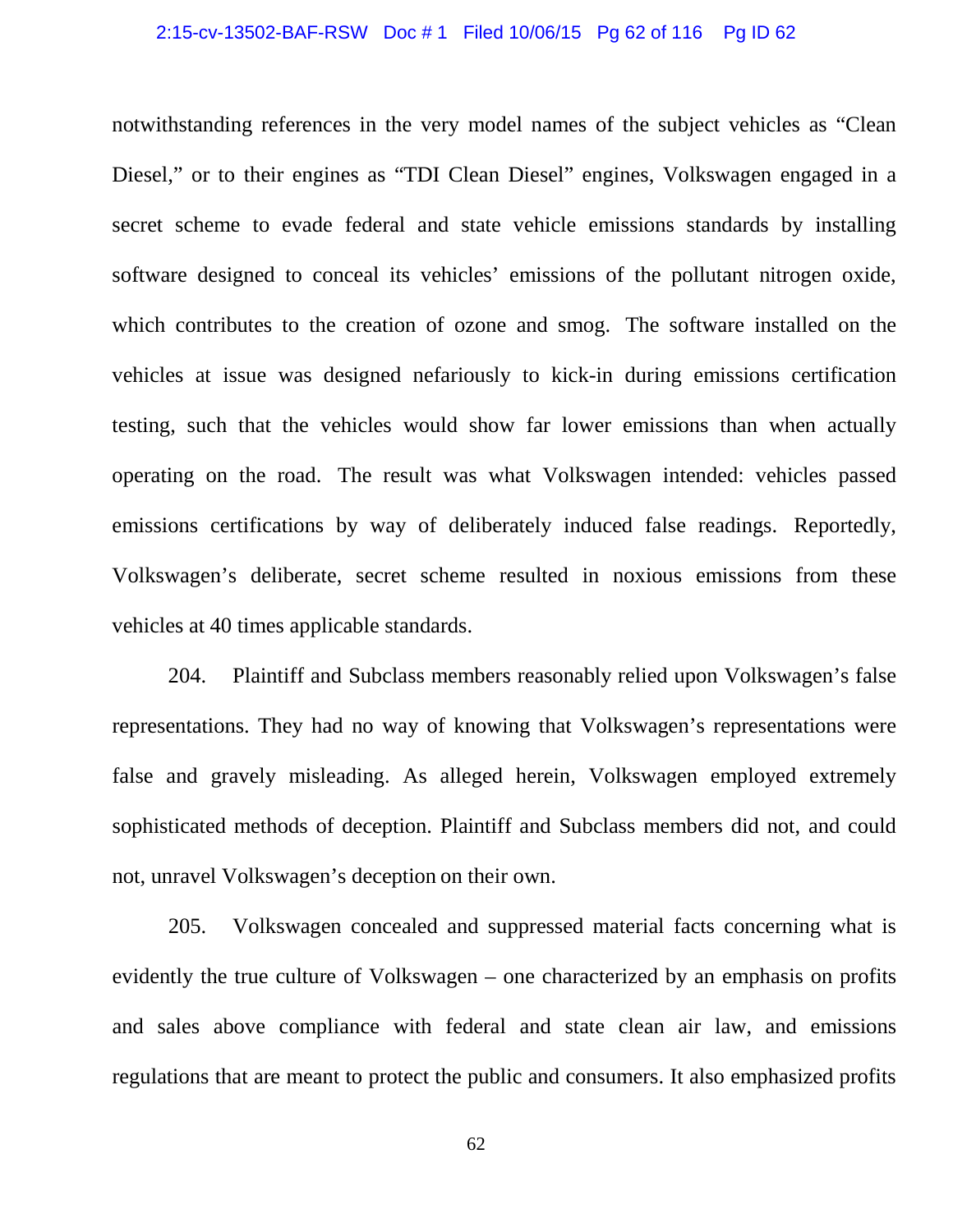notwithstanding references in the very model names of the subject vehicles as "Clean Diesel," or to their engines as "TDI Clean Diesel" engines, Volkswagen engaged in a secret scheme to evade federal and state vehicle emissions standards by installing software designed to conceal its vehicles' emissions of the pollutant nitrogen oxide, which contributes to the creation of ozone and smog. The software installed on the vehicles at issue was designed nefariously to kick-in during emissions certification testing, such that the vehicles would show far lower emissions than when actually operating on the road. The result was what Volkswagen intended: vehicles passed emissions certifications by way of deliberately induced false readings. Reportedly, Volkswagen's deliberate, secret scheme resulted in noxious emissions from these vehicles at 40 times applicable standards.

204. Plaintiff and Subclass members reasonably relied upon Volkswagen's false representations. They had no way of knowing that Volkswagen's representations were false and gravely misleading. As alleged herein, Volkswagen employed extremely sophisticated methods of deception. Plaintiff and Subclass members did not, and could not, unravel Volkswagen's deception on their own.

205. Volkswagen concealed and suppressed material facts concerning what is evidently the true culture of Volkswagen – one characterized by an emphasis on profits and sales above compliance with federal and state clean air law, and emissions regulations that are meant to protect the public and consumers. It also emphasized profits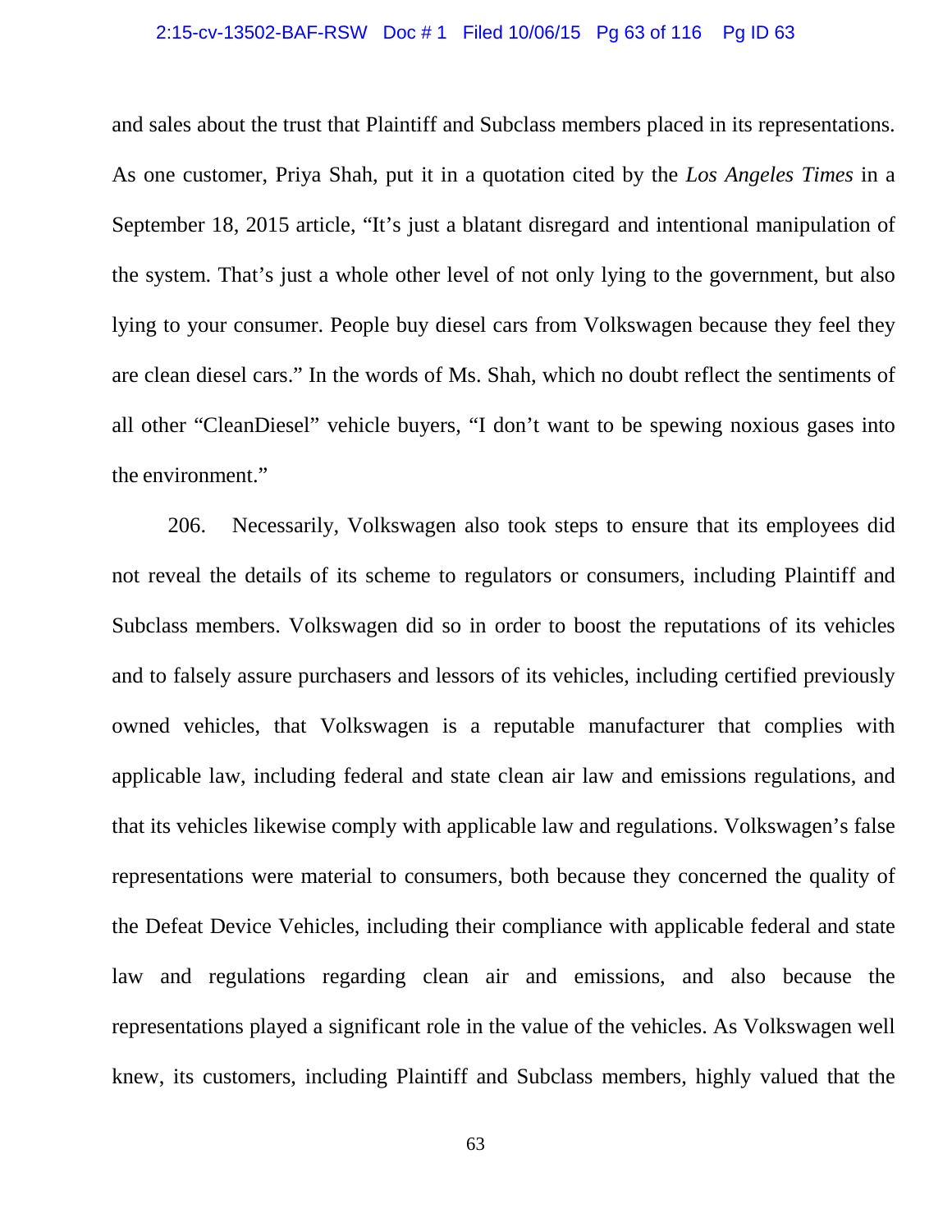and sales about the trust that Plaintiff and Subclass members placed in its representations. As one customer, Priya Shah, put it in a quotation cited by the *Los Angeles Times* in a September 18, 2015 article, "It's just a blatant disregard and intentional manipulation of the system. That's just a whole other level of not only lying to the government, but also lying to your consumer. People buy diesel cars from Volkswagen because they feel they are clean diesel cars." In the words of Ms. Shah, which no doubt reflect the sentiments of all other "CleanDiesel" vehicle buyers, "I don't want to be spewing noxious gases into the environment."

206. Necessarily, Volkswagen also took steps to ensure that its employees did not reveal the details of its scheme to regulators or consumers, including Plaintiff and Subclass members. Volkswagen did so in order to boost the reputations of its vehicles and to falsely assure purchasers and lessors of its vehicles, including certified previously owned vehicles, that Volkswagen is a reputable manufacturer that complies with applicable law, including federal and state clean air law and emissions regulations, and that its vehicles likewise comply with applicable law and regulations. Volkswagen's false representations were material to consumers, both because they concerned the quality of the Defeat Device Vehicles, including their compliance with applicable federal and state law and regulations regarding clean air and emissions, and also because the representations played a significant role in the value of the vehicles. As Volkswagen well knew, its customers, including Plaintiff and Subclass members, highly valued that the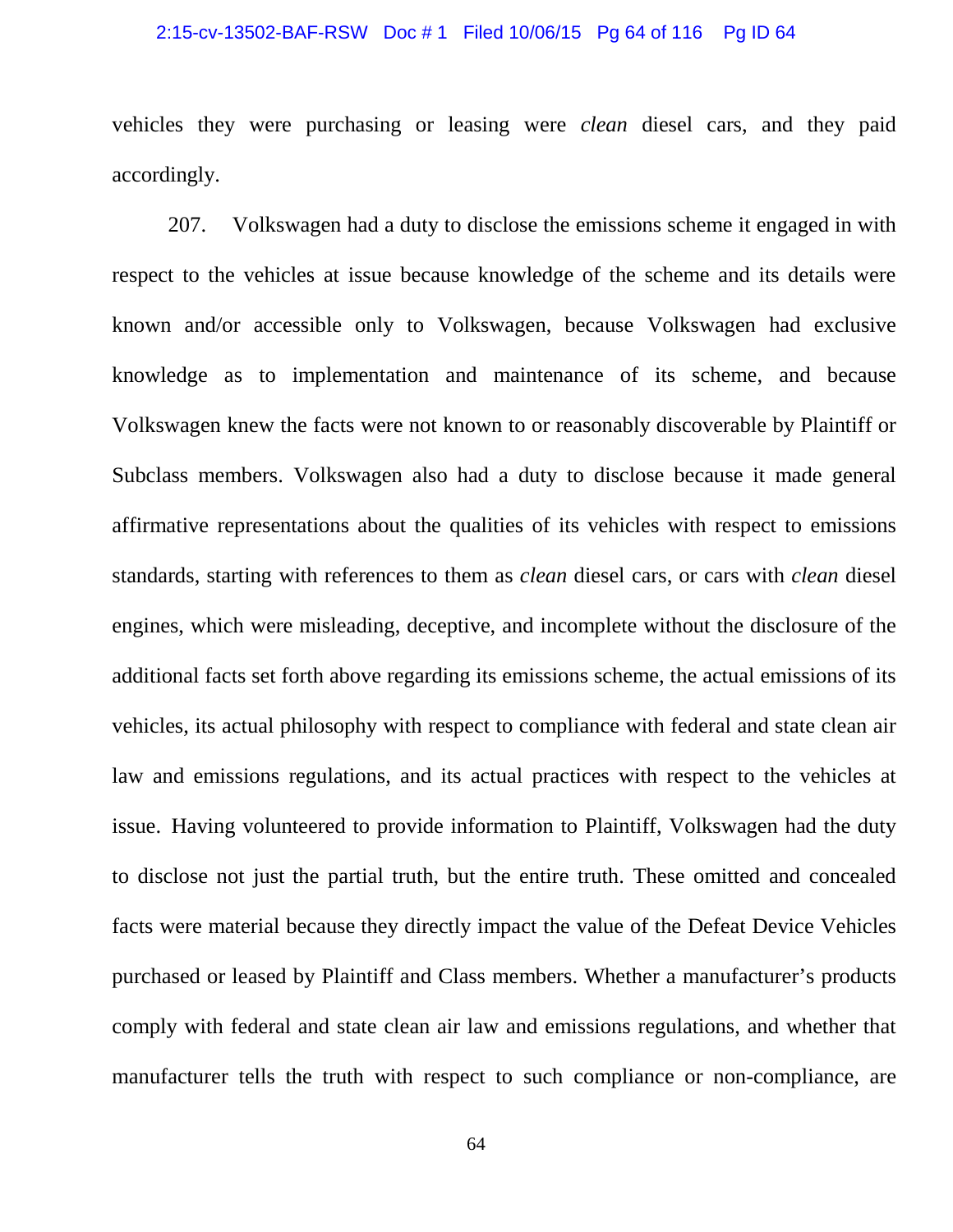vehicles they were purchasing or leasing were *clean* diesel cars, and they paid accordingly.

207. Volkswagen had a duty to disclose the emissions scheme it engaged in with respect to the vehicles at issue because knowledge of the scheme and its details were known and/or accessible only to Volkswagen, because Volkswagen had exclusive knowledge as to implementation and maintenance of its scheme, and because Volkswagen knew the facts were not known to or reasonably discoverable by Plaintiff or Subclass members. Volkswagen also had a duty to disclose because it made general affirmative representations about the qualities of its vehicles with respect to emissions standards, starting with references to them as *clean* diesel cars, or cars with *clean* diesel engines, which were misleading, deceptive, and incomplete without the disclosure of the additional facts set forth above regarding its emissions scheme, the actual emissions of its vehicles, its actual philosophy with respect to compliance with federal and state clean air law and emissions regulations, and its actual practices with respect to the vehicles at issue. Having volunteered to provide information to Plaintiff, Volkswagen had the duty to disclose not just the partial truth, but the entire truth. These omitted and concealed facts were material because they directly impact the value of the Defeat Device Vehicles purchased or leased by Plaintiff and Class members. Whether a manufacturer's products comply with federal and state clean air law and emissions regulations, and whether that manufacturer tells the truth with respect to such compliance or non-compliance, are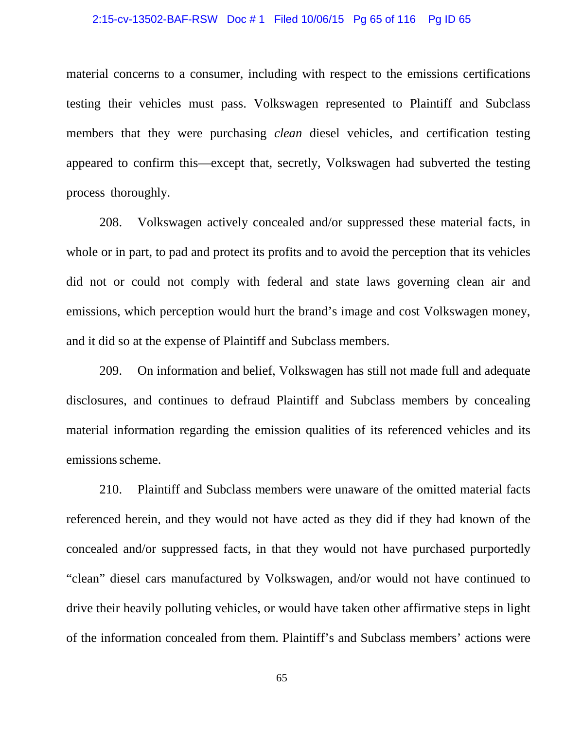material concerns to a consumer, including with respect to the emissions certifications testing their vehicles must pass. Volkswagen represented to Plaintiff and Subclass members that they were purchasing *clean* diesel vehicles, and certification testing appeared to confirm this—except that, secretly, Volkswagen had subverted the testing process thoroughly.

208. Volkswagen actively concealed and/or suppressed these material facts, in whole or in part, to pad and protect its profits and to avoid the perception that its vehicles did not or could not comply with federal and state laws governing clean air and emissions, which perception would hurt the brand's image and cost Volkswagen money, and it did so at the expense of Plaintiff and Subclass members.

209. On information and belief, Volkswagen has still not made full and adequate disclosures, and continues to defraud Plaintiff and Subclass members by concealing material information regarding the emission qualities of its referenced vehicles and its emissions scheme.

210. Plaintiff and Subclass members were unaware of the omitted material facts referenced herein, and they would not have acted as they did if they had known of the concealed and/or suppressed facts, in that they would not have purchased purportedly "clean" diesel cars manufactured by Volkswagen, and/or would not have continued to drive their heavily polluting vehicles, or would have taken other affirmative steps in light of the information concealed from them. Plaintiff's and Subclass members' actions were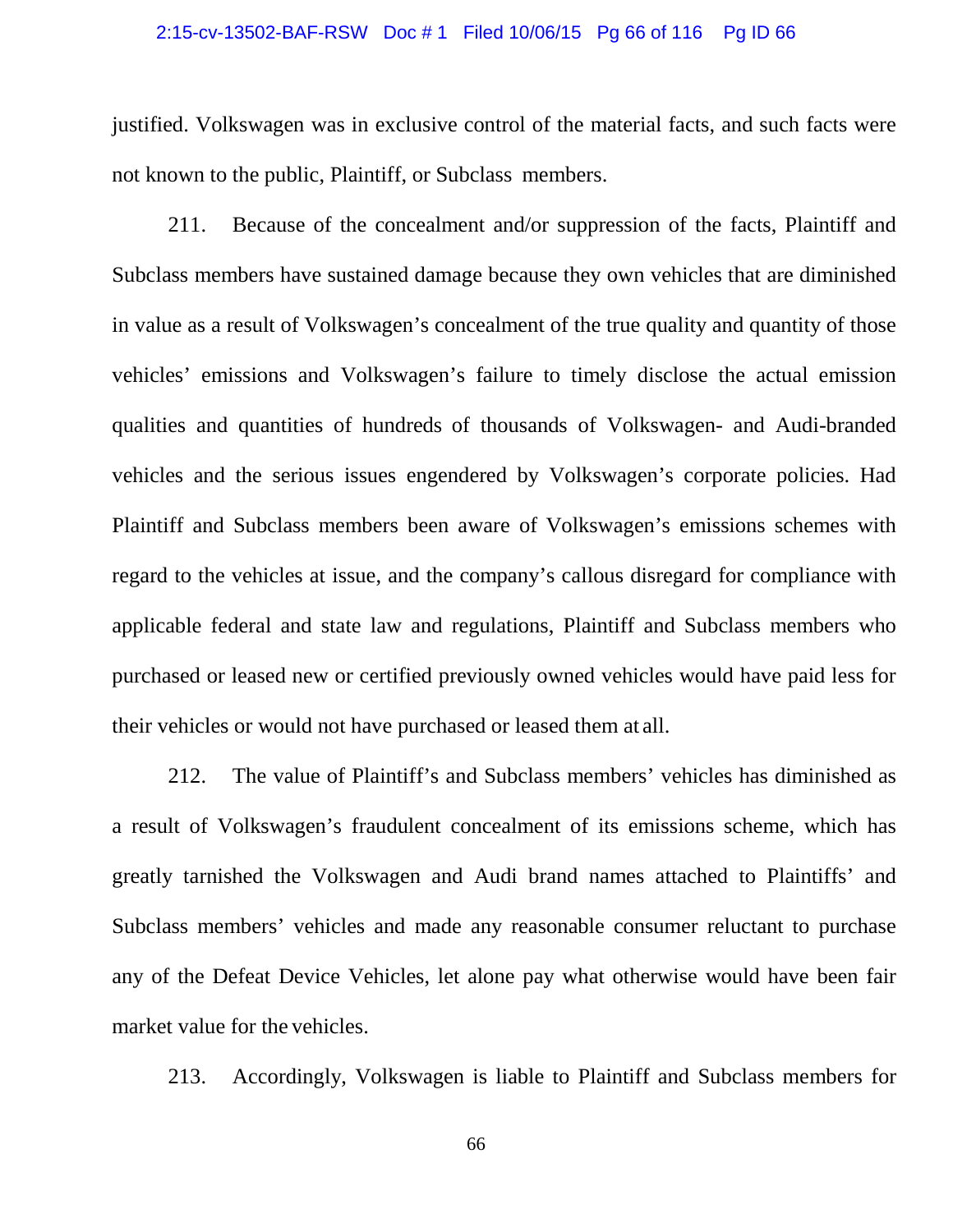justified. Volkswagen was in exclusive control of the material facts, and such facts were not known to the public, Plaintiff, or Subclass members.

211. Because of the concealment and/or suppression of the facts, Plaintiff and Subclass members have sustained damage because they own vehicles that are diminished in value as a result of Volkswagen's concealment of the true quality and quantity of those vehicles' emissions and Volkswagen's failure to timely disclose the actual emission qualities and quantities of hundreds of thousands of Volkswagen- and Audi-branded vehicles and the serious issues engendered by Volkswagen's corporate policies. Had Plaintiff and Subclass members been aware of Volkswagen's emissions schemes with regard to the vehicles at issue, and the company's callous disregard for compliance with applicable federal and state law and regulations, Plaintiff and Subclass members who purchased or leased new or certified previously owned vehicles would have paid less for their vehicles or would not have purchased or leased them at all.

212. The value of Plaintiff's and Subclass members' vehicles has diminished as a result of Volkswagen's fraudulent concealment of its emissions scheme, which has greatly tarnished the Volkswagen and Audi brand names attached to Plaintiffs' and Subclass members' vehicles and made any reasonable consumer reluctant to purchase any of the Defeat Device Vehicles, let alone pay what otherwise would have been fair market value for the vehicles.

213. Accordingly, Volkswagen is liable to Plaintiff and Subclass members for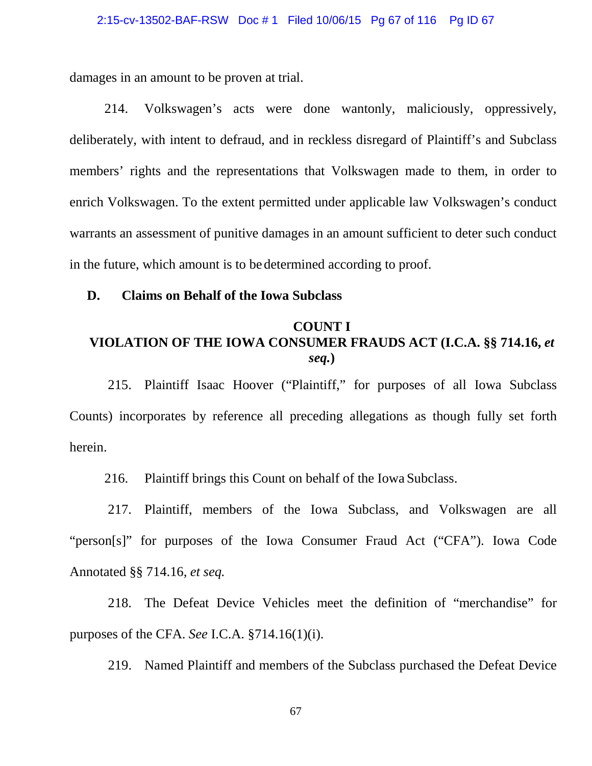damages in an amount to be proven at trial.

214. Volkswagen's acts were done wantonly, maliciously, oppressively, deliberately, with intent to defraud, and in reckless disregard of Plaintiff's and Subclass members' rights and the representations that Volkswagen made to them, in order to enrich Volkswagen. To the extent permitted under applicable law Volkswagen's conduct warrants an assessment of punitive damages in an amount sufficient to deter such conduct in the future, which amount is to be determined according to proof.

### D. Claims on Behalf of the Iowa Subclass

#### COUNT I
#### VIOLATION OF THE IOWA CONSUMER FRAUDS ACT (I.C.A. §§ 714.16, *et seq.*)

215. Plaintiff Isaac Hoover ("Plaintiff," for purposes of all Iowa Subclass Counts) incorporates by reference all preceding allegations as though fully set forth herein.

216. Plaintiff brings this Count on behalf of the Iowa Subclass.

217. Plaintiff, members of the Iowa Subclass, and Volkswagen are all "person[s]" for purposes of the Iowa Consumer Fraud Act ("CFA"). Iowa Code Annotated §§ 714.16, *et seq.*

218. The Defeat Device Vehicles meet the definition of "merchandise" for purposes of the CFA. *See* I.C.A. §714.16(1)(i).

219. Named Plaintiff and members of the Subclass purchased the Defeat Device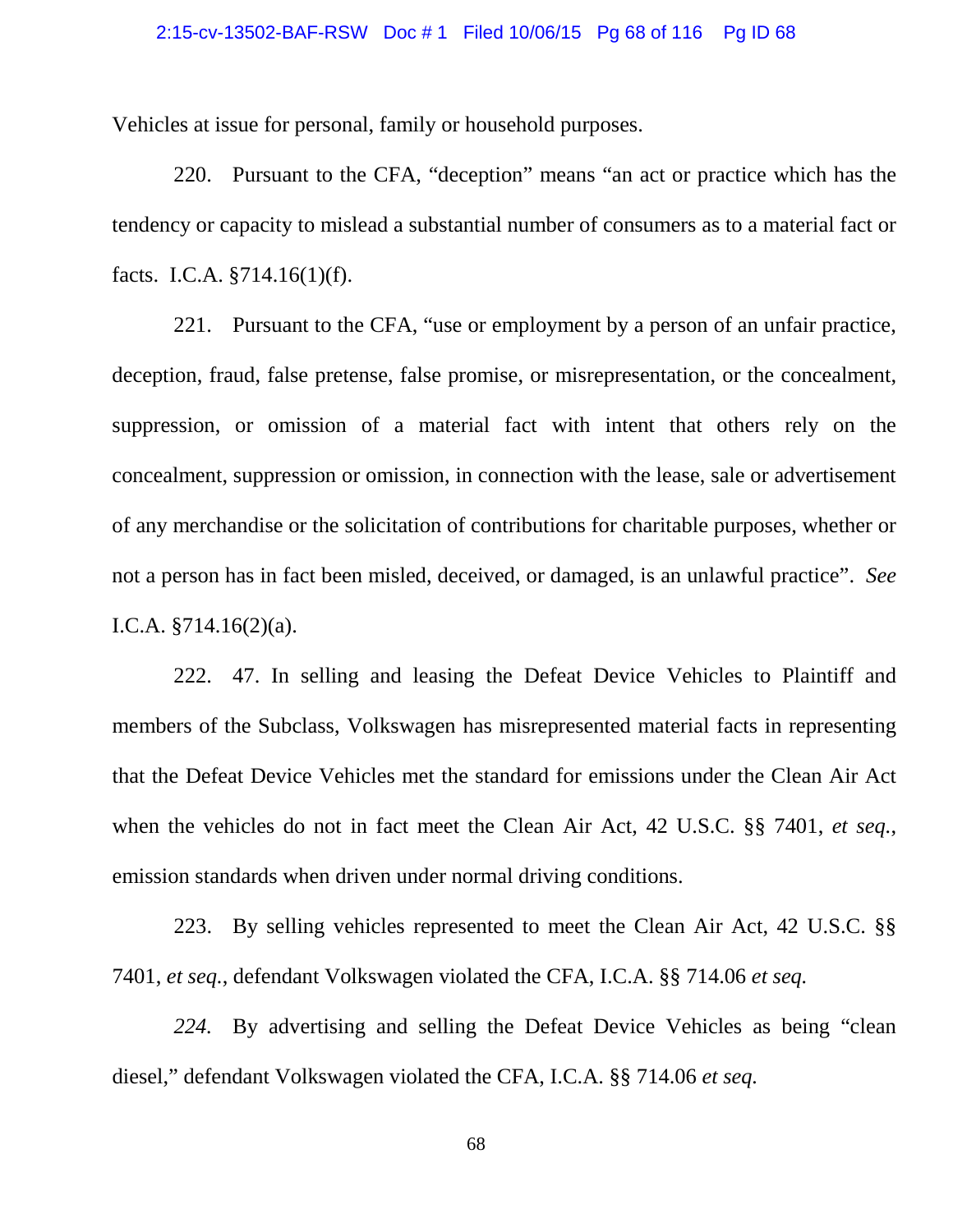Vehicles at issue for personal, family or household purposes.

220. Pursuant to the CFA, "deception" means "an act or practice which has the tendency or capacity to mislead a substantial number of consumers as to a material fact or facts. I.C.A. §714.16(1)(f).

221. Pursuant to the CFA, "use or employment by a person of an unfair practice, deception, fraud, false pretense, false promise, or misrepresentation, or the concealment, suppression, or omission of a material fact with intent that others rely on the concealment, suppression or omission, in connection with the lease, sale or advertisement of any merchandise or the solicitation of contributions for charitable purposes, whether or not a person has in fact been misled, deceived, or damaged, is an unlawful practice". *See* I.C.A. §714.16(2)(a).

222. 47. In selling and leasing the Defeat Device Vehicles to Plaintiff and members of the Subclass, Volkswagen has misrepresented material facts in representing that the Defeat Device Vehicles met the standard for emissions under the Clean Air Act when the vehicles do not in fact meet the Clean Air Act, 42 U.S.C. §§ 7401, *et seq.*, emission standards when driven under normal driving conditions.

223. By selling vehicles represented to meet the Clean Air Act, 42 U.S.C. §§ 7401, *et seq.*, defendant Volkswagen violated the CFA, I.C.A. §§ 714.06 *et seq.*

*224.* By advertising and selling the Defeat Device Vehicles as being "clean diesel," defendant Volkswagen violated the CFA, I.C.A. §§ 714.06 *et seq.*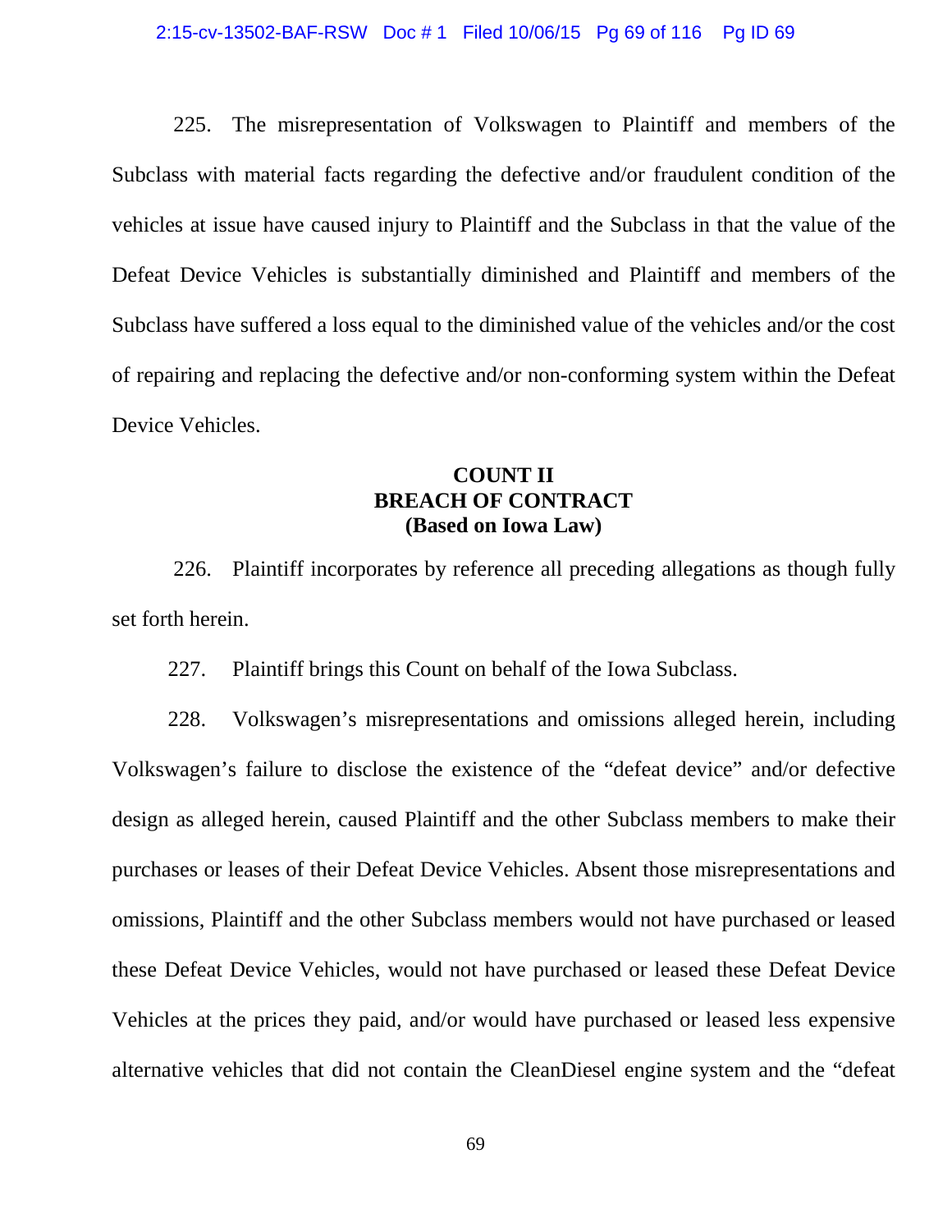225. The misrepresentation of Volkswagen to Plaintiff and members of the Subclass with material facts regarding the defective and/or fraudulent condition of the vehicles at issue have caused injury to Plaintiff and the Subclass in that the value of the Defeat Device Vehicles is substantially diminished and Plaintiff and members of the Subclass have suffered a loss equal to the diminished value of the vehicles and/or the cost of repairing and replacing the defective and/or non-conforming system within the Defeat Device Vehicles.

## COUNT II
## BREACH OF CONTRACT
## (Based on Iowa Law)

226. Plaintiff incorporates by reference all preceding allegations as though fully set forth herein.

227. Plaintiff brings this Count on behalf of the Iowa Subclass.

228. Volkswagen's misrepresentations and omissions alleged herein, including Volkswagen's failure to disclose the existence of the "defeat device" and/or defective design as alleged herein, caused Plaintiff and the other Subclass members to make their purchases or leases of their Defeat Device Vehicles. Absent those misrepresentations and omissions, Plaintiff and the other Subclass members would not have purchased or leased these Defeat Device Vehicles, would not have purchased or leased these Defeat Device Vehicles at the prices they paid, and/or would have purchased or leased less expensive alternative vehicles that did not contain the CleanDiesel engine system and the "defeat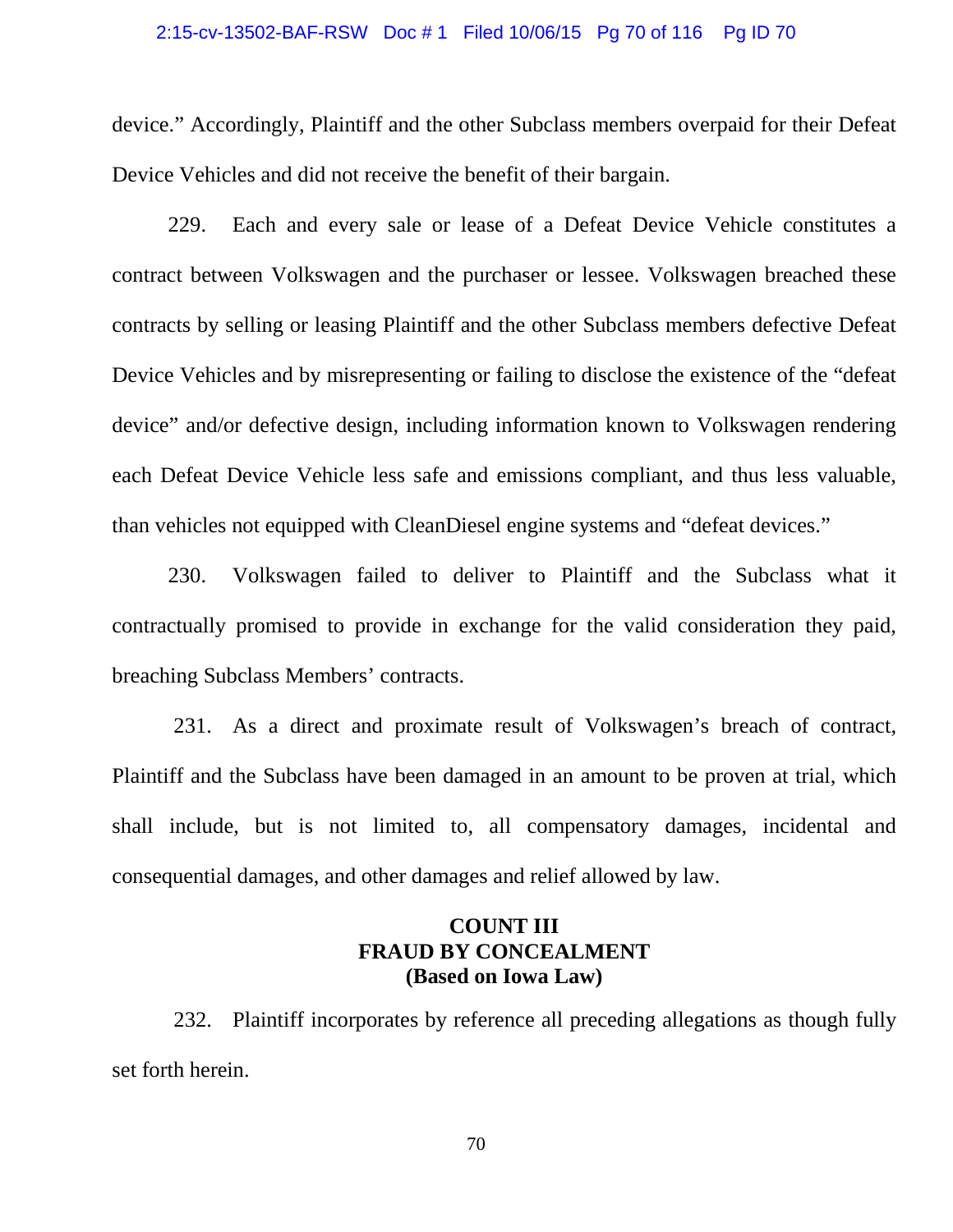device." Accordingly, Plaintiff and the other Subclass members overpaid for their Defeat Device Vehicles and did not receive the benefit of their bargain.

229. Each and every sale or lease of a Defeat Device Vehicle constitutes a contract between Volkswagen and the purchaser or lessee. Volkswagen breached these contracts by selling or leasing Plaintiff and the other Subclass members defective Defeat Device Vehicles and by misrepresenting or failing to disclose the existence of the "defeat device" and/or defective design, including information known to Volkswagen rendering each Defeat Device Vehicle less safe and emissions compliant, and thus less valuable, than vehicles not equipped with CleanDiesel engine systems and "defeat devices."

230. Volkswagen failed to deliver to Plaintiff and the Subclass what it contractually promised to provide in exchange for the valid consideration they paid, breaching Subclass Members' contracts.

231. As a direct and proximate result of Volkswagen's breach of contract, Plaintiff and the Subclass have been damaged in an amount to be proven at trial, which shall include, but is not limited to, all compensatory damages, incidental and consequential damages, and other damages and relief allowed by law.

**COUNT III**
**FRAUD BY CONCEALMENT**
**(Based on Iowa Law)**

232. Plaintiff incorporates by reference all preceding allegations as though fully set forth herein.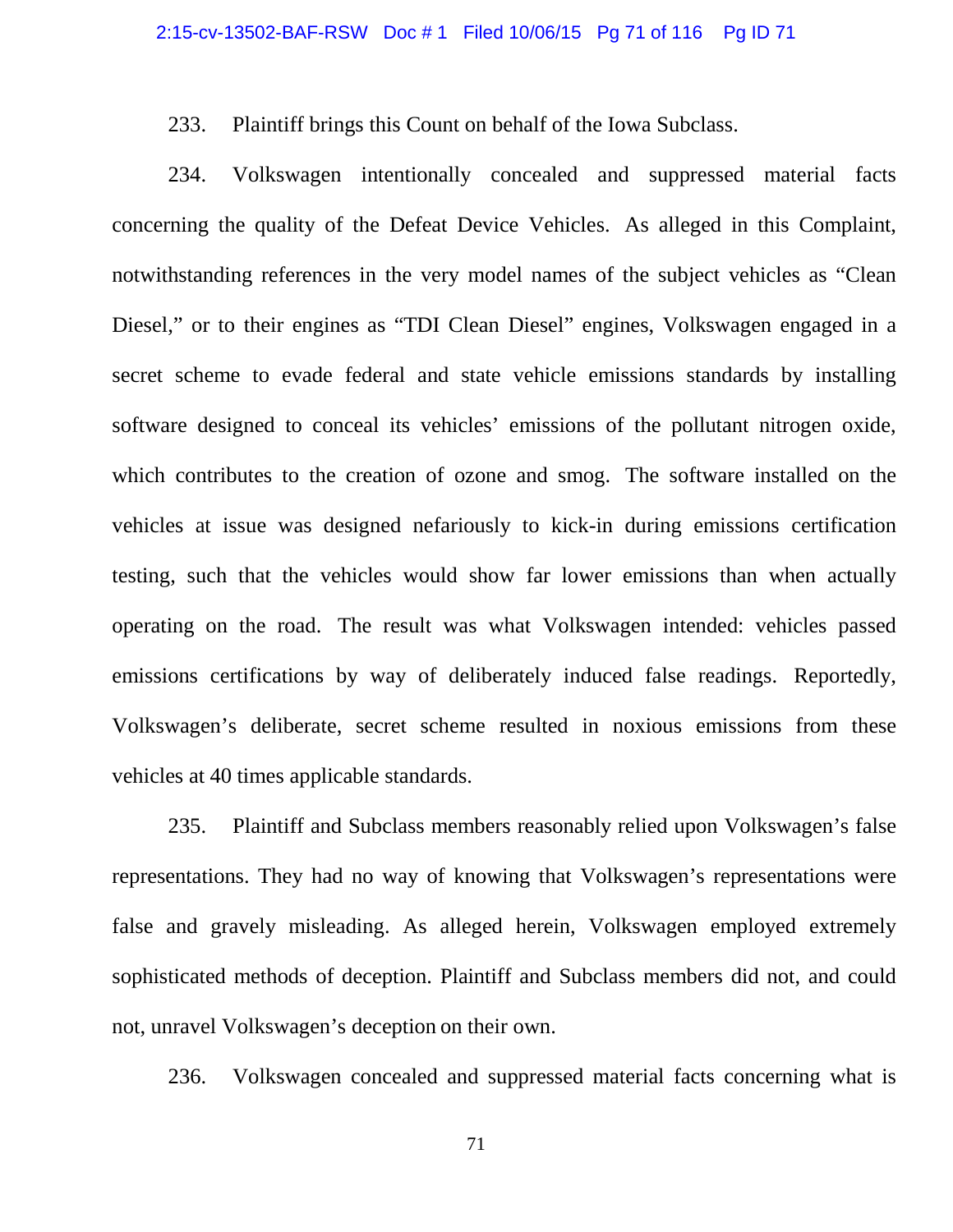233. Plaintiff brings this Count on behalf of the Iowa Subclass.

234. Volkswagen intentionally concealed and suppressed material facts concerning the quality of the Defeat Device Vehicles. As alleged in this Complaint, notwithstanding references in the very model names of the subject vehicles as "Clean Diesel," or to their engines as "TDI Clean Diesel" engines, Volkswagen engaged in a secret scheme to evade federal and state vehicle emissions standards by installing software designed to conceal its vehicles' emissions of the pollutant nitrogen oxide, which contributes to the creation of ozone and smog. The software installed on the vehicles at issue was designed nefariously to kick-in during emissions certification testing, such that the vehicles would show far lower emissions than when actually operating on the road. The result was what Volkswagen intended: vehicles passed emissions certifications by way of deliberately induced false readings. Reportedly, Volkswagen's deliberate, secret scheme resulted in noxious emissions from these vehicles at 40 times applicable standards.

235. Plaintiff and Subclass members reasonably relied upon Volkswagen's false representations. They had no way of knowing that Volkswagen's representations were false and gravely misleading. As alleged herein, Volkswagen employed extremely sophisticated methods of deception. Plaintiff and Subclass members did not, and could not, unravel Volkswagen's deception on their own.

236. Volkswagen concealed and suppressed material facts concerning what is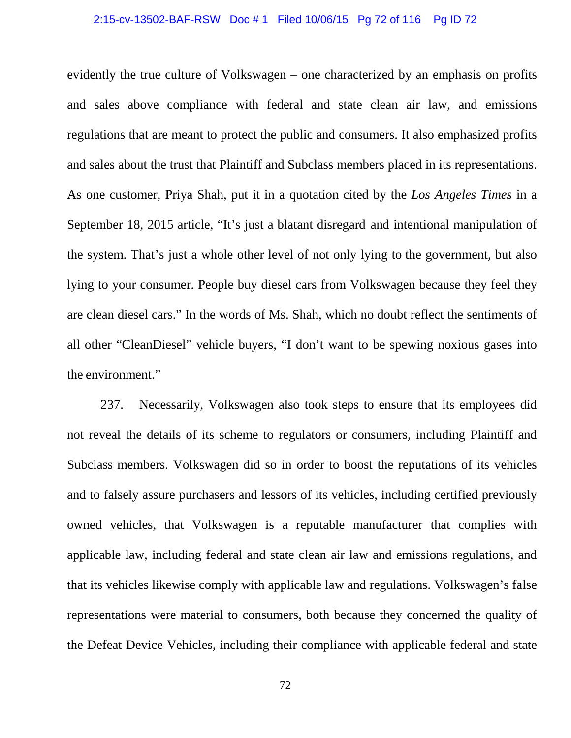evidently the true culture of Volkswagen – one characterized by an emphasis on profits and sales above compliance with federal and state clean air law, and emissions regulations that are meant to protect the public and consumers. It also emphasized profits and sales about the trust that Plaintiff and Subclass members placed in its representations. As one customer, Priya Shah, put it in a quotation cited by the *Los Angeles Times* in a September 18, 2015 article, "It's just a blatant disregard and intentional manipulation of the system. That's just a whole other level of not only lying to the government, but also lying to your consumer. People buy diesel cars from Volkswagen because they feel they are clean diesel cars." In the words of Ms. Shah, which no doubt reflect the sentiments of all other "CleanDiesel" vehicle buyers, "I don't want to be spewing noxious gases into the environment."

237. Necessarily, Volkswagen also took steps to ensure that its employees did not reveal the details of its scheme to regulators or consumers, including Plaintiff and Subclass members. Volkswagen did so in order to boost the reputations of its vehicles and to falsely assure purchasers and lessors of its vehicles, including certified previously owned vehicles, that Volkswagen is a reputable manufacturer that complies with applicable law, including federal and state clean air law and emissions regulations, and that its vehicles likewise comply with applicable law and regulations. Volkswagen's false representations were material to consumers, both because they concerned the quality of the Defeat Device Vehicles, including their compliance with applicable federal and state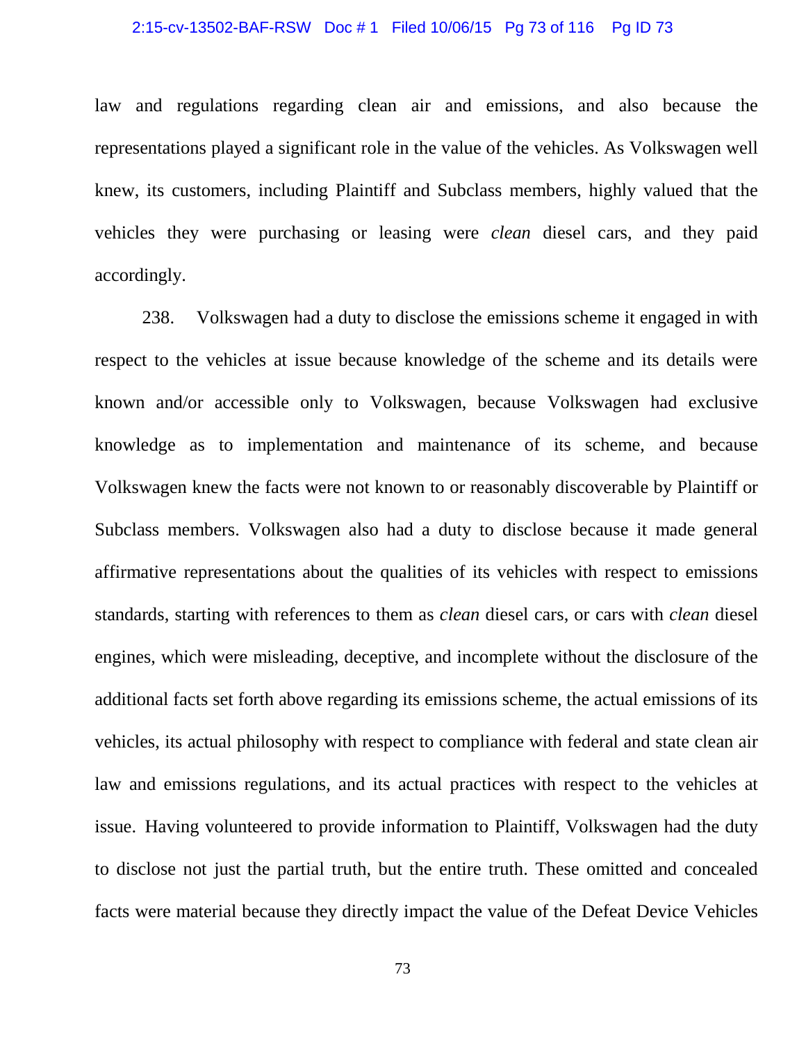law and regulations regarding clean air and emissions, and also because the representations played a significant role in the value of the vehicles. As Volkswagen well knew, its customers, including Plaintiff and Subclass members, highly valued that the vehicles they were purchasing or leasing were *clean* diesel cars, and they paid accordingly.

238. Volkswagen had a duty to disclose the emissions scheme it engaged in with respect to the vehicles at issue because knowledge of the scheme and its details were known and/or accessible only to Volkswagen, because Volkswagen had exclusive knowledge as to implementation and maintenance of its scheme, and because Volkswagen knew the facts were not known to or reasonably discoverable by Plaintiff or Subclass members. Volkswagen also had a duty to disclose because it made general affirmative representations about the qualities of its vehicles with respect to emissions standards, starting with references to them as *clean* diesel cars, or cars with *clean* diesel engines, which were misleading, deceptive, and incomplete without the disclosure of the additional facts set forth above regarding its emissions scheme, the actual emissions of its vehicles, its actual philosophy with respect to compliance with federal and state clean air law and emissions regulations, and its actual practices with respect to the vehicles at issue. Having volunteered to provide information to Plaintiff, Volkswagen had the duty to disclose not just the partial truth, but the entire truth. These omitted and concealed facts were material because they directly impact the value of the Defeat Device Vehicles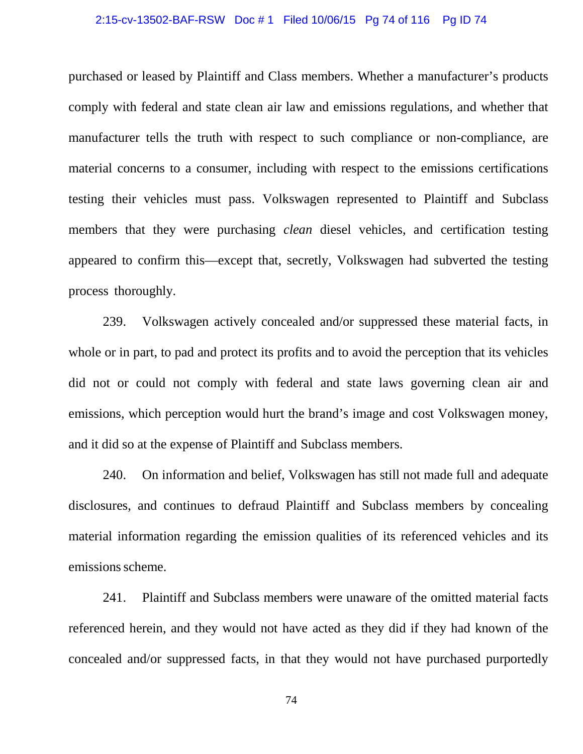purchased or leased by Plaintiff and Class members. Whether a manufacturer's products comply with federal and state clean air law and emissions regulations, and whether that manufacturer tells the truth with respect to such compliance or non-compliance, are material concerns to a consumer, including with respect to the emissions certifications testing their vehicles must pass. Volkswagen represented to Plaintiff and Subclass members that they were purchasing *clean* diesel vehicles, and certification testing appeared to confirm this—except that, secretly, Volkswagen had subverted the testing process thoroughly.

239. Volkswagen actively concealed and/or suppressed these material facts, in whole or in part, to pad and protect its profits and to avoid the perception that its vehicles did not or could not comply with federal and state laws governing clean air and emissions, which perception would hurt the brand's image and cost Volkswagen money, and it did so at the expense of Plaintiff and Subclass members.

240. On information and belief, Volkswagen has still not made full and adequate disclosures, and continues to defraud Plaintiff and Subclass members by concealing material information regarding the emission qualities of its referenced vehicles and its emissions scheme.

241. Plaintiff and Subclass members were unaware of the omitted material facts referenced herein, and they would not have acted as they did if they had known of the concealed and/or suppressed facts, in that they would not have purchased purportedly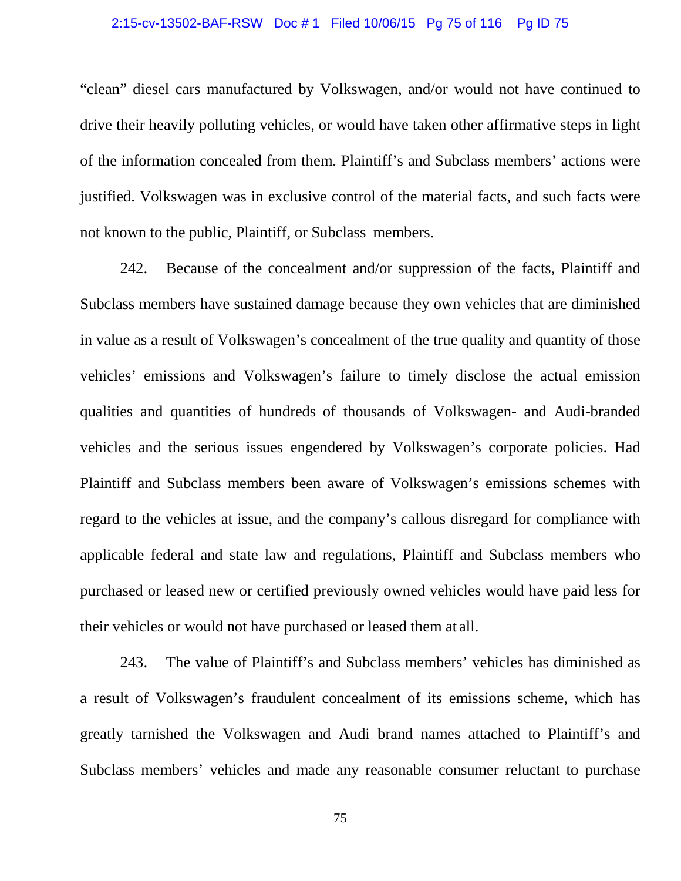"clean" diesel cars manufactured by Volkswagen, and/or would not have continued to drive their heavily polluting vehicles, or would have taken other affirmative steps in light of the information concealed from them. Plaintiff's and Subclass members' actions were justified. Volkswagen was in exclusive control of the material facts, and such facts were not known to the public, Plaintiff, or Subclass members.

242. Because of the concealment and/or suppression of the facts, Plaintiff and Subclass members have sustained damage because they own vehicles that are diminished in value as a result of Volkswagen's concealment of the true quality and quantity of those vehicles' emissions and Volkswagen's failure to timely disclose the actual emission qualities and quantities of hundreds of thousands of Volkswagen- and Audi-branded vehicles and the serious issues engendered by Volkswagen's corporate policies. Had Plaintiff and Subclass members been aware of Volkswagen's emissions schemes with regard to the vehicles at issue, and the company's callous disregard for compliance with applicable federal and state law and regulations, Plaintiff and Subclass members who purchased or leased new or certified previously owned vehicles would have paid less for their vehicles or would not have purchased or leased them at all.

243. The value of Plaintiff's and Subclass members' vehicles has diminished as a result of Volkswagen's fraudulent concealment of its emissions scheme, which has greatly tarnished the Volkswagen and Audi brand names attached to Plaintiff's and Subclass members' vehicles and made any reasonable consumer reluctant to purchase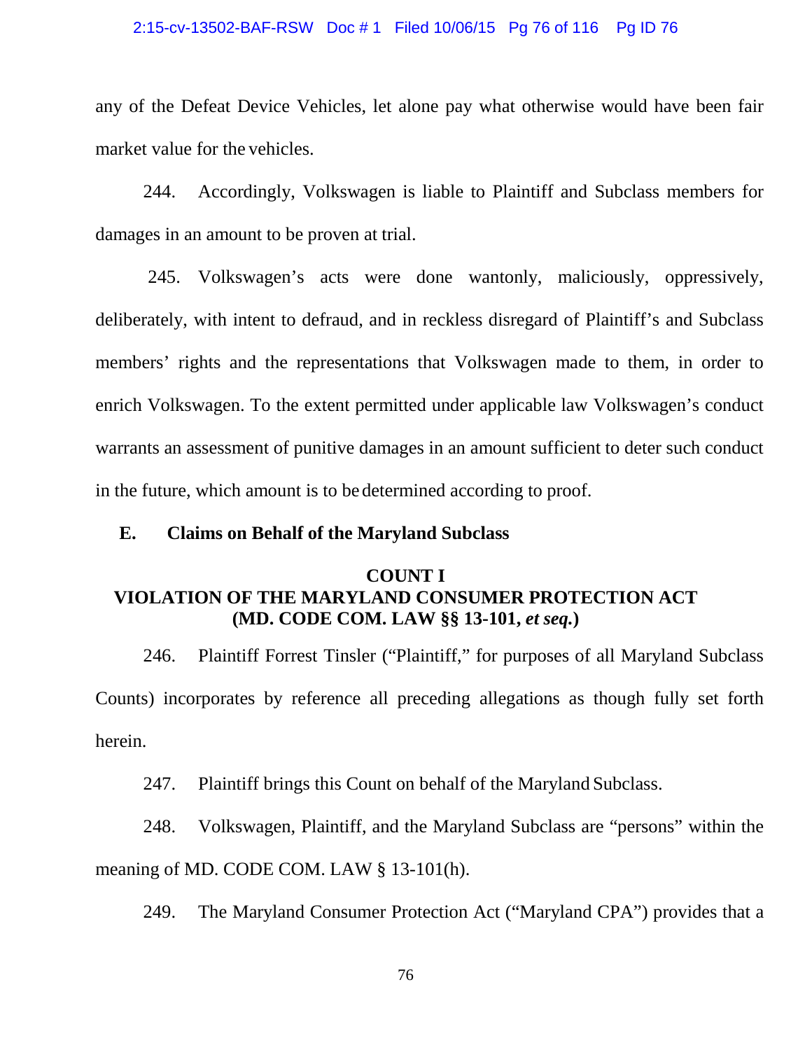any of the Defeat Device Vehicles, let alone pay what otherwise would have been fair market value for the vehicles.

244. Accordingly, Volkswagen is liable to Plaintiff and Subclass members for damages in an amount to be proven at trial.

245. Volkswagen's acts were done wantonly, maliciously, oppressively, deliberately, with intent to defraud, and in reckless disregard of Plaintiff's and Subclass members' rights and the representations that Volkswagen made to them, in order to enrich Volkswagen. To the extent permitted under applicable law Volkswagen's conduct warrants an assessment of punitive damages in an amount sufficient to deter such conduct in the future, which amount is to be determined according to proof.

### E. Claims on Behalf of the Maryland Subclass

**COUNT I**
**VIOLATION OF THE MARYLAND CONSUMER PROTECTION ACT**
**(MD. CODE COM. LAW §§ 13-101, *et seq.*)**

246. Plaintiff Forrest Tinsler ("Plaintiff," for purposes of all Maryland Subclass Counts) incorporates by reference all preceding allegations as though fully set forth herein.

247. Plaintiff brings this Count on behalf of the Maryland Subclass.

248. Volkswagen, Plaintiff, and the Maryland Subclass are "persons" within the meaning of MD. CODE COM. LAW § 13-101(h).

249. The Maryland Consumer Protection Act ("Maryland CPA") provides that a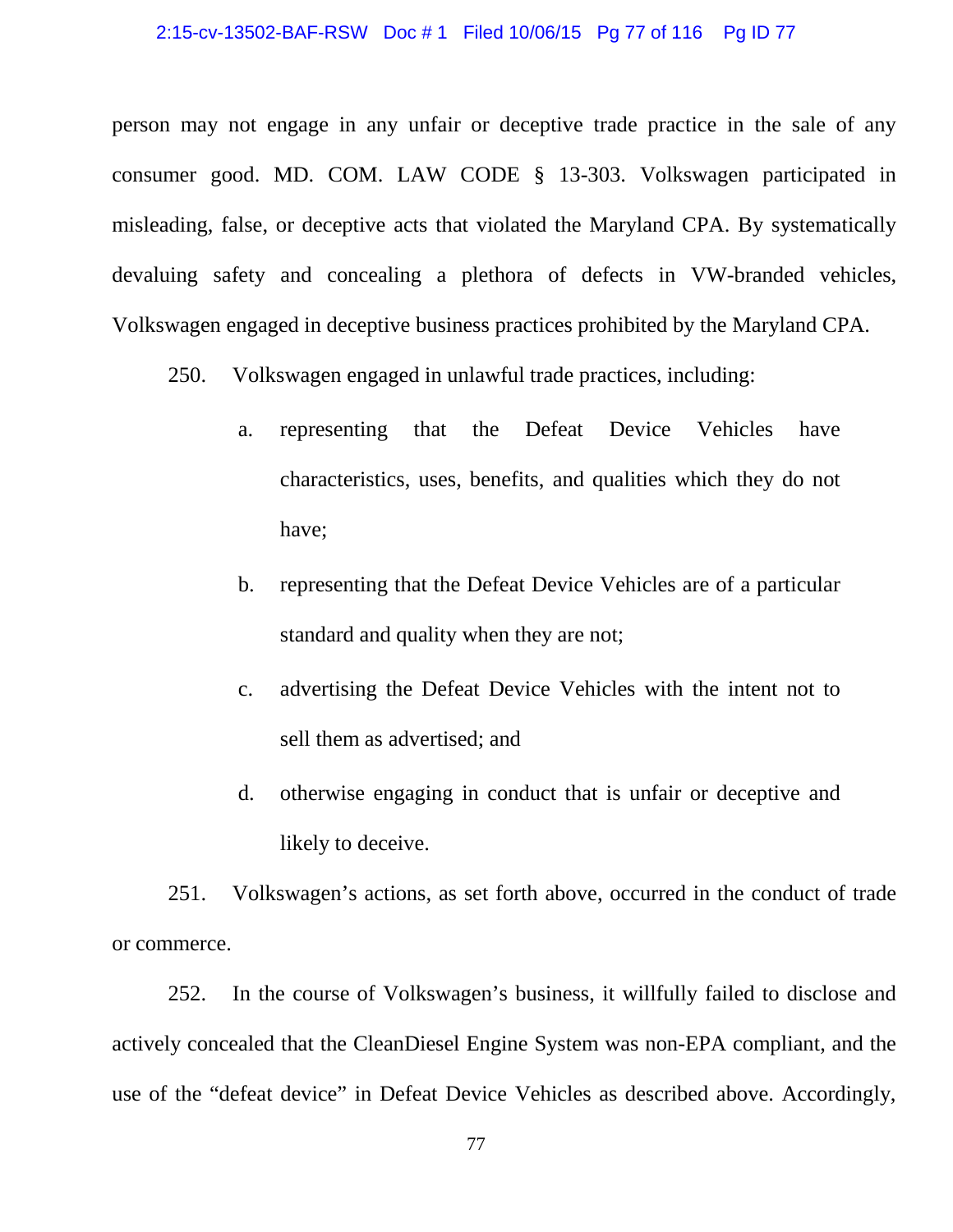person may not engage in any unfair or deceptive trade practice in the sale of any consumer good. MD. COM. LAW CODE § 13-303. Volkswagen participated in misleading, false, or deceptive acts that violated the Maryland CPA. By systematically devaluing safety and concealing a plethora of defects in VW-branded vehicles, Volkswagen engaged in deceptive business practices prohibited by the Maryland CPA.

250. Volkswagen engaged in unlawful trade practices, including:

a. representing that the Defeat Device Vehicles have characteristics, uses, benefits, and qualities which they do not have;

b. representing that the Defeat Device Vehicles are of a particular standard and quality when they are not;

c. advertising the Defeat Device Vehicles with the intent not to sell them as advertised; and

d. otherwise engaging in conduct that is unfair or deceptive and likely to deceive.

251. Volkswagen's actions, as set forth above, occurred in the conduct of trade or commerce.

252. In the course of Volkswagen's business, it willfully failed to disclose and actively concealed that the CleanDiesel Engine System was non-EPA compliant, and the use of the "defeat device" in Defeat Device Vehicles as described above. Accordingly,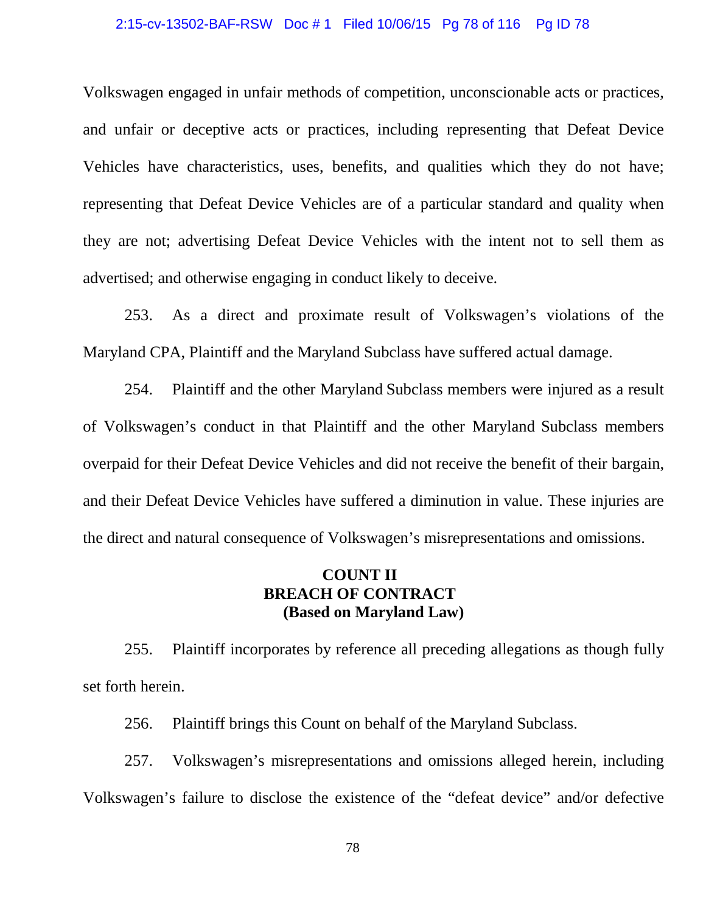Volkswagen engaged in unfair methods of competition, unconscionable acts or practices, and unfair or deceptive acts or practices, including representing that Defeat Device Vehicles have characteristics, uses, benefits, and qualities which they do not have; representing that Defeat Device Vehicles are of a particular standard and quality when they are not; advertising Defeat Device Vehicles with the intent not to sell them as advertised; and otherwise engaging in conduct likely to deceive.

253. As a direct and proximate result of Volkswagen's violations of the Maryland CPA, Plaintiff and the Maryland Subclass have suffered actual damage.

254. Plaintiff and the other Maryland Subclass members were injured as a result of Volkswagen's conduct in that Plaintiff and the other Maryland Subclass members overpaid for their Defeat Device Vehicles and did not receive the benefit of their bargain, and their Defeat Device Vehicles have suffered a diminution in value. These injuries are the direct and natural consequence of Volkswagen's misrepresentations and omissions.

**COUNT II**
**BREACH OF CONTRACT**
**(Based on Maryland Law)**

255. Plaintiff incorporates by reference all preceding allegations as though fully set forth herein.

256. Plaintiff brings this Count on behalf of the Maryland Subclass.

257. Volkswagen's misrepresentations and omissions alleged herein, including Volkswagen's failure to disclose the existence of the "defeat device" and/or defective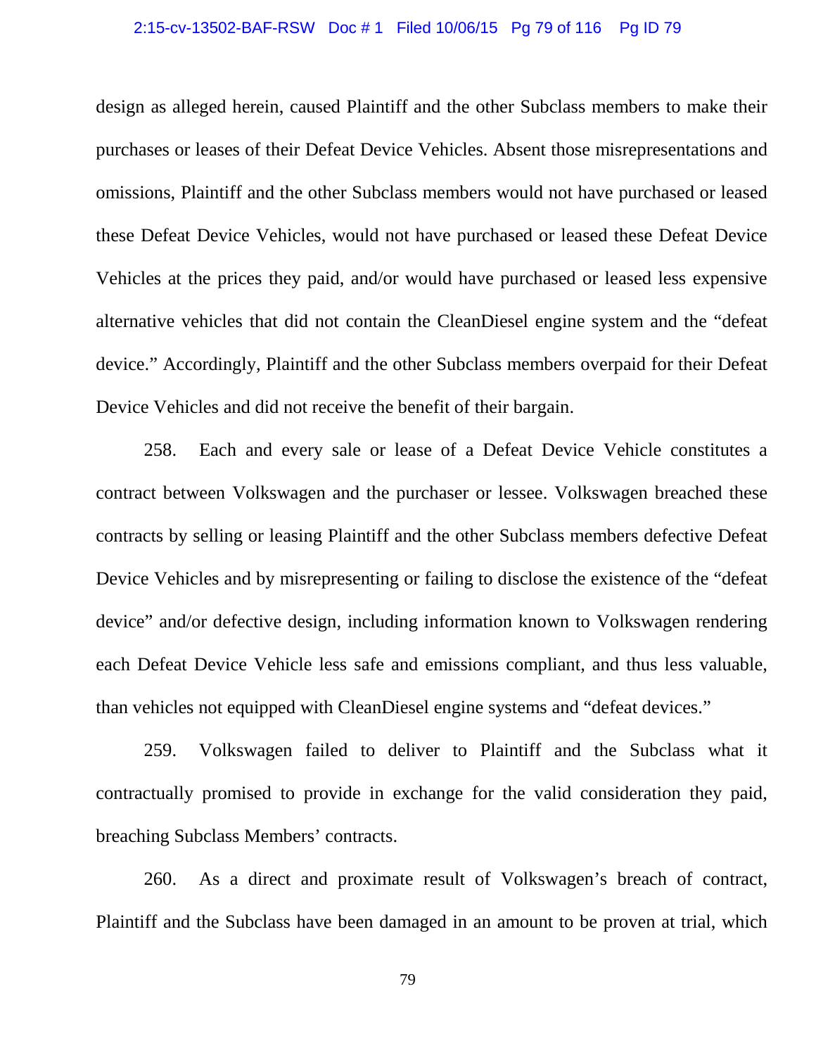design as alleged herein, caused Plaintiff and the other Subclass members to make their purchases or leases of their Defeat Device Vehicles. Absent those misrepresentations and omissions, Plaintiff and the other Subclass members would not have purchased or leased these Defeat Device Vehicles, would not have purchased or leased these Defeat Device Vehicles at the prices they paid, and/or would have purchased or leased less expensive alternative vehicles that did not contain the CleanDiesel engine system and the "defeat device." Accordingly, Plaintiff and the other Subclass members overpaid for their Defeat Device Vehicles and did not receive the benefit of their bargain.

258. Each and every sale or lease of a Defeat Device Vehicle constitutes a contract between Volkswagen and the purchaser or lessee. Volkswagen breached these contracts by selling or leasing Plaintiff and the other Subclass members defective Defeat Device Vehicles and by misrepresenting or failing to disclose the existence of the "defeat device" and/or defective design, including information known to Volkswagen rendering each Defeat Device Vehicle less safe and emissions compliant, and thus less valuable, than vehicles not equipped with CleanDiesel engine systems and "defeat devices."

259. Volkswagen failed to deliver to Plaintiff and the Subclass what it contractually promised to provide in exchange for the valid consideration they paid, breaching Subclass Members' contracts.

260. As a direct and proximate result of Volkswagen's breach of contract, Plaintiff and the Subclass have been damaged in an amount to be proven at trial, which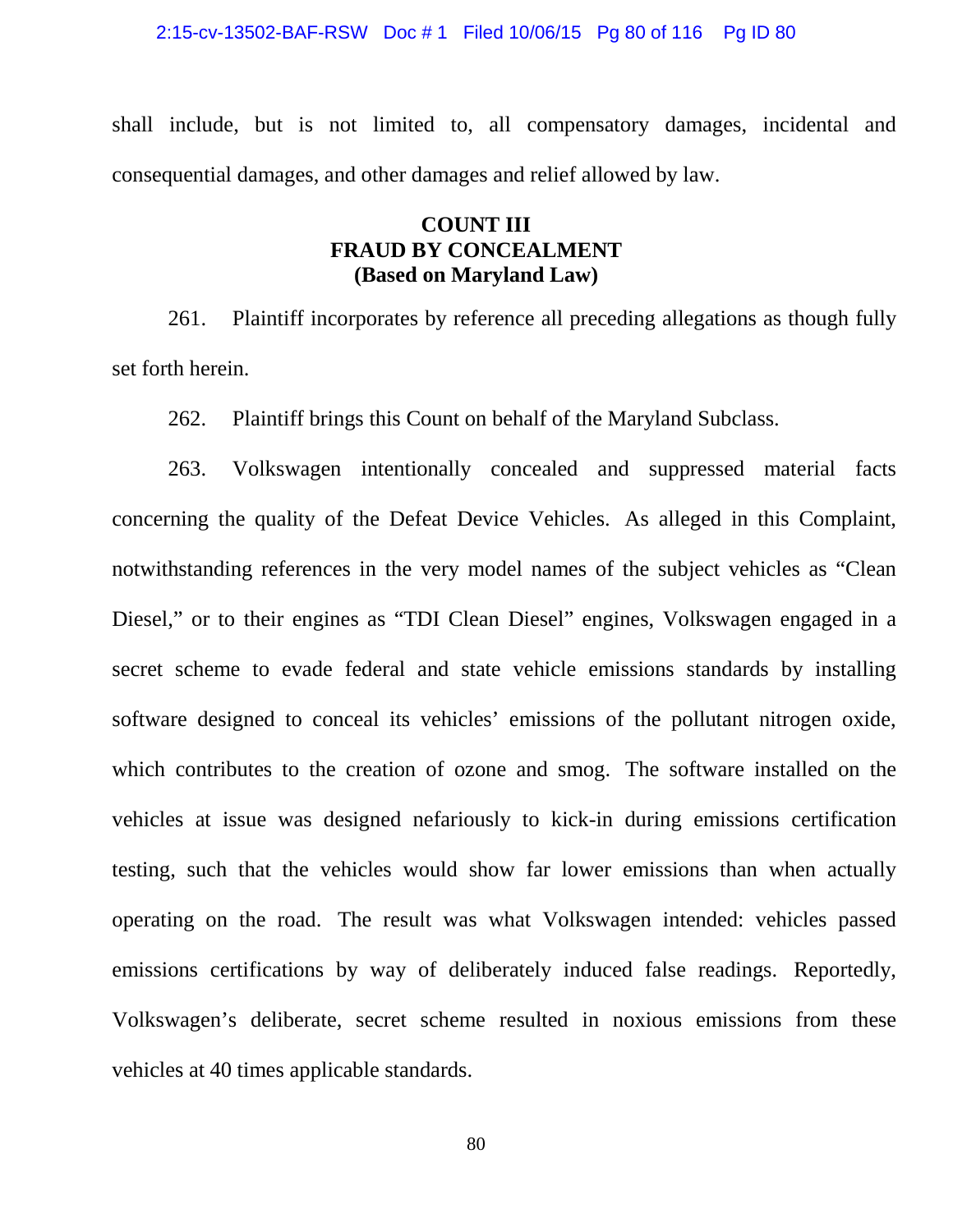shall include, but is not limited to, all compensatory damages, incidental and consequential damages, and other damages and relief allowed by law.

**COUNT III**
**FRAUD BY CONCEALMENT**
**(Based on Maryland Law)**

261. Plaintiff incorporates by reference all preceding allegations as though fully set forth herein.

262. Plaintiff brings this Count on behalf of the Maryland Subclass.

263. Volkswagen intentionally concealed and suppressed material facts concerning the quality of the Defeat Device Vehicles. As alleged in this Complaint, notwithstanding references in the very model names of the subject vehicles as "Clean Diesel," or to their engines as "TDI Clean Diesel" engines, Volkswagen engaged in a secret scheme to evade federal and state vehicle emissions standards by installing software designed to conceal its vehicles' emissions of the pollutant nitrogen oxide, which contributes to the creation of ozone and smog. The software installed on the vehicles at issue was designed nefariously to kick-in during emissions certification testing, such that the vehicles would show far lower emissions than when actually operating on the road. The result was what Volkswagen intended: vehicles passed emissions certifications by way of deliberately induced false readings. Reportedly, Volkswagen's deliberate, secret scheme resulted in noxious emissions from these vehicles at 40 times applicable standards.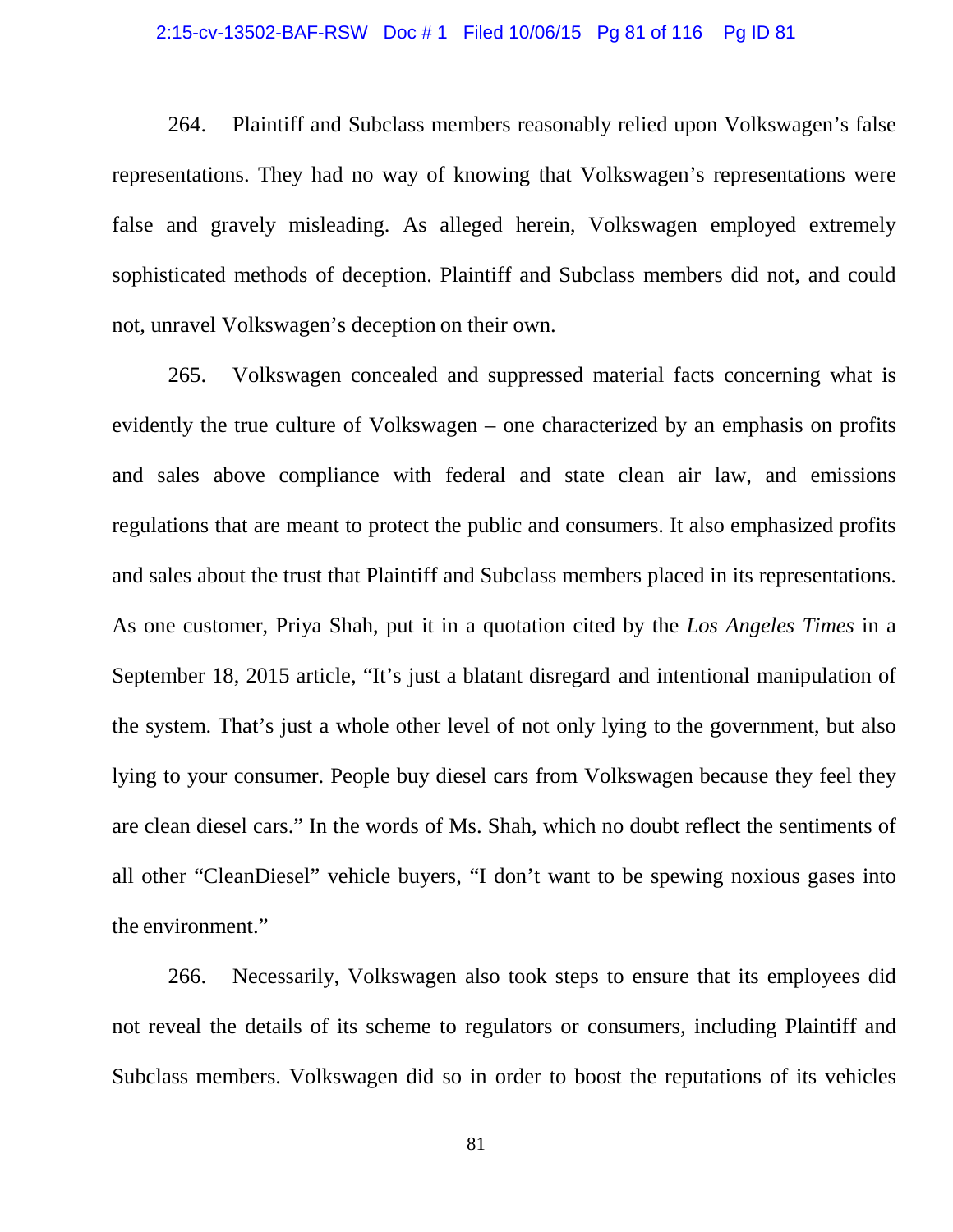264. Plaintiff and Subclass members reasonably relied upon Volkswagen's false representations. They had no way of knowing that Volkswagen's representations were false and gravely misleading. As alleged herein, Volkswagen employed extremely sophisticated methods of deception. Plaintiff and Subclass members did not, and could not, unravel Volkswagen's deception on their own.

265. Volkswagen concealed and suppressed material facts concerning what is evidently the true culture of Volkswagen – one characterized by an emphasis on profits and sales above compliance with federal and state clean air law, and emissions regulations that are meant to protect the public and consumers. It also emphasized profits and sales about the trust that Plaintiff and Subclass members placed in its representations. As one customer, Priya Shah, put it in a quotation cited by the *Los Angeles Times* in a September 18, 2015 article, "It's just a blatant disregard and intentional manipulation of the system. That's just a whole other level of not only lying to the government, but also lying to your consumer. People buy diesel cars from Volkswagen because they feel they are clean diesel cars." In the words of Ms. Shah, which no doubt reflect the sentiments of all other "CleanDiesel" vehicle buyers, "I don't want to be spewing noxious gases into the environment."

266. Necessarily, Volkswagen also took steps to ensure that its employees did not reveal the details of its scheme to regulators or consumers, including Plaintiff and Subclass members. Volkswagen did so in order to boost the reputations of its vehicles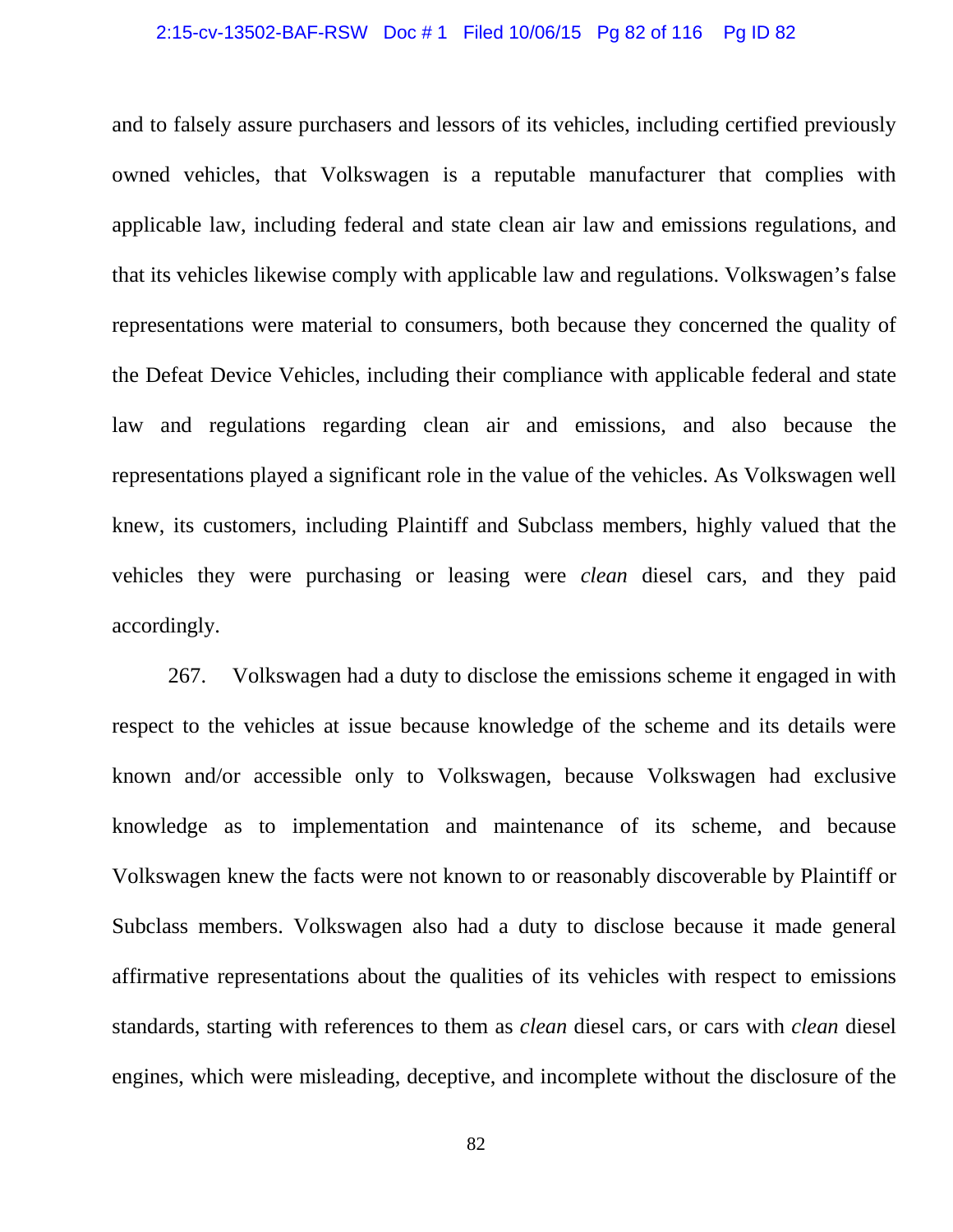and to falsely assure purchasers and lessors of its vehicles, including certified previously owned vehicles, that Volkswagen is a reputable manufacturer that complies with applicable law, including federal and state clean air law and emissions regulations, and that its vehicles likewise comply with applicable law and regulations. Volkswagen's false representations were material to consumers, both because they concerned the quality of the Defeat Device Vehicles, including their compliance with applicable federal and state law and regulations regarding clean air and emissions, and also because the representations played a significant role in the value of the vehicles. As Volkswagen well knew, its customers, including Plaintiff and Subclass members, highly valued that the vehicles they were purchasing or leasing were *clean* diesel cars, and they paid accordingly.

267. Volkswagen had a duty to disclose the emissions scheme it engaged in with respect to the vehicles at issue because knowledge of the scheme and its details were known and/or accessible only to Volkswagen, because Volkswagen had exclusive knowledge as to implementation and maintenance of its scheme, and because Volkswagen knew the facts were not known to or reasonably discoverable by Plaintiff or Subclass members. Volkswagen also had a duty to disclose because it made general affirmative representations about the qualities of its vehicles with respect to emissions standards, starting with references to them as *clean* diesel cars, or cars with *clean* diesel engines, which were misleading, deceptive, and incomplete without the disclosure of the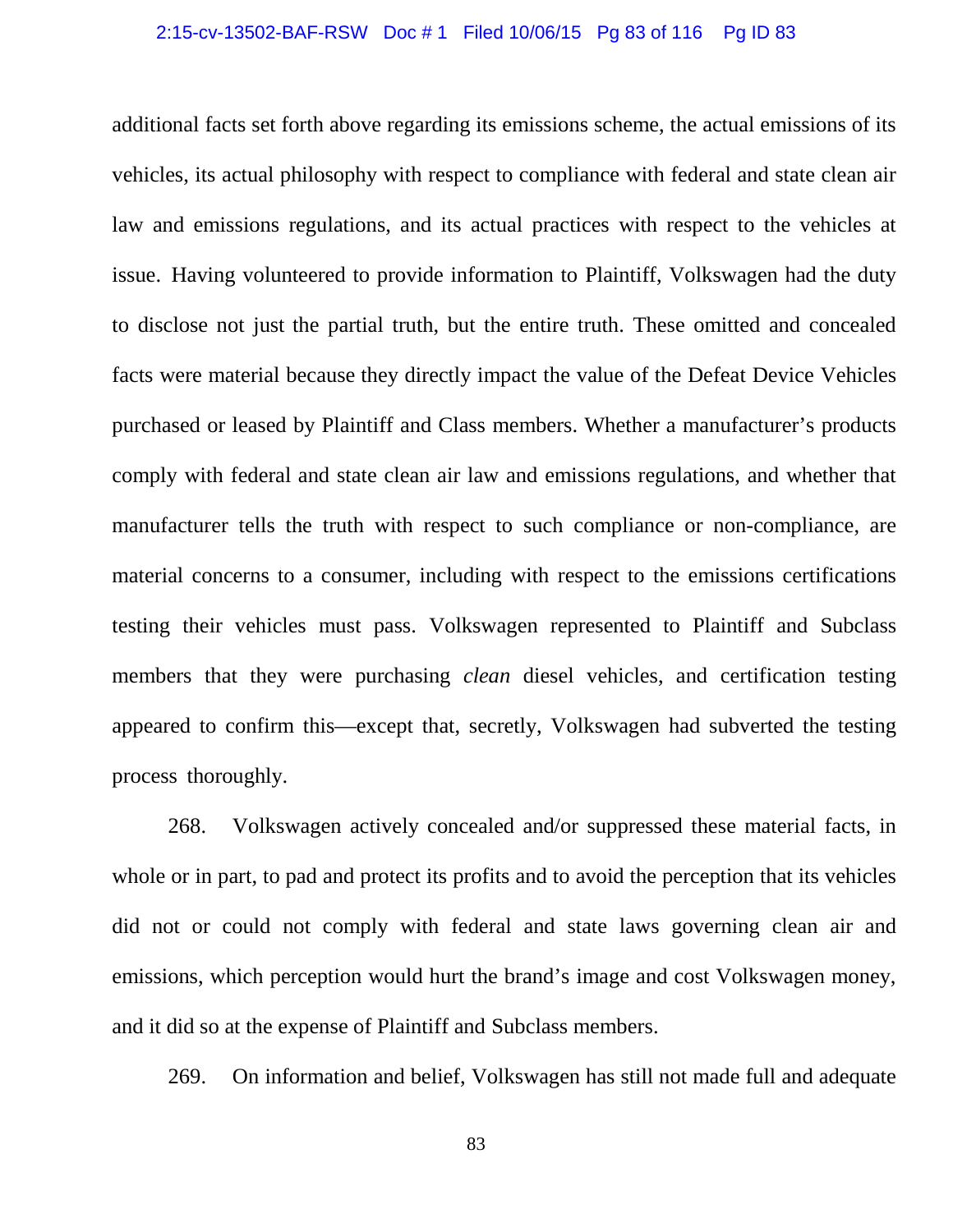additional facts set forth above regarding its emissions scheme, the actual emissions of its vehicles, its actual philosophy with respect to compliance with federal and state clean air law and emissions regulations, and its actual practices with respect to the vehicles at issue. Having volunteered to provide information to Plaintiff, Volkswagen had the duty to disclose not just the partial truth, but the entire truth. These omitted and concealed facts were material because they directly impact the value of the Defeat Device Vehicles purchased or leased by Plaintiff and Class members. Whether a manufacturer's products comply with federal and state clean air law and emissions regulations, and whether that manufacturer tells the truth with respect to such compliance or non-compliance, are material concerns to a consumer, including with respect to the emissions certifications testing their vehicles must pass. Volkswagen represented to Plaintiff and Subclass members that they were purchasing *clean* diesel vehicles, and certification testing appeared to confirm this—except that, secretly, Volkswagen had subverted the testing process thoroughly.

268. Volkswagen actively concealed and/or suppressed these material facts, in whole or in part, to pad and protect its profits and to avoid the perception that its vehicles did not or could not comply with federal and state laws governing clean air and emissions, which perception would hurt the brand's image and cost Volkswagen money, and it did so at the expense of Plaintiff and Subclass members.

269. On information and belief, Volkswagen has still not made full and adequate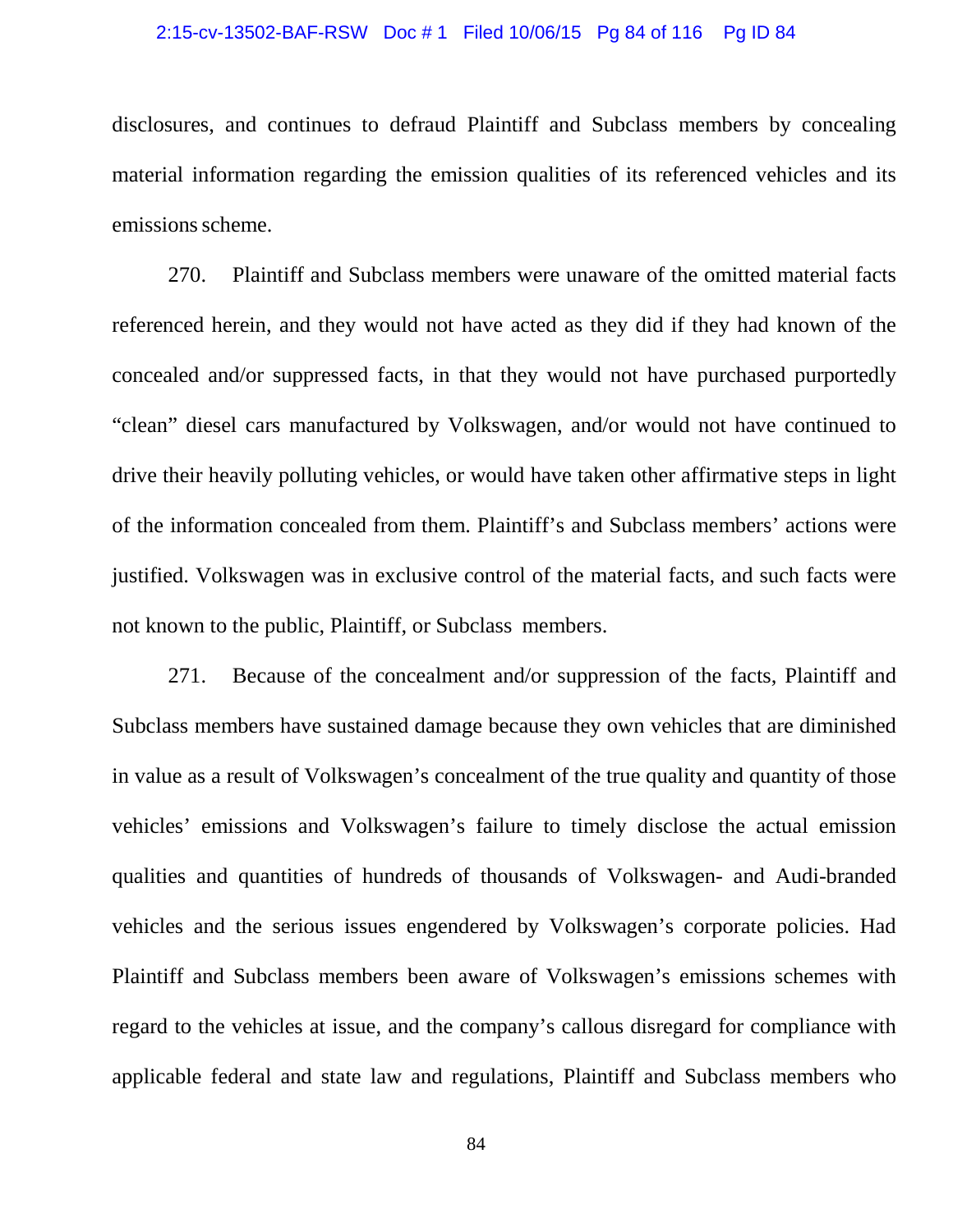disclosures, and continues to defraud Plaintiff and Subclass members by concealing material information regarding the emission qualities of its referenced vehicles and its emissions scheme.

270. Plaintiff and Subclass members were unaware of the omitted material facts referenced herein, and they would not have acted as they did if they had known of the concealed and/or suppressed facts, in that they would not have purchased purportedly "clean" diesel cars manufactured by Volkswagen, and/or would not have continued to drive their heavily polluting vehicles, or would have taken other affirmative steps in light of the information concealed from them. Plaintiff's and Subclass members' actions were justified. Volkswagen was in exclusive control of the material facts, and such facts were not known to the public, Plaintiff, or Subclass members.

271. Because of the concealment and/or suppression of the facts, Plaintiff and Subclass members have sustained damage because they own vehicles that are diminished in value as a result of Volkswagen's concealment of the true quality and quantity of those vehicles' emissions and Volkswagen's failure to timely disclose the actual emission qualities and quantities of hundreds of thousands of Volkswagen- and Audi-branded vehicles and the serious issues engendered by Volkswagen's corporate policies. Had Plaintiff and Subclass members been aware of Volkswagen's emissions schemes with regard to the vehicles at issue, and the company's callous disregard for compliance with applicable federal and state law and regulations, Plaintiff and Subclass members who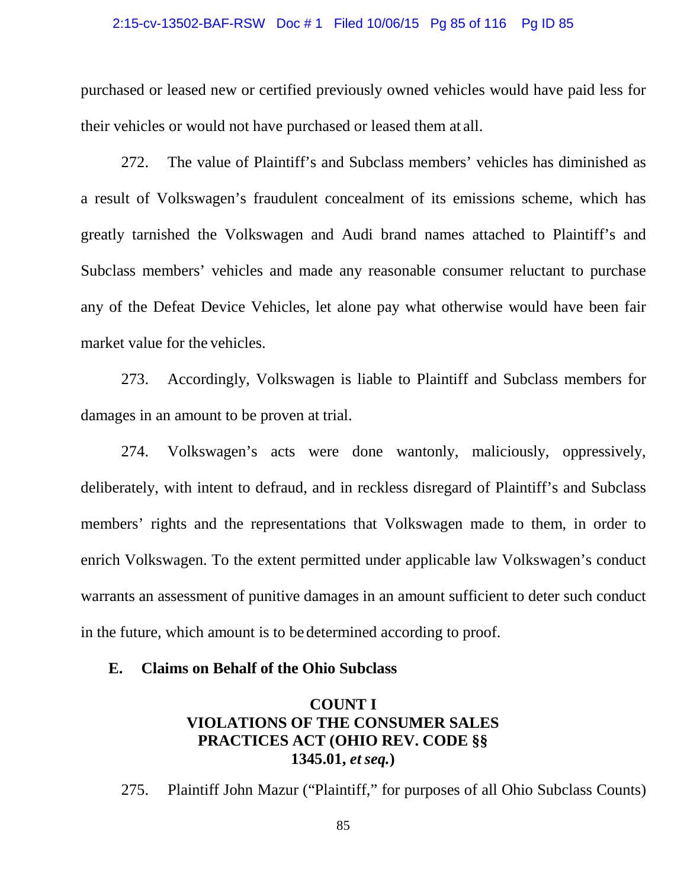purchased or leased new or certified previously owned vehicles would have paid less for their vehicles or would not have purchased or leased them at all.

272. The value of Plaintiff's and Subclass members' vehicles has diminished as a result of Volkswagen's fraudulent concealment of its emissions scheme, which has greatly tarnished the Volkswagen and Audi brand names attached to Plaintiff's and Subclass members' vehicles and made any reasonable consumer reluctant to purchase any of the Defeat Device Vehicles, let alone pay what otherwise would have been fair market value for the vehicles.

273. Accordingly, Volkswagen is liable to Plaintiff and Subclass members for damages in an amount to be proven at trial.

274. Volkswagen's acts were done wantonly, maliciously, oppressively, deliberately, with intent to defraud, and in reckless disregard of Plaintiff's and Subclass members' rights and the representations that Volkswagen made to them, in order to enrich Volkswagen. To the extent permitted under applicable law Volkswagen's conduct warrants an assessment of punitive damages in an amount sufficient to deter such conduct in the future, which amount is to be determined according to proof.

### E. Claims on Behalf of the Ohio Subclass

#### COUNT I
#### VIOLATIONS OF THE CONSUMER SALES PRACTICES ACT (OHIO REV. CODE §§ 1345.01, *et seq.*)

275. Plaintiff John Mazur ("Plaintiff," for purposes of all Ohio Subclass Counts)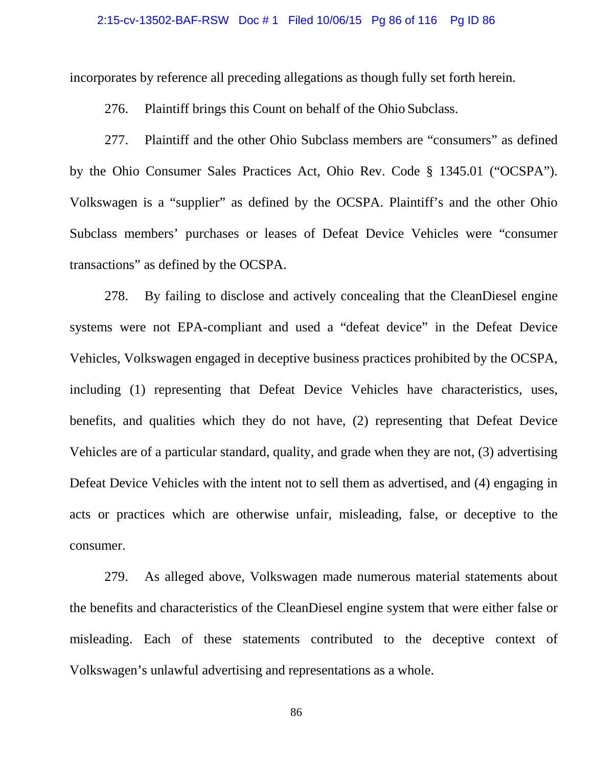incorporates by reference all preceding allegations as though fully set forth herein.

276. Plaintiff brings this Count on behalf of the Ohio Subclass.

277. Plaintiff and the other Ohio Subclass members are "consumers" as defined by the Ohio Consumer Sales Practices Act, Ohio Rev. Code § 1345.01 ("OCSPA"). Volkswagen is a "supplier" as defined by the OCSPA. Plaintiff's and the other Ohio Subclass members' purchases or leases of Defeat Device Vehicles were "consumer transactions" as defined by the OCSPA.

278. By failing to disclose and actively concealing that the CleanDiesel engine systems were not EPA-compliant and used a "defeat device" in the Defeat Device Vehicles, Volkswagen engaged in deceptive business practices prohibited by the OCSPA, including (1) representing that Defeat Device Vehicles have characteristics, uses, benefits, and qualities which they do not have, (2) representing that Defeat Device Vehicles are of a particular standard, quality, and grade when they are not, (3) advertising Defeat Device Vehicles with the intent not to sell them as advertised, and (4) engaging in acts or practices which are otherwise unfair, misleading, false, or deceptive to the consumer.

279. As alleged above, Volkswagen made numerous material statements about the benefits and characteristics of the CleanDiesel engine system that were either false or misleading. Each of these statements contributed to the deceptive context of Volkswagen's unlawful advertising and representations as a whole.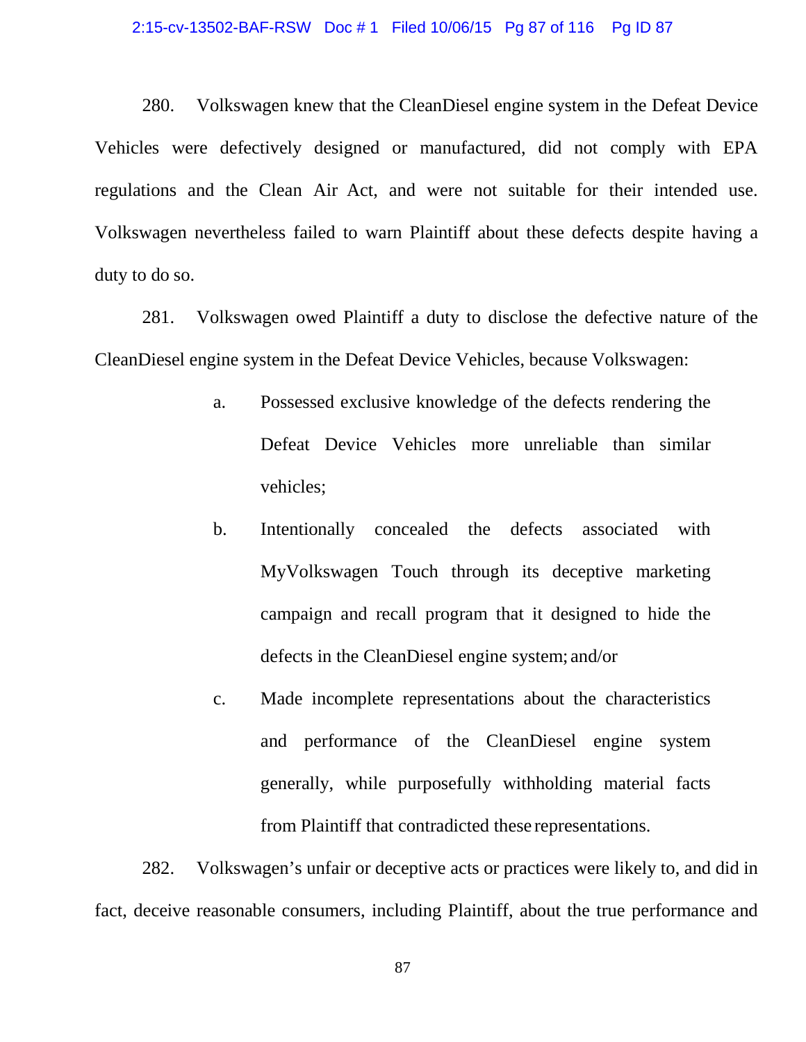280. Volkswagen knew that the CleanDiesel engine system in the Defeat Device Vehicles were defectively designed or manufactured, did not comply with EPA regulations and the Clean Air Act, and were not suitable for their intended use. Volkswagen nevertheless failed to warn Plaintiff about these defects despite having a duty to do so.

281. Volkswagen owed Plaintiff a duty to disclose the defective nature of the CleanDiesel engine system in the Defeat Device Vehicles, because Volkswagen:

a. Possessed exclusive knowledge of the defects rendering the Defeat Device Vehicles more unreliable than similar vehicles;

b. Intentionally concealed the defects associated with MyVolkswagen Touch through its deceptive marketing campaign and recall program that it designed to hide the defects in the CleanDiesel engine system; and/or

c. Made incomplete representations about the characteristics and performance of the CleanDiesel engine system generally, while purposefully withholding material facts from Plaintiff that contradicted these representations.

282. Volkswagen's unfair or deceptive acts or practices were likely to, and did in fact, deceive reasonable consumers, including Plaintiff, about the true performance and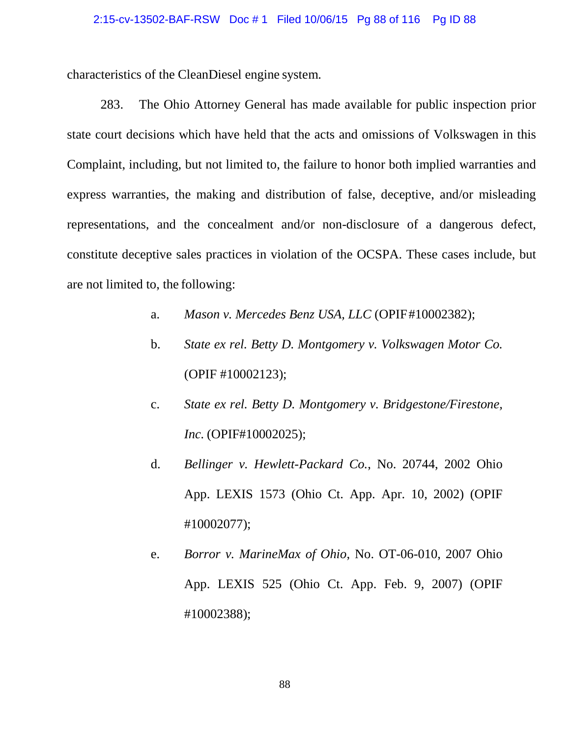characteristics of the CleanDiesel engine system.

283. The Ohio Attorney General has made available for public inspection prior state court decisions which have held that the acts and omissions of Volkswagen in this Complaint, including, but not limited to, the failure to honor both implied warranties and express warranties, the making and distribution of false, deceptive, and/or misleading representations, and the concealment and/or non-disclosure of a dangerous defect, constitute deceptive sales practices in violation of the OCSPA. These cases include, but are not limited to, the following:

a. *Mason v. Mercedes Benz USA, LLC* (OPIF#10002382);

b. *State ex rel. Betty D. Montgomery v. Volkswagen Motor Co.* (OPIF #10002123);

c. *State ex rel. Betty D. Montgomery v. Bridgestone/Firestone, Inc.* (OPIF#10002025);

d. *Bellinger v. Hewlett-Packard Co.*, No. 20744, 2002 Ohio App. LEXIS 1573 (Ohio Ct. App. Apr. 10, 2002) (OPIF #10002077);

e. *Borror v. MarineMax of Ohio*, No. OT-06-010, 2007 Ohio App. LEXIS 525 (Ohio Ct. App. Feb. 9, 2007) (OPIF #10002388);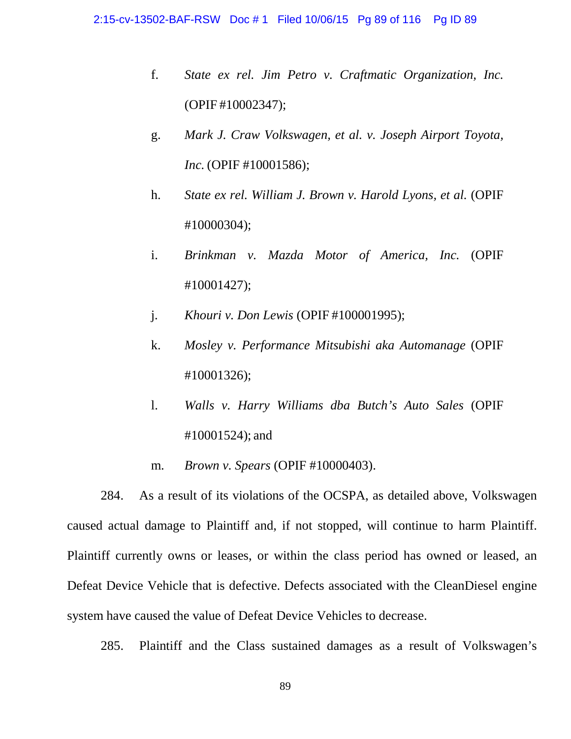f. *State ex rel. Jim Petro v. Craftmatic Organization, Inc.* (OPIF #10002347);

g. *Mark J. Craw Volkswagen, et al. v. Joseph Airport Toyota, Inc.* (OPIF #10001586);

h. *State ex rel. William J. Brown v. Harold Lyons, et al.* (OPIF #10000304);

i. *Brinkman v. Mazda Motor of America, Inc.* (OPIF #10001427);

j. *Khouri v. Don Lewis* (OPIF #100001995);

k. *Mosley v. Performance Mitsubishi aka Automanage* (OPIF #10001326);

l. *Walls v. Harry Williams dba Butch's Auto Sales* (OPIF #10001524); and

m. *Brown v. Spears* (OPIF #10000403).

284. As a result of its violations of the OCSPA, as detailed above, Volkswagen caused actual damage to Plaintiff and, if not stopped, will continue to harm Plaintiff. Plaintiff currently owns or leases, or within the class period has owned or leased, an Defeat Device Vehicle that is defective. Defects associated with the CleanDiesel engine system have caused the value of Defeat Device Vehicles to decrease.

285. Plaintiff and the Class sustained damages as a result of Volkswagen's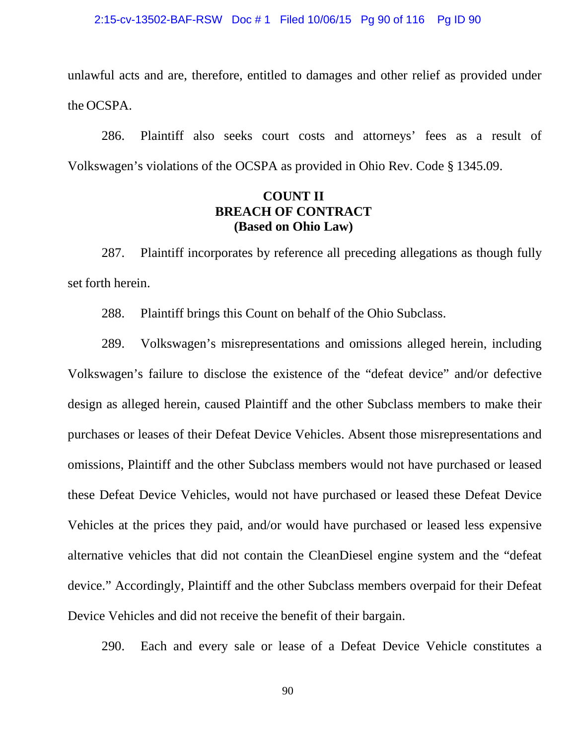unlawful acts and are, therefore, entitled to damages and other relief as provided under the OCSPA.

286. Plaintiff also seeks court costs and attorneys' fees as a result of Volkswagen's violations of the OCSPA as provided in Ohio Rev. Code § 1345.09.

**COUNT II**
**BREACH OF CONTRACT**
**(Based on Ohio Law)**

287. Plaintiff incorporates by reference all preceding allegations as though fully set forth herein.

288. Plaintiff brings this Count on behalf of the Ohio Subclass.

289. Volkswagen's misrepresentations and omissions alleged herein, including Volkswagen's failure to disclose the existence of the "defeat device" and/or defective design as alleged herein, caused Plaintiff and the other Subclass members to make their purchases or leases of their Defeat Device Vehicles. Absent those misrepresentations and omissions, Plaintiff and the other Subclass members would not have purchased or leased these Defeat Device Vehicles, would not have purchased or leased these Defeat Device Vehicles at the prices they paid, and/or would have purchased or leased less expensive alternative vehicles that did not contain the CleanDiesel engine system and the "defeat device." Accordingly, Plaintiff and the other Subclass members overpaid for their Defeat Device Vehicles and did not receive the benefit of their bargain.

290. Each and every sale or lease of a Defeat Device Vehicle constitutes a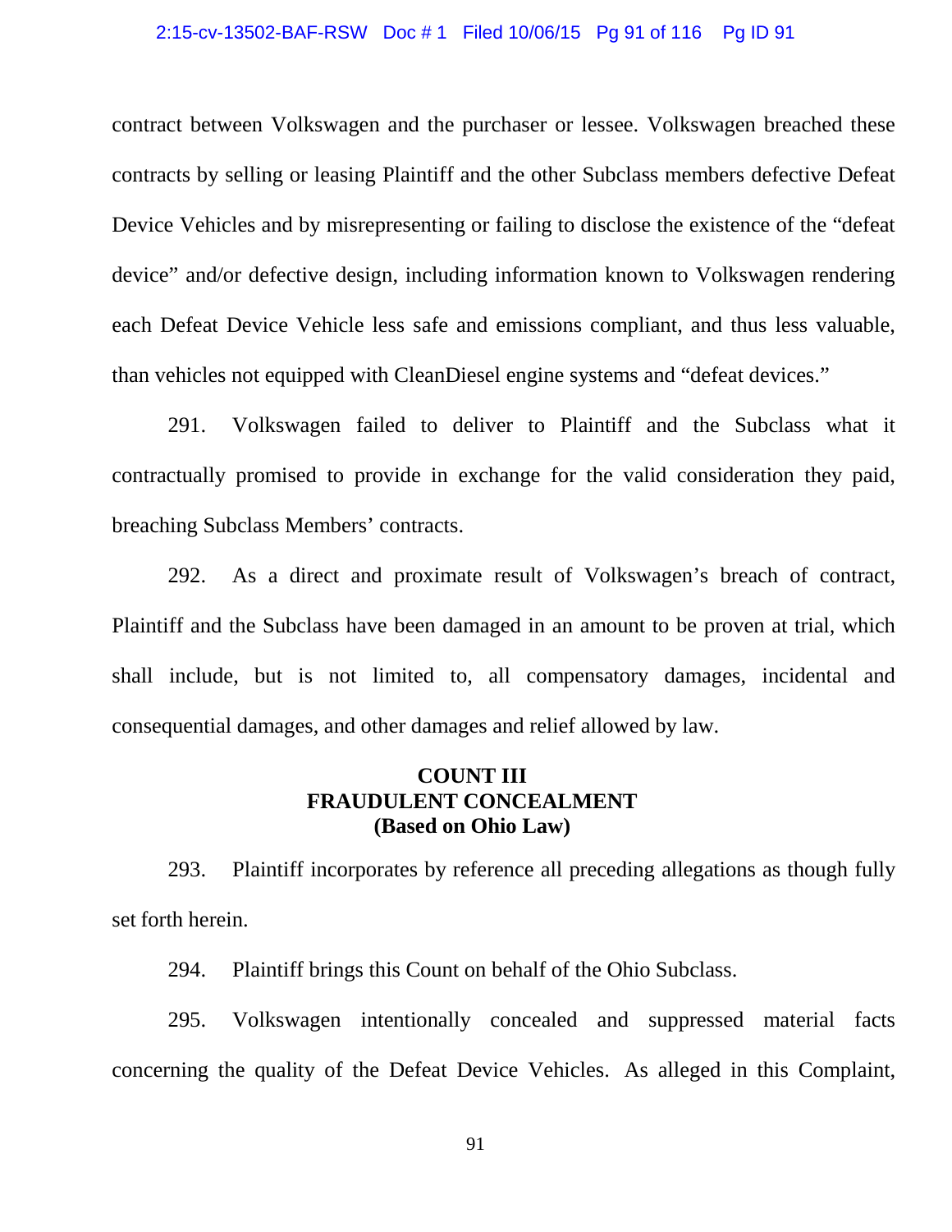contract between Volkswagen and the purchaser or lessee. Volkswagen breached these contracts by selling or leasing Plaintiff and the other Subclass members defective Defeat Device Vehicles and by misrepresenting or failing to disclose the existence of the "defeat device" and/or defective design, including information known to Volkswagen rendering each Defeat Device Vehicle less safe and emissions compliant, and thus less valuable, than vehicles not equipped with CleanDiesel engine systems and "defeat devices."

291. Volkswagen failed to deliver to Plaintiff and the Subclass what it contractually promised to provide in exchange for the valid consideration they paid, breaching Subclass Members' contracts.

292. As a direct and proximate result of Volkswagen's breach of contract, Plaintiff and the Subclass have been damaged in an amount to be proven at trial, which shall include, but is not limited to, all compensatory damages, incidental and consequential damages, and other damages and relief allowed by law.

## COUNT III
## FRAUDULENT CONCEALMENT
## (Based on Ohio Law)

293. Plaintiff incorporates by reference all preceding allegations as though fully set forth herein.

294. Plaintiff brings this Count on behalf of the Ohio Subclass.

295. Volkswagen intentionally concealed and suppressed material facts concerning the quality of the Defeat Device Vehicles. As alleged in this Complaint,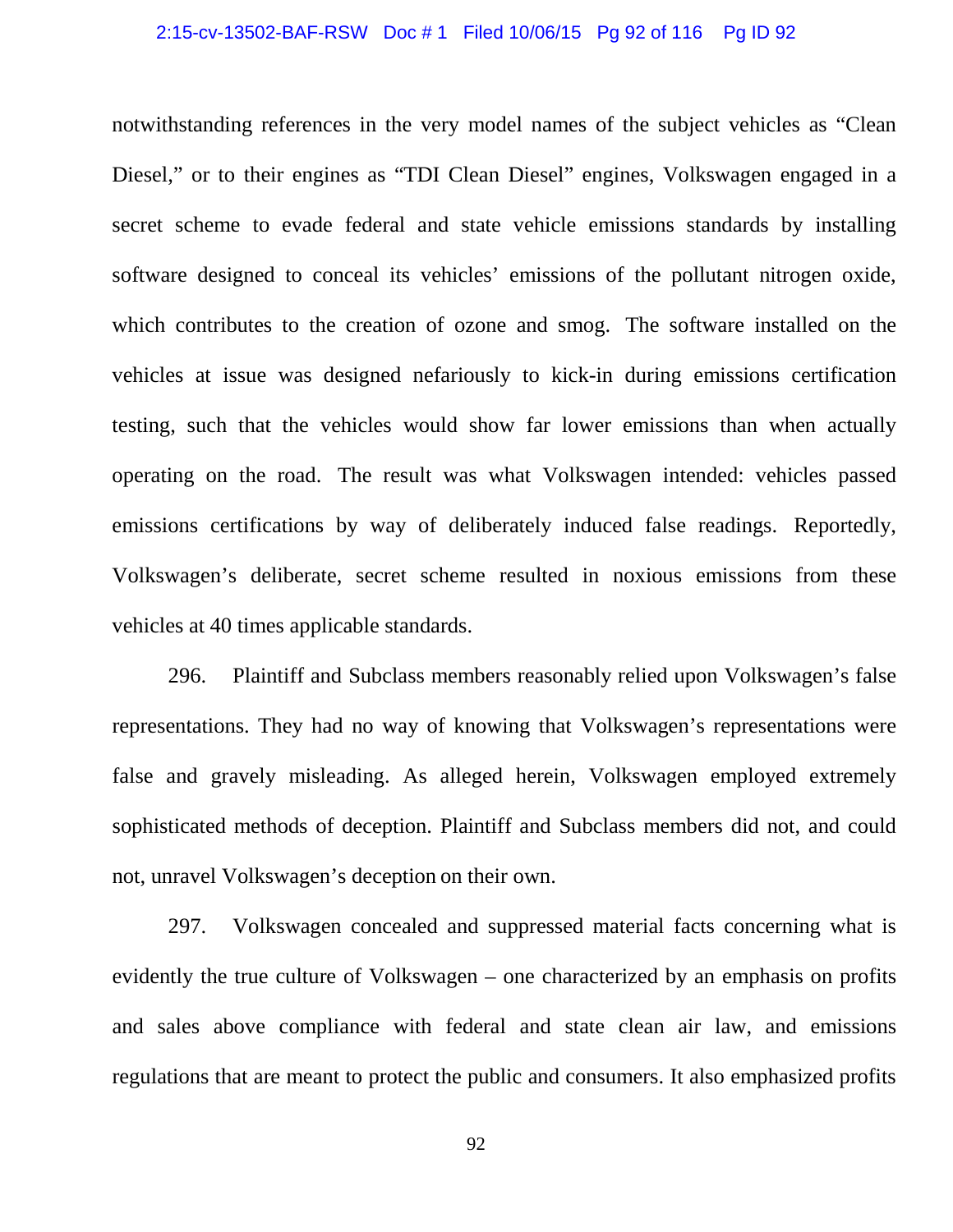notwithstanding references in the very model names of the subject vehicles as "Clean Diesel," or to their engines as "TDI Clean Diesel" engines, Volkswagen engaged in a secret scheme to evade federal and state vehicle emissions standards by installing software designed to conceal its vehicles' emissions of the pollutant nitrogen oxide, which contributes to the creation of ozone and smog. The software installed on the vehicles at issue was designed nefariously to kick-in during emissions certification testing, such that the vehicles would show far lower emissions than when actually operating on the road. The result was what Volkswagen intended: vehicles passed emissions certifications by way of deliberately induced false readings. Reportedly, Volkswagen's deliberate, secret scheme resulted in noxious emissions from these vehicles at 40 times applicable standards.

296. Plaintiff and Subclass members reasonably relied upon Volkswagen's false representations. They had no way of knowing that Volkswagen's representations were false and gravely misleading. As alleged herein, Volkswagen employed extremely sophisticated methods of deception. Plaintiff and Subclass members did not, and could not, unravel Volkswagen's deception on their own.

297. Volkswagen concealed and suppressed material facts concerning what is evidently the true culture of Volkswagen – one characterized by an emphasis on profits and sales above compliance with federal and state clean air law, and emissions regulations that are meant to protect the public and consumers. It also emphasized profits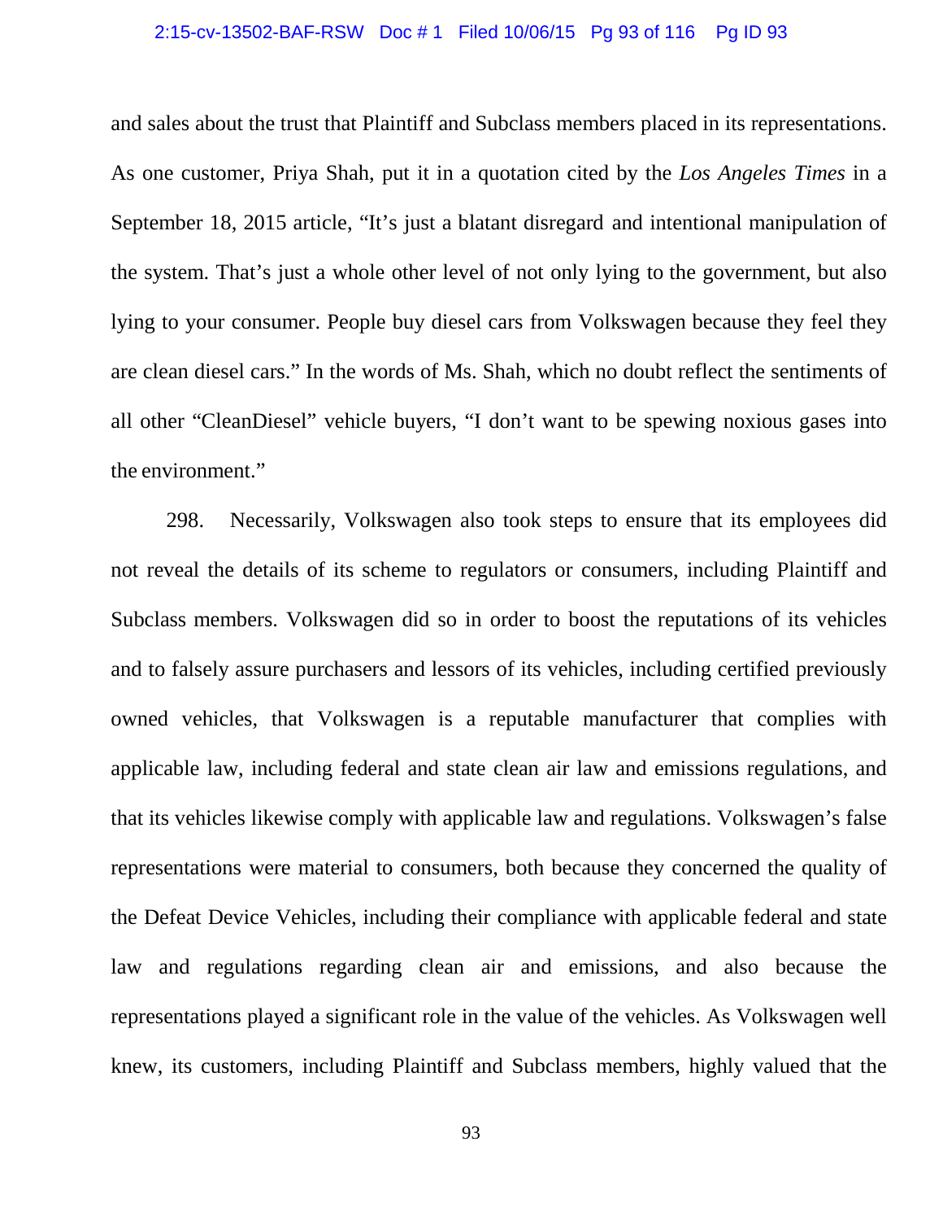and sales about the trust that Plaintiff and Subclass members placed in its representations. As one customer, Priya Shah, put it in a quotation cited by the *Los Angeles Times* in a September 18, 2015 article, "It's just a blatant disregard and intentional manipulation of the system. That's just a whole other level of not only lying to the government, but also lying to your consumer. People buy diesel cars from Volkswagen because they feel they are clean diesel cars." In the words of Ms. Shah, which no doubt reflect the sentiments of all other "CleanDiesel" vehicle buyers, "I don't want to be spewing noxious gases into the environment."

298. Necessarily, Volkswagen also took steps to ensure that its employees did not reveal the details of its scheme to regulators or consumers, including Plaintiff and Subclass members. Volkswagen did so in order to boost the reputations of its vehicles and to falsely assure purchasers and lessors of its vehicles, including certified previously owned vehicles, that Volkswagen is a reputable manufacturer that complies with applicable law, including federal and state clean air law and emissions regulations, and that its vehicles likewise comply with applicable law and regulations. Volkswagen's false representations were material to consumers, both because they concerned the quality of the Defeat Device Vehicles, including their compliance with applicable federal and state law and regulations regarding clean air and emissions, and also because the representations played a significant role in the value of the vehicles. As Volkswagen well knew, its customers, including Plaintiff and Subclass members, highly valued that the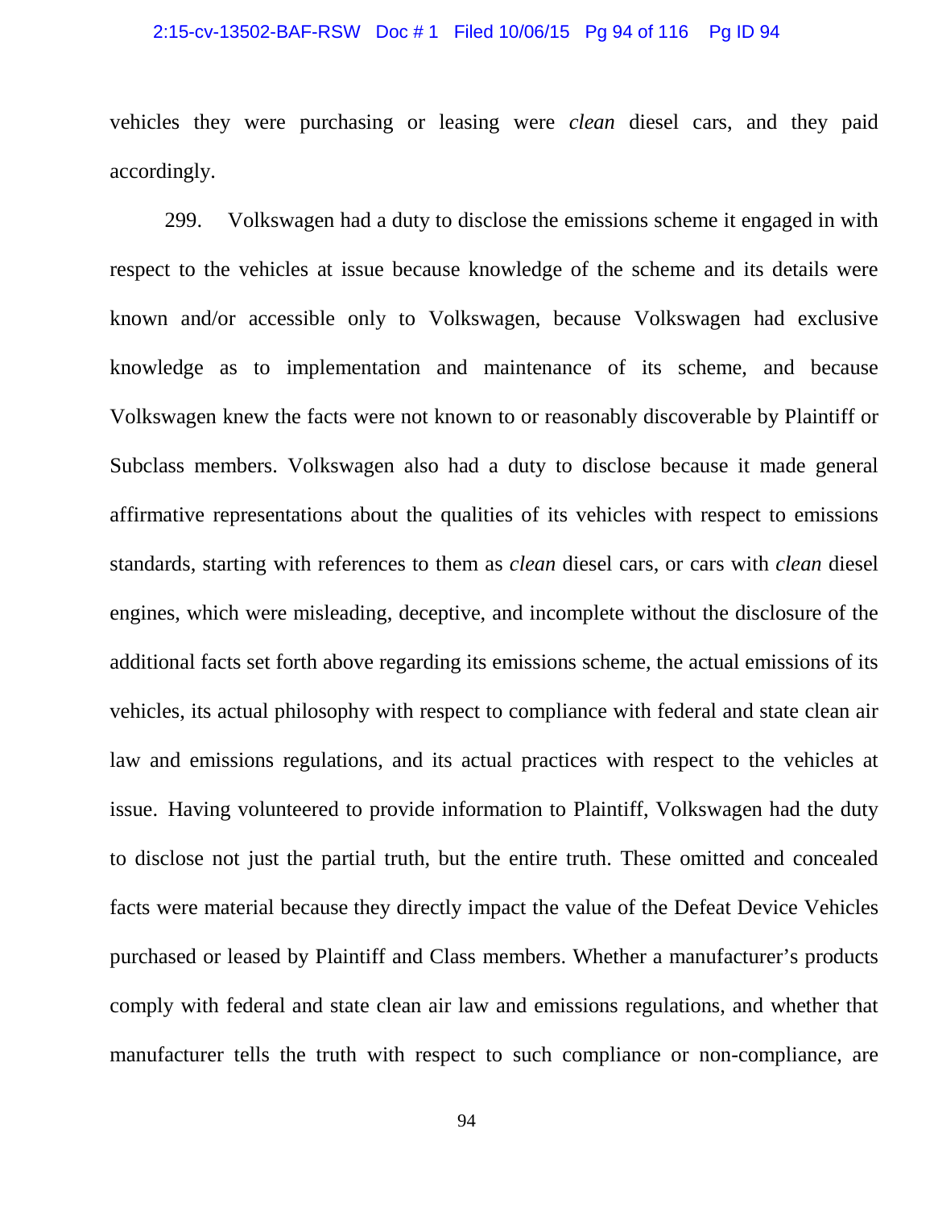vehicles they were purchasing or leasing were *clean* diesel cars, and they paid accordingly.

299. Volkswagen had a duty to disclose the emissions scheme it engaged in with respect to the vehicles at issue because knowledge of the scheme and its details were known and/or accessible only to Volkswagen, because Volkswagen had exclusive knowledge as to implementation and maintenance of its scheme, and because Volkswagen knew the facts were not known to or reasonably discoverable by Plaintiff or Subclass members. Volkswagen also had a duty to disclose because it made general affirmative representations about the qualities of its vehicles with respect to emissions standards, starting with references to them as *clean* diesel cars, or cars with *clean* diesel engines, which were misleading, deceptive, and incomplete without the disclosure of the additional facts set forth above regarding its emissions scheme, the actual emissions of its vehicles, its actual philosophy with respect to compliance with federal and state clean air law and emissions regulations, and its actual practices with respect to the vehicles at issue. Having volunteered to provide information to Plaintiff, Volkswagen had the duty to disclose not just the partial truth, but the entire truth. These omitted and concealed facts were material because they directly impact the value of the Defeat Device Vehicles purchased or leased by Plaintiff and Class members. Whether a manufacturer's products comply with federal and state clean air law and emissions regulations, and whether that manufacturer tells the truth with respect to such compliance or non-compliance, are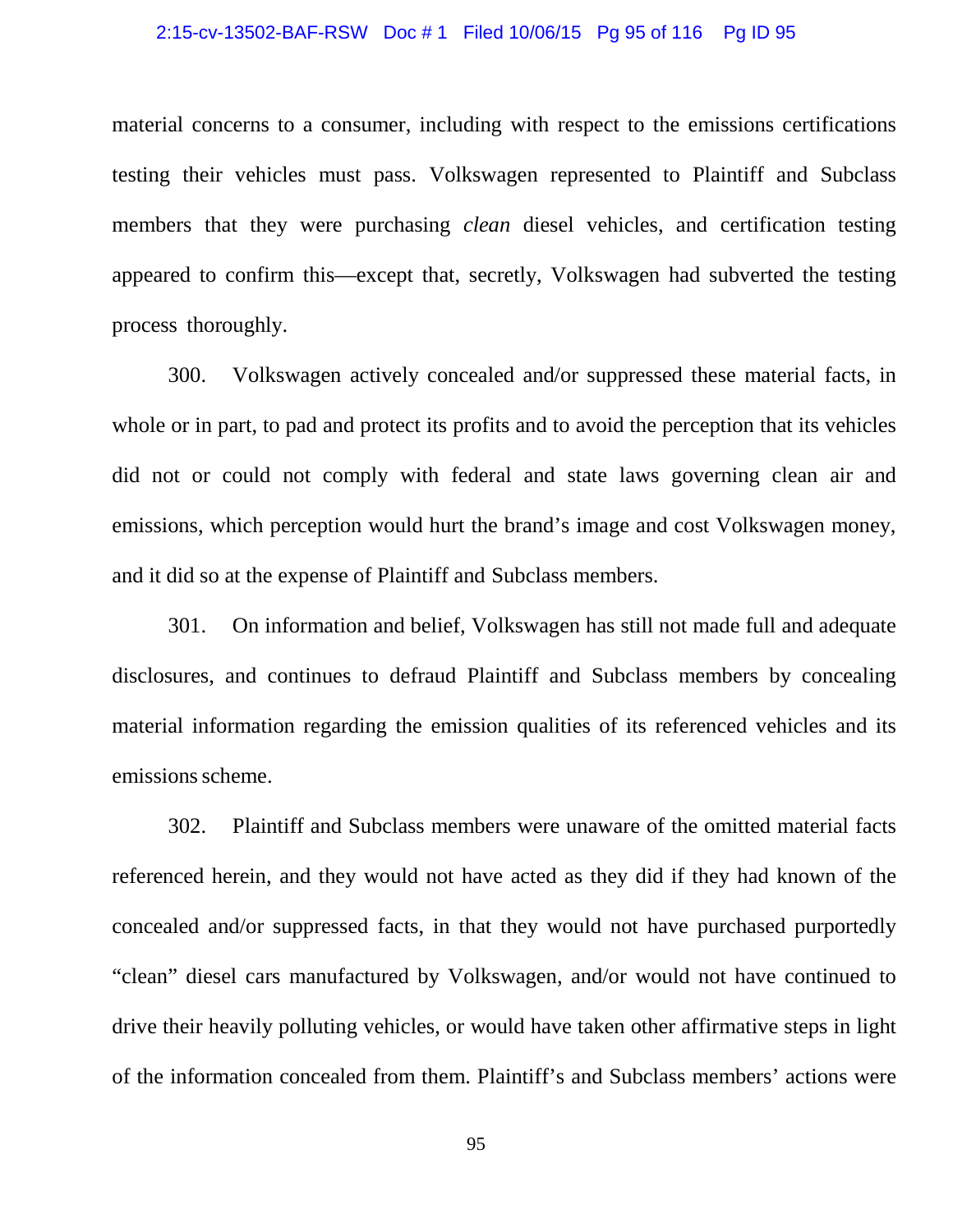material concerns to a consumer, including with respect to the emissions certifications testing their vehicles must pass. Volkswagen represented to Plaintiff and Subclass members that they were purchasing *clean* diesel vehicles, and certification testing appeared to confirm this—except that, secretly, Volkswagen had subverted the testing process thoroughly.

300. Volkswagen actively concealed and/or suppressed these material facts, in whole or in part, to pad and protect its profits and to avoid the perception that its vehicles did not or could not comply with federal and state laws governing clean air and emissions, which perception would hurt the brand's image and cost Volkswagen money, and it did so at the expense of Plaintiff and Subclass members.

301. On information and belief, Volkswagen has still not made full and adequate disclosures, and continues to defraud Plaintiff and Subclass members by concealing material information regarding the emission qualities of its referenced vehicles and its emissions scheme.

302. Plaintiff and Subclass members were unaware of the omitted material facts referenced herein, and they would not have acted as they did if they had known of the concealed and/or suppressed facts, in that they would not have purchased purportedly "clean" diesel cars manufactured by Volkswagen, and/or would not have continued to drive their heavily polluting vehicles, or would have taken other affirmative steps in light of the information concealed from them. Plaintiff's and Subclass members' actions were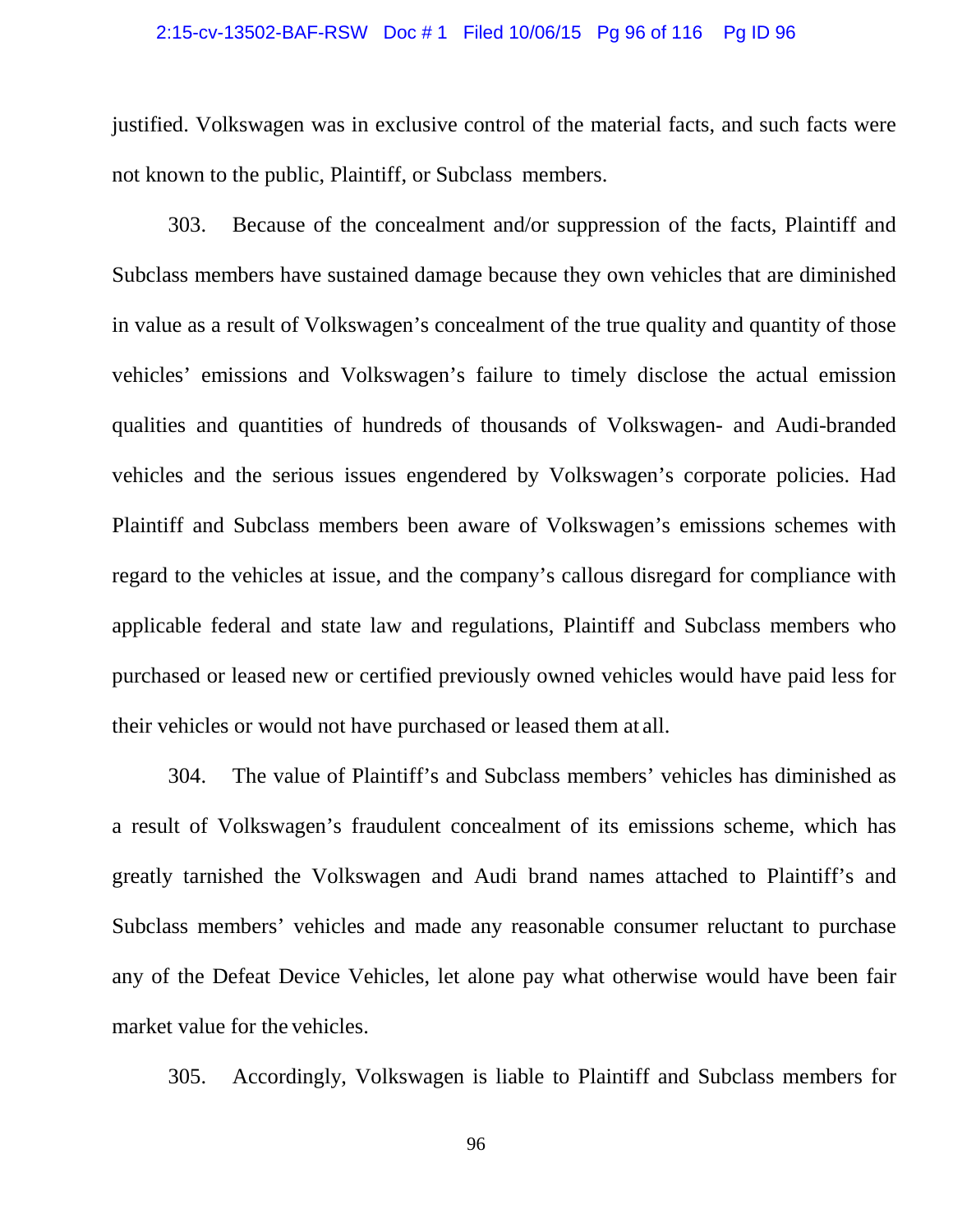justified. Volkswagen was in exclusive control of the material facts, and such facts were not known to the public, Plaintiff, or Subclass members.

303. Because of the concealment and/or suppression of the facts, Plaintiff and Subclass members have sustained damage because they own vehicles that are diminished in value as a result of Volkswagen's concealment of the true quality and quantity of those vehicles' emissions and Volkswagen's failure to timely disclose the actual emission qualities and quantities of hundreds of thousands of Volkswagen- and Audi-branded vehicles and the serious issues engendered by Volkswagen's corporate policies. Had Plaintiff and Subclass members been aware of Volkswagen's emissions schemes with regard to the vehicles at issue, and the company's callous disregard for compliance with applicable federal and state law and regulations, Plaintiff and Subclass members who purchased or leased new or certified previously owned vehicles would have paid less for their vehicles or would not have purchased or leased them at all.

304. The value of Plaintiff's and Subclass members' vehicles has diminished as a result of Volkswagen's fraudulent concealment of its emissions scheme, which has greatly tarnished the Volkswagen and Audi brand names attached to Plaintiff's and Subclass members' vehicles and made any reasonable consumer reluctant to purchase any of the Defeat Device Vehicles, let alone pay what otherwise would have been fair market value for the vehicles.

305. Accordingly, Volkswagen is liable to Plaintiff and Subclass members for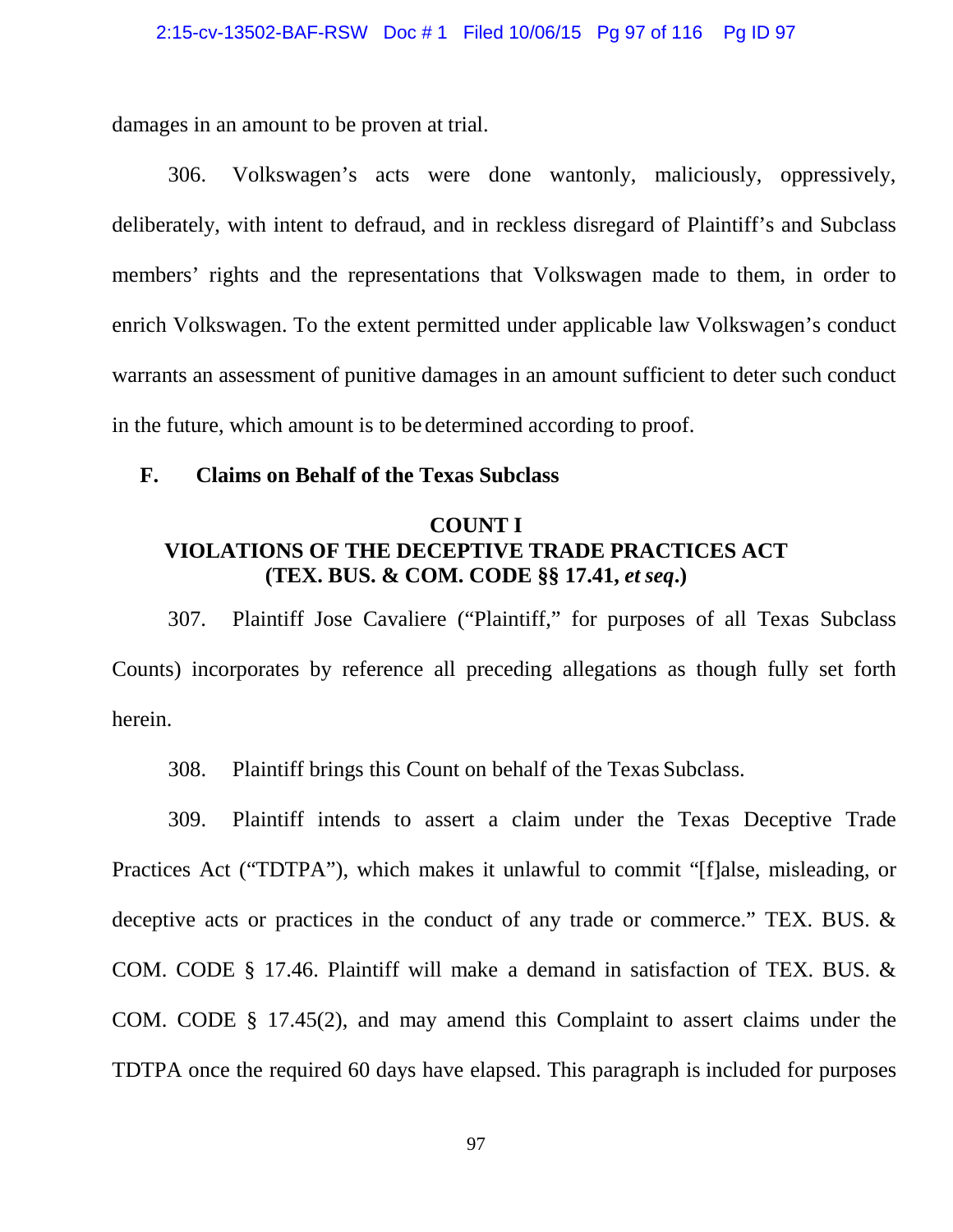damages in an amount to be proven at trial.

306. Volkswagen's acts were done wantonly, maliciously, oppressively, deliberately, with intent to defraud, and in reckless disregard of Plaintiff's and Subclass members' rights and the representations that Volkswagen made to them, in order to enrich Volkswagen. To the extent permitted under applicable law Volkswagen's conduct warrants an assessment of punitive damages in an amount sufficient to deter such conduct in the future, which amount is to be determined according to proof.

## F. Claims on Behalf of the Texas Subclass

### COUNT I
### VIOLATIONS OF THE DECEPTIVE TRADE PRACTICES ACT
### (TEX. BUS. & COM. CODE §§ 17.41, *et seq*.)

307. Plaintiff Jose Cavaliere ("Plaintiff," for purposes of all Texas Subclass Counts) incorporates by reference all preceding allegations as though fully set forth herein.

308. Plaintiff brings this Count on behalf of the Texas Subclass.

309. Plaintiff intends to assert a claim under the Texas Deceptive Trade Practices Act ("TDTPA"), which makes it unlawful to commit "[f]alse, misleading, or deceptive acts or practices in the conduct of any trade or commerce." TEX. BUS. & COM. CODE § 17.46. Plaintiff will make a demand in satisfaction of TEX. BUS. & COM. CODE § 17.45(2), and may amend this Complaint to assert claims under the TDTPA once the required 60 days have elapsed. This paragraph is included for purposes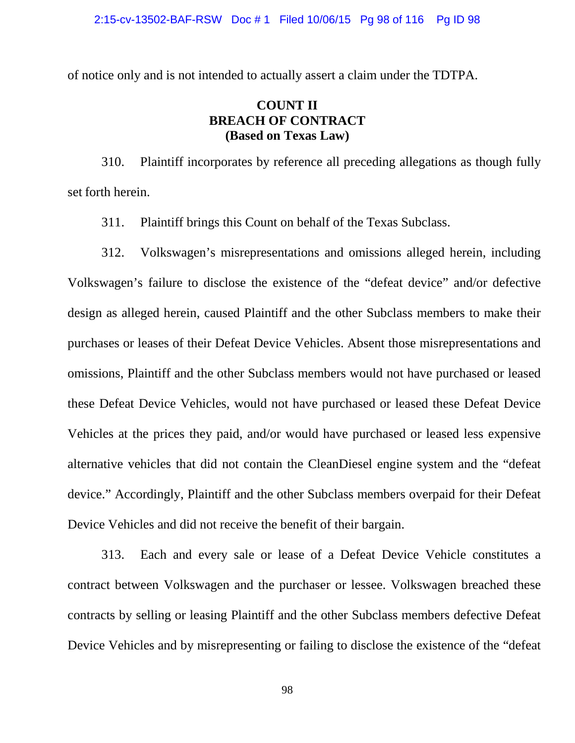of notice only and is not intended to actually assert a claim under the TDTPA.

**COUNT II**
**BREACH OF CONTRACT**
**(Based on Texas Law)**

310. Plaintiff incorporates by reference all preceding allegations as though fully set forth herein.

311. Plaintiff brings this Count on behalf of the Texas Subclass.

312. Volkswagen's misrepresentations and omissions alleged herein, including Volkswagen's failure to disclose the existence of the "defeat device" and/or defective design as alleged herein, caused Plaintiff and the other Subclass members to make their purchases or leases of their Defeat Device Vehicles. Absent those misrepresentations and omissions, Plaintiff and the other Subclass members would not have purchased or leased these Defeat Device Vehicles, would not have purchased or leased these Defeat Device Vehicles at the prices they paid, and/or would have purchased or leased less expensive alternative vehicles that did not contain the CleanDiesel engine system and the "defeat device." Accordingly, Plaintiff and the other Subclass members overpaid for their Defeat Device Vehicles and did not receive the benefit of their bargain.

313. Each and every sale or lease of a Defeat Device Vehicle constitutes a contract between Volkswagen and the purchaser or lessee. Volkswagen breached these contracts by selling or leasing Plaintiff and the other Subclass members defective Defeat Device Vehicles and by misrepresenting or failing to disclose the existence of the "defeat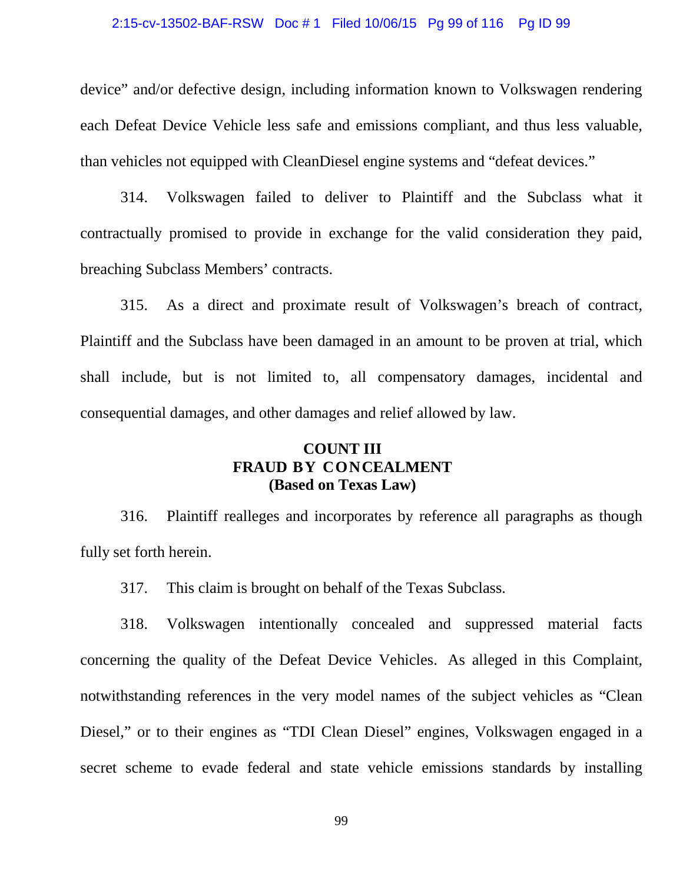device" and/or defective design, including information known to Volkswagen rendering each Defeat Device Vehicle less safe and emissions compliant, and thus less valuable, than vehicles not equipped with CleanDiesel engine systems and "defeat devices."

314. Volkswagen failed to deliver to Plaintiff and the Subclass what it contractually promised to provide in exchange for the valid consideration they paid, breaching Subclass Members' contracts.

315. As a direct and proximate result of Volkswagen's breach of contract, Plaintiff and the Subclass have been damaged in an amount to be proven at trial, which shall include, but is not limited to, all compensatory damages, incidental and consequential damages, and other damages and relief allowed by law.

## COUNT III
## FRAUD BY CONCEALMENT
## (Based on Texas Law)

316. Plaintiff realleges and incorporates by reference all paragraphs as though fully set forth herein.

317. This claim is brought on behalf of the Texas Subclass.

318. Volkswagen intentionally concealed and suppressed material facts concerning the quality of the Defeat Device Vehicles. As alleged in this Complaint, notwithstanding references in the very model names of the subject vehicles as "Clean Diesel," or to their engines as "TDI Clean Diesel" engines, Volkswagen engaged in a secret scheme to evade federal and state vehicle emissions standards by installing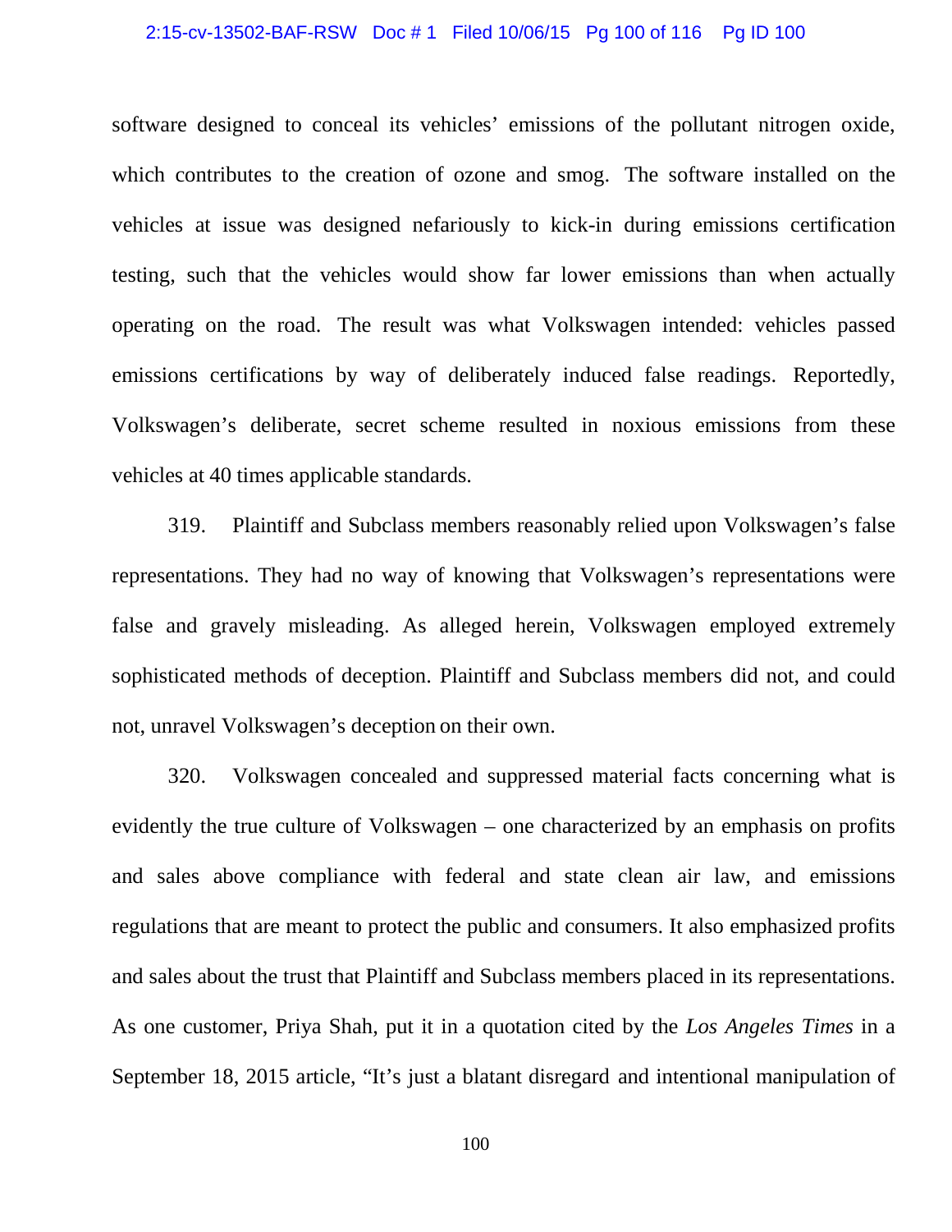software designed to conceal its vehicles' emissions of the pollutant nitrogen oxide, which contributes to the creation of ozone and smog. The software installed on the vehicles at issue was designed nefariously to kick-in during emissions certification testing, such that the vehicles would show far lower emissions than when actually operating on the road. The result was what Volkswagen intended: vehicles passed emissions certifications by way of deliberately induced false readings. Reportedly, Volkswagen's deliberate, secret scheme resulted in noxious emissions from these vehicles at 40 times applicable standards.

319. Plaintiff and Subclass members reasonably relied upon Volkswagen's false representations. They had no way of knowing that Volkswagen's representations were false and gravely misleading. As alleged herein, Volkswagen employed extremely sophisticated methods of deception. Plaintiff and Subclass members did not, and could not, unravel Volkswagen's deception on their own.

320. Volkswagen concealed and suppressed material facts concerning what is evidently the true culture of Volkswagen – one characterized by an emphasis on profits and sales above compliance with federal and state clean air law, and emissions regulations that are meant to protect the public and consumers. It also emphasized profits and sales about the trust that Plaintiff and Subclass members placed in its representations. As one customer, Priya Shah, put it in a quotation cited by the *Los Angeles Times* in a September 18, 2015 article, "It's just a blatant disregard and intentional manipulation of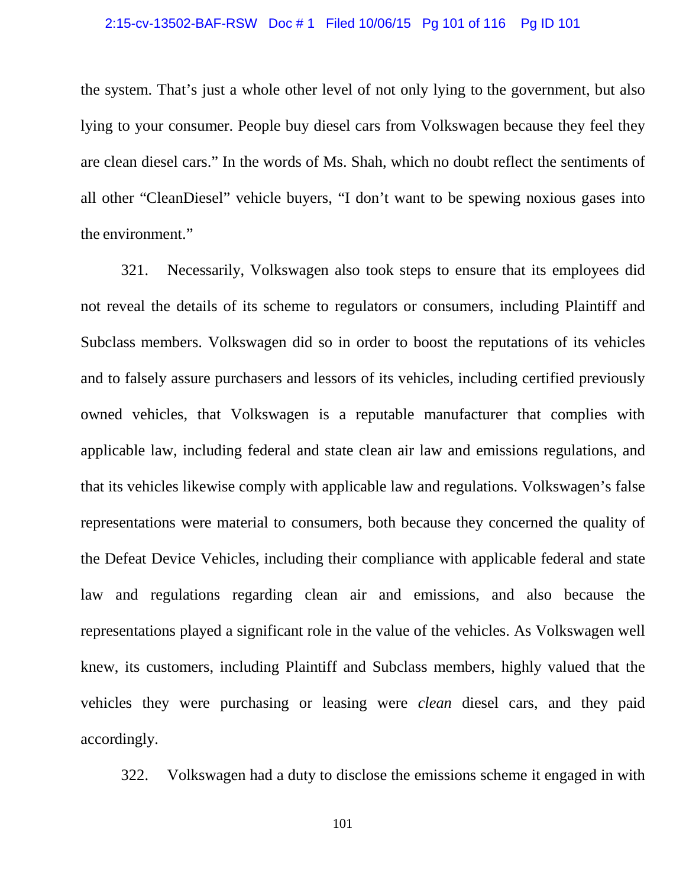the system. That's just a whole other level of not only lying to the government, but also lying to your consumer. People buy diesel cars from Volkswagen because they feel they are clean diesel cars." In the words of Ms. Shah, which no doubt reflect the sentiments of all other "CleanDiesel" vehicle buyers, "I don't want to be spewing noxious gases into the environment."

321. Necessarily, Volkswagen also took steps to ensure that its employees did not reveal the details of its scheme to regulators or consumers, including Plaintiff and Subclass members. Volkswagen did so in order to boost the reputations of its vehicles and to falsely assure purchasers and lessors of its vehicles, including certified previously owned vehicles, that Volkswagen is a reputable manufacturer that complies with applicable law, including federal and state clean air law and emissions regulations, and that its vehicles likewise comply with applicable law and regulations. Volkswagen's false representations were material to consumers, both because they concerned the quality of the Defeat Device Vehicles, including their compliance with applicable federal and state law and regulations regarding clean air and emissions, and also because the representations played a significant role in the value of the vehicles. As Volkswagen well knew, its customers, including Plaintiff and Subclass members, highly valued that the vehicles they were purchasing or leasing were *clean* diesel cars, and they paid accordingly.

322. Volkswagen had a duty to disclose the emissions scheme it engaged in with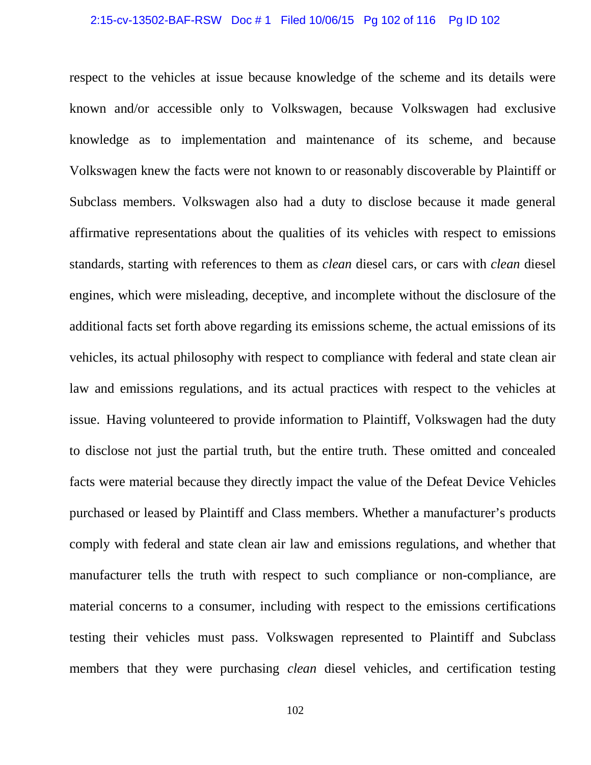respect to the vehicles at issue because knowledge of the scheme and its details were known and/or accessible only to Volkswagen, because Volkswagen had exclusive knowledge as to implementation and maintenance of its scheme, and because Volkswagen knew the facts were not known to or reasonably discoverable by Plaintiff or Subclass members. Volkswagen also had a duty to disclose because it made general affirmative representations about the qualities of its vehicles with respect to emissions standards, starting with references to them as *clean* diesel cars, or cars with *clean* diesel engines, which were misleading, deceptive, and incomplete without the disclosure of the additional facts set forth above regarding its emissions scheme, the actual emissions of its vehicles, its actual philosophy with respect to compliance with federal and state clean air law and emissions regulations, and its actual practices with respect to the vehicles at issue. Having volunteered to provide information to Plaintiff, Volkswagen had the duty to disclose not just the partial truth, but the entire truth. These omitted and concealed facts were material because they directly impact the value of the Defeat Device Vehicles purchased or leased by Plaintiff and Class members. Whether a manufacturer's products comply with federal and state clean air law and emissions regulations, and whether that manufacturer tells the truth with respect to such compliance or non-compliance, are material concerns to a consumer, including with respect to the emissions certifications testing their vehicles must pass. Volkswagen represented to Plaintiff and Subclass members that they were purchasing *clean* diesel vehicles, and certification testing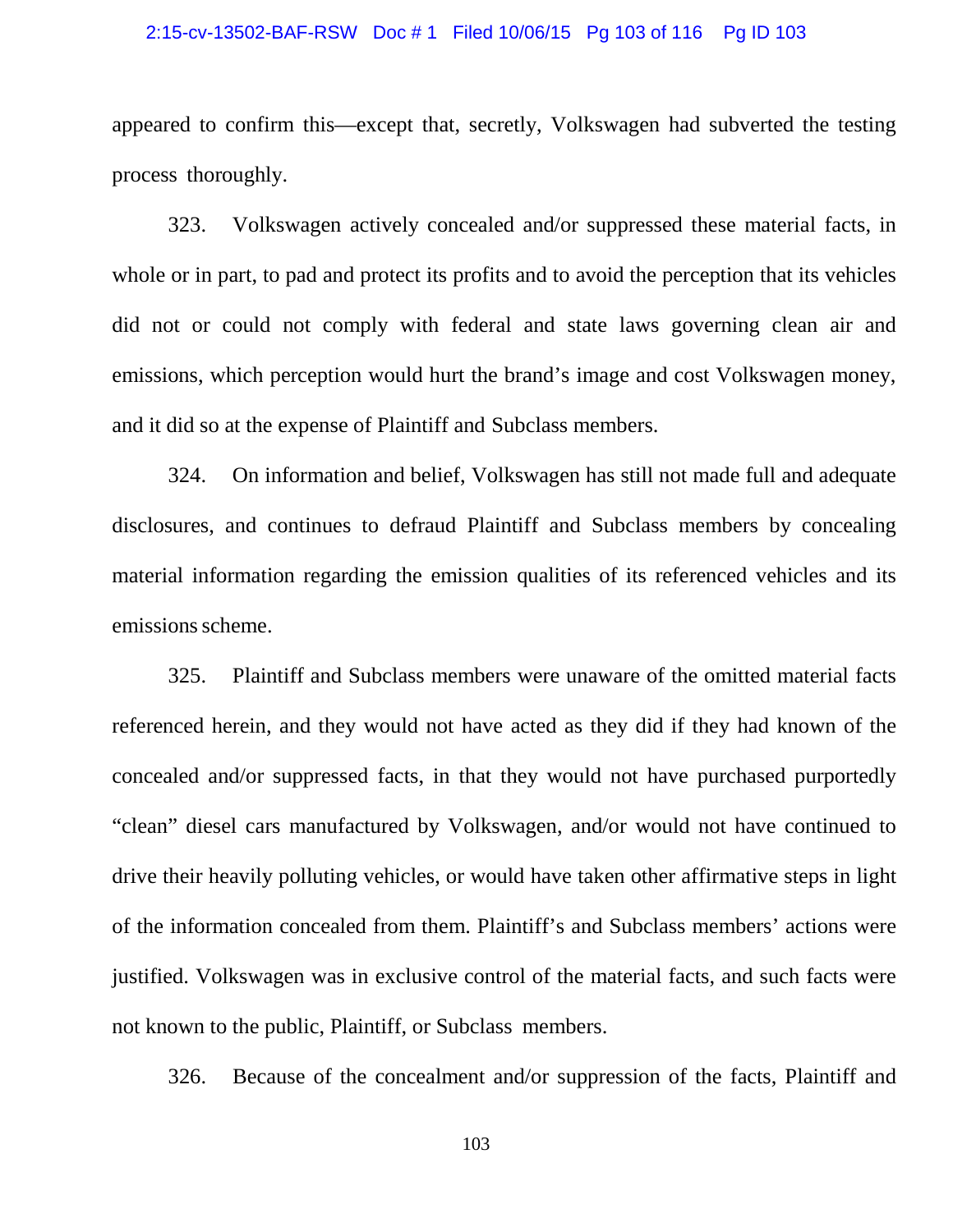appeared to confirm this—except that, secretly, Volkswagen had subverted the testing process thoroughly.

323. Volkswagen actively concealed and/or suppressed these material facts, in whole or in part, to pad and protect its profits and to avoid the perception that its vehicles did not or could not comply with federal and state laws governing clean air and emissions, which perception would hurt the brand's image and cost Volkswagen money, and it did so at the expense of Plaintiff and Subclass members.

324. On information and belief, Volkswagen has still not made full and adequate disclosures, and continues to defraud Plaintiff and Subclass members by concealing material information regarding the emission qualities of its referenced vehicles and its emissions scheme.

325. Plaintiff and Subclass members were unaware of the omitted material facts referenced herein, and they would not have acted as they did if they had known of the concealed and/or suppressed facts, in that they would not have purchased purportedly "clean" diesel cars manufactured by Volkswagen, and/or would not have continued to drive their heavily polluting vehicles, or would have taken other affirmative steps in light of the information concealed from them. Plaintiff's and Subclass members' actions were justified. Volkswagen was in exclusive control of the material facts, and such facts were not known to the public, Plaintiff, or Subclass members.

326. Because of the concealment and/or suppression of the facts, Plaintiff and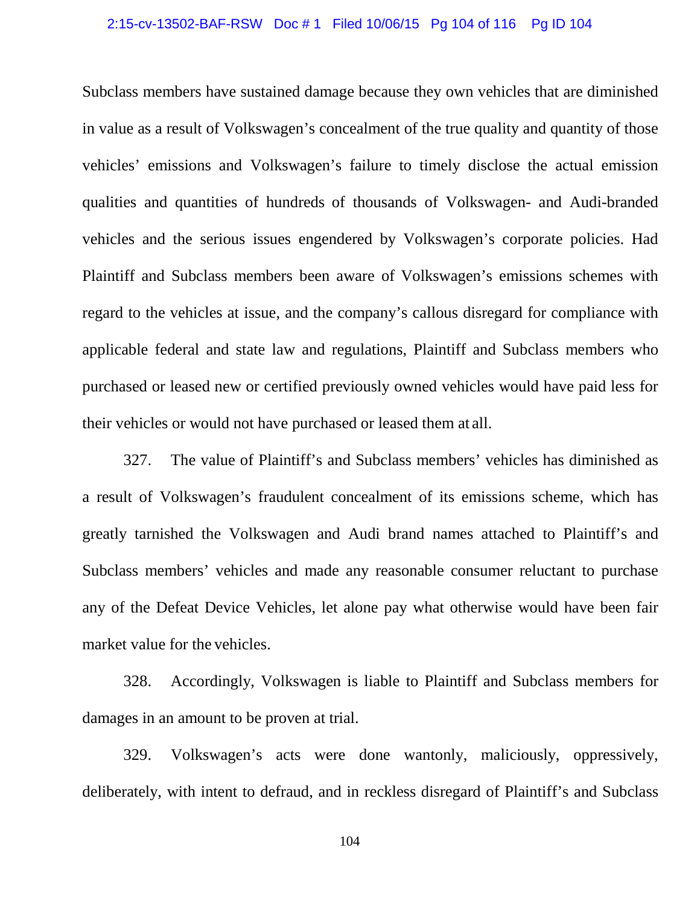Subclass members have sustained damage because they own vehicles that are diminished in value as a result of Volkswagen's concealment of the true quality and quantity of those vehicles' emissions and Volkswagen's failure to timely disclose the actual emission qualities and quantities of hundreds of thousands of Volkswagen- and Audi-branded vehicles and the serious issues engendered by Volkswagen's corporate policies. Had Plaintiff and Subclass members been aware of Volkswagen's emissions schemes with regard to the vehicles at issue, and the company's callous disregard for compliance with applicable federal and state law and regulations, Plaintiff and Subclass members who purchased or leased new or certified previously owned vehicles would have paid less for their vehicles or would not have purchased or leased them at all.

327. The value of Plaintiff's and Subclass members' vehicles has diminished as a result of Volkswagen's fraudulent concealment of its emissions scheme, which has greatly tarnished the Volkswagen and Audi brand names attached to Plaintiff's and Subclass members' vehicles and made any reasonable consumer reluctant to purchase any of the Defeat Device Vehicles, let alone pay what otherwise would have been fair market value for the vehicles.

328. Accordingly, Volkswagen is liable to Plaintiff and Subclass members for damages in an amount to be proven at trial.

329. Volkswagen's acts were done wantonly, maliciously, oppressively, deliberately, with intent to defraud, and in reckless disregard of Plaintiff's and Subclass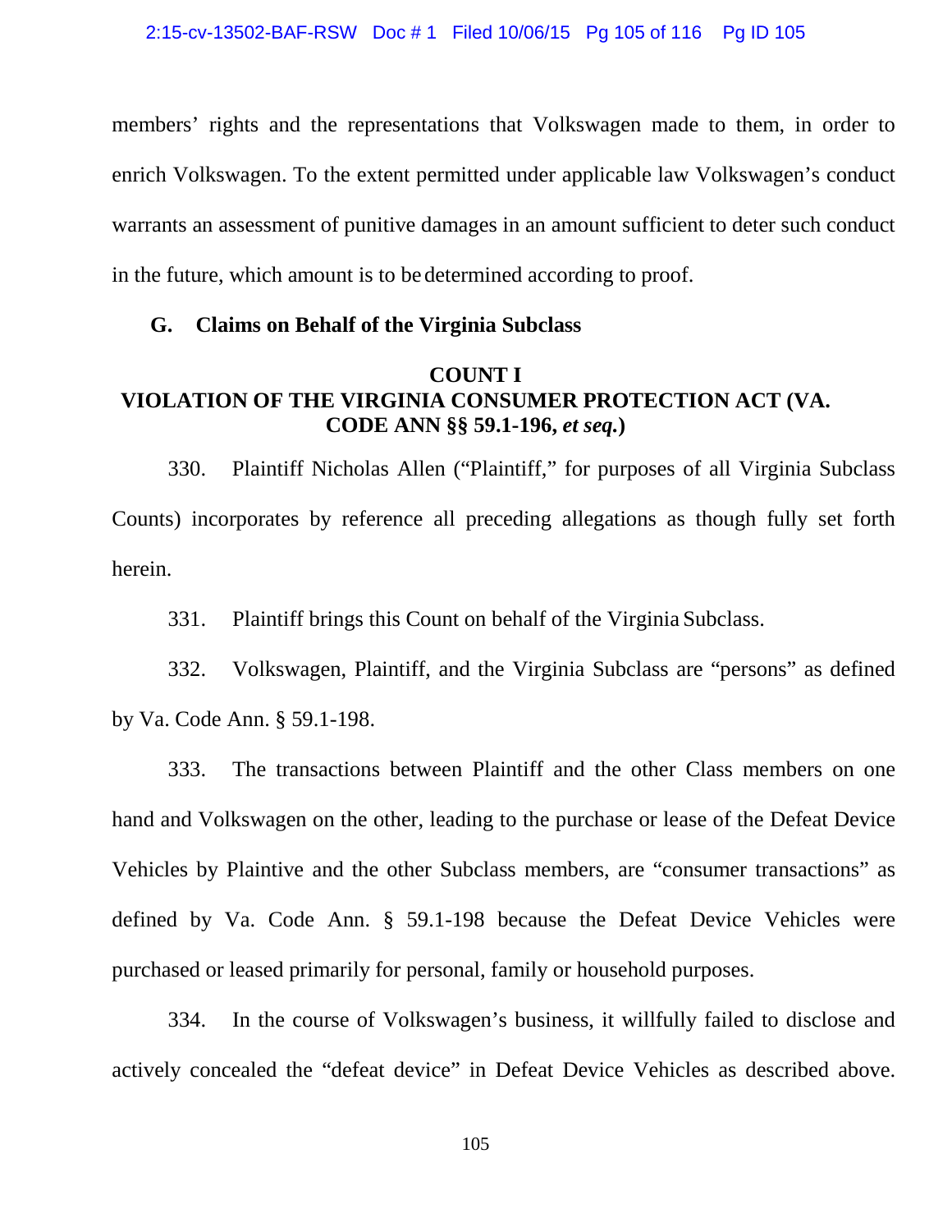members' rights and the representations that Volkswagen made to them, in order to enrich Volkswagen. To the extent permitted under applicable law Volkswagen's conduct warrants an assessment of punitive damages in an amount sufficient to deter such conduct in the future, which amount is to be determined according to proof.

### G. Claims on Behalf of the Virginia Subclass

**COUNT I**
**VIOLATION OF THE VIRGINIA CONSUMER PROTECTION ACT (VA. CODE ANN §§ 59.1-196, *et seq.*)**

330. Plaintiff Nicholas Allen ("Plaintiff," for purposes of all Virginia Subclass Counts) incorporates by reference all preceding allegations as though fully set forth herein.

331. Plaintiff brings this Count on behalf of the Virginia Subclass.

332. Volkswagen, Plaintiff, and the Virginia Subclass are "persons" as defined by Va. Code Ann. § 59.1-198.

333. The transactions between Plaintiff and the other Class members on one hand and Volkswagen on the other, leading to the purchase or lease of the Defeat Device Vehicles by Plaintive and the other Subclass members, are "consumer transactions" as defined by Va. Code Ann. § 59.1-198 because the Defeat Device Vehicles were purchased or leased primarily for personal, family or household purposes.

334. In the course of Volkswagen's business, it willfully failed to disclose and actively concealed the "defeat device" in Defeat Device Vehicles as described above.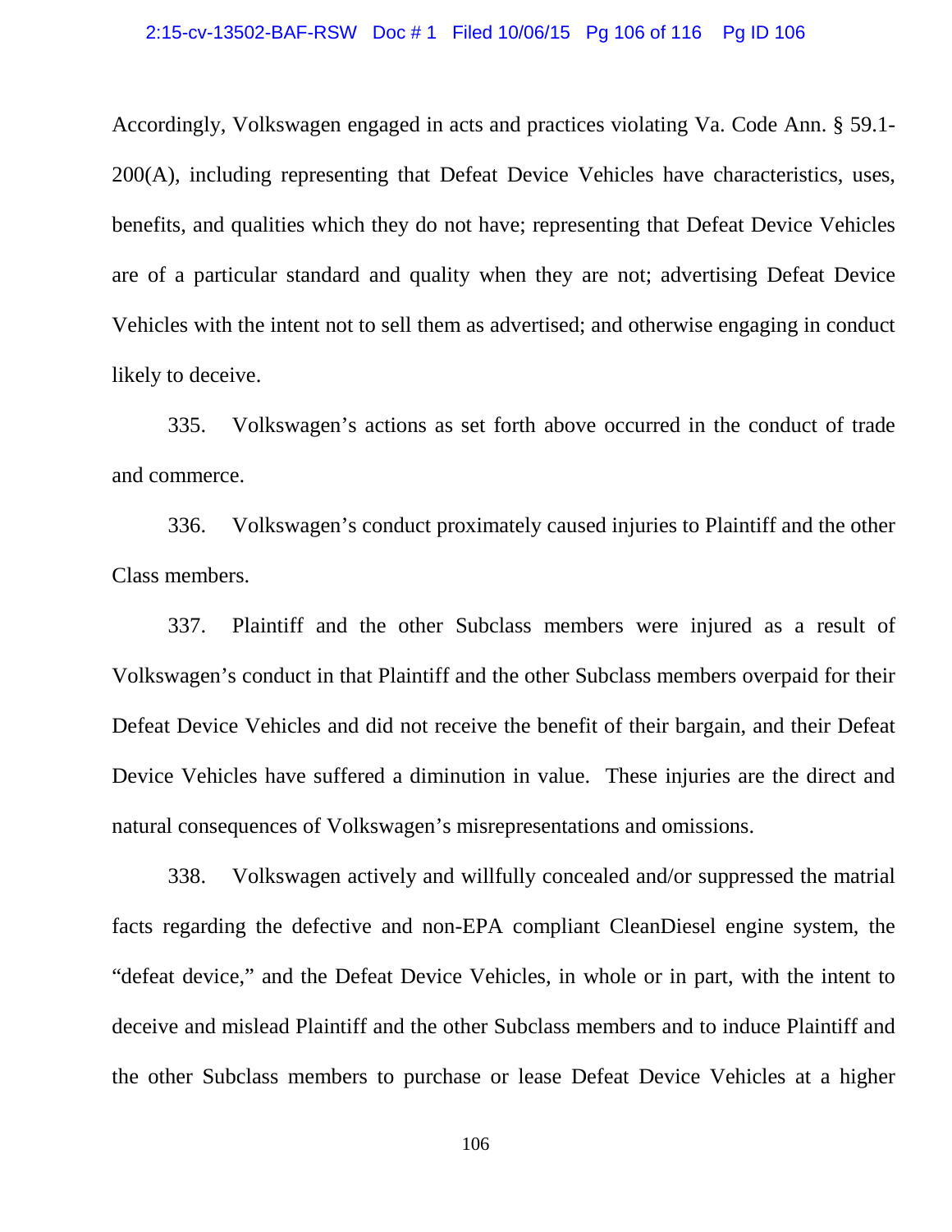Accordingly, Volkswagen engaged in acts and practices violating Va. Code Ann. § 59.1-200(A), including representing that Defeat Device Vehicles have characteristics, uses, benefits, and qualities which they do not have; representing that Defeat Device Vehicles are of a particular standard and quality when they are not; advertising Defeat Device Vehicles with the intent not to sell them as advertised; and otherwise engaging in conduct likely to deceive.

335. Volkswagen's actions as set forth above occurred in the conduct of trade and commerce.

336. Volkswagen's conduct proximately caused injuries to Plaintiff and the other Class members.

337. Plaintiff and the other Subclass members were injured as a result of Volkswagen's conduct in that Plaintiff and the other Subclass members overpaid for their Defeat Device Vehicles and did not receive the benefit of their bargain, and their Defeat Device Vehicles have suffered a diminution in value. These injuries are the direct and natural consequences of Volkswagen's misrepresentations and omissions.

338. Volkswagen actively and willfully concealed and/or suppressed the matrial facts regarding the defective and non-EPA compliant CleanDiesel engine system, the "defeat device," and the Defeat Device Vehicles, in whole or in part, with the intent to deceive and mislead Plaintiff and the other Subclass members and to induce Plaintiff and the other Subclass members to purchase or lease Defeat Device Vehicles at a higher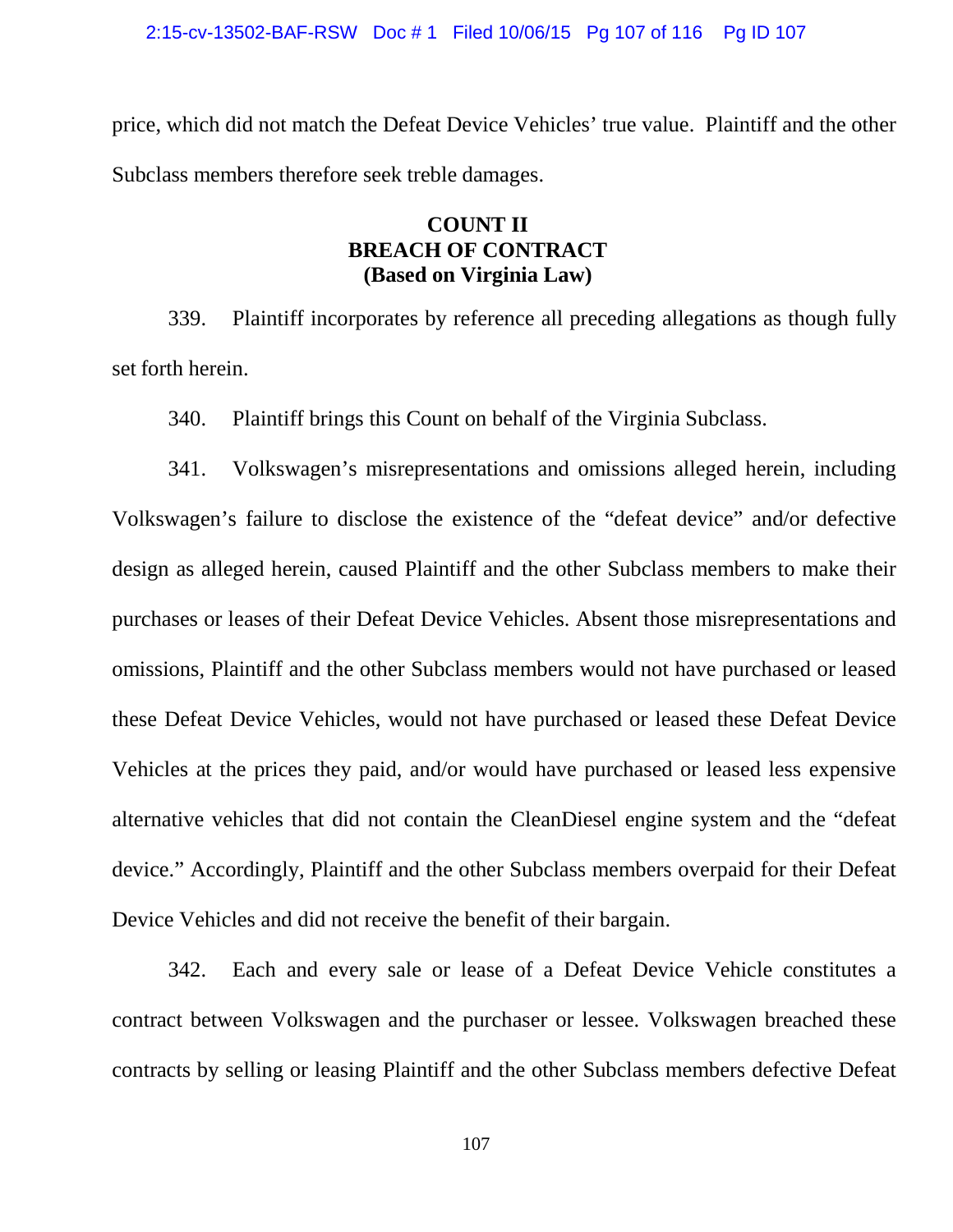price, which did not match the Defeat Device Vehicles' true value. Plaintiff and the other Subclass members therefore seek treble damages.

**COUNT II**
**BREACH OF CONTRACT**
**(Based on Virginia Law)**

339. Plaintiff incorporates by reference all preceding allegations as though fully set forth herein.

340. Plaintiff brings this Count on behalf of the Virginia Subclass.

341. Volkswagen's misrepresentations and omissions alleged herein, including Volkswagen's failure to disclose the existence of the "defeat device" and/or defective design as alleged herein, caused Plaintiff and the other Subclass members to make their purchases or leases of their Defeat Device Vehicles. Absent those misrepresentations and omissions, Plaintiff and the other Subclass members would not have purchased or leased these Defeat Device Vehicles, would not have purchased or leased these Defeat Device Vehicles at the prices they paid, and/or would have purchased or leased less expensive alternative vehicles that did not contain the CleanDiesel engine system and the "defeat device." Accordingly, Plaintiff and the other Subclass members overpaid for their Defeat Device Vehicles and did not receive the benefit of their bargain.

342. Each and every sale or lease of a Defeat Device Vehicle constitutes a contract between Volkswagen and the purchaser or lessee. Volkswagen breached these contracts by selling or leasing Plaintiff and the other Subclass members defective Defeat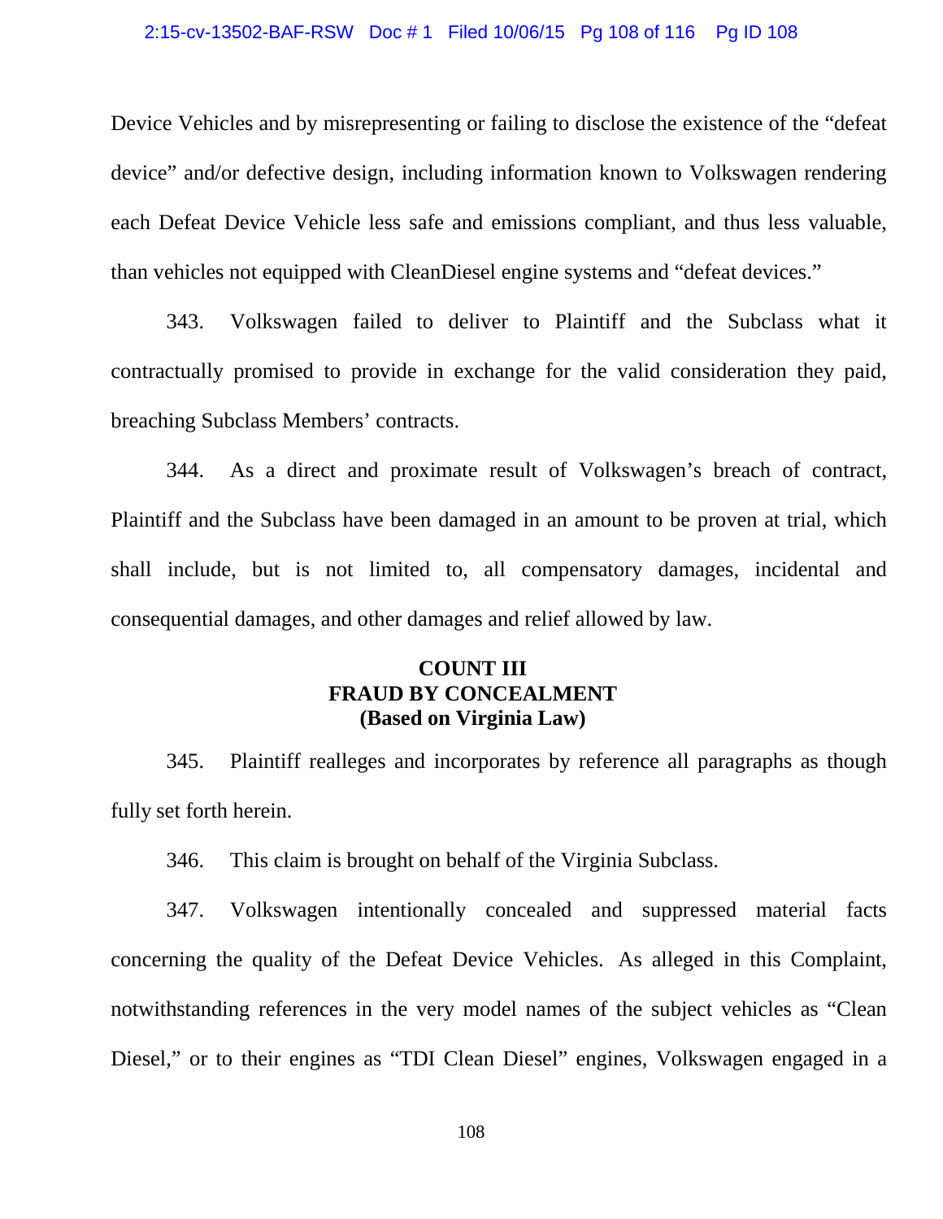Device Vehicles and by misrepresenting or failing to disclose the existence of the "defeat device" and/or defective design, including information known to Volkswagen rendering each Defeat Device Vehicle less safe and emissions compliant, and thus less valuable, than vehicles not equipped with CleanDiesel engine systems and "defeat devices."

343. Volkswagen failed to deliver to Plaintiff and the Subclass what it contractually promised to provide in exchange for the valid consideration they paid, breaching Subclass Members' contracts.

344. As a direct and proximate result of Volkswagen's breach of contract, Plaintiff and the Subclass have been damaged in an amount to be proven at trial, which shall include, but is not limited to, all compensatory damages, incidental and consequential damages, and other damages and relief allowed by law.

## COUNT III
## FRAUD BY CONCEALMENT
## (Based on Virginia Law)

345. Plaintiff realleges and incorporates by reference all paragraphs as though fully set forth herein.

346. This claim is brought on behalf of the Virginia Subclass.

347. Volkswagen intentionally concealed and suppressed material facts concerning the quality of the Defeat Device Vehicles. As alleged in this Complaint, notwithstanding references in the very model names of the subject vehicles as "Clean Diesel," or to their engines as "TDI Clean Diesel" engines, Volkswagen engaged in a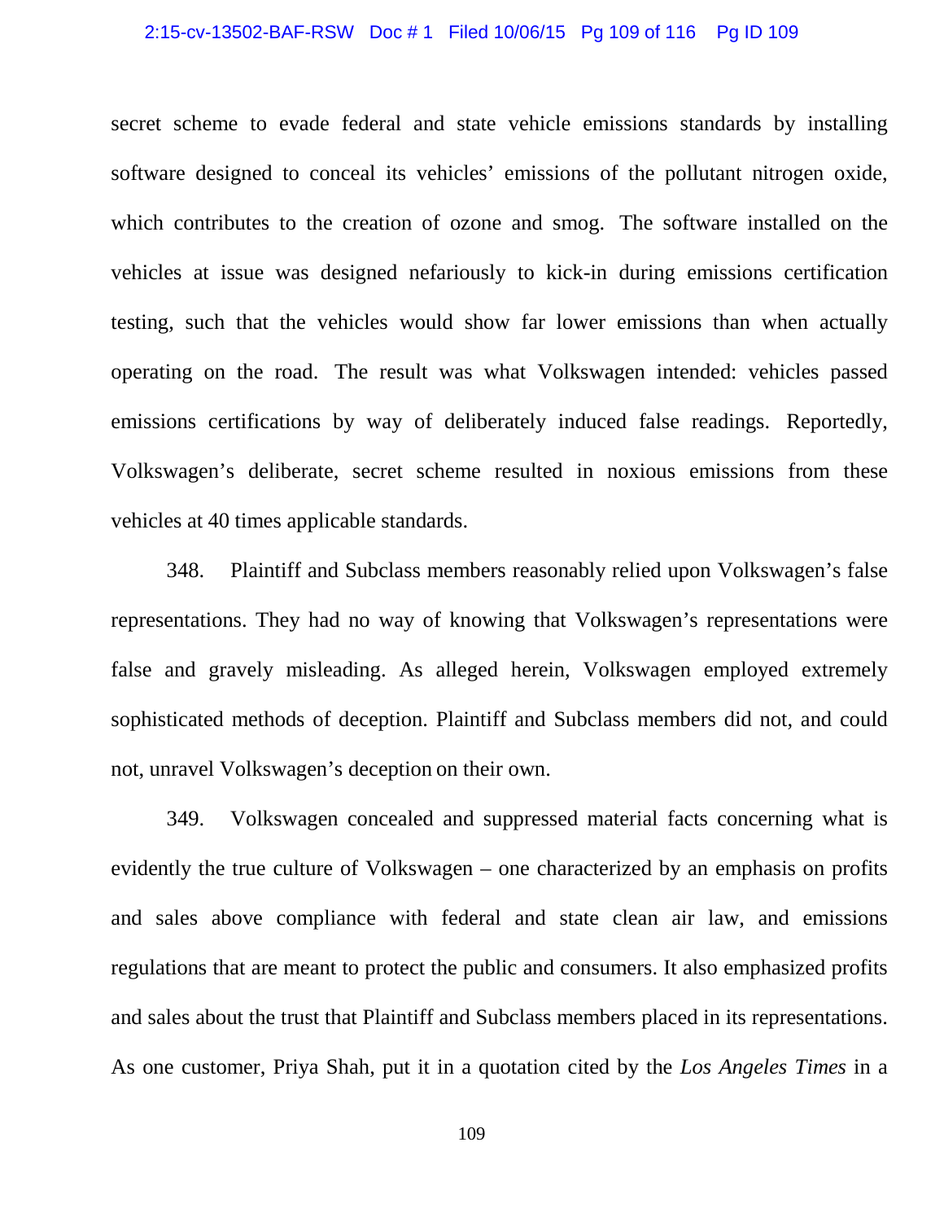secret scheme to evade federal and state vehicle emissions standards by installing software designed to conceal its vehicles' emissions of the pollutant nitrogen oxide, which contributes to the creation of ozone and smog. The software installed on the vehicles at issue was designed nefariously to kick-in during emissions certification testing, such that the vehicles would show far lower emissions than when actually operating on the road. The result was what Volkswagen intended: vehicles passed emissions certifications by way of deliberately induced false readings. Reportedly, Volkswagen's deliberate, secret scheme resulted in noxious emissions from these vehicles at 40 times applicable standards.

348. Plaintiff and Subclass members reasonably relied upon Volkswagen's false representations. They had no way of knowing that Volkswagen's representations were false and gravely misleading. As alleged herein, Volkswagen employed extremely sophisticated methods of deception. Plaintiff and Subclass members did not, and could not, unravel Volkswagen's deception on their own.

349. Volkswagen concealed and suppressed material facts concerning what is evidently the true culture of Volkswagen – one characterized by an emphasis on profits and sales above compliance with federal and state clean air law, and emissions regulations that are meant to protect the public and consumers. It also emphasized profits and sales about the trust that Plaintiff and Subclass members placed in its representations. As one customer, Priya Shah, put it in a quotation cited by the *Los Angeles Times* in a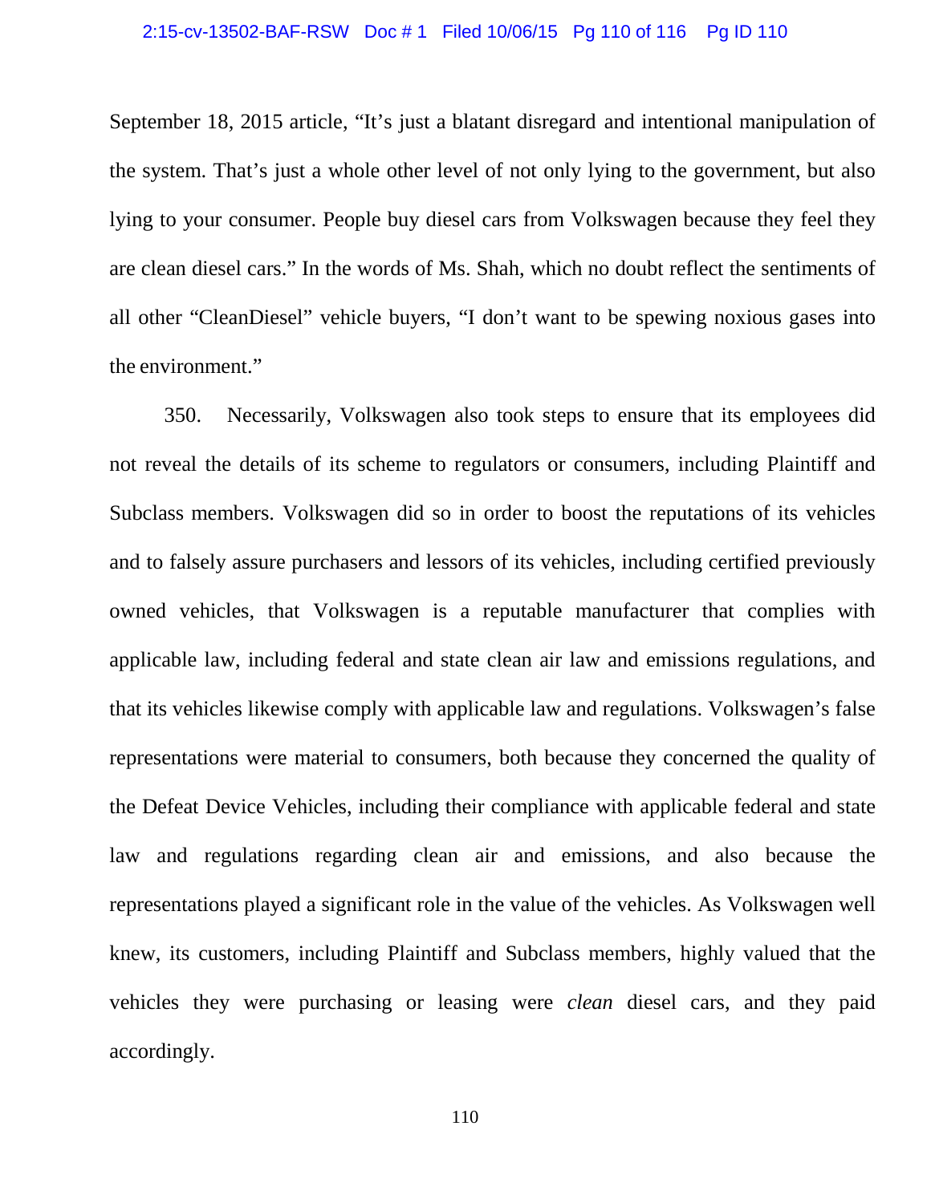September 18, 2015 article, "It's just a blatant disregard and intentional manipulation of the system. That's just a whole other level of not only lying to the government, but also lying to your consumer. People buy diesel cars from Volkswagen because they feel they are clean diesel cars." In the words of Ms. Shah, which no doubt reflect the sentiments of all other "CleanDiesel" vehicle buyers, "I don't want to be spewing noxious gases into the environment."

350. Necessarily, Volkswagen also took steps to ensure that its employees did not reveal the details of its scheme to regulators or consumers, including Plaintiff and Subclass members. Volkswagen did so in order to boost the reputations of its vehicles and to falsely assure purchasers and lessors of its vehicles, including certified previously owned vehicles, that Volkswagen is a reputable manufacturer that complies with applicable law, including federal and state clean air law and emissions regulations, and that its vehicles likewise comply with applicable law and regulations. Volkswagen's false representations were material to consumers, both because they concerned the quality of the Defeat Device Vehicles, including their compliance with applicable federal and state law and regulations regarding clean air and emissions, and also because the representations played a significant role in the value of the vehicles. As Volkswagen well knew, its customers, including Plaintiff and Subclass members, highly valued that the vehicles they were purchasing or leasing were *clean* diesel cars, and they paid accordingly.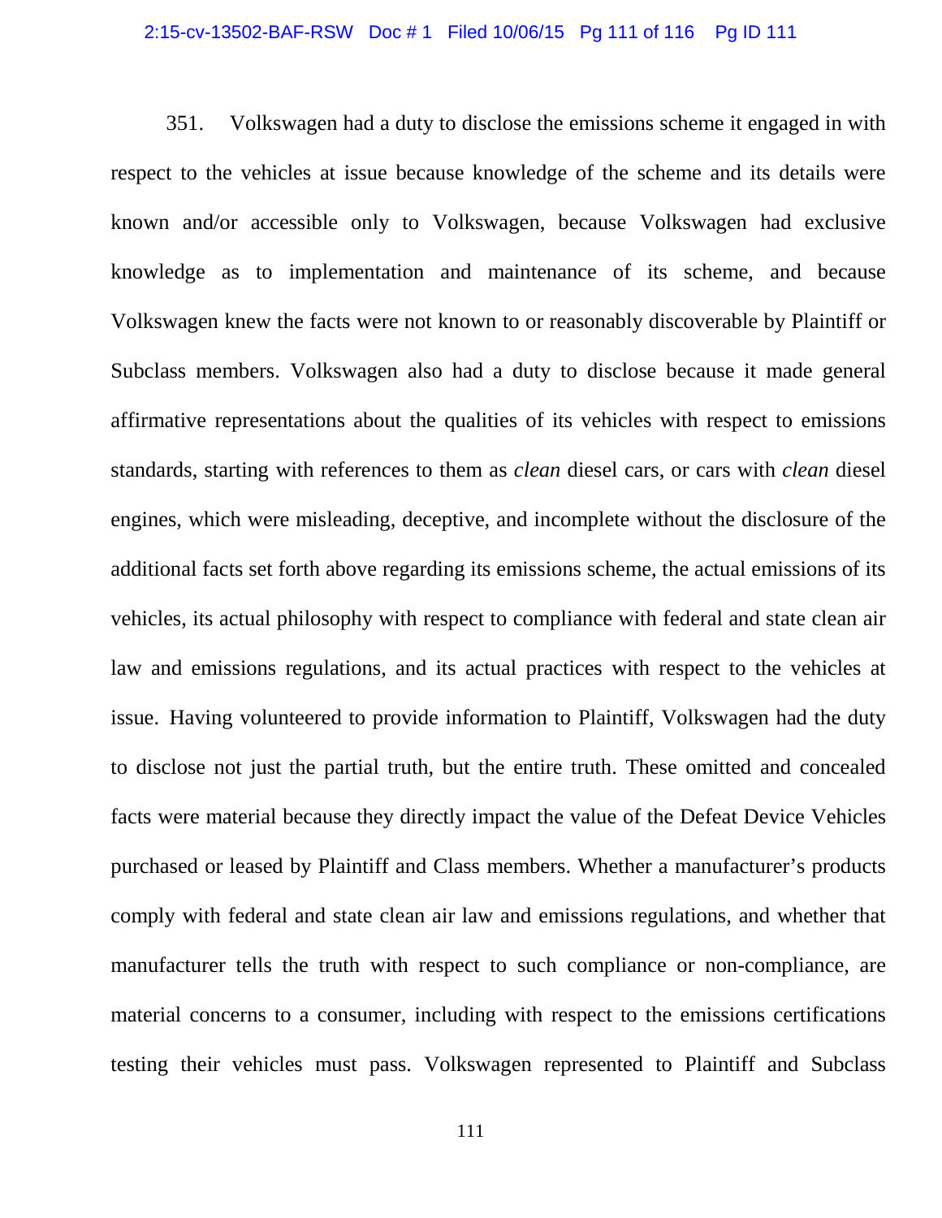351. Volkswagen had a duty to disclose the emissions scheme it engaged in with respect to the vehicles at issue because knowledge of the scheme and its details were known and/or accessible only to Volkswagen, because Volkswagen had exclusive knowledge as to implementation and maintenance of its scheme, and because Volkswagen knew the facts were not known to or reasonably discoverable by Plaintiff or Subclass members. Volkswagen also had a duty to disclose because it made general affirmative representations about the qualities of its vehicles with respect to emissions standards, starting with references to them as *clean* diesel cars, or cars with *clean* diesel engines, which were misleading, deceptive, and incomplete without the disclosure of the additional facts set forth above regarding its emissions scheme, the actual emissions of its vehicles, its actual philosophy with respect to compliance with federal and state clean air law and emissions regulations, and its actual practices with respect to the vehicles at issue. Having volunteered to provide information to Plaintiff, Volkswagen had the duty to disclose not just the partial truth, but the entire truth. These omitted and concealed facts were material because they directly impact the value of the Defeat Device Vehicles purchased or leased by Plaintiff and Class members. Whether a manufacturer's products comply with federal and state clean air law and emissions regulations, and whether that manufacturer tells the truth with respect to such compliance or non-compliance, are material concerns to a consumer, including with respect to the emissions certifications testing their vehicles must pass. Volkswagen represented to Plaintiff and Subclass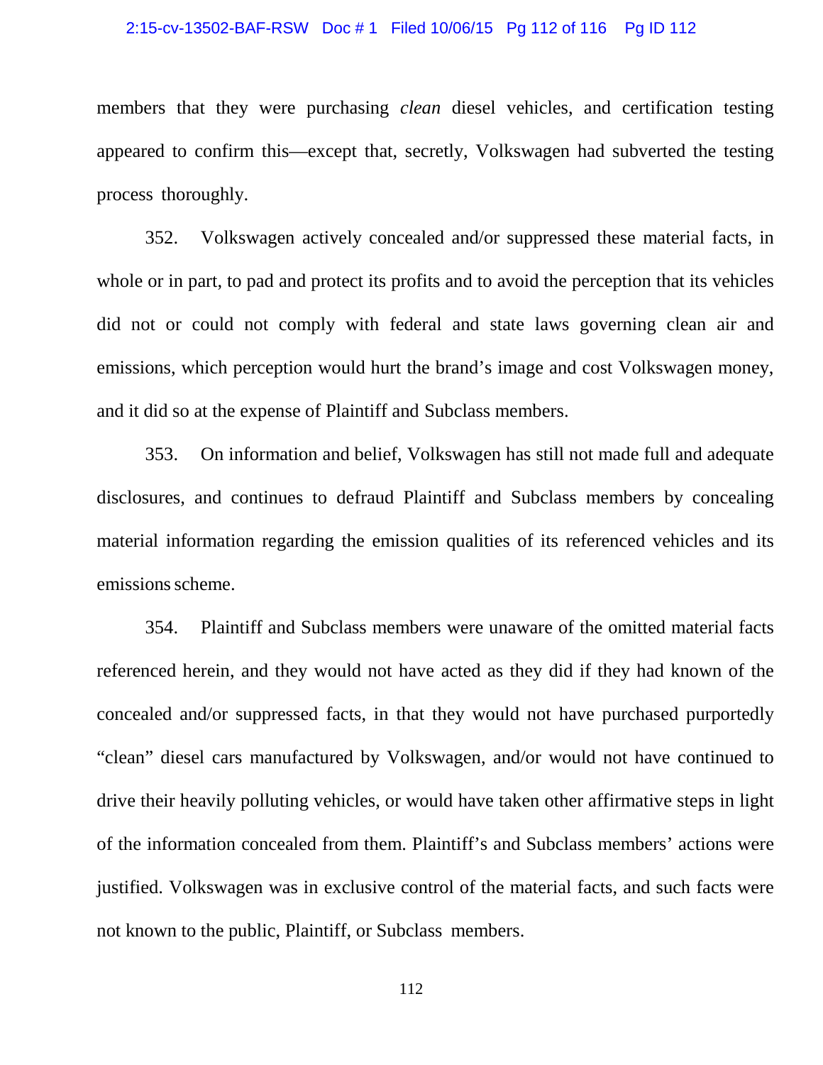members that they were purchasing *clean* diesel vehicles, and certification testing appeared to confirm this—except that, secretly, Volkswagen had subverted the testing process thoroughly.

352. Volkswagen actively concealed and/or suppressed these material facts, in whole or in part, to pad and protect its profits and to avoid the perception that its vehicles did not or could not comply with federal and state laws governing clean air and emissions, which perception would hurt the brand's image and cost Volkswagen money, and it did so at the expense of Plaintiff and Subclass members.

353. On information and belief, Volkswagen has still not made full and adequate disclosures, and continues to defraud Plaintiff and Subclass members by concealing material information regarding the emission qualities of its referenced vehicles and its emissions scheme.

354. Plaintiff and Subclass members were unaware of the omitted material facts referenced herein, and they would not have acted as they did if they had known of the concealed and/or suppressed facts, in that they would not have purchased purportedly "clean" diesel cars manufactured by Volkswagen, and/or would not have continued to drive their heavily polluting vehicles, or would have taken other affirmative steps in light of the information concealed from them. Plaintiff's and Subclass members' actions were justified. Volkswagen was in exclusive control of the material facts, and such facts were not known to the public, Plaintiff, or Subclass members.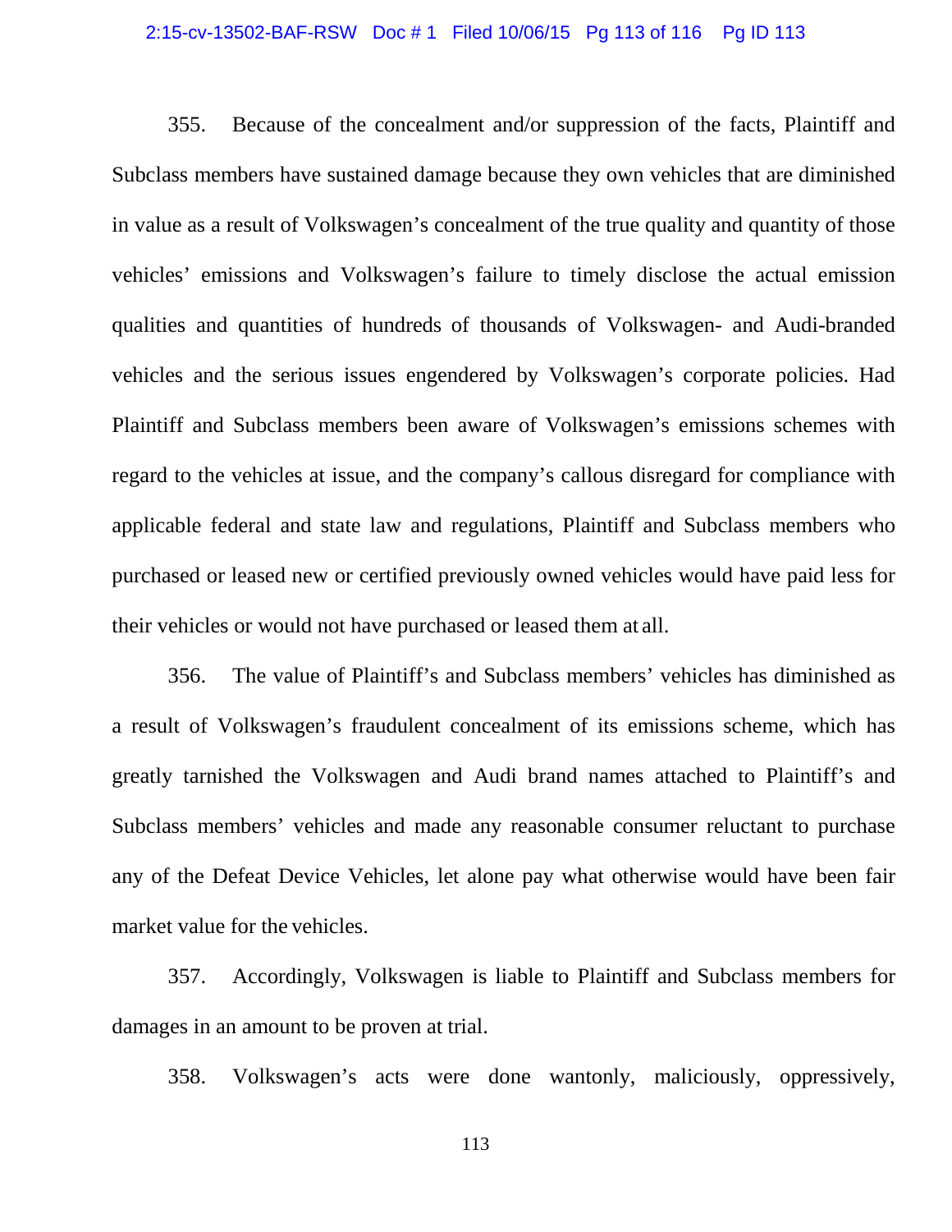355. Because of the concealment and/or suppression of the facts, Plaintiff and Subclass members have sustained damage because they own vehicles that are diminished in value as a result of Volkswagen's concealment of the true quality and quantity of those vehicles' emissions and Volkswagen's failure to timely disclose the actual emission qualities and quantities of hundreds of thousands of Volkswagen- and Audi-branded vehicles and the serious issues engendered by Volkswagen's corporate policies. Had Plaintiff and Subclass members been aware of Volkswagen's emissions schemes with regard to the vehicles at issue, and the company's callous disregard for compliance with applicable federal and state law and regulations, Plaintiff and Subclass members who purchased or leased new or certified previously owned vehicles would have paid less for their vehicles or would not have purchased or leased them at all.

356. The value of Plaintiff's and Subclass members' vehicles has diminished as a result of Volkswagen's fraudulent concealment of its emissions scheme, which has greatly tarnished the Volkswagen and Audi brand names attached to Plaintiff's and Subclass members' vehicles and made any reasonable consumer reluctant to purchase any of the Defeat Device Vehicles, let alone pay what otherwise would have been fair market value for the vehicles.

357. Accordingly, Volkswagen is liable to Plaintiff and Subclass members for damages in an amount to be proven at trial.

358. Volkswagen's acts were done wantonly, maliciously, oppressively,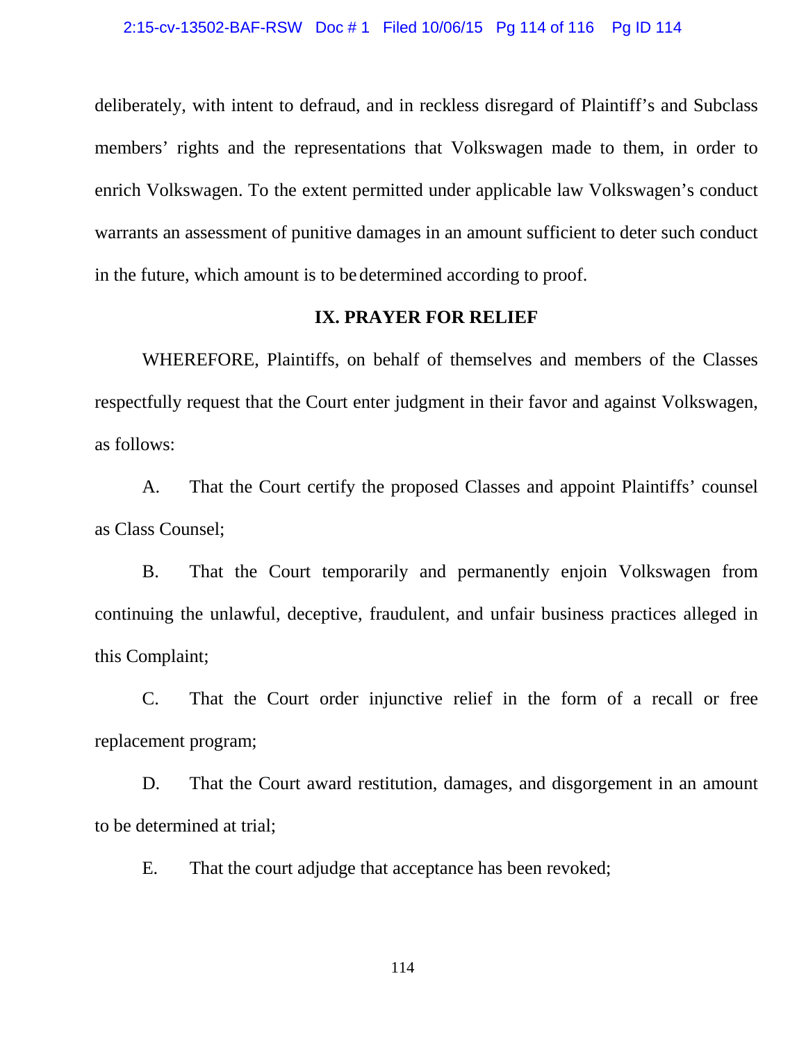deliberately, with intent to defraud, and in reckless disregard of Plaintiff's and Subclass members' rights and the representations that Volkswagen made to them, in order to enrich Volkswagen. To the extent permitted under applicable law Volkswagen's conduct warrants an assessment of punitive damages in an amount sufficient to deter such conduct in the future, which amount is to be determined according to proof.

## IX. PRAYER FOR RELIEF

WHEREFORE, Plaintiffs, on behalf of themselves and members of the Classes respectfully request that the Court enter judgment in their favor and against Volkswagen, as follows:

A. That the Court certify the proposed Classes and appoint Plaintiffs' counsel as Class Counsel;

B. That the Court temporarily and permanently enjoin Volkswagen from continuing the unlawful, deceptive, fraudulent, and unfair business practices alleged in this Complaint;

C. That the Court order injunctive relief in the form of a recall or free replacement program;

D. That the Court award restitution, damages, and disgorgement in an amount to be determined at trial;

E. That the court adjudge that acceptance has been revoked;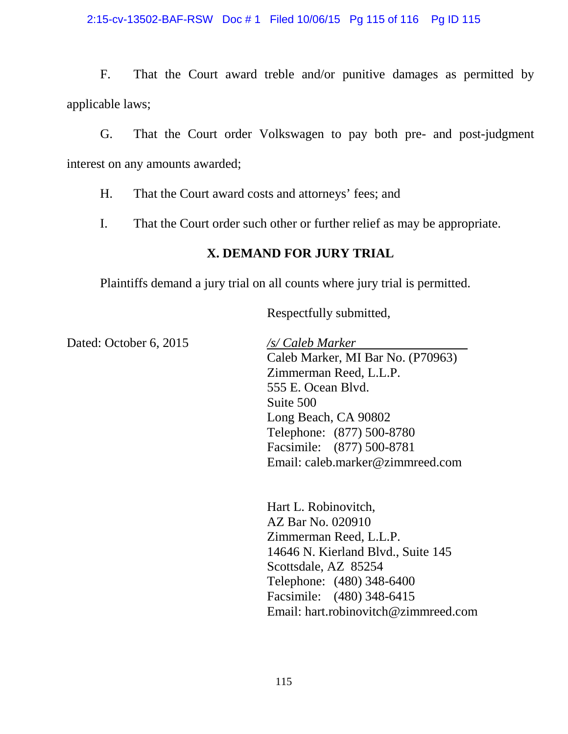F. That the Court award treble and/or punitive damages as permitted by applicable laws;

G. That the Court order Volkswagen to pay both pre- and post-judgment interest on any amounts awarded;

H. That the Court award costs and attorneys' fees; and

I. That the Court order such other or further relief as may be appropriate.

## X. DEMAND FOR JURY TRIAL

Plaintiffs demand a jury trial on all counts where jury trial is permitted.

Respectfully submitted,

Dated: October 6, 2015

*/s/ Caleb Marker*
Caleb Marker, MI Bar No. (P70963)
Zimmerman Reed, L.L.P.
555 E. Ocean Blvd.
Suite 500
Long Beach, CA 90802
Telephone: (877) 500-8780
Facsimile: (877) 500-8781
Email: caleb.marker@zimmreed.com

Hart L. Robinovitch,
AZ Bar No. 020910
Zimmerman Reed, L.L.P.
14646 N. Kierland Blvd., Suite 145
Scottsdale, AZ 85254
Telephone: (480) 348-6400
Facsimile: (480) 348-6415
Email: hart.robinovitch@zimmreed.com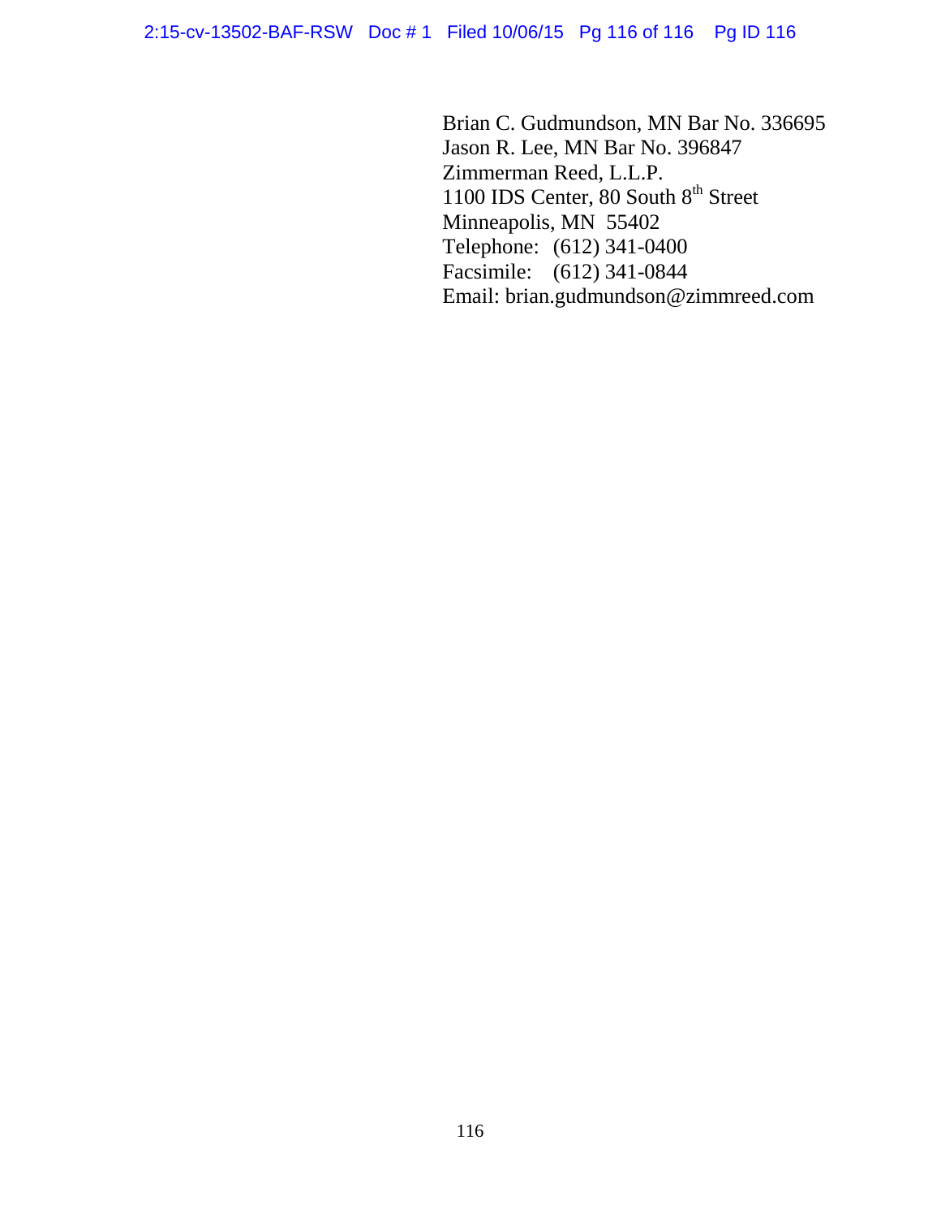Brian C. Gudmundson, MN Bar No. 336695
Jason R. Lee, MN Bar No. 396847
Zimmerman Reed, L.L.P.
1100 IDS Center, 80 South 8th Street
Minneapolis, MN 55402
Telephone: (612) 341-0400
Facsimile: (612) 341-0844
Email: brian.gudmundson@zimmreed.com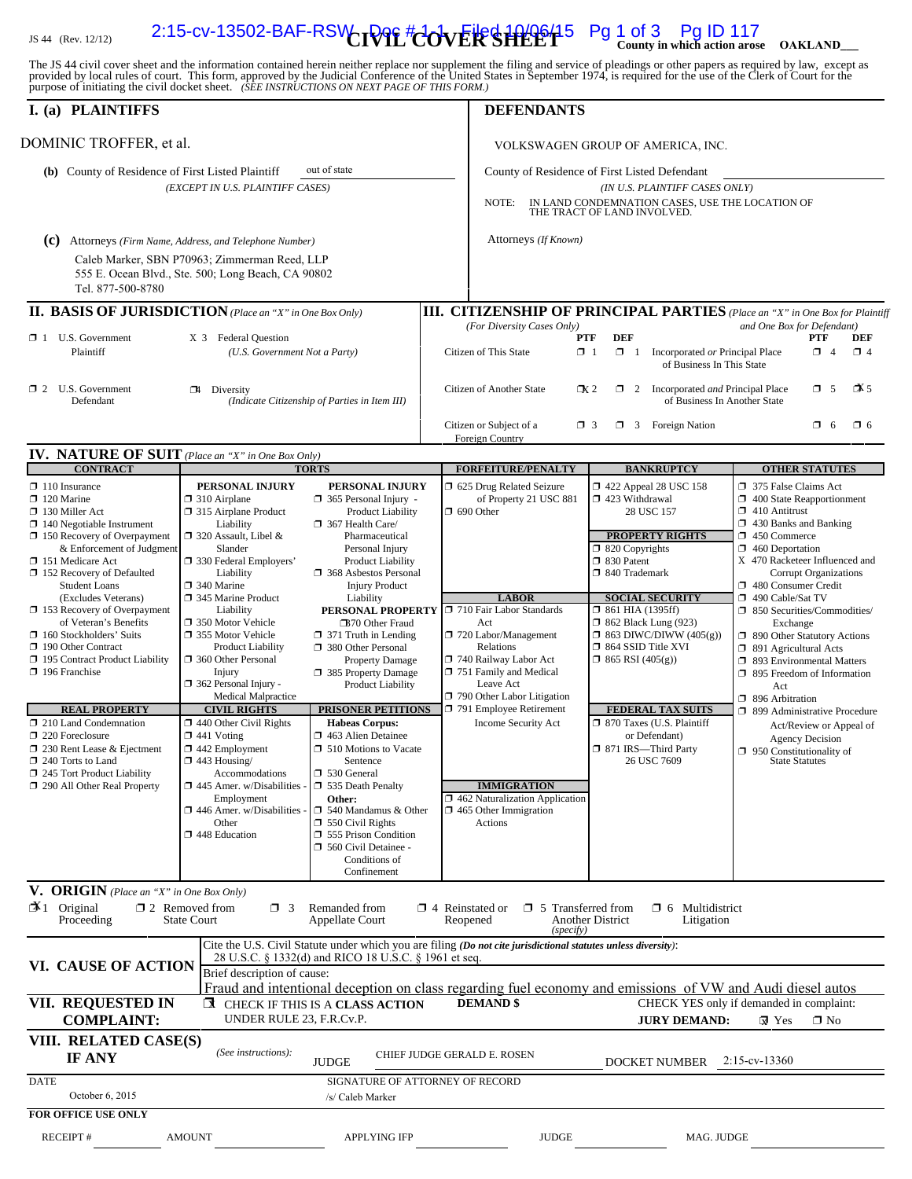JS 44 (Rev. 12/12)

2:15-cv-13502-BAF-RSW Doc # 1-1 Filed 10/06/15 Pg 1 of 3 Pg ID 117

# CIVIL COVER SHEET

**County in which action arose OAKLAND**

The JS 44 civil cover sheet and the information contained herein neither replace nor supplement the filing and service of pleadings or other papers as required by law, except as provided by local rules of court. This form, approved by the Judicial Conference of the United States in September 1974, is required for the use of the Clerk of Court for the purpose of initiating the civil docket sheet. *(SEE INSTRUCTIONS ON NEXT PAGE OF THIS FORM.)*

## I. (a) PLAINTIFFS

DOMINIC TROFFER, et al.

**(b)** County of Residence of First Listed Plaintiff: out of state
*(EXCEPT IN U.S. PLAINTIFF CASES)*

**(c)** Attorneys *(Firm Name, Address, and Telephone Number)*
Caleb Marker, SBN P70963; Zimmerman Reed, LLP
555 E. Ocean Blvd., Ste. 500; Long Beach, CA 90802
Tel. 877-500-8780

## DEFENDANTS

VOLKSWAGEN GROUP OF AMERICA, INC.

County of Residence of First Listed Defendant
*(IN U.S. PLAINTIFF CASES ONLY)*

NOTE: IN LAND CONDEMNATION CASES, USE THE LOCATION OF THE TRACT OF LAND INVOLVED.

Attorneys *(If Known)*

## II. BASIS OF JURISDICTION *(Place an "X" in One Box Only)*

- ☐ 1 U.S. Government Plaintiff
- X 3 Federal Question (U.S. Government Not a Party)
- ☐ 2 U.S. Government Defendant
- ☐ 4 Diversity (Indicate Citizenship of Parties in Item III)

## III. CITIZENSHIP OF PRINCIPAL PARTIES *(Place an "X" in One Box for Plaintiff and One Box for Defendant)* *(For Diversity Cases Only)*

| | PTF | DEF | | PTF | DEF |
|---|---|---|---|---|---|
| Citizen of This State | ☐ 1 | ☐ 1 | Incorporated *or* Principal Place of Business In This State | ☐ 4 | ☐ 4 |
| Citizen of Another State | X 2 | ☐ 2 | Incorporated *and* Principal Place of Business In Another State | ☐ 5 | X 5 |
| Citizen or Subject of a Foreign Country | ☐ 3 | ☐ 3 | Foreign Nation | ☐ 6 | ☐ 6 |

## IV. NATURE OF SUIT *(Place an "X" in One Box Only)*

**CONTRACT**
- ☐ 110 Insurance
- ☐ 120 Marine
- ☐ 130 Miller Act
- ☐ 140 Negotiable Instrument
- ☐ 150 Recovery of Overpayment & Enforcement of Judgment
- ☐ 151 Medicare Act
- ☐ 152 Recovery of Defaulted Student Loans (Excludes Veterans)
- ☐ 153 Recovery of Overpayment of Veteran's Benefits
- ☐ 160 Stockholders' Suits
- ☐ 190 Other Contract
- ☐ 195 Contract Product Liability
- ☐ 196 Franchise

**REAL PROPERTY**
- ☐ 210 Land Condemnation
- ☐ 220 Foreclosure
- ☐ 230 Rent Lease & Ejectment
- ☐ 240 Torts to Land
- ☐ 245 Tort Product Liability
- ☐ 290 All Other Real Property

**TORTS — PERSONAL INJURY**
- ☐ 310 Airplane
- ☐ 315 Airplane Product Liability
- ☐ 320 Assault, Libel & Slander
- ☐ 330 Federal Employers' Liability
- ☐ 340 Marine
- ☐ 345 Marine Product Liability
- ☐ 350 Motor Vehicle
- ☐ 355 Motor Vehicle Product Liability
- ☐ 360 Other Personal Injury
- ☐ 362 Personal Injury - Medical Malpractice

**TORTS — PERSONAL INJURY**
- ☐ 365 Personal Injury - Product Liability
- ☐ 367 Health Care/ Pharmaceutical Personal Injury Product Liability
- ☐ 368 Asbestos Personal Injury Product Liability

**PERSONAL PROPERTY**
- ☐ 370 Other Fraud
- ☐ 371 Truth in Lending
- ☐ 380 Other Personal Property Damage
- ☐ 385 Property Damage Product Liability

**CIVIL RIGHTS**
- ☐ 440 Other Civil Rights
- ☐ 441 Voting
- ☐ 442 Employment
- ☐ 443 Housing/ Accommodations
- ☐ 445 Amer. w/Disabilities - Employment
- ☐ 446 Amer. w/Disabilities - Other
- ☐ 448 Education

**PRISONER PETITIONS**
Habeas Corpus:
- ☐ 463 Alien Detainee
- ☐ 510 Motions to Vacate Sentence
- ☐ 530 General
- ☐ 535 Death Penalty

Other:
- ☐ 540 Mandamus & Other
- ☐ 550 Civil Rights
- ☐ 555 Prison Condition
- ☐ 560 Civil Detainee - Conditions of Confinement

**FORFEITURE/PENALTY**
- ☐ 625 Drug Related Seizure of Property 21 USC 881
- ☐ 690 Other

**LABOR**
- ☐ 710 Fair Labor Standards Act
- ☐ 720 Labor/Management Relations
- ☐ 740 Railway Labor Act
- ☐ 751 Family and Medical Leave Act
- ☐ 790 Other Labor Litigation
- ☐ 791 Employee Retirement Income Security Act

**IMMIGRATION**
- ☐ 462 Naturalization Application
- ☐ 465 Other Immigration Actions

**BANKRUPTCY**
- ☐ 422 Appeal 28 USC 158
- ☐ 423 Withdrawal 28 USC 157

**PROPERTY RIGHTS**
- ☐ 820 Copyrights
- ☐ 830 Patent
- ☐ 840 Trademark

**SOCIAL SECURITY**
- ☐ 861 HIA (1395ff)
- ☐ 862 Black Lung (923)
- ☐ 863 DIWC/DIWW (405(g))
- ☐ 864 SSID Title XVI
- ☐ 865 RSI (405(g))

**FEDERAL TAX SUITS**
- ☐ 870 Taxes (U.S. Plaintiff or Defendant)
- ☐ 871 IRS—Third Party 26 USC 7609

**OTHER STATUTES**
- ☐ 375 False Claims Act
- ☐ 400 State Reapportionment
- ☐ 410 Antitrust
- ☐ 430 Banks and Banking
- ☐ 450 Commerce
- ☐ 460 Deportation
- X 470 Racketeer Influenced and Corrupt Organizations
- ☐ 480 Consumer Credit
- ☐ 490 Cable/Sat TV
- ☐ 850 Securities/Commodities/ Exchange
- ☐ 890 Other Statutory Actions
- ☐ 891 Agricultural Acts
- ☐ 893 Environmental Matters
- ☐ 895 Freedom of Information Act
- ☐ 896 Arbitration
- ☐ 899 Administrative Procedure Act/Review or Appeal of Agency Decision
- ☐ 950 Constitutionality of State Statutes

## V. ORIGIN *(Place an "X" in One Box Only)*

- X 1 Original Proceeding
- ☐ 2 Removed from State Court
- ☐ 3 Remanded from Appellate Court
- ☐ 4 Reinstated or Reopened
- ☐ 5 Transferred from Another District *(specify)*
- ☐ 6 Multidistrict Litigation

## VI. CAUSE OF ACTION

Cite the U.S. Civil Statute under which you are filing *(Do not cite jurisdictional statutes unless diversity)*:
28 U.S.C. § 1332(d) and RICO 18 U.S.C. § 1961 et seq.

Brief description of cause:
Fraud and intentional deception on class regarding fuel economy and emissions of VW and Audi diesel autos

## VII. REQUESTED IN COMPLAINT:

X CHECK IF THIS IS A **CLASS ACTION** UNDER RULE 23, F.R.Cv.P.

**DEMAND $**

CHECK YES only if demanded in complaint:
**JURY DEMAND:** X Yes ☐ No

## VIII. RELATED CASE(S) IF ANY

*(See instructions):*
JUDGE: CHIEF JUDGE GERALD E. ROSEN
DOCKET NUMBER: 2:15-cv-13360

DATE: October 6, 2015

SIGNATURE OF ATTORNEY OF RECORD: /s/ Caleb Marker

**FOR OFFICE USE ONLY**

RECEIPT # | AMOUNT | APPLYING IFP | JUDGE | MAG. JUDGE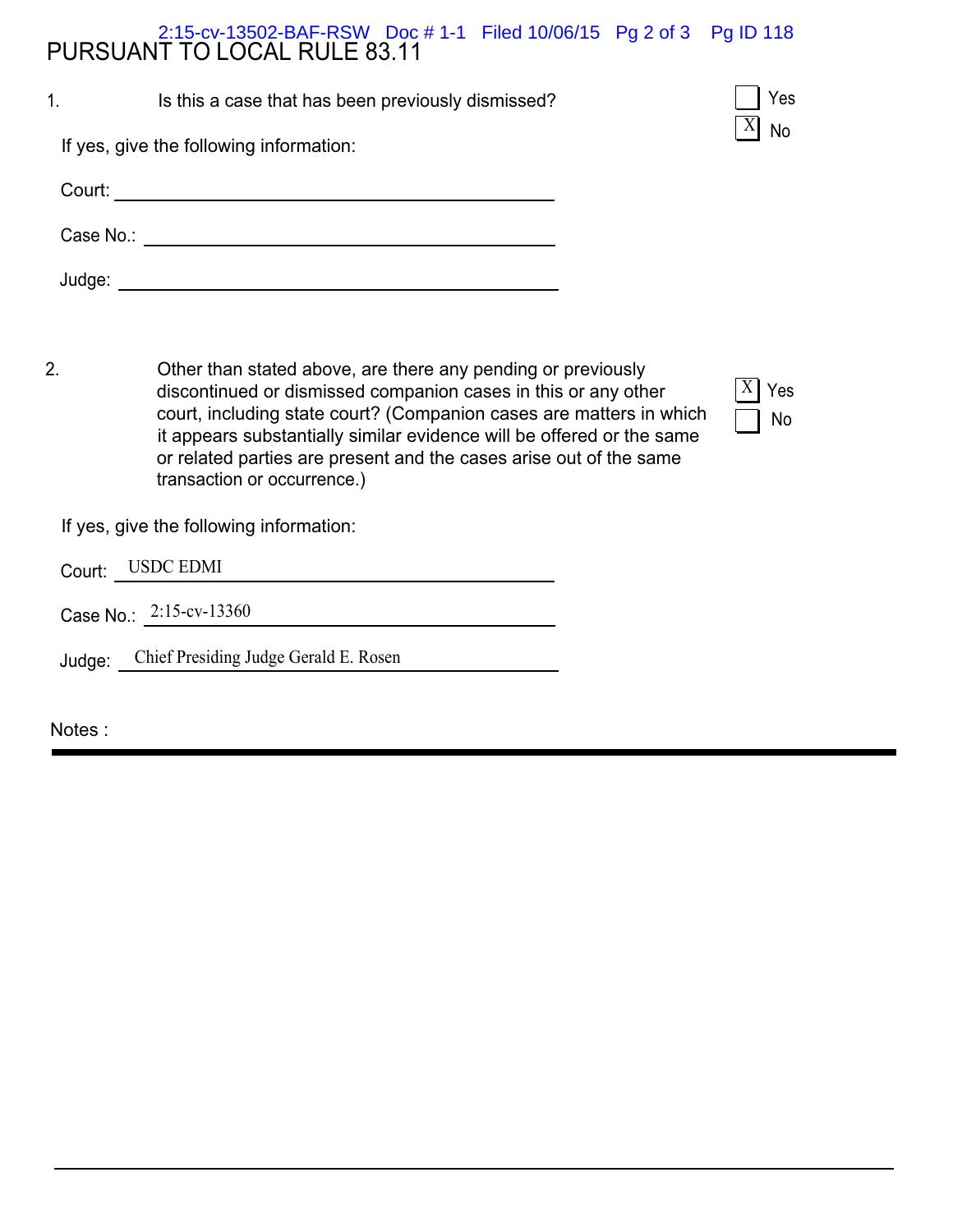# PURSUANT TO LOCAL RULE 83.11

1. Is this a case that has been previously dismissed?

☐ Yes
☒ No

If yes, give the following information:

Court: ______________________________

Case No.: ______________________________

Judge: ______________________________

2. Other than stated above, are there any pending or previously discontinued or dismissed companion cases in this or any other court, including state court? (Companion cases are matters in which it appears substantially similar evidence will be offered or the same or related parties are present and the cases arise out of the same transaction or occurrence.)

☒ Yes
☐ No

If yes, give the following information:

Court: USDC EDMI

Case No.: 2:15-cv-13360

Judge: Chief Presiding Judge Gerald E. Rosen

Notes :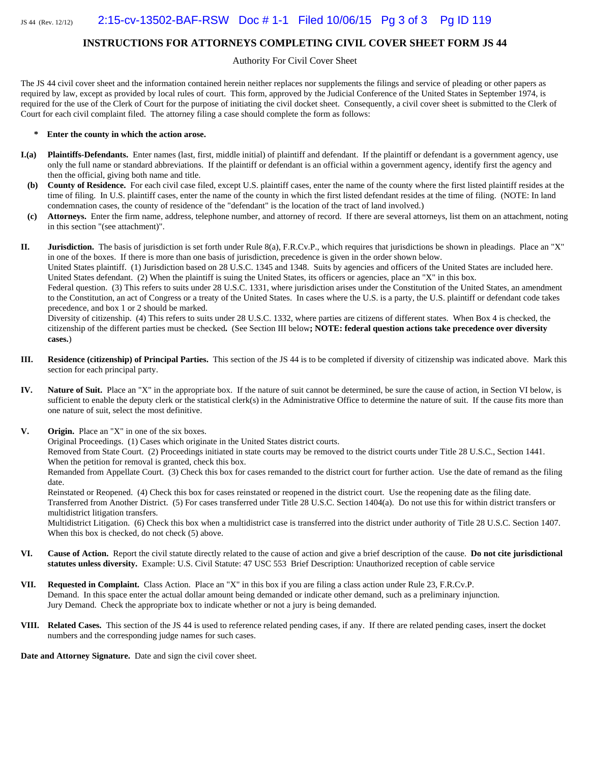# INSTRUCTIONS FOR ATTORNEYS COMPLETING CIVIL COVER SHEET FORM JS 44

Authority For Civil Cover Sheet

The JS 44 civil cover sheet and the information contained herein neither replaces nor supplements the filings and service of pleading or other papers as required by law, except as provided by local rules of court. This form, approved by the Judicial Conference of the United States in September 1974, is required for the use of the Clerk of Court for the purpose of initiating the civil docket sheet. Consequently, a civil cover sheet is submitted to the Clerk of Court for each civil complaint filed. The attorney filing a case should complete the form as follows:

- **Enter the county in which the action arose.**

**I.(a) Plaintiffs-Defendants.** Enter names (last, first, middle initial) of plaintiff and defendant. If the plaintiff or defendant is a government agency, use only the full name or standard abbreviations. If the plaintiff or defendant is an official within a government agency, identify first the agency and then the official, giving both name and title.

**(b) County of Residence.** For each civil case filed, except U.S. plaintiff cases, enter the name of the county where the first listed plaintiff resides at the time of filing. In U.S. plaintiff cases, enter the name of the county in which the first listed defendant resides at the time of filing. (NOTE: In land condemnation cases, the county of residence of the "defendant" is the location of the tract of land involved.)

**(c) Attorneys.** Enter the firm name, address, telephone number, and attorney of record. If there are several attorneys, list them on an attachment, noting in this section "(see attachment)".

**II. Jurisdiction.** The basis of jurisdiction is set forth under Rule 8(a), F.R.Cv.P., which requires that jurisdictions be shown in pleadings. Place an "X" in one of the boxes. If there is more than one basis of jurisdiction, precedence is given in the order shown below.
United States plaintiff. (1) Jurisdiction based on 28 U.S.C. 1345 and 1348. Suits by agencies and officers of the United States are included here.
United States defendant. (2) When the plaintiff is suing the United States, its officers or agencies, place an "X" in this box.
Federal question. (3) This refers to suits under 28 U.S.C. 1331, where jurisdiction arises under the Constitution of the United States, an amendment to the Constitution, an act of Congress or a treaty of the United States. In cases where the U.S. is a party, the U.S. plaintiff or defendant code takes precedence, and box 1 or 2 should be marked.
Diversity of citizenship. (4) This refers to suits under 28 U.S.C. 1332, where parties are citizens of different states. When Box 4 is checked, the citizenship of the different parties must be checked**.** (See Section III below**; NOTE: federal question actions take precedence over diversity cases.**)

**III. Residence (citizenship) of Principal Parties.** This section of the JS 44 is to be completed if diversity of citizenship was indicated above. Mark this section for each principal party.

**IV. Nature of Suit.** Place an "X" in the appropriate box. If the nature of suit cannot be determined, be sure the cause of action, in Section VI below, is sufficient to enable the deputy clerk or the statistical clerk(s) in the Administrative Office to determine the nature of suit. If the cause fits more than one nature of suit, select the most definitive.

**V. Origin.** Place an "X" in one of the six boxes.
Original Proceedings. (1) Cases which originate in the United States district courts.
Removed from State Court. (2) Proceedings initiated in state courts may be removed to the district courts under Title 28 U.S.C., Section 1441. When the petition for removal is granted, check this box.
Remanded from Appellate Court. (3) Check this box for cases remanded to the district court for further action. Use the date of remand as the filing date.
Reinstated or Reopened. (4) Check this box for cases reinstated or reopened in the district court. Use the reopening date as the filing date.
Transferred from Another District. (5) For cases transferred under Title 28 U.S.C. Section 1404(a). Do not use this for within district transfers or multidistrict litigation transfers.
Multidistrict Litigation. (6) Check this box when a multidistrict case is transferred into the district under authority of Title 28 U.S.C. Section 1407. When this box is checked, do not check (5) above.

**VI. Cause of Action.** Report the civil statute directly related to the cause of action and give a brief description of the cause. **Do not cite jurisdictional statutes unless diversity.** Example: U.S. Civil Statute: 47 USC 553 Brief Description: Unauthorized reception of cable service

**VII. Requested in Complaint.** Class Action. Place an "X" in this box if you are filing a class action under Rule 23, F.R.Cv.P.
Demand. In this space enter the actual dollar amount being demanded or indicate other demand, such as a preliminary injunction.
Jury Demand. Check the appropriate box to indicate whether or not a jury is being demanded.

**VIII. Related Cases.** This section of the JS 44 is used to reference related pending cases, if any. If there are related pending cases, insert the docket numbers and the corresponding judge names for such cases.

**Date and Attorney Signature.** Date and sign the civil cover sheet.